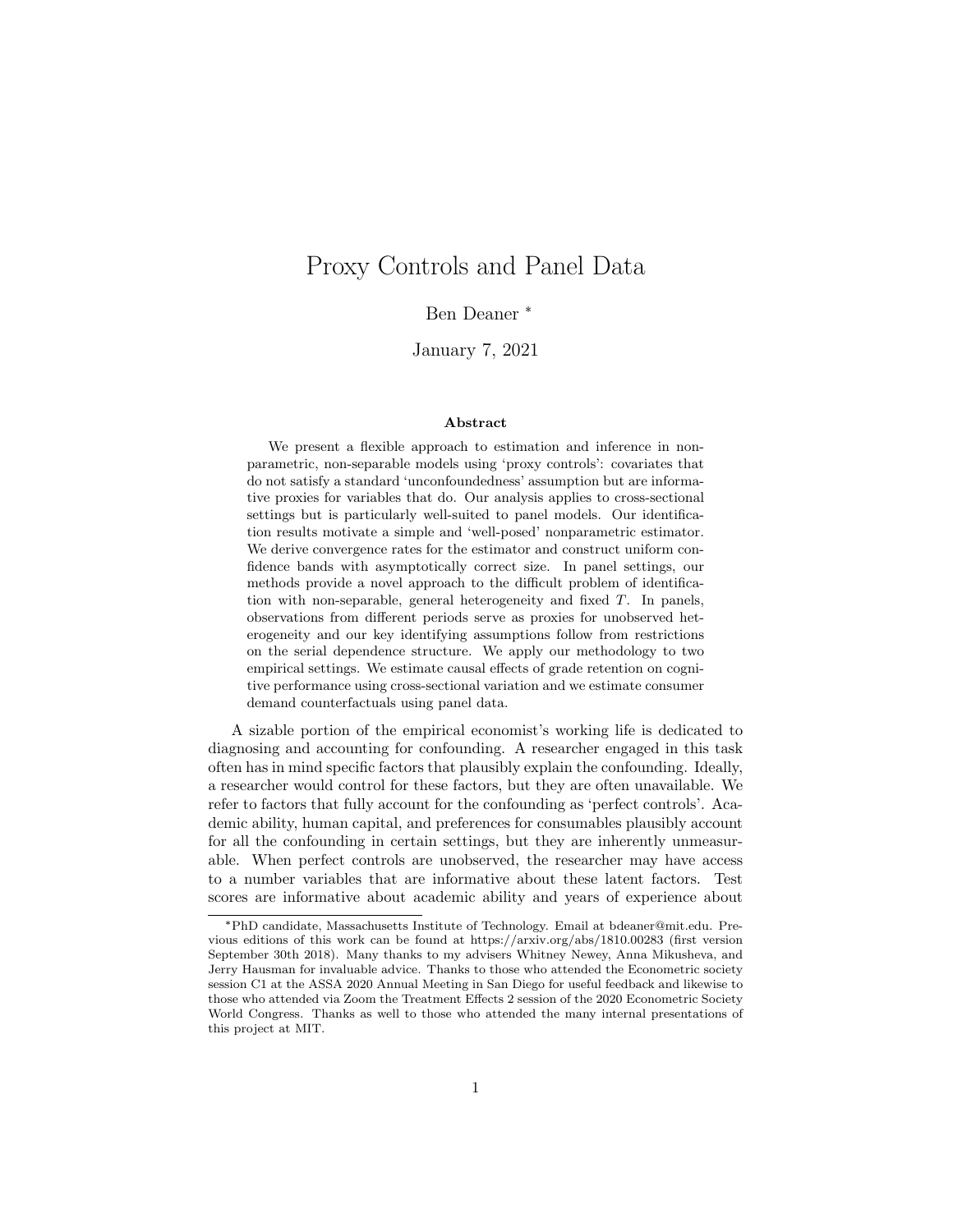# Proxy Controls and Panel Data

Ben Deaner [*]

January 7, 2021

### Abstract

We present a flexible approach to estimation and inference in nonparametric, non-separable models using 'proxy controls': covariates that do not satisfy a standard 'unconfoundedness' assumption but are informative proxies for variables that do. Our analysis applies to cross-sectional settings but is particularly well-suited to panel models. Our identification results motivate a simple and 'well-posed' nonparametric estimator. We derive convergence rates for the estimator and construct uniform confidence bands with asymptotically correct size. In panel settings, our methods provide a novel approach to the difficult problem of identification with non-separable, general heterogeneity and fixed $T$. In panels, observations from different periods serve as proxies for unobserved heterogeneity and our key identifying assumptions follow from restrictions on the serial dependence structure. We apply our methodology to two empirical settings. We estimate causal effects of grade retention on cognitive performance using cross-sectional variation and we estimate consumer demand counterfactuals using panel data.

A sizable portion of the empirical economist's working life is dedicated to diagnosing and accounting for confounding. A researcher engaged in this task often has in mind specific factors that plausibly explain the confounding. Ideally, a researcher would control for these factors, but they are often unavailable. We refer to factors that fully account for the confounding as 'perfect controls'. Academic ability, human capital, and preferences for consumables plausibly account for all the confounding in certain settings, but they are inherently unmeasurable. When perfect controls are unobserved, the researcher may have access to a number variables that are informative about these latent factors. Test scores are informative about academic ability and years of experience about

---

[*] PhD candidate, Massachusetts Institute of Technology. Email at bdeaner@mit.edu. Previous editions of this work can be found at https://arxiv.org/abs/1810.00283 (first version September 30th 2018). Many thanks to my advisers Whitney Newey, Anna Mikusheva, and Jerry Hausman for invaluable advice. Thanks to those who attended the Econometric society session C1 at the ASSA 2020 Annual Meeting in San Diego for useful feedback and likewise to those who attended via Zoom the Treatment Effects 2 session of the 2020 Econometric Society World Congress. Thanks as well to those who attended the many internal presentations of this project at MIT.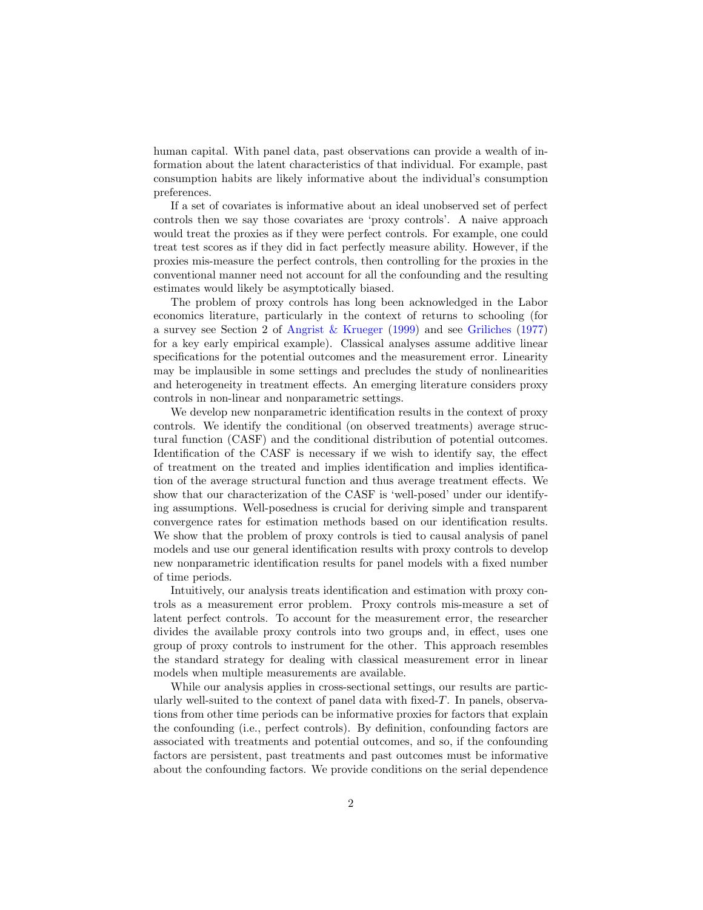human capital. With panel data, past observations can provide a wealth of information about the latent characteristics of that individual. For example, past consumption habits are likely informative about the individual's consumption preferences.

If a set of covariates is informative about an ideal unobserved set of perfect controls then we say those covariates are 'proxy controls'. A naive approach would treat the proxies as if they were perfect controls. For example, one could treat test scores as if they did in fact perfectly measure ability. However, if the proxies mis-measure the perfect controls, then controlling for the proxies in the conventional manner need not account for all the confounding and the resulting estimates would likely be asymptotically biased.

The problem of proxy controls has long been acknowledged in the Labor economics literature, particularly in the context of returns to schooling (for a survey see Section 2 of Angrist & Krueger (1999) and see Griliches (1977) for a key early empirical example). Classical analyses assume additive linear specifications for the potential outcomes and the measurement error. Linearity may be implausible in some settings and precludes the study of nonlinearities and heterogeneity in treatment effects. An emerging literature considers proxy controls in non-linear and nonparametric settings.

We develop new nonparametric identification results in the context of proxy controls. We identify the conditional (on observed treatments) average structural function (CASF) and the conditional distribution of potential outcomes. Identification of the CASF is necessary if we wish to identify say, the effect of treatment on the treated and implies identification and implies identification of the average structural function and thus average treatment effects. We show that our characterization of the CASF is 'well-posed' under our identifying assumptions. Well-posedness is crucial for deriving simple and transparent convergence rates for estimation methods based on our identification results. We show that the problem of proxy controls is tied to causal analysis of panel models and use our general identification results with proxy controls to develop new nonparametric identification results for panel models with a fixed number of time periods.

Intuitively, our analysis treats identification and estimation with proxy controls as a measurement error problem. Proxy controls mis-measure a set of latent perfect controls. To account for the measurement error, the researcher divides the available proxy controls into two groups and, in effect, uses one group of proxy controls to instrument for the other. This approach resembles the standard strategy for dealing with classical measurement error in linear models when multiple measurements are available.

While our analysis applies in cross-sectional settings, our results are particularly well-suited to the context of panel data with fixed-$T$. In panels, observations from other time periods can be informative proxies for factors that explain the confounding (i.e., perfect controls). By definition, confounding factors are associated with treatments and potential outcomes, and so, if the confounding factors are persistent, past treatments and past outcomes must be informative about the confounding factors. We provide conditions on the serial dependence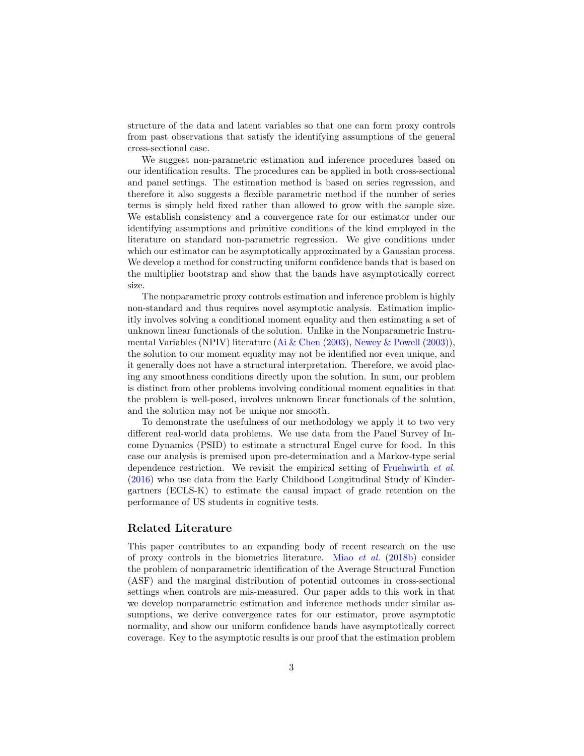structure of the data and latent variables so that one can form proxy controls from past observations that satisfy the identifying assumptions of the general cross-sectional case.

We suggest non-parametric estimation and inference procedures based on our identification results. The procedures can be applied in both cross-sectional and panel settings. The estimation method is based on series regression, and therefore it also suggests a flexible parametric method if the number of series terms is simply held fixed rather than allowed to grow with the sample size. We establish consistency and a convergence rate for our estimator under our identifying assumptions and primitive conditions of the kind employed in the literature on standard non-parametric regression. We give conditions under which our estimator can be asymptotically approximated by a Gaussian process. We develop a method for constructing uniform confidence bands that is based on the multiplier bootstrap and show that the bands have asymptotically correct size.

The nonparametric proxy controls estimation and inference problem is highly non-standard and thus requires novel asymptotic analysis. Estimation implicitly involves solving a conditional moment equality and then estimating a set of unknown linear functionals of the solution. Unlike in the Nonparametric Instrumental Variables (NPIV) literature (Ai & Chen (2003), Newey & Powell (2003)), the solution to our moment equality may not be identified nor even unique, and it generally does not have a structural interpretation. Therefore, we avoid placing any smoothness conditions directly upon the solution. In sum, our problem is distinct from other problems involving conditional moment equalities in that the problem is well-posed, involves unknown linear functionals of the solution, and the solution may not be unique nor smooth.

To demonstrate the usefulness of our methodology we apply it to two very different real-world data problems. We use data from the Panel Survey of Income Dynamics (PSID) to estimate a structural Engel curve for food. In this case our analysis is premised upon pre-determination and a Markov-type serial dependence restriction. We revisit the empirical setting of Fruehwirth *et al.* (2016) who use data from the Early Childhood Longitudinal Study of Kindergartners (ECLS-K) to estimate the causal impact of grade retention on the performance of US students in cognitive tests.

## Related Literature

This paper contributes to an expanding body of recent research on the use of proxy controls in the biometrics literature. Miao *et al.* (2018b) consider the problem of nonparametric identification of the Average Structural Function (ASF) and the marginal distribution of potential outcomes in cross-sectional settings when controls are mis-measured. Our paper adds to this work in that we develop nonparametric estimation and inference methods under similar assumptions, we derive convergence rates for our estimator, prove asymptotic normality, and show our uniform confidence bands have asymptotically correct coverage. Key to the asymptotic results is our proof that the estimation problem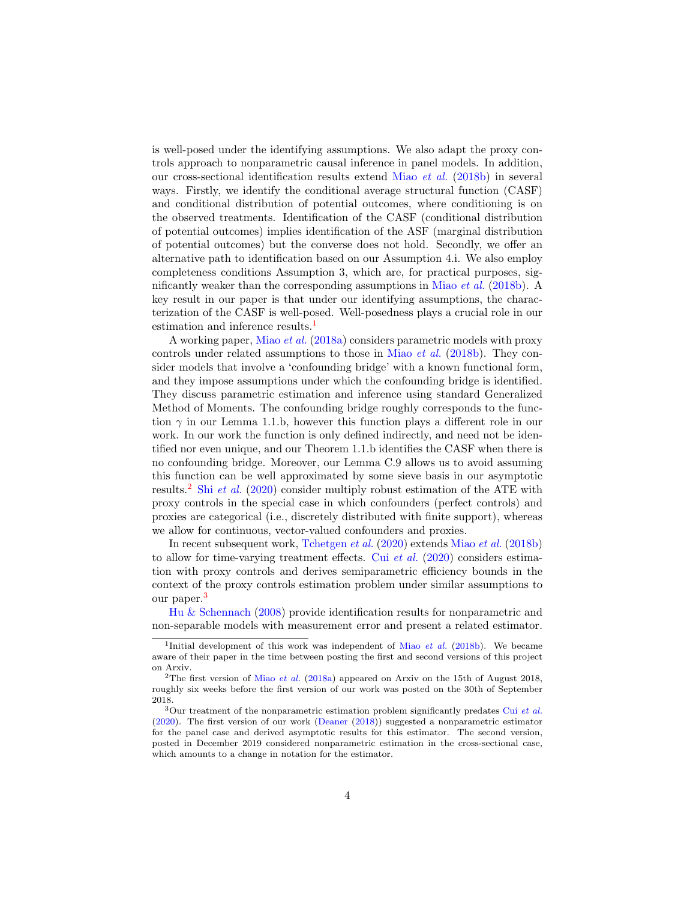is well-posed under the identifying assumptions. We also adapt the proxy controls approach to nonparametric causal inference in panel models. In addition, our cross-sectional identification results extend Miao *et al.* (2018b) in several ways. Firstly, we identify the conditional average structural function (CASF) and conditional distribution of potential outcomes, where conditioning is on the observed treatments. Identification of the CASF (conditional distribution of potential outcomes) implies identification of the ASF (marginal distribution of potential outcomes) but the converse does not hold. Secondly, we offer an alternative path to identification based on our Assumption 4.i. We also employ completeness conditions Assumption 3, which are, for practical purposes, significantly weaker than the corresponding assumptions in Miao *et al.* (2018b). A key result in our paper is that under our identifying assumptions, the characterization of the CASF is well-posed. Well-posedness plays a crucial role in our estimation and inference results.[1]

A working paper, Miao *et al.* (2018a) considers parametric models with proxy controls under related assumptions to those in Miao *et al.* (2018b). They consider models that involve a 'confounding bridge' with a known functional form, and they impose assumptions under which the confounding bridge is identified. They discuss parametric estimation and inference using standard Generalized Method of Moments. The confounding bridge roughly corresponds to the function $\gamma$ in our Lemma 1.1.b, however this function plays a different role in our work. In our work the function is only defined indirectly, and need not be identified nor even unique, and our Theorem 1.1.b identifies the CASF when there is no confounding bridge. Moreover, our Lemma C.9 allows us to avoid assuming this function can be well approximated by some sieve basis in our asymptotic results.[2] Shi *et al.* (2020) consider multiply robust estimation of the ATE with proxy controls in the special case in which confounders (perfect controls) and proxies are categorical (i.e., discretely distributed with finite support), whereas we allow for continuous, vector-valued confounders and proxies.

In recent subsequent work, Tchetgen *et al.* (2020) extends Miao *et al.* (2018b) to allow for time-varying treatment effects. Cui *et al.* (2020) considers estimation with proxy controls and derives semiparametric efficiency bounds in the context of the proxy controls estimation problem under similar assumptions to our paper.[3]

Hu & Schennach (2008) provide identification results for nonparametric and non-separable models with measurement error and present a related estimator.

[1] Initial development of this work was independent of Miao *et al.* (2018b). We became aware of their paper in the time between posting the first and second versions of this project on Arxiv.

[2] The first version of Miao *et al.* (2018a) appeared on Arxiv on the 15th of August 2018, roughly six weeks before the first version of our work was posted on the 30th of September 2018.

[3] Our treatment of the nonparametric estimation problem significantly predates Cui *et al.* (2020). The first version of our work (Deaner (2018)) suggested a nonparametric estimator for the panel case and derived asymptotic results for this estimator. The second version, posted in December 2019 considered nonparametric estimation in the cross-sectional case, which amounts to a change in notation for the estimator.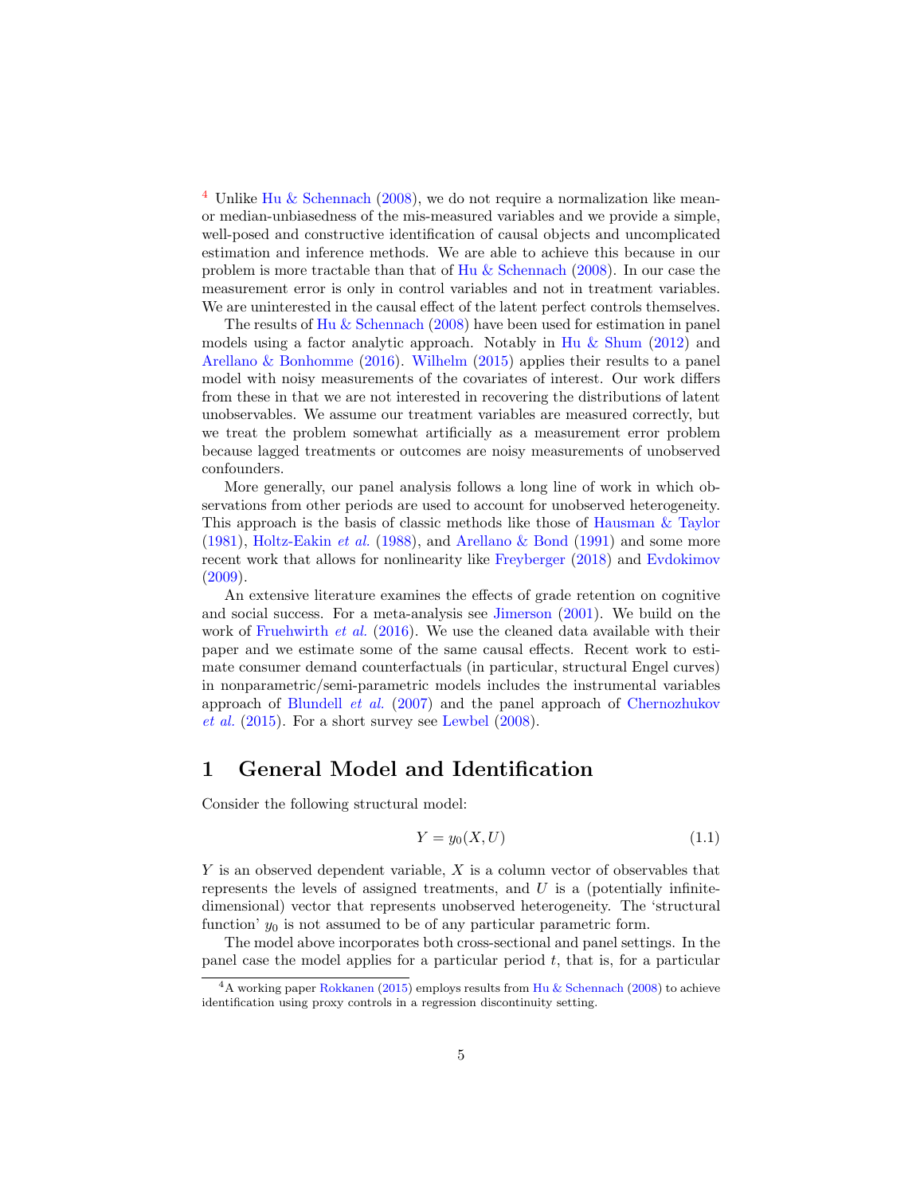[4] Unlike Hu & Schennach (2008), we do not require a normalization like mean- or median-unbiasedness of the mis-measured variables and we provide a simple, well-posed and constructive identification of causal objects and uncomplicated estimation and inference methods. We are able to achieve this because in our problem is more tractable than that of Hu & Schennach (2008). In our case the measurement error is only in control variables and not in treatment variables. We are uninterested in the causal effect of the latent perfect controls themselves.

The results of Hu & Schennach (2008) have been used for estimation in panel models using a factor analytic approach. Notably in Hu & Shum (2012) and Arellano & Bonhomme (2016). Wilhelm (2015) applies their results to a panel model with noisy measurements of the covariates of interest. Our work differs from these in that we are not interested in recovering the distributions of latent unobservables. We assume our treatment variables are measured correctly, but we treat the problem somewhat artificially as a measurement error problem because lagged treatments or outcomes are noisy measurements of unobserved confounders.

More generally, our panel analysis follows a long line of work in which observations from other periods are used to account for unobserved heterogeneity. This approach is the basis of classic methods like those of Hausman & Taylor (1981), Holtz-Eakin *et al.* (1988), and Arellano & Bond (1991) and some more recent work that allows for nonlinearity like Freyberger (2018) and Evdokimov (2009).

An extensive literature examines the effects of grade retention on cognitive and social success. For a meta-analysis see Jimerson (2001). We build on the work of Fruehwirth *et al.* (2016). We use the cleaned data available with their paper and we estimate some of the same causal effects. Recent work to estimate consumer demand counterfactuals (in particular, structural Engel curves) in nonparametric/semi-parametric models includes the instrumental variables approach of Blundell *et al.* (2007) and the panel approach of Chernozhukov *et al.* (2015). For a short survey see Lewbel (2008).

# 1 General Model and Identification

Consider the following structural model:

$$Y = y_0(X, U) \tag{1.1}$$

$Y$ is an observed dependent variable, $X$ is a column vector of observables that represents the levels of assigned treatments, and $U$ is a (potentially infinite-dimensional) vector that represents unobserved heterogeneity. The 'structural function' $y_0$ is not assumed to be of any particular parametric form.

The model above incorporates both cross-sectional and panel settings. In the panel case the model applies for a particular period $t$, that is, for a particular

[4] A working paper Rokkanen (2015) employs results from Hu & Schennach (2008) to achieve identification using proxy controls in a regression discontinuity setting.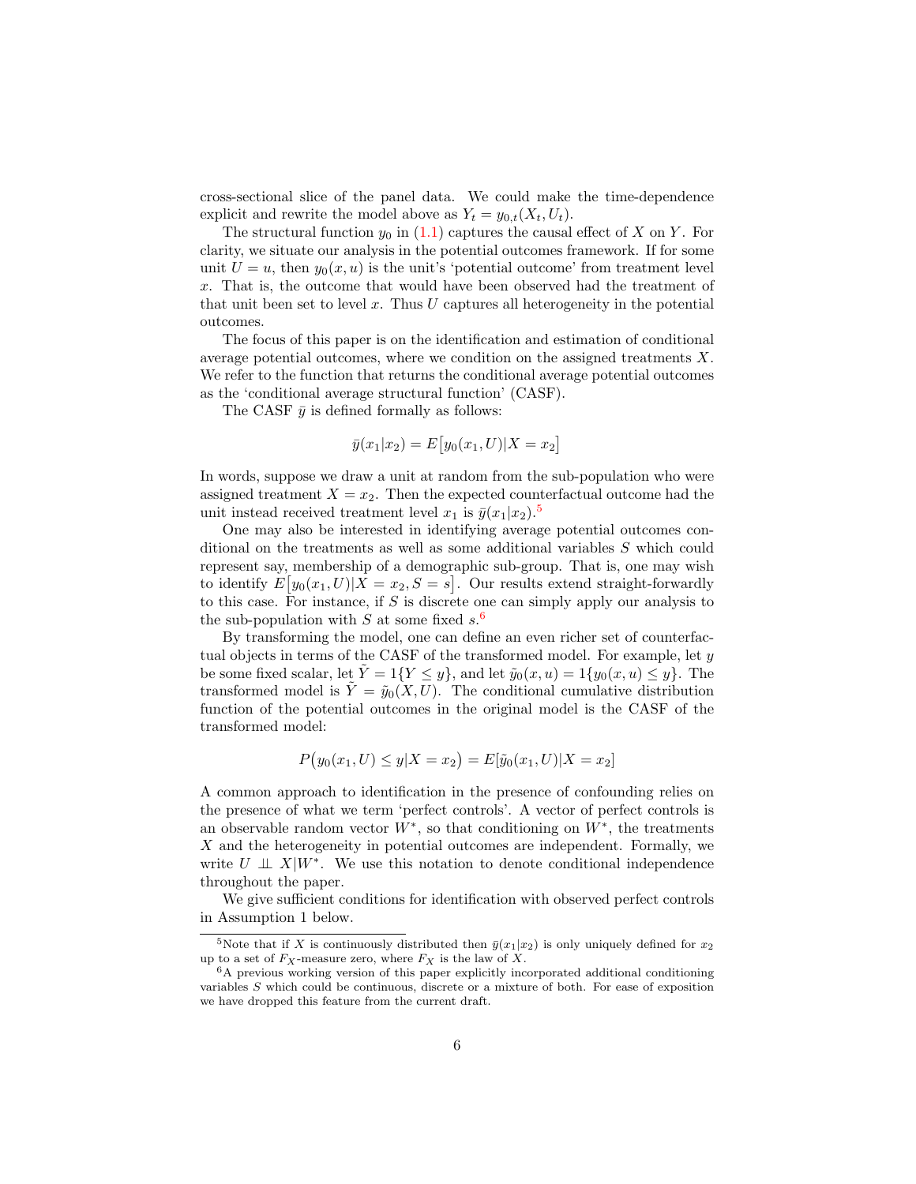cross-sectional slice of the panel data. We could make the time-dependence explicit and rewrite the model above as $Y_t = y_{0,t}(X_t, U_t)$.

The structural function $y_0$ in (1.1) captures the causal effect of $X$ on $Y$. For clarity, we situate our analysis in the potential outcomes framework. If for some unit $U = u$, then $y_0(x, u)$ is the unit's 'potential outcome' from treatment level $x$. That is, the outcome that would have been observed had the treatment of that unit been set to level $x$. Thus $U$ captures all heterogeneity in the potential outcomes.

The focus of this paper is on the identification and estimation of conditional average potential outcomes, where we condition on the assigned treatments $X$. We refer to the function that returns the conditional average potential outcomes as the 'conditional average structural function' (CASF).

The CASF $\bar{y}$ is defined formally as follows:

$$\bar{y}(x_1|x_2) = E\big[y_0(x_1, U)|X = x_2\big]$$

In words, suppose we draw a unit at random from the sub-population who were assigned treatment $X = x_2$. Then the expected counterfactual outcome had the unit instead received treatment level $x_1$ is $\bar{y}(x_1|x_2)$.[5]

One may also be interested in identifying average potential outcomes conditional on the treatments as well as some additional variables $S$ which could represent say, membership of a demographic sub-group. That is, one may wish to identify $E\big[y_0(x_1, U)|X = x_2, S = s\big]$. Our results extend straight-forwardly to this case. For instance, if $S$ is discrete one can simply apply our analysis to the sub-population with $S$ at some fixed $s$.[6]

By transforming the model, one can define an even richer set of counterfactual objects in terms of the CASF of the transformed model. For example, let $y$ be some fixed scalar, let $\tilde{Y} = 1\{Y \leq y\}$, and let $\tilde{y}_0(x, u) = 1\{y_0(x, u) \leq y\}$. The transformed model is $\tilde{Y} = \tilde{y}_0(X, U)$. The conditional cumulative distribution function of the potential outcomes in the original model is the CASF of the transformed model:

$$P\big(y_0(x_1, U) \leq y|X = x_2\big) = E[\tilde{y}_0(x_1, U)|X = x_2]$$

A common approach to identification in the presence of confounding relies on the presence of what we term 'perfect controls'. A vector of perfect controls is an observable random vector $W^*$, so that conditioning on $W^*$, the treatments $X$ and the heterogeneity in potential outcomes are independent. Formally, we write $U \perp\!\!\!\perp X|W^*$. We use this notation to denote conditional independence throughout the paper.

We give sufficient conditions for identification with observed perfect controls in Assumption 1 below.

---

[5] Note that if $X$ is continuously distributed then $\bar{y}(x_1|x_2)$ is only uniquely defined for $x_2$ up to a set of $F_X$-measure zero, where $F_X$ is the law of $X$.

[6] A previous working version of this paper explicitly incorporated additional conditioning variables $S$ which could be continuous, discrete or a mixture of both. For ease of exposition we have dropped this feature from the current draft.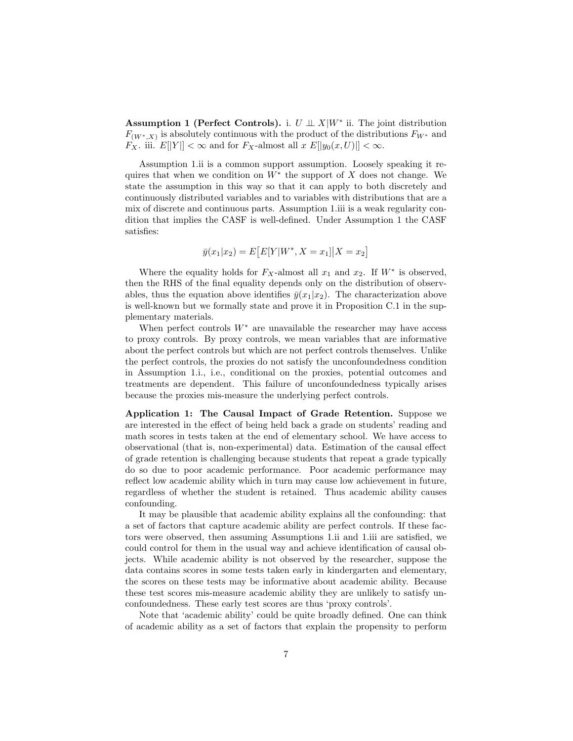**Assumption 1 (Perfect Controls).** i. $U \perp\!\!\!\perp X|W^*$ ii. The joint distribution $F_{(W^*,X)}$ is absolutely continuous with the product of the distributions $F_{W^*}$ and $F_X$. iii. $E[|Y|] < \infty$ and for $F_X$-almost all $x$ $E[|y_0(x, U)|] < \infty$.

Assumption 1.ii is a common support assumption. Loosely speaking it requires that when we condition on $W^*$ the support of $X$ does not change. We state the assumption in this way so that it can apply to both discretely and continuously distributed variables and to variables with distributions that are a mix of discrete and continuous parts. Assumption 1.iii is a weak regularity condition that implies the CASF is well-defined. Under Assumption 1 the CASF satisfies:

$$\bar{y}(x_1|x_2) = E\big[E[Y|W^*, X = x_1]\big|X = x_2\big]$$

Where the equality holds for $F_X$-almost all $x_1$ and $x_2$. If $W^*$ is observed, then the RHS of the final equality depends only on the distribution of observables, thus the equation above identifies $\bar{y}(x_1|x_2)$. The characterization above is well-known but we formally state and prove it in Proposition C.1 in the supplementary materials.

When perfect controls $W^*$ are unavailable the researcher may have access to proxy controls. By proxy controls, we mean variables that are informative about the perfect controls but which are not perfect controls themselves. Unlike the perfect controls, the proxies do not satisfy the unconfoundedness condition in Assumption 1.i., i.e., conditional on the proxies, potential outcomes and treatments are dependent. This failure of unconfoundedness typically arises because the proxies mis-measure the underlying perfect controls.

**Application 1: The Causal Impact of Grade Retention.** Suppose we are interested in the effect of being held back a grade on students' reading and math scores in tests taken at the end of elementary school. We have access to observational (that is, non-experimental) data. Estimation of the causal effect of grade retention is challenging because students that repeat a grade typically do so due to poor academic performance. Poor academic performance may reflect low academic ability which in turn may cause low achievement in future, regardless of whether the student is retained. Thus academic ability causes confounding.

It may be plausible that academic ability explains all the confounding: that a set of factors that capture academic ability are perfect controls. If these factors were observed, then assuming Assumptions 1.ii and 1.iii are satisfied, we could control for them in the usual way and achieve identification of causal objects. While academic ability is not observed by the researcher, suppose the data contains scores in some tests taken early in kindergarten and elementary, the scores on these tests may be informative about academic ability. Because these test scores mis-measure academic ability they are unlikely to satisfy unconfoundedness. These early test scores are thus 'proxy controls'.

Note that 'academic ability' could be quite broadly defined. One can think of academic ability as a set of factors that explain the propensity to perform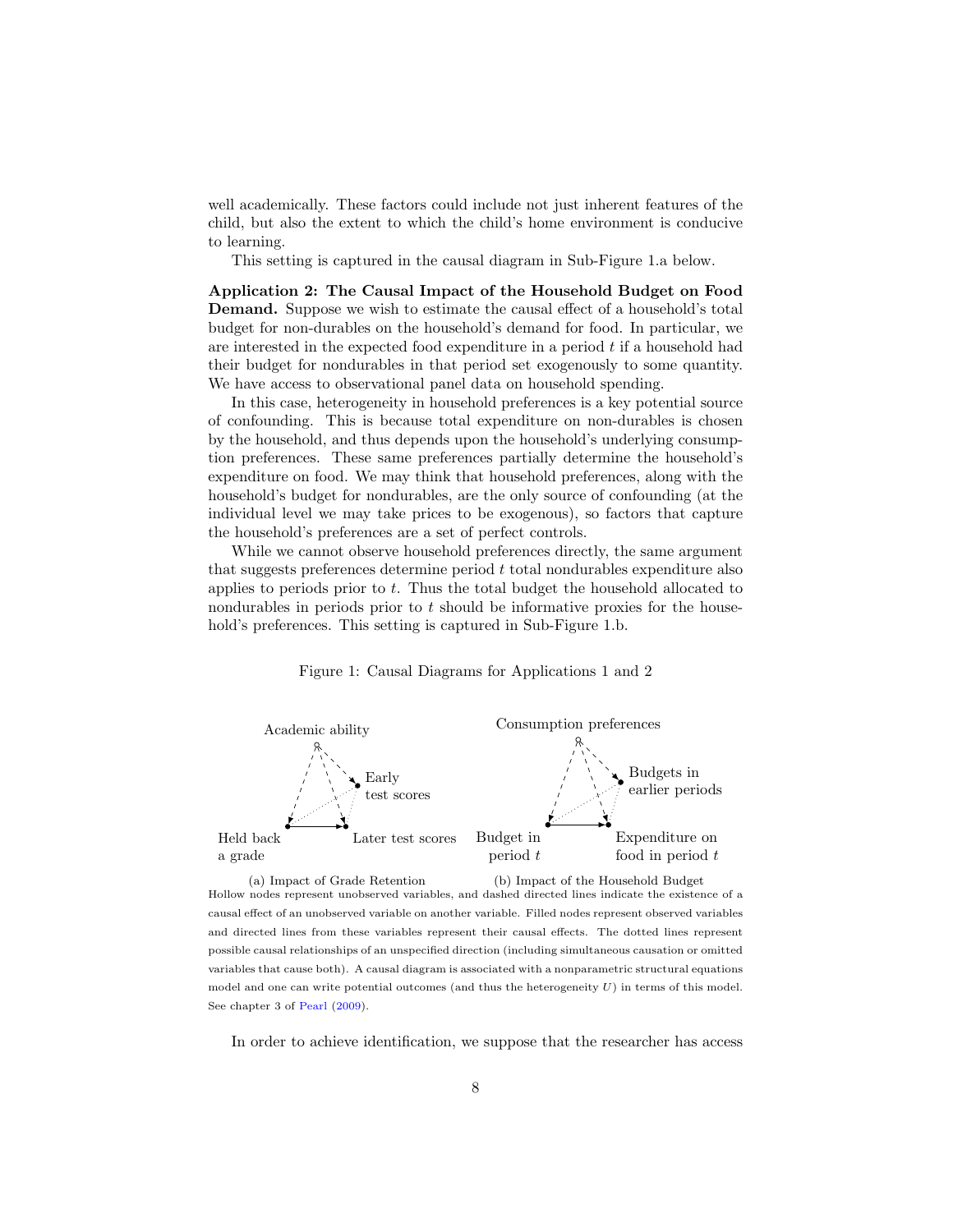well academically. These factors could include not just inherent features of the child, but also the extent to which the child's home environment is conducive to learning.

This setting is captured in the causal diagram in Sub-Figure 1.a below.

**Application 2: The Causal Impact of the Household Budget on Food Demand.** Suppose we wish to estimate the causal effect of a household's total budget for non-durables on the household's demand for food. In particular, we are interested in the expected food expenditure in a period $t$ if a household had their budget for nondurables in that period set exogenously to some quantity. We have access to observational panel data on household spending.

In this case, heterogeneity in household preferences is a key potential source of confounding. This is because total expenditure on non-durables is chosen by the household, and thus depends upon the household's underlying consumption preferences. These same preferences partially determine the household's expenditure on food. We may think that household preferences, along with the household's budget for nondurables, are the only source of confounding (at the individual level we may take prices to be exogenous), so factors that capture the household's preferences are a set of perfect controls.

While we cannot observe household preferences directly, the same argument that suggests preferences determine period $t$ total nondurables expenditure also applies to periods prior to $t$. Thus the total budget the household allocated to nondurables in periods prior to $t$ should be informative proxies for the household's preferences. This setting is captured in Sub-Figure 1.b.

Figure 1: Causal Diagrams for Applications 1 and 2

Academic ability

Early test scores

Held back a grade

Later test scores

(a) Impact of Grade Retention

Consumption preferences

Budgets in earlier periods

Budget in period $t$

Expenditure on food in period $t$

(b) Impact of the Household Budget

Hollow nodes represent unobserved variables, and dashed directed lines indicate the existence of a causal effect of an unobserved variable on another variable. Filled nodes represent observed variables and directed lines from these variables represent their causal effects. The dotted lines represent possible causal relationships of an unspecified direction (including simultaneous causation or omitted variables that cause both). A causal diagram is associated with a nonparametric structural equations model and one can write potential outcomes (and thus the heterogeneity $U$) in terms of this model. See chapter 3 of Pearl (2009).

In order to achieve identification, we suppose that the researcher has access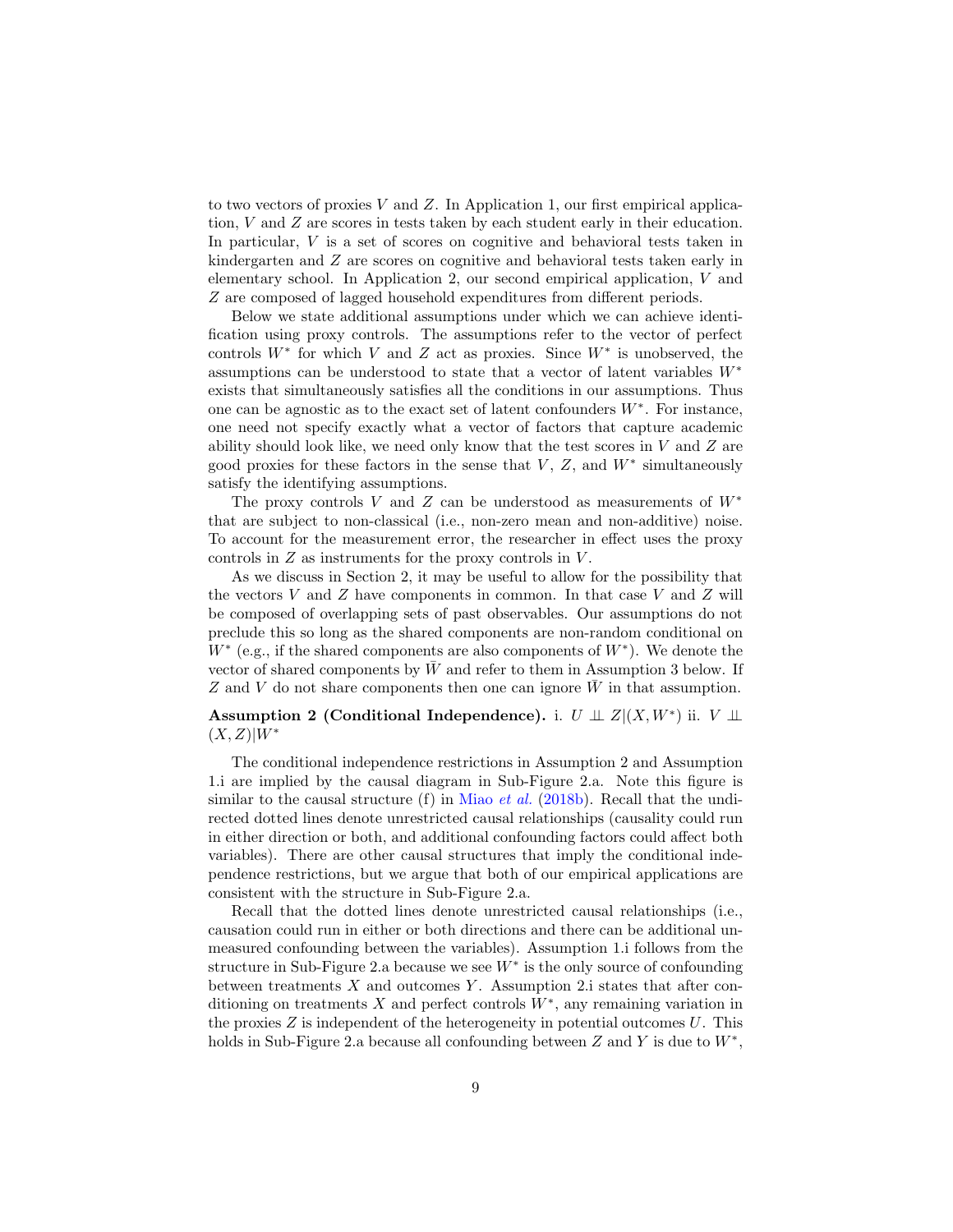to two vectors of proxies $V$ and $Z$. In Application 1, our first empirical application, $V$ and $Z$ are scores in tests taken by each student early in their education. In particular, $V$ is a set of scores on cognitive and behavioral tests taken in kindergarten and $Z$ are scores on cognitive and behavioral tests taken early in elementary school. In Application 2, our second empirical application, $V$ and $Z$ are composed of lagged household expenditures from different periods.

Below we state additional assumptions under which we can achieve identification using proxy controls. The assumptions refer to the vector of perfect controls $W^*$ for which $V$ and $Z$ act as proxies. Since $W^*$ is unobserved, the assumptions can be understood to state that a vector of latent variables $W^*$ exists that simultaneously satisfies all the conditions in our assumptions. Thus one can be agnostic as to the exact set of latent confounders $W^*$. For instance, one need not specify exactly what a vector of factors that capture academic ability should look like, we need only know that the test scores in $V$ and $Z$ are good proxies for these factors in the sense that $V$, $Z$, and $W^*$ simultaneously satisfy the identifying assumptions.

The proxy controls $V$ and $Z$ can be understood as measurements of $W^*$ that are subject to non-classical (i.e., non-zero mean and non-additive) noise. To account for the measurement error, the researcher in effect uses the proxy controls in $Z$ as instruments for the proxy controls in $V$.

As we discuss in Section 2, it may be useful to allow for the possibility that the vectors $V$ and $Z$ have components in common. In that case $V$ and $Z$ will be composed of overlapping sets of past observables. Our assumptions do not preclude this so long as the shared components are non-random conditional on $W^*$ (e.g., if the shared components are also components of $W^*$). We denote the vector of shared components by $\bar{W}$ and refer to them in Assumption 3 below. If $Z$ and $V$ do not share components then one can ignore $\bar{W}$ in that assumption.

**Assumption 2 (Conditional Independence).** i. $U \perp\!\!\!\perp Z|(X, W^*)$ ii. $V \perp\!\!\!\perp (X, Z)|W^*$

The conditional independence restrictions in Assumption 2 and Assumption 1.i are implied by the causal diagram in Sub-Figure 2.a. Note this figure is similar to the causal structure (f) in Miao *et al.* (2018b). Recall that the undirected dotted lines denote unrestricted causal relationships (causality could run in either direction or both, and additional confounding factors could affect both variables). There are other causal structures that imply the conditional independence restrictions, but we argue that both of our empirical applications are consistent with the structure in Sub-Figure 2.a.

Recall that the dotted lines denote unrestricted causal relationships (i.e., causation could run in either or both directions and there can be additional unmeasured confounding between the variables). Assumption 1.i follows from the structure in Sub-Figure 2.a because we see $W^*$ is the only source of confounding between treatments $X$ and outcomes $Y$. Assumption 2.i states that after conditioning on treatments $X$ and perfect controls $W^*$, any remaining variation in the proxies $Z$ is independent of the heterogeneity in potential outcomes $U$. This holds in Sub-Figure 2.a because all confounding between $Z$ and $Y$ is due to $W^*$,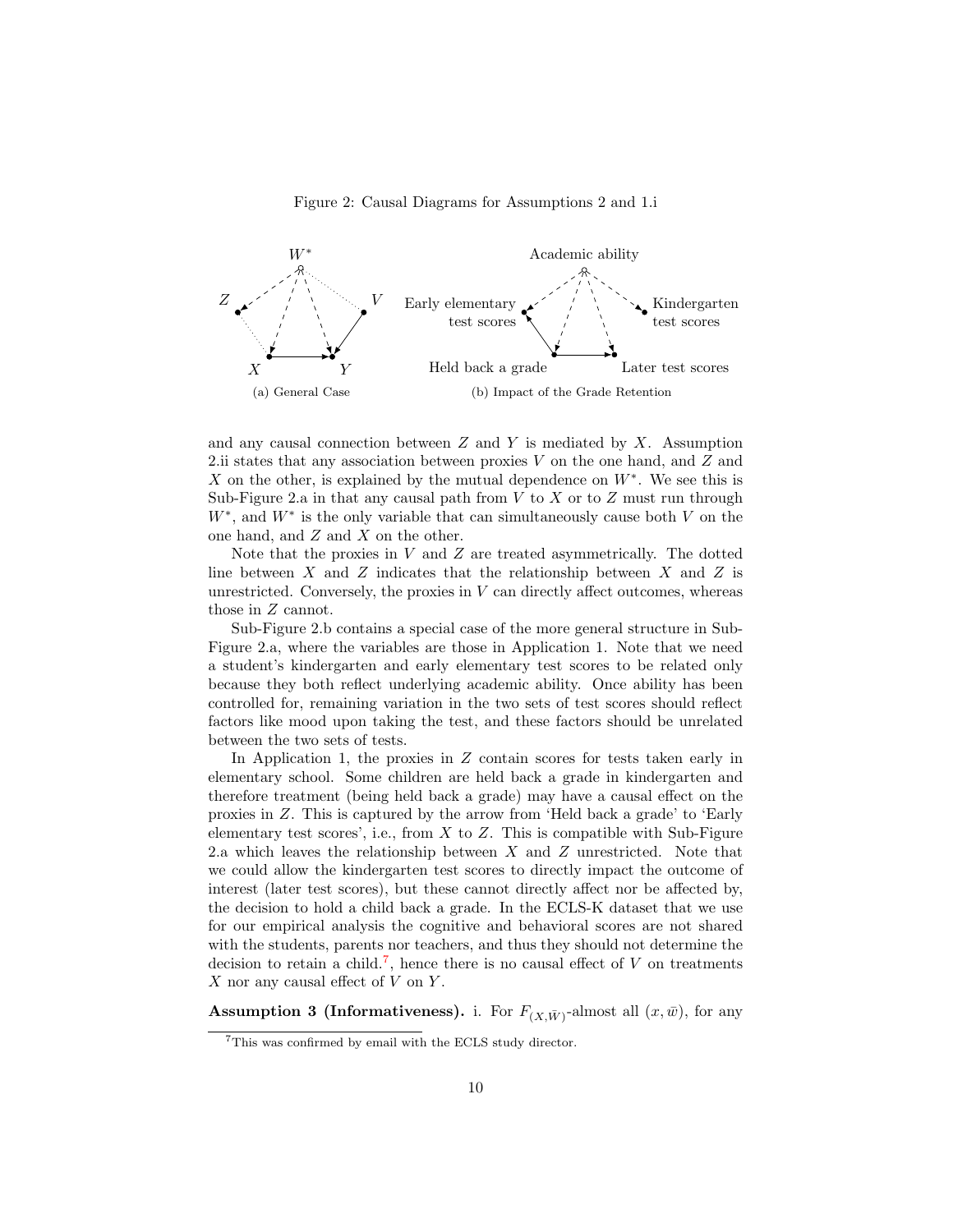Figure 2: Causal Diagrams for Assumptions 2 and 1.i

(a) General Case

(b) Impact of the Grade Retention

and any causal connection between $Z$ and $Y$ is mediated by $X$. Assumption 2.ii states that any association between proxies $V$ on the one hand, and $Z$ and $X$ on the other, is explained by the mutual dependence on $W^*$. We see this is Sub-Figure 2.a in that any causal path from $V$ to $X$ or to $Z$ must run through $W^*$, and $W^*$ is the only variable that can simultaneously cause both $V$ on the one hand, and $Z$ and $X$ on the other.

Note that the proxies in $V$ and $Z$ are treated asymmetrically. The dotted line between $X$ and $Z$ indicates that the relationship between $X$ and $Z$ is unrestricted. Conversely, the proxies in $V$ can directly affect outcomes, whereas those in $Z$ cannot.

Sub-Figure 2.b contains a special case of the more general structure in Sub-Figure 2.a, where the variables are those in Application 1. Note that we need a student's kindergarten and early elementary test scores to be related only because they both reflect underlying academic ability. Once ability has been controlled for, remaining variation in the two sets of test scores should reflect factors like mood upon taking the test, and these factors should be unrelated between the two sets of tests.

In Application 1, the proxies in $Z$ contain scores for tests taken early in elementary school. Some children are held back a grade in kindergarten and therefore treatment (being held back a grade) may have a causal effect on the proxies in $Z$. This is captured by the arrow from 'Held back a grade' to 'Early elementary test scores', i.e., from $X$ to $Z$. This is compatible with Sub-Figure 2.a which leaves the relationship between $X$ and $Z$ unrestricted. Note that we could allow the kindergarten test scores to directly impact the outcome of interest (later test scores), but these cannot directly affect nor be affected by, the decision to hold a child back a grade. In the ECLS-K dataset that we use for our empirical analysis the cognitive and behavioral scores are not shared with the students, parents nor teachers, and thus they should not determine the decision to retain a child.[7], hence there is no causal effect of $V$ on treatments $X$ nor any causal effect of $V$ on $Y$.

**Assumption 3 (Informativeness).** i. For $F_{(X,\bar{W})}$-almost all $(x, \bar{w})$, for any

[7]This was confirmed by email with the ECLS study director.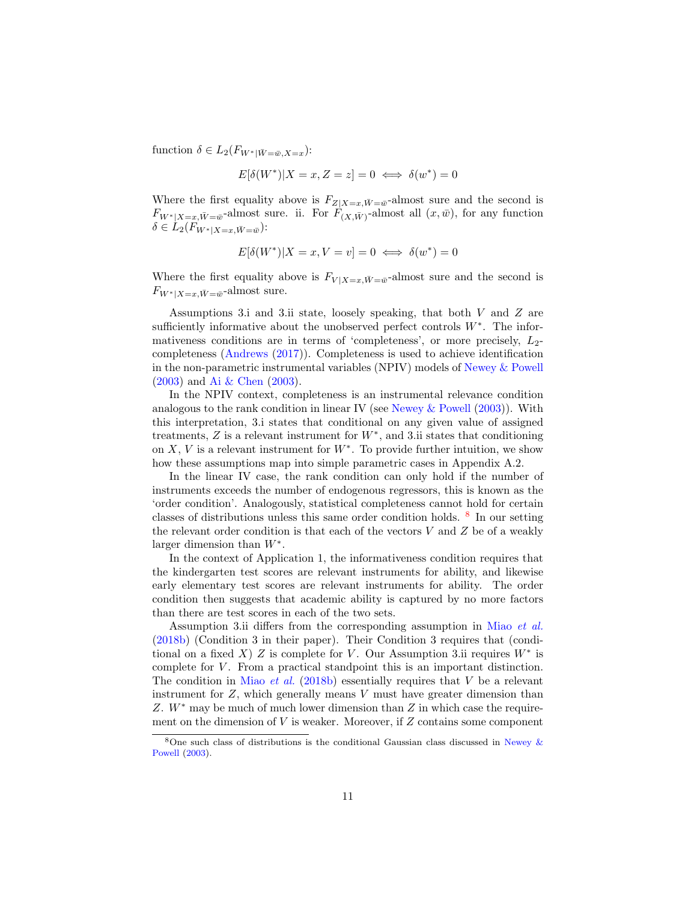function $\delta \in L_2(F_{W^*|\bar{W}=\bar{w},X=x})$:

$$E[\delta(W^*)|X = x, Z = z] = 0 \iff \delta(w^*) = 0$$

Where the first equality above is $F_{Z|X=x,\bar{W}=\bar{w}}$-almost sure and the second is $F_{W^*|X=x,\bar{W}=\bar{w}}$-almost sure. ii. For $F_{(X,\bar{W})}$-almost all $(x, \bar{w})$, for any function $\delta \in L_2(F_{W^*|X=x,\bar{W}=\bar{w}})$:

$$E[\delta(W^*)|X = x, V = v] = 0 \iff \delta(w^*) = 0$$

Where the first equality above is $F_{V|X=x,\bar{W}=\bar{w}}$-almost sure and the second is $F_{W^*|X=x,\bar{W}=\bar{w}}$-almost sure.

Assumptions 3.i and 3.ii state, loosely speaking, that both $V$ and $Z$ are sufficiently informative about the unobserved perfect controls $W^*$. The informativeness conditions are in terms of 'completeness', or more precisely, $L_2$-completeness (Andrews (2017)). Completeness is used to achieve identification in the non-parametric instrumental variables (NPIV) models of Newey & Powell (2003) and Ai & Chen (2003).

In the NPIV context, completeness is an instrumental relevance condition analogous to the rank condition in linear IV (see Newey & Powell (2003)). With this interpretation, 3.i states that conditional on any given value of assigned treatments, $Z$ is a relevant instrument for $W^*$, and 3.ii states that conditioning on $X$, $V$ is a relevant instrument for $W^*$. To provide further intuition, we show how these assumptions map into simple parametric cases in Appendix A.2.

In the linear IV case, the rank condition can only hold if the number of instruments exceeds the number of endogenous regressors, this is known as the 'order condition'. Analogously, statistical completeness cannot hold for certain classes of distributions unless this same order condition holds. [8] In our setting the relevant order condition is that each of the vectors $V$ and $Z$ be of a weakly larger dimension than $W^*$.

In the context of Application 1, the informativeness condition requires that the kindergarten test scores are relevant instruments for ability, and likewise early elementary test scores are relevant instruments for ability. The order condition then suggests that academic ability is captured by no more factors than there are test scores in each of the two sets.

Assumption 3.ii differs from the corresponding assumption in Miao *et al.* (2018b) (Condition 3 in their paper). Their Condition 3 requires that (conditional on a fixed $X$) $Z$ is complete for $V$. Our Assumption 3.ii requires $W^*$ is complete for $V$. From a practical standpoint this is an important distinction. The condition in Miao *et al.* (2018b) essentially requires that $V$ be a relevant instrument for $Z$, which generally means $V$ must have greater dimension than $Z$. $W^*$ may be much of much lower dimension than $Z$ in which case the requirement on the dimension of $V$ is weaker. Moreover, if $Z$ contains some component

[8] One such class of distributions is the conditional Gaussian class discussed in Newey & Powell (2003).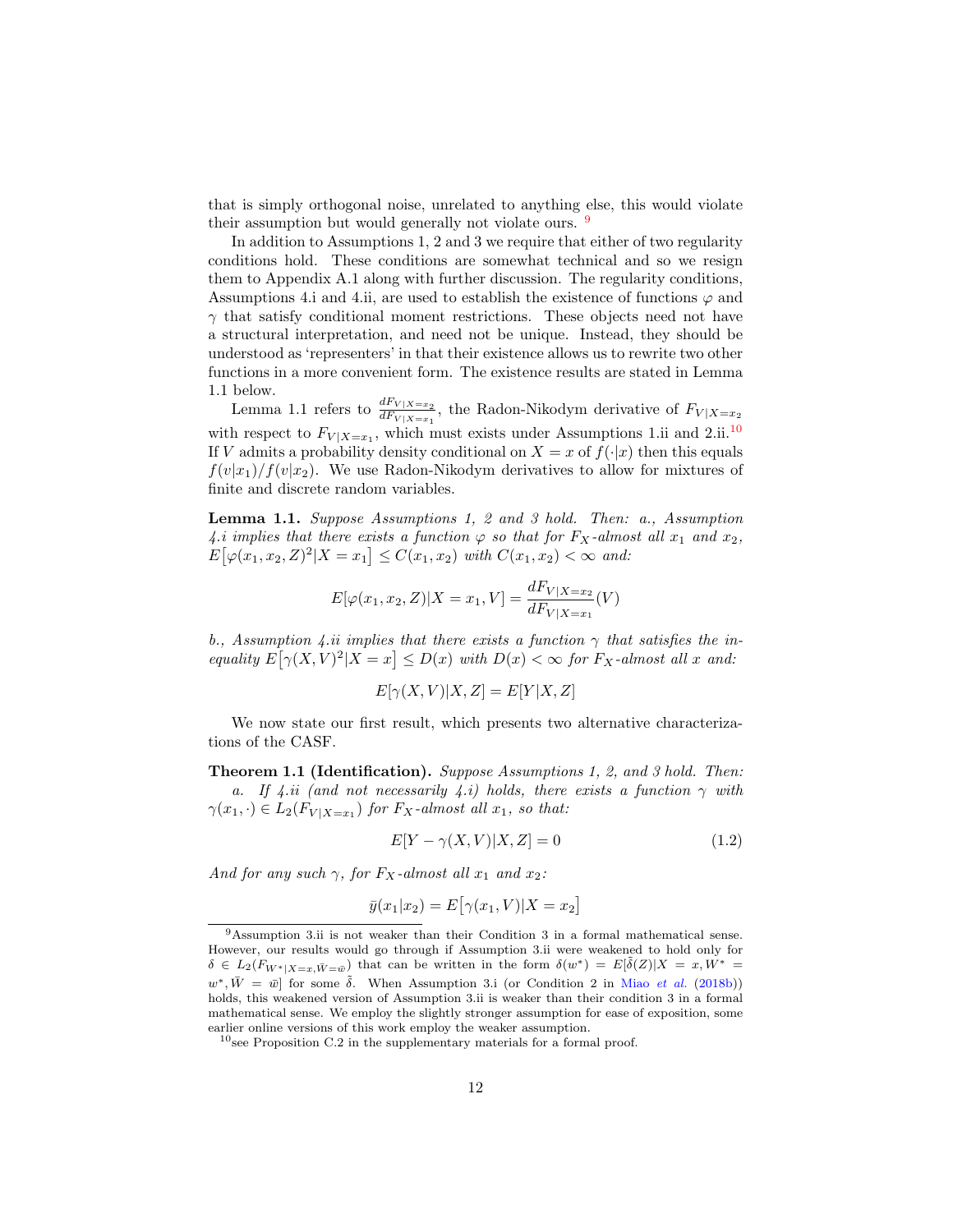that is simply orthogonal noise, unrelated to anything else, this would violate their assumption but would generally not violate ours. [9]

In addition to Assumptions 1, 2 and 3 we require that either of two regularity conditions hold. These conditions are somewhat technical and so we resign them to Appendix A.1 along with further discussion. The regularity conditions, Assumptions 4.i and 4.ii, are used to establish the existence of functions $\varphi$ and $\gamma$ that satisfy conditional moment restrictions. These objects need not have a structural interpretation, and need not be unique. Instead, they should be understood as 'representers' in that their existence allows us to rewrite two other functions in a more convenient form. The existence results are stated in Lemma 1.1 below.

Lemma 1.1 refers to $\frac{dF_{V|X=x_2}}{dF_{V|X=x_1}}$, the Radon-Nikodym derivative of $F_{V|X=x_2}$ with respect to $F_{V|X=x_1}$, which must exists under Assumptions 1.ii and 2.ii.[10] If $V$ admits a probability density conditional on $X = x$ of $f(\cdot|x)$ then this equals $f(v|x_1)/f(v|x_2)$. We use Radon-Nikodym derivatives to allow for mixtures of finite and discrete random variables.

**Lemma 1.1.** *Suppose Assumptions 1, 2 and 3 hold. Then: a., Assumption 4.i implies that there exists a function $\varphi$ so that for $F_X$-almost all $x_1$ and $x_2$, $E\big[\varphi(x_1, x_2, Z)^2|X = x_1\big] \leq C(x_1, x_2)$ with $C(x_1, x_2) < \infty$ and:*

$$E[\varphi(x_1, x_2, Z)|X = x_1, V] = \frac{dF_{V|X=x_2}}{dF_{V|X=x_1}}(V)$$

*b., Assumption 4.ii implies that there exists a function $\gamma$ that satisfies the inequality $E\big[\gamma(X, V)^2|X = x\big] \leq D(x)$ with $D(x) < \infty$ for $F_X$-almost all $x$ and:*

$$E[\gamma(X, V)|X, Z] = E[Y|X, Z]$$

We now state our first result, which presents two alternative characterizations of the CASF.

**Theorem 1.1 (Identification).** *Suppose Assumptions 1, 2, and 3 hold. Then:*

*a. If 4.ii (and not necessarily 4.i) holds, there exists a function $\gamma$ with $\gamma(x_1, \cdot) \in L_2(F_{V|X=x_1})$ for $F_X$-almost all $x_1$, so that:*

$$E[Y - \gamma(X, V)|X, Z] = 0 \tag{1.2}$$

*And for any such $\gamma$, for $F_X$-almost all $x_1$ and $x_2$:*

$$\bar{y}(x_1|x_2) = E\big[\gamma(x_1, V)|X = x_2\big]$$

[9] Assumption 3.ii is not weaker than their Condition 3 in a formal mathematical sense. However, our results would go through if Assumption 3.ii were weakened to hold only for $\delta \in L_2(F_{W^*|X=x,\bar{W}=\bar{w}})$ that can be written in the form $\delta(w^*) = E[\tilde{\delta}(Z)|X = x, W^* = w^*, \bar{W} = \bar{w}]$ for some $\tilde{\delta}$. When Assumption 3.i (or Condition 2 in Miao *et al.* (2018b)) holds, this weakened version of Assumption 3.ii is weaker than their condition 3 in a formal mathematical sense. We employ the slightly stronger assumption for ease of exposition, some earlier online versions of this work employ the weaker assumption.

[10] see Proposition C.2 in the supplementary materials for a formal proof.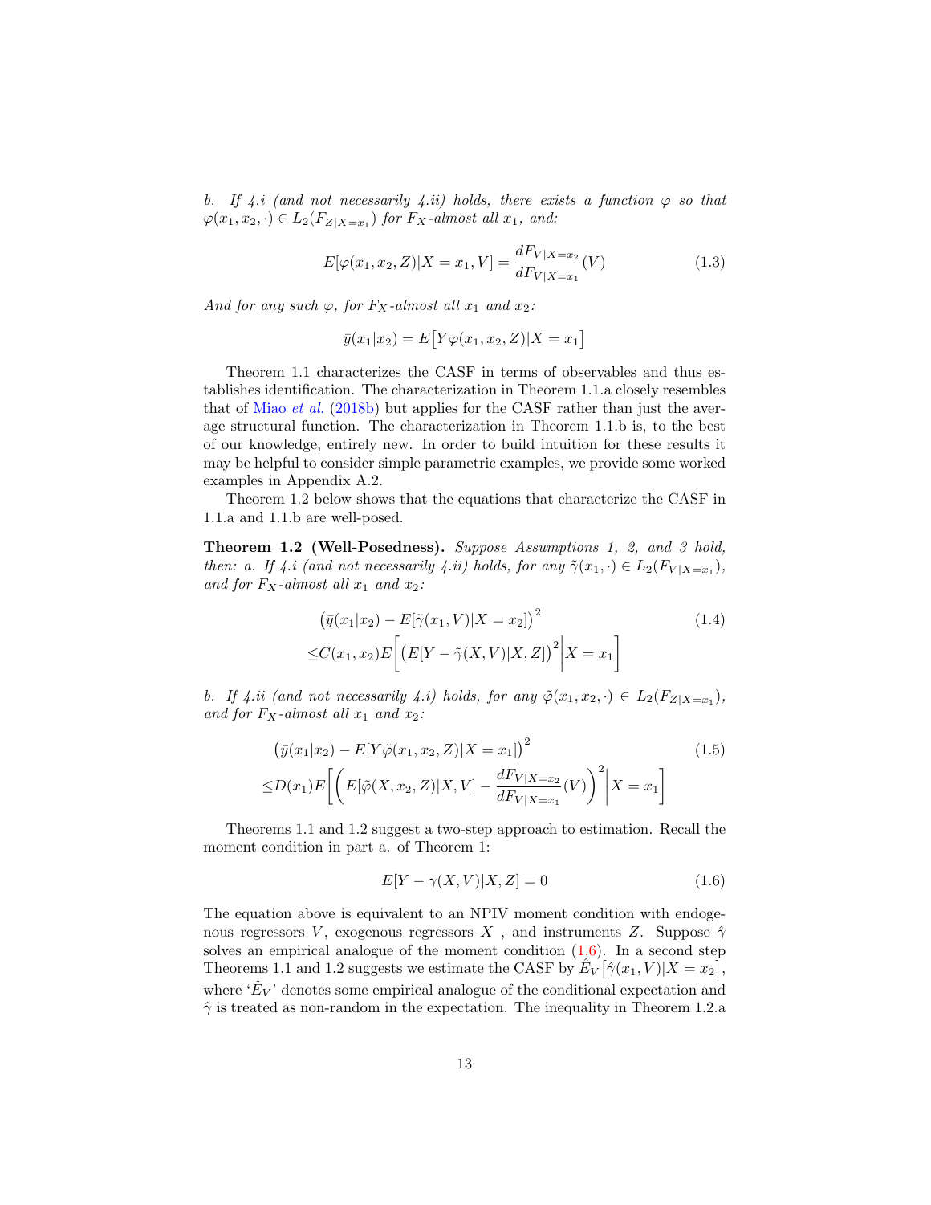*b. If 4.i (and not necessarily 4.ii) holds, there exists a function $\varphi$ so that $\varphi(x_1, x_2, \cdot) \in L_2(F_{Z|X=x_1})$ for $F_X$-almost all $x_1$, and:*

$$E[\varphi(x_1, x_2, Z)|X = x_1, V] = \frac{dF_{V|X=x_2}}{dF_{V|X=x_1}}(V) \tag{1.3}$$

*And for any such $\varphi$, for $F_X$-almost all $x_1$ and $x_2$:*

$$\bar{y}(x_1|x_2) = E\big[Y\varphi(x_1, x_2, Z)|X = x_1\big]$$

Theorem 1.1 characterizes the CASF in terms of observables and thus establishes identification. The characterization in Theorem 1.1.a closely resembles that of Miao *et al.* (2018b) but applies for the CASF rather than just the average structural function. The characterization in Theorem 1.1.b is, to the best of our knowledge, entirely new. In order to build intuition for these results it may be helpful to consider simple parametric examples, we provide some worked examples in Appendix A.2.

Theorem 1.2 below shows that the equations that characterize the CASF in 1.1.a and 1.1.b are well-posed.

**Theorem 1.2 (Well-Posedness).** *Suppose Assumptions 1, 2, and 3 hold, then: a. If 4.i (and not necessarily 4.ii) holds, for any $\tilde{\gamma}(x_1, \cdot) \in L_2(F_{V|X=x_1})$, and for $F_X$-almost all $x_1$ and $x_2$:*

$$\begin{aligned}&\big(\bar{y}(x_1|x_2) - E[\tilde{\gamma}(x_1, V)|X = x_2]\big)^2 \\ \leq &C(x_1, x_2) E\bigg[\Big(E[Y - \tilde{\gamma}(X, V)|X, Z]\Big)^2 \bigg| X = x_1\bigg]\end{aligned} \tag{1.4}$$

*b. If 4.ii (and not necessarily 4.i) holds, for any $\tilde{\varphi}(x_1, x_2, \cdot) \in L_2(F_{Z|X=x_1})$, and for $F_X$-almost all $x_1$ and $x_2$:*

$$\begin{aligned}&\big(\bar{y}(x_1|x_2) - E[Y\tilde{\varphi}(x_1, x_2, Z)|X = x_1]\big)^2 \\ \leq &D(x_1) E\Bigg[\bigg(E[\tilde{\varphi}(X, x_2, Z)|X, V] - \frac{dF_{V|X=x_2}}{dF_{V|X=x_1}}(V)\bigg)^2 \Bigg| X = x_1\Bigg]\end{aligned} \tag{1.5}$$

Theorems 1.1 and 1.2 suggest a two-step approach to estimation. Recall the moment condition in part a. of Theorem 1:

$$E[Y - \gamma(X, V)|X, Z] = 0 \tag{1.6}$$

The equation above is equivalent to an NPIV moment condition with endogenous regressors $V$, exogenous regressors $X$ , and instruments $Z$. Suppose $\hat{\gamma}$ solves an empirical analogue of the moment condition (1.6). In a second step Theorems 1.1 and 1.2 suggests we estimate the CASF by $\hat{E}_V\big[\hat{\gamma}(x_1, V)|X = x_2\big]$, where '$\hat{E}_V$' denotes some empirical analogue of the conditional expectation and $\hat{\gamma}$ is treated as non-random in the expectation. The inequality in Theorem 1.2.a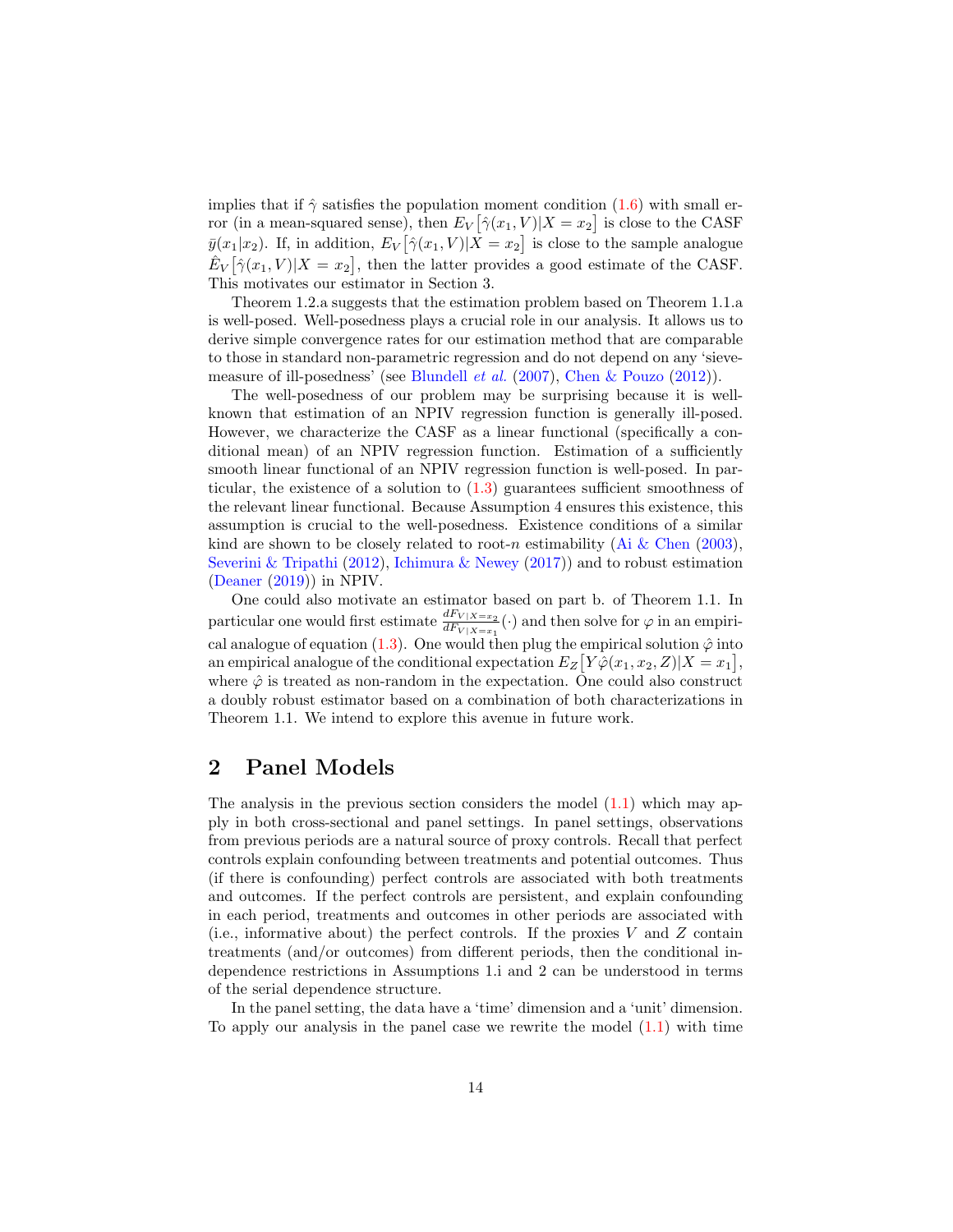implies that if $\hat{\gamma}$ satisfies the population moment condition (1.6) with small error (in a mean-squared sense), then $E_V\big[\hat{\gamma}(x_1, V)|X = x_2\big]$ is close to the CASF $\bar{y}(x_1|x_2)$. If, in addition, $E_V\big[\hat{\gamma}(x_1, V)|X = x_2\big]$ is close to the sample analogue $\hat{E}_V\big[\hat{\gamma}(x_1, V)|X = x_2\big]$, then the latter provides a good estimate of the CASF. This motivates our estimator in Section 3.

Theorem 1.2.a suggests that the estimation problem based on Theorem 1.1.a is well-posed. Well-posedness plays a crucial role in our analysis. It allows us to derive simple convergence rates for our estimation method that are comparable to those in standard non-parametric regression and do not depend on any 'sieve-measure of ill-posedness' (see Blundell *et al.* (2007), Chen & Pouzo (2012)).

The well-posedness of our problem may be surprising because it is well-known that estimation of an NPIV regression function is generally ill-posed. However, we characterize the CASF as a linear functional (specifically a conditional mean) of an NPIV regression function. Estimation of a sufficiently smooth linear functional of an NPIV regression function is well-posed. In particular, the existence of a solution to (1.3) guarantees sufficient smoothness of the relevant linear functional. Because Assumption 4 ensures this existence, this assumption is crucial to the well-posedness. Existence conditions of a similar kind are shown to be closely related to root-$n$ estimability (Ai & Chen (2003), Severini & Tripathi (2012), Ichimura & Newey (2017)) and to robust estimation (Deaner (2019)) in NPIV.

One could also motivate an estimator based on part b. of Theorem 1.1. In particular one would first estimate $\frac{dF_{V|X=x_2}}{dF_{V|X=x_1}}(\cdot)$ and then solve for $\varphi$ in an empirical analogue of equation (1.3). One would then plug the empirical solution $\hat{\varphi}$ into an empirical analogue of the conditional expectation $E_Z\big[Y\hat{\varphi}(x_1, x_2, Z)|X = x_1\big]$, where $\hat{\varphi}$ is treated as non-random in the expectation. One could also construct a doubly robust estimator based on a combination of both characterizations in Theorem 1.1. We intend to explore this avenue in future work.

## 2 Panel Models

The analysis in the previous section considers the model (1.1) which may apply in both cross-sectional and panel settings. In panel settings, observations from previous periods are a natural source of proxy controls. Recall that perfect controls explain confounding between treatments and potential outcomes. Thus (if there is confounding) perfect controls are associated with both treatments and outcomes. If the perfect controls are persistent, and explain confounding in each period, treatments and outcomes in other periods are associated with (i.e., informative about) the perfect controls. If the proxies $V$ and $Z$ contain treatments (and/or outcomes) from different periods, then the conditional independence restrictions in Assumptions 1.i and 2 can be understood in terms of the serial dependence structure.

In the panel setting, the data have a 'time' dimension and a 'unit' dimension. To apply our analysis in the panel case we rewrite the model (1.1) with time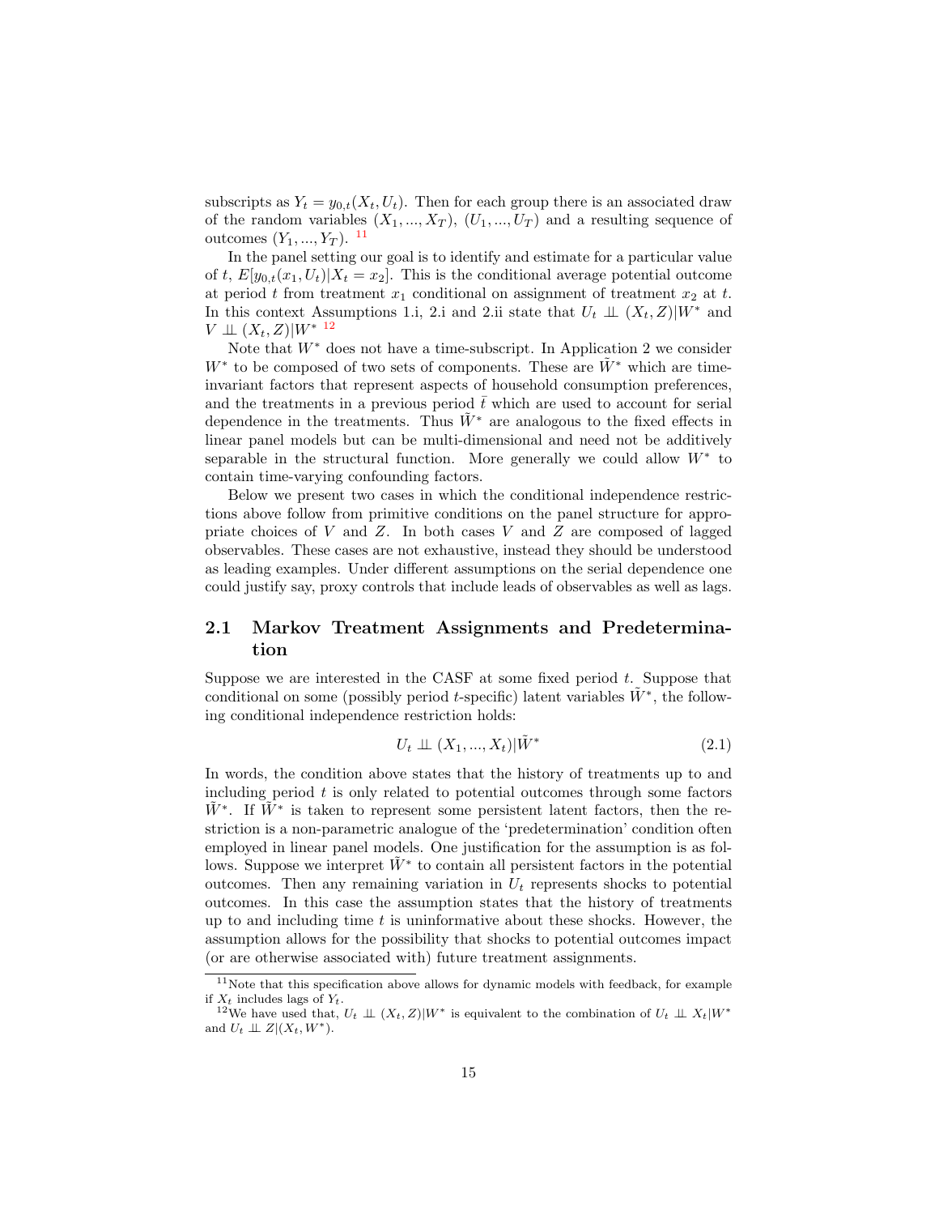subscripts as $Y_t = y_{0,t}(X_t, U_t)$. Then for each group there is an associated draw of the random variables $(X_1, ..., X_T)$, $(U_1, ..., U_T)$ and a resulting sequence of outcomes $(Y_1, ..., Y_T)$. [11]

In the panel setting our goal is to identify and estimate for a particular value of $t$, $E[y_{0,t}(x_1, U_t)|X_t = x_2]$. This is the conditional average potential outcome at period $t$ from treatment $x_1$ conditional on assignment of treatment $x_2$ at $t$. In this context Assumptions 1.i, 2.i and 2.ii state that $U_t \perp\!\!\!\perp (X_t, Z)|W^*$ and $V \perp\!\!\!\perp (X_t, Z)|W^*$ [12]

Note that $W^*$ does not have a time-subscript. In Application 2 we consider $W^*$ to be composed of two sets of components. These are $\tilde{W}^*$ which are time-invariant factors that represent aspects of household consumption preferences, and the treatments in a previous period $\bar{t}$ which are used to account for serial dependence in the treatments. Thus $\tilde{W}^*$ are analogous to the fixed effects in linear panel models but can be multi-dimensional and need not be additively separable in the structural function. More generally we could allow $W^*$ to contain time-varying confounding factors.

Below we present two cases in which the conditional independence restrictions above follow from primitive conditions on the panel structure for appropriate choices of $V$ and $Z$. In both cases $V$ and $Z$ are composed of lagged observables. These cases are not exhaustive, instead they should be understood as leading examples. Under different assumptions on the serial dependence one could justify say, proxy controls that include leads of observables as well as lags.

## 2.1 Markov Treatment Assignments and Predetermination

Suppose we are interested in the CASF at some fixed period $t$. Suppose that conditional on some (possibly period $t$-specific) latent variables $\tilde{W}^*$, the following conditional independence restriction holds:

$$U_t \perp\!\!\!\perp (X_1, ..., X_t)|\tilde{W}^* \tag{2.1}$$

In words, the condition above states that the history of treatments up to and including period $t$ is only related to potential outcomes through some factors $\tilde{W}^*$. If $\tilde{W}^*$ is taken to represent some persistent latent factors, then the restriction is a non-parametric analogue of the 'predetermination' condition often employed in linear panel models. One justification for the assumption is as follows. Suppose we interpret $\tilde{W}^*$ to contain all persistent factors in the potential outcomes. Then any remaining variation in $U_t$ represents shocks to potential outcomes. In this case the assumption states that the history of treatments up to and including time $t$ is uninformative about these shocks. However, the assumption allows for the possibility that shocks to potential outcomes impact (or are otherwise associated with) future treatment assignments.

[11] Note that this specification above allows for dynamic models with feedback, for example if $X_t$ includes lags of $Y_t$.

[12] We have used that, $U_t \perp\!\!\!\perp (X_t, Z)|W^*$ is equivalent to the combination of $U_t \perp\!\!\!\perp X_t|W^*$ and $U_t \perp\!\!\!\perp Z|(X_t, W^*)$.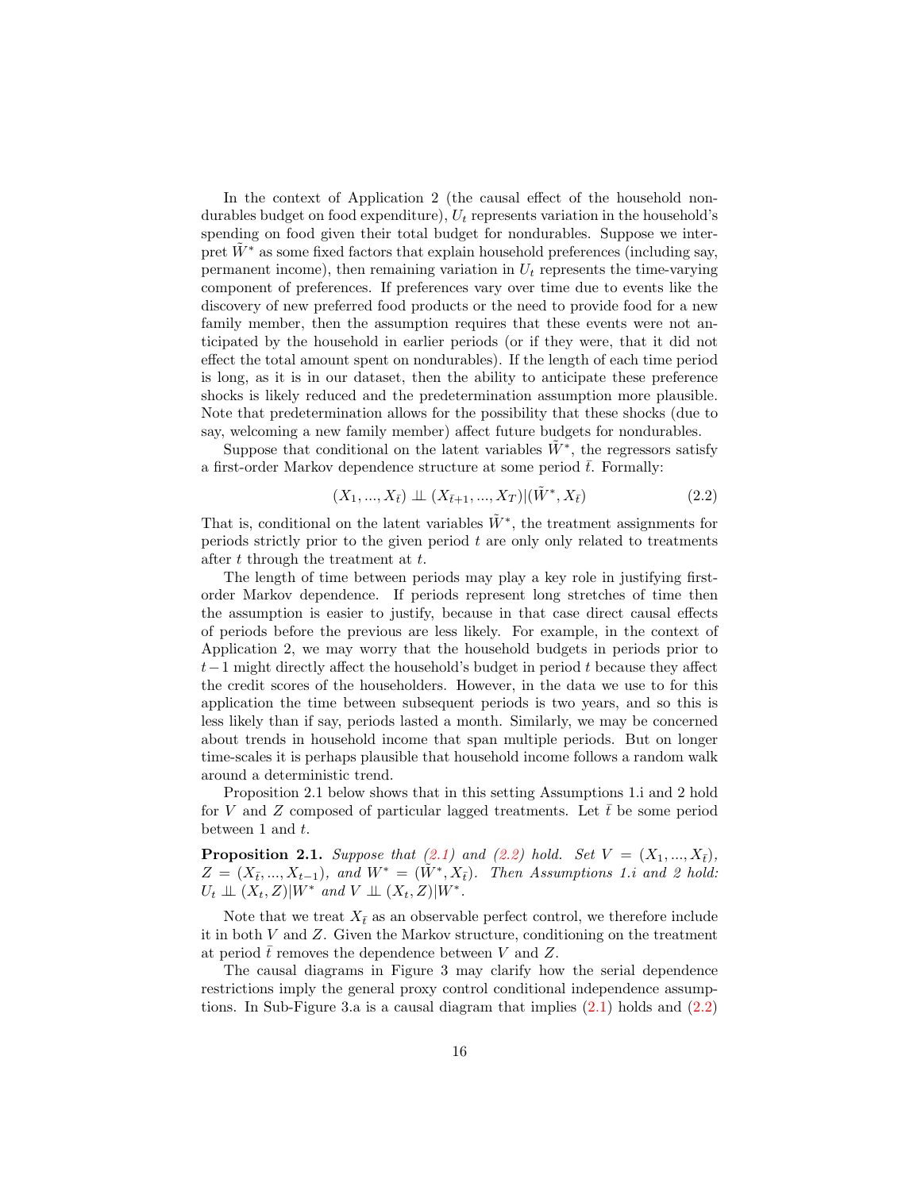In the context of Application 2 (the causal effect of the household nondurables budget on food expenditure), $U_t$ represents variation in the household's spending on food given their total budget for nondurables. Suppose we interpret $\tilde{W}^*$ as some fixed factors that explain household preferences (including say, permanent income), then remaining variation in $U_t$ represents the time-varying component of preferences. If preferences vary over time due to events like the discovery of new preferred food products or the need to provide food for a new family member, then the assumption requires that these events were not anticipated by the household in earlier periods (or if they were, that it did not effect the total amount spent on nondurables). If the length of each time period is long, as it is in our dataset, then the ability to anticipate these preference shocks is likely reduced and the predetermination assumption more plausible. Note that predetermination allows for the possibility that these shocks (due to say, welcoming a new family member) affect future budgets for nondurables.

Suppose that conditional on the latent variables $\tilde{W}^*$, the regressors satisfy a first-order Markov dependence structure at some period $\bar{t}$. Formally:

$$(X_1, ..., X_{\bar{t}}) \perp\!\!\!\perp (X_{\bar{t}+1}, ..., X_T) | (\tilde{W}^*, X_{\bar{t}}) \tag{2.2}$$

That is, conditional on the latent variables $\tilde{W}^*$, the treatment assignments for periods strictly prior to the given period $t$ are only only related to treatments after $t$ through the treatment at $t$.

The length of time between periods may play a key role in justifying first-order Markov dependence. If periods represent long stretches of time then the assumption is easier to justify, because in that case direct causal effects of periods before the previous are less likely. For example, in the context of Application 2, we may worry that the household budgets in periods prior to $t-1$ might directly affect the household's budget in period $t$ because they affect the credit scores of the householders. However, in the data we use to for this application the time between subsequent periods is two years, and so this is less likely than if say, periods lasted a month. Similarly, we may be concerned about trends in household income that span multiple periods. But on longer time-scales it is perhaps plausible that household income follows a random walk around a deterministic trend.

Proposition 2.1 below shows that in this setting Assumptions 1.i and 2 hold for $V$ and $Z$ composed of particular lagged treatments. Let $\bar{t}$ be some period between 1 and $t$.

**Proposition 2.1.** *Suppose that (2.1) and (2.2) hold. Set $V = (X_1, ..., X_{\bar{t}})$, $Z = (X_{\bar{t}}, ..., X_{t-1})$, and $W^* = (\tilde{W}^*, X_{\bar{t}})$. Then Assumptions 1.i and 2 hold: $U_t \perp\!\!\!\perp (X_t, Z) | W^*$ and $V \perp\!\!\!\perp (X_t, Z) | W^*$.*

Note that we treat $X_{\bar{t}}$ as an observable perfect control, we therefore include it in both $V$ and $Z$. Given the Markov structure, conditioning on the treatment at period $\bar{t}$ removes the dependence between $V$ and $Z$.

The causal diagrams in Figure 3 may clarify how the serial dependence restrictions imply the general proxy control conditional independence assumptions. In Sub-Figure 3.a is a causal diagram that implies (2.1) holds and (2.2)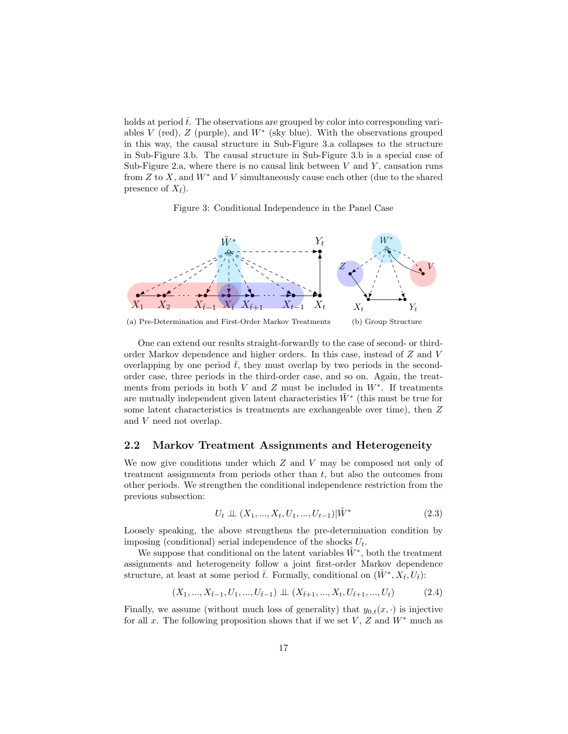holds at period $\bar{t}$. The observations are grouped by color into corresponding variables $V$ (red), $Z$ (purple), and $W^*$ (sky blue). With the observations grouped in this way, the causal structure in Sub-Figure 3.a collapses to the structure in Sub-Figure 3.b. The causal structure in Sub-Figure 3.b is a special case of Sub-Figure 2.a, where there is no causal link between $V$ and $Y$, causation runs from $Z$ to $X$, and $W^*$ and $V$ simultaneously cause each other (due to the shared presence of $X_{\bar{t}}$).

Figure 3: Conditional Independence in the Panel Case

(a) Pre-Determination and First-Order Markov Treatments

(b) Group Structure

One can extend our results straight-forwardly to the case of second- or third-order Markov dependence and higher orders. In this case, instead of $Z$ and $V$ overlapping by one period $\bar{t}$, they must overlap by two periods in the second-order case, three periods in the third-order case, and so on. Again, the treatments from periods in both $V$ and $Z$ must be included in $W^*$. If treatments are mutually independent given latent characteristics $\tilde{W}^*$ (this must be true for some latent characteristics is treatments are exchangeable over time), then $Z$ and $V$ need not overlap.

## 2.2 Markov Treatment Assignments and Heterogeneity

We now give conditions under which $Z$ and $V$ may be composed not only of treatment assignments from periods other than $t$, but also the outcomes from other periods. We strengthen the conditional independence restriction from the previous subsection:

$$U_t \perp\!\!\!\perp (X_1, ..., X_t, U_1, ..., U_{t-1}) | \tilde{W}^* \tag{2.3}$$

Loosely speaking, the above strengthens the pre-determination condition by imposing (conditional) serial independence of the shocks $U_t$.

We suppose that conditional on the latent variables $\tilde{W}^*$, both the treatment assignments and heterogeneity follow a joint first-order Markov dependence structure, at least at some period $\bar{t}$. Formally, conditional on $(\tilde{W}^*, X_{\bar{t}}, U_{\bar{t}})$:

$$(X_1, ..., X_{\bar{t}-1}, U_1, ..., U_{\bar{t}-1}) \perp\!\!\!\perp (X_{\bar{t}+1}, ..., X_t, U_{\bar{t}+1}, ..., U_t) \tag{2.4}$$

Finally, we assume (without much loss of generality) that $y_{0,t}(x, \cdot)$ is injective for all $x$. The following proposition shows that if we set $V$, $Z$ and $W^*$ much as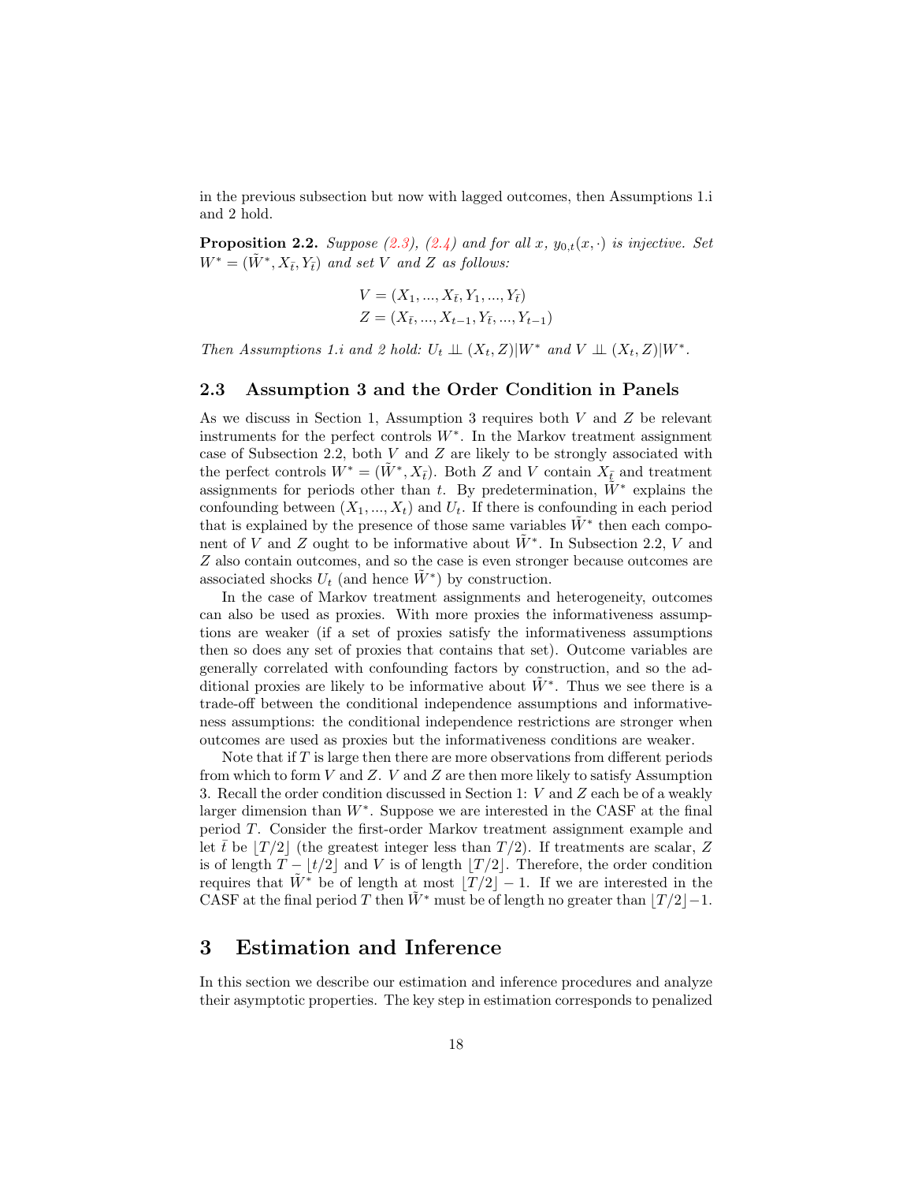in the previous subsection but now with lagged outcomes, then Assumptions 1.i and 2 hold.

**Proposition 2.2.** *Suppose (2.3), (2.4) and for all $x$, $y_{0,t}(x,\cdot)$ is injective. Set $W^* = (\tilde{W}^*, X_{\bar{t}}, Y_{\bar{t}})$ and set $V$ and $Z$ as follows:*

$$V = (X_1, ..., X_{\bar{t}}, Y_1, ..., Y_{\bar{t}})$$
$$Z = (X_{\bar{t}}, ..., X_{t-1}, Y_{\bar{t}}, ..., Y_{t-1})$$

*Then Assumptions 1.i and 2 hold: $U_t \perp\!\!\!\perp (X_t, Z)|W^*$ and $V \perp\!\!\!\perp (X_t, Z)|W^*$.*

## 2.3 Assumption 3 and the Order Condition in Panels

As we discuss in Section 1, Assumption 3 requires both $V$ and $Z$ be relevant instruments for the perfect controls $W^*$. In the Markov treatment assignment case of Subsection 2.2, both $V$ and $Z$ are likely to be strongly associated with the perfect controls $W^* = (\tilde{W}^*, X_{\bar{t}})$. Both $Z$ and $V$ contain $X_{\underline{t}}$ and treatment assignments for periods other than $t$. By predetermination, $\tilde{W}^*$ explains the confounding between $(X_1, ..., X_t)$ and $U_t$. If there is confounding in each period that is explained by the presence of those same variables $\tilde{W}^*$ then each component of $V$ and $Z$ ought to be informative about $\tilde{W}^*$. In Subsection 2.2, $V$ and $Z$ also contain outcomes, and so the case is even stronger because outcomes are associated shocks $U_t$ (and hence $\tilde{W}^*$) by construction.

In the case of Markov treatment assignments and heterogeneity, outcomes can also be used as proxies. With more proxies the informativeness assumptions are weaker (if a set of proxies satisfy the informativeness assumptions then so does any set of proxies that contains that set). Outcome variables are generally correlated with confounding factors by construction, and so the additional proxies are likely to be informative about $\tilde{W}^*$. Thus we see there is a trade-off between the conditional independence assumptions and informativeness assumptions: the conditional independence restrictions are stronger when outcomes are used as proxies but the informativeness conditions are weaker.

Note that if $T$ is large then there are more observations from different periods from which to form $V$ and $Z$. $V$ and $Z$ are then more likely to satisfy Assumption 3. Recall the order condition discussed in Section 1: $V$ and $Z$ each be of a weakly larger dimension than $W^*$. Suppose we are interested in the CASF at the final period $T$. Consider the first-order Markov treatment assignment example and let $\bar{t}$ be $\lfloor T/2 \rfloor$ (the greatest integer less than $T/2$). If treatments are scalar, $Z$ is of length $T - \lfloor t/2 \rfloor$ and $V$ is of length $\lfloor T/2 \rfloor$. Therefore, the order condition requires that $\tilde{W}^*$ be of length at most $\lfloor T/2 \rfloor - 1$. If we are interested in the CASF at the final period $T$ then $\tilde{W}^*$ must be of length no greater than $\lfloor T/2 \rfloor - 1$.

# 3 Estimation and Inference

In this section we describe our estimation and inference procedures and analyze their asymptotic properties. The key step in estimation corresponds to penalized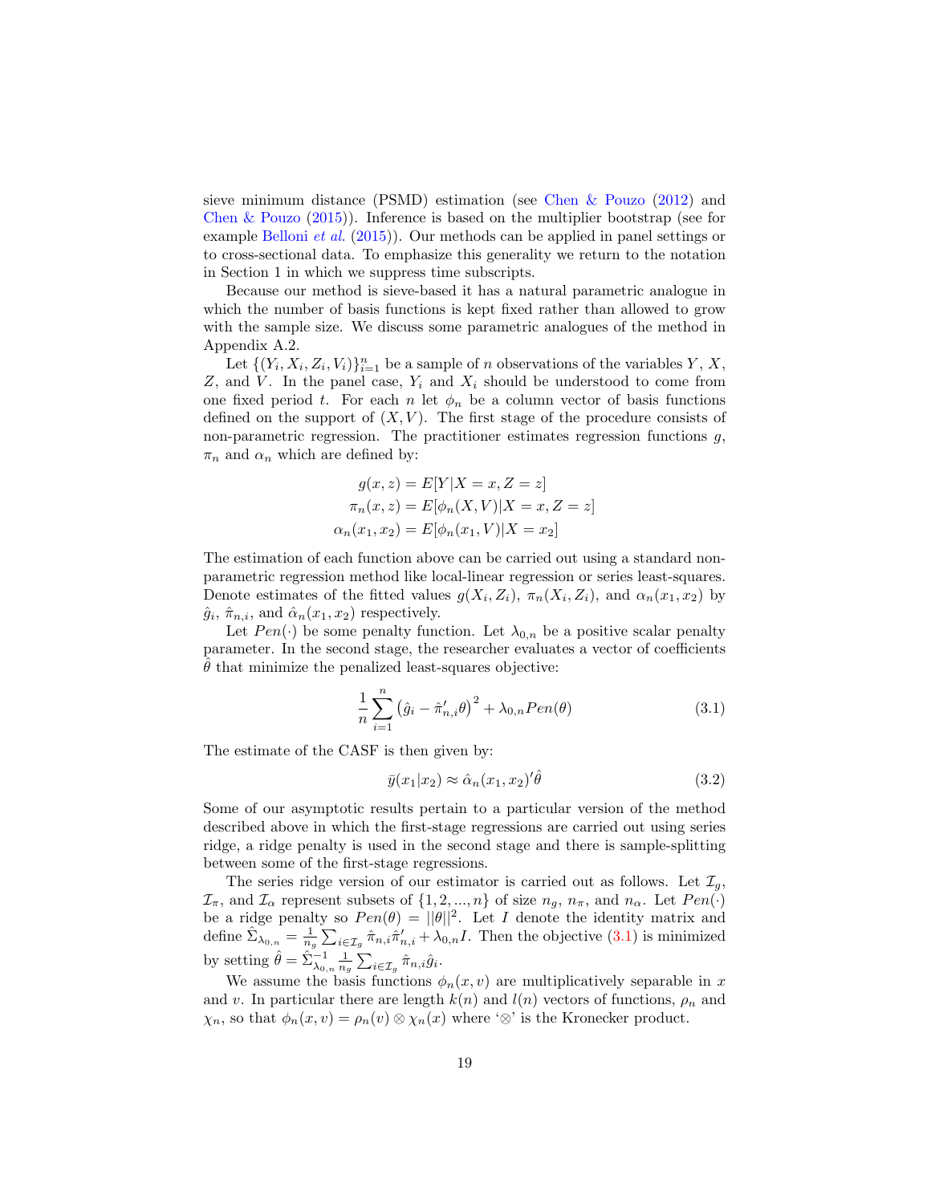sieve minimum distance (PSMD) estimation (see Chen & Pouzo (2012) and Chen & Pouzo (2015)). Inference is based on the multiplier bootstrap (see for example Belloni *et al.* (2015)). Our methods can be applied in panel settings or to cross-sectional data. To emphasize this generality we return to the notation in Section 1 in which we suppress time subscripts.

Because our method is sieve-based it has a natural parametric analogue in which the number of basis functions is kept fixed rather than allowed to grow with the sample size. We discuss some parametric analogues of the method in Appendix A.2.

Let $\{(Y_i, X_i, Z_i, V_i)\}_{i=1}^n$ be a sample of $n$ observations of the variables $Y$, $X$, $Z$, and $V$. In the panel case, $Y_i$ and $X_i$ should be understood to come from one fixed period $t$. For each $n$ let $\phi_n$ be a column vector of basis functions defined on the support of $(X, V)$. The first stage of the procedure consists of non-parametric regression. The practitioner estimates regression functions $g$, $\pi_n$ and $\alpha_n$ which are defined by:

$$
\begin{aligned}
g(x,z) &= E[Y|X=x, Z=z] \\
\pi_n(x,z) &= E[\phi_n(X,V)|X=x, Z=z] \\
\alpha_n(x_1,x_2) &= E[\phi_n(x_1,V)|X=x_2]
\end{aligned}
$$

The estimation of each function above can be carried out using a standard non-parametric regression method like local-linear regression or series least-squares. Denote estimates of the fitted values $g(X_i, Z_i)$, $\pi_n(X_i, Z_i)$, and $\alpha_n(x_1, x_2)$ by $\hat{g}_i$, $\hat{\pi}_{n,i}$, and $\hat{\alpha}_n(x_1, x_2)$ respectively.

Let $Pen(\cdot)$ be some penalty function. Let $\lambda_{0,n}$ be a positive scalar penalty parameter. In the second stage, the researcher evaluates a vector of coefficients $\hat{\theta}$ that minimize the penalized least-squares objective:

$$
\frac{1}{n}\sum_{i=1}^{n}\left(\hat{g}_i - \hat{\pi}_{n,i}'\theta\right)^2 + \lambda_{0,n}Pen(\theta) \tag{3.1}
$$

The estimate of the CASF is then given by:

$$
\bar{y}(x_1|x_2) \approx \hat{\alpha}_n(x_1,x_2)'\hat{\theta} \tag{3.2}
$$

Some of our asymptotic results pertain to a particular version of the method described above in which the first-stage regressions are carried out using series ridge, a ridge penalty is used in the second stage and there is sample-splitting between some of the first-stage regressions.

The series ridge version of our estimator is carried out as follows. Let $\mathcal{I}_g$, $\mathcal{I}_\pi$, and $\mathcal{I}_\alpha$ represent subsets of $\{1, 2, ..., n\}$ of size $n_g$, $n_\pi$, and $n_\alpha$. Let $Pen(\cdot)$ be a ridge penalty so $Pen(\theta) = ||\theta||^2$. Let $I$ denote the identity matrix and define $\hat{\Sigma}_{\lambda_{0,n}} = \frac{1}{n_g}\sum_{i\in\mathcal{I}_g}\hat{\pi}_{n,i}\hat{\pi}_{n,i}' + \lambda_{0,n}I$. Then the objective (3.1) is minimized by setting $\hat{\theta} = \hat{\Sigma}_{\lambda_{0,n}}^{-1}\frac{1}{n_g}\sum_{i\in\mathcal{I}_g}\hat{\pi}_{n,i}\hat{g}_i$.

We assume the basis functions $\phi_n(x, v)$ are multiplicatively separable in $x$ and $v$. In particular there are length $k(n)$ and $l(n)$ vectors of functions, $\rho_n$ and $\chi_n$, so that $\phi_n(x, v) = \rho_n(v) \otimes \chi_n(x)$ where '$\otimes$' is the Kronecker product.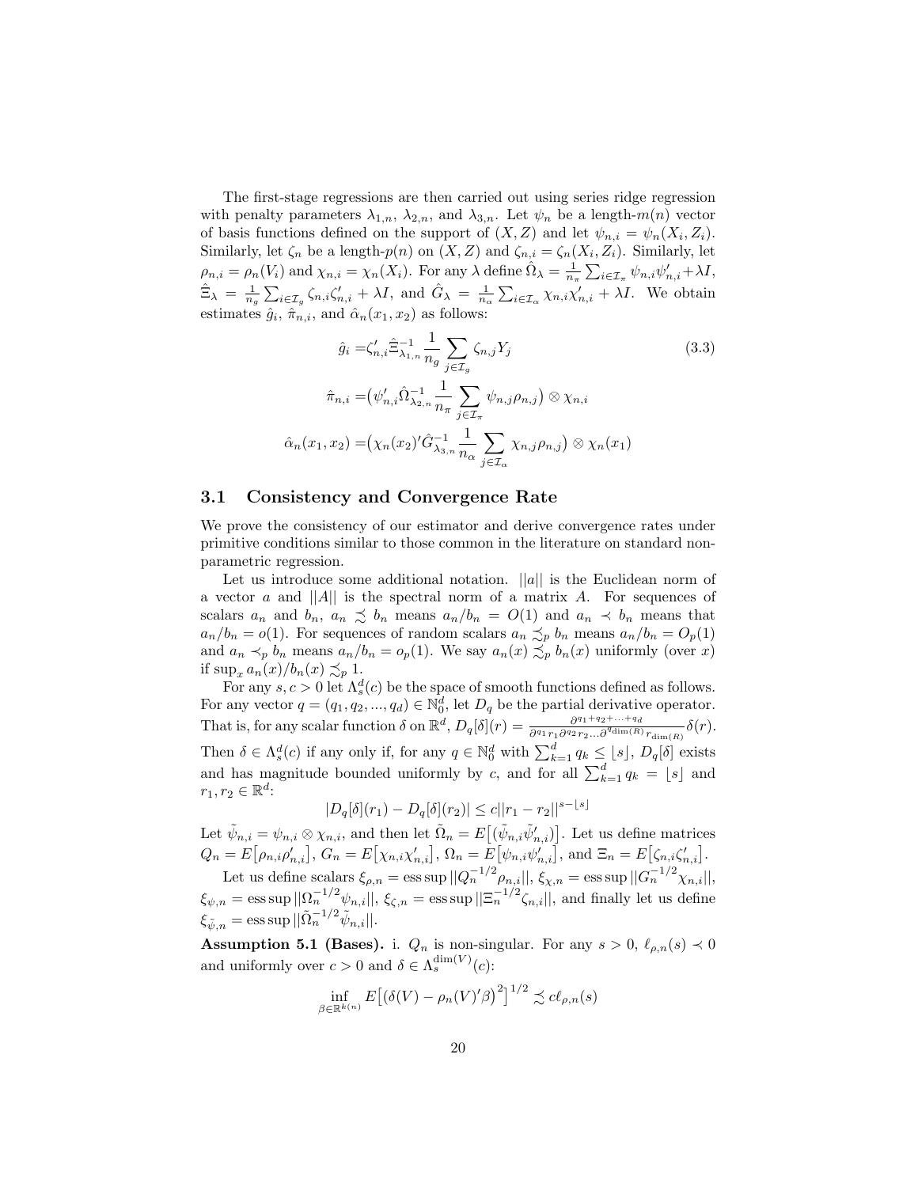The first-stage regressions are then carried out using series ridge regression with penalty parameters $\lambda_{1,n}$, $\lambda_{2,n}$, and $\lambda_{3,n}$. Let $\psi_n$ be a length-$m(n)$ vector of basis functions defined on the support of $(X, Z)$ and let $\psi_{n,i} = \psi_n(X_i, Z_i)$. Similarly, let $\zeta_n$ be a length-$p(n)$ on $(X, Z)$ and $\zeta_{n,i} = \zeta_n(X_i, Z_i)$. Similarly, let $\rho_{n,i} = \rho_n(V_i)$ and $\chi_{n,i} = \chi_n(X_i)$. For any $\lambda$ define $\hat{\Omega}_\lambda = \frac{1}{n_\pi}\sum_{i\in\mathcal{I}_\pi}\psi_{n,i}\psi_{n,i}' + \lambda I$, $\hat{\Xi}_\lambda = \frac{1}{n_g}\sum_{i\in\mathcal{I}_g}\zeta_{n,i}\zeta_{n,i}' + \lambda I$, and $\hat{G}_\lambda = \frac{1}{n_\alpha}\sum_{i\in\mathcal{I}_\alpha}\chi_{n,i}\chi_{n,i}' + \lambda I$. We obtain estimates $\hat{g}_i$, $\hat{\pi}_{n,i}$, and $\hat{\alpha}_n(x_1, x_2)$ as follows:

$$
\begin{aligned}
\hat{g}_i =& \zeta_{n,i}'\hat{\Xi}_{\lambda_{1,n}}^{-1}\frac{1}{n_g}\sum_{j\in\mathcal{I}_g}\zeta_{n,j}Y_j \\
\hat{\pi}_{n,i} =& \big(\psi_{n,i}'\hat{\Omega}_{\lambda_{2,n}}^{-1}\frac{1}{n_\pi}\sum_{j\in\mathcal{I}_\pi}\psi_{n,j}\rho_{n,j}\big)\otimes\chi_{n,i} \\
\hat{\alpha}_n(x_1, x_2) =& \big(\chi_n(x_2)'\hat{G}_{\lambda_{3,n}}^{-1}\frac{1}{n_\alpha}\sum_{j\in\mathcal{I}_\alpha}\chi_{n,j}\rho_{n,j}\big)\otimes\chi_n(x_1)
\end{aligned}
\tag{3.3}
$$

## 3.1 Consistency and Convergence Rate

We prove the consistency of our estimator and derive convergence rates under primitive conditions similar to those common in the literature on standard nonparametric regression.

Let us introduce some additional notation. $||a||$ is the Euclidean norm of a vector $a$ and $||A||$ is the spectral norm of a matrix $A$. For sequences of scalars $a_n$ and $b_n$, $a_n \precsim b_n$ means $a_n/b_n = O(1)$ and $a_n \prec b_n$ means that $a_n/b_n = o(1)$. For sequences of random scalars $a_n \precsim_p b_n$ means $a_n/b_n = O_p(1)$ and $a_n \prec_p b_n$ means $a_n/b_n = o_p(1)$. We say $a_n(x) \precsim_p b_n(x)$ uniformly (over $x$) if $\sup_x a_n(x)/b_n(x) \precsim_p 1$.

For any $s, c > 0$ let $\Lambda_s^d(c)$ be the space of smooth functions defined as follows. For any vector $q = (q_1, q_2, ..., q_d) \in \mathbb{N}_0^d$, let $D_q$ be the partial derivative operator. That is, for any scalar function $\delta$ on $\mathbb{R}^d$, $D_q[\delta](r) = \frac{\partial^{q_1+q_2+...+q_d}}{\partial^{q_1}r_1\partial^{q_2}r_2...\partial^{q_{\dim(R)}}r_{\dim(R)}}\delta(r)$. Then $\delta \in \Lambda_s^d(c)$ if any only if, for any $q \in \mathbb{N}_0^d$ with $\sum_{k=1}^d q_k \leq \lfloor s \rfloor$, $D_q[\delta]$ exists and has magnitude bounded uniformly by $c$, and for all $\sum_{k=1}^d q_k = \lfloor s \rfloor$ and $r_1, r_2 \in \mathbb{R}^d$:

$$
|D_q[\delta](r_1) - D_q[\delta](r_2)| \leq c||r_1 - r_2||^{s-\lfloor s \rfloor}
$$

Let $\tilde{\psi}_{n,i} = \psi_{n,i} \otimes \chi_{n,i}$, and then let $\tilde{\Omega}_n = E\big[(\tilde{\psi}_{n,i}\tilde{\psi}_{n,i}')\big]$. Let us define matrices $Q_n = E\big[\rho_{n,i}\rho_{n,i}'\big]$, $G_n = E\big[\chi_{n,i}\chi_{n,i}'\big]$, $\Omega_n = E\big[\psi_{n,i}\psi_{n,i}'\big]$, and $\Xi_n = E\big[\zeta_{n,i}\zeta_{n,i}'\big]$.

Let us define scalars $\xi_{\rho,n} = \text{ess sup}\,||Q_n^{-1/2}\rho_{n,i}||$, $\xi_{\chi,n} = \text{ess sup}\,||G_n^{-1/2}\chi_{n,i}||$, $\xi_{\psi,n} = \text{ess sup}\,||\Omega_n^{-1/2}\psi_{n,i}||$, $\xi_{\zeta,n} = \text{ess sup}\,||\Xi_n^{-1/2}\zeta_{n,i}||$, and finally let us define $\xi_{\tilde{\psi},n} = \text{ess sup}\,||\tilde{\Omega}_n^{-1/2}\tilde{\psi}_{n,i}||$.

**Assumption 5.1 (Bases).** i. $Q_n$ is non-singular. For any $s > 0$, $\ell_{\rho,n}(s) \prec 0$ and uniformly over $c > 0$ and $\delta \in \Lambda_s^{\dim(V)}(c)$:

$$
\inf_{\beta\in\mathbb{R}^{k(n)}} E\big[(\delta(V) - \rho_n(V)'\beta)^2\big]^{1/2} \precsim c\ell_{\rho,n}(s)
$$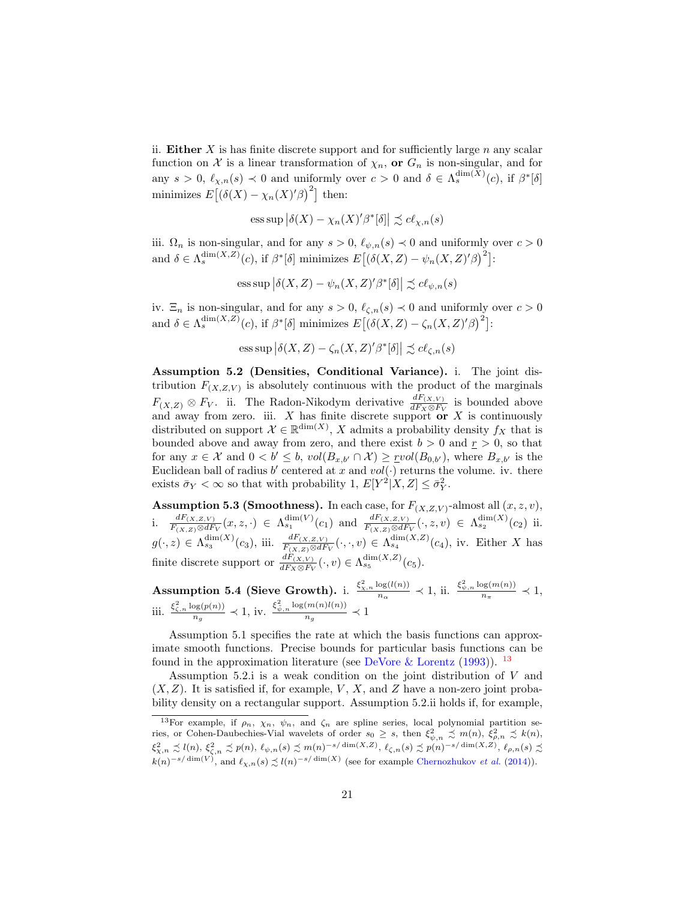ii. **Either** $X$ is has finite discrete support and for sufficiently large $n$ any scalar function on $\mathcal{X}$ is a linear transformation of $\chi_n$, **or** $G_n$ is non-singular, and for any $s > 0$, $\ell_{\chi,n}(s) \prec 0$ and uniformly over $c > 0$ and $\delta \in \Lambda_s^{\dim(X)}(c)$, if $\beta^*[\delta]$ minimizes $E\big[\big(\delta(X) - \chi_n(X)'\beta\big)^2\big]$ then:

$$\operatorname{ess\,sup}\big|\delta(X) - \chi_n(X)'\beta^*[\delta]\big| \precsim c\ell_{\chi,n}(s)$$

iii. $\Omega_n$ is non-singular, and for any $s > 0$, $\ell_{\psi,n}(s) \prec 0$ and uniformly over $c > 0$ and $\delta \in \Lambda_s^{\dim(X,Z)}(c)$, if $\beta^*[\delta]$ minimizes $E\big[\big(\delta(X,Z) - \psi_n(X,Z)'\beta\big)^2\big]$:

$$\operatorname{ess\,sup}\big|\delta(X,Z) - \psi_n(X,Z)'\beta^*[\delta]\big| \precsim c\ell_{\psi,n}(s)$$

iv. $\Xi_n$ is non-singular, and for any $s > 0$, $\ell_{\zeta,n}(s) \prec 0$ and uniformly over $c > 0$ and $\delta \in \Lambda_s^{\dim(X,Z)}(c)$, if $\beta^*[\delta]$ minimizes $E\big[\big(\delta(X,Z) - \zeta_n(X,Z)'\beta\big)^2\big]$:

$$\operatorname{ess\,sup}\big|\delta(X,Z) - \zeta_n(X,Z)'\beta^*[\delta]\big| \precsim c\ell_{\zeta,n}(s)$$

**Assumption 5.2 (Densities, Conditional Variance).** i. The joint distribution $F_{(X,Z,V)}$ is absolutely continuous with the product of the marginals $F_{(X,Z)} \otimes F_V$. ii. The Radon-Nikodym derivative $\frac{dF_{(X,V)}}{dF_X \otimes F_V}$ is bounded above and away from zero. iii. $X$ has finite discrete support **or** $X$ is continuously distributed on support $\mathcal{X} \in \mathbb{R}^{\dim(X)}$, $X$ admits a probability density $f_X$ that is bounded above and away from zero, and there exist $b > 0$ and $\underline{r} > 0$, so that for any $x \in \mathcal{X}$ and $0 < b' \leq b$, $vol(B_{x,b'} \cap \mathcal{X}) \geq \underline{r}vol(B_{0,b'})$, where $B_{x,b'}$ is the Euclidean ball of radius $b'$ centered at $x$ and $vol(\cdot)$ returns the volume. iv. there exists $\bar{\sigma}_Y < \infty$ so that with probability 1, $E[Y^2|X,Z] \leq \bar{\sigma}_Y^2$.

**Assumption 5.3 (Smoothness).** In each case, for $F_{(X,Z,V)}$-almost all $(x,z,v)$, i. $\frac{dF_{(X,Z,V)}}{F_{(X,Z)} \otimes dF_V}(x,z,\cdot) \in \Lambda_{s_1}^{\dim(V)}(c_1)$ and $\frac{dF_{(X,Z,V)}}{F_{(X,Z)} \otimes dF_V}(\cdot,z,v) \in \Lambda_{s_2}^{\dim(X)}(c_2)$ ii. $g(\cdot,z) \in \Lambda_{s_3}^{\dim(X)}(c_3)$, iii. $\frac{dF_{(X,Z,V)}}{F_{(X,Z)} \otimes dF_V}(\cdot,\cdot,v) \in \Lambda_{s_4}^{\dim(X,Z)}(c_4)$, iv. Either $X$ has finite discrete support or $\frac{dF_{(X,V)}}{dF_X \otimes F_V}(\cdot,v) \in \Lambda_{s_5}^{\dim(X,Z)}(c_5)$.

**Assumption 5.4 (Sieve Growth).** i. $\frac{\xi_{\chi,n}^2 \log(l(n))}{n_\alpha} \prec 1$, ii. $\frac{\xi_{\psi,n}^2 \log(m(n))}{n_\pi} \prec 1$, iii. $\frac{\xi_{\zeta,n}^2 \log(p(n))}{n_g} \prec 1$, iv. $\frac{\xi_{\psi,n}^2 \log(m(n)l(n))}{n_g} \prec 1$

Assumption 5.1 specifies the rate at which the basis functions can approximate smooth functions. Precise bounds for particular basis functions can be found in the approximation literature (see DeVore & Lorentz (1993)). [13]

Assumption 5.2.i is a weak condition on the joint distribution of $V$ and $(X,Z)$. It is satisfied if, for example, $V$, $X$, and $Z$ have a non-zero joint probability density on a rectangular support. Assumption 5.2.ii holds if, for example,

[13] For example, if $\rho_n$, $\chi_n$, $\psi_n$, and $\zeta_n$ are spline series, local polynomial partition series, or Cohen-Daubechies-Vial wavelets of order $s_0 \geq s$, then $\xi_{\psi,n}^2 \precsim m(n)$, $\xi_{\rho,n}^2 \precsim k(n)$, $\xi_{\chi,n}^2 \precsim l(n)$, $\xi_{\zeta,n}^2 \precsim p(n)$, $\ell_{\psi,n}(s) \precsim m(n)^{-s/\dim(X,Z)}$, $\ell_{\zeta,n}(s) \precsim p(n)^{-s/\dim(X,Z)}$, $\ell_{\rho,n}(s) \precsim k(n)^{-s/\dim(V)}$, and $\ell_{\chi,n}(s) \precsim l(n)^{-s/\dim(X)}$ (see for example Chernozhukov *et al.* (2014)).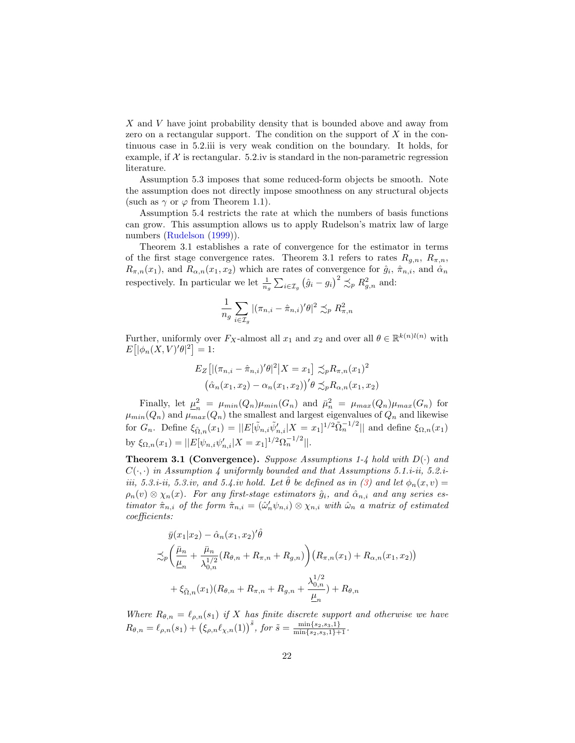$X$ and $V$ have joint probability density that is bounded above and away from zero on a rectangular support. The condition on the support of $X$ in the continuous case in 5.2.iii is very weak condition on the boundary. It holds, for example, if $\mathcal{X}$ is rectangular. 5.2.iv is standard in the non-parametric regression literature.

Assumption 5.3 imposes that some reduced-form objects be smooth. Note the assumption does not directly impose smoothness on any structural objects (such as $\gamma$ or $\varphi$ from Theorem 1.1).

Assumption 5.4 restricts the rate at which the numbers of basis functions can grow. This assumption allows us to apply Rudelson's matrix law of large numbers (Rudelson (1999)).

Theorem 3.1 establishes a rate of convergence for the estimator in terms of the first stage convergence rates. Theorem 3.1 refers to rates $R_{g,n}$, $R_{\pi,n}$, $R_{\pi,n}(x_1)$, and $R_{\alpha,n}(x_1,x_2)$ which are rates of convergence for $\hat{g}_i$, $\hat{\pi}_{n,i}$, and $\hat{\alpha}_n$ respectively. In particular we let $\frac{1}{n_g}\sum_{i\in\mathcal{I}_g}\left(\hat{g}_i - g_i\right)^2 \precsim_p R_{g,n}^2$ and:

$$\frac{1}{n_g}\sum_{i\in\mathcal{I}_g}|(\pi_{n,i}-\hat{\pi}_{n,i})'\theta|^2 \precsim_p R_{\pi,n}^2$$

Further, uniformly over $F_X$-almost all $x_1$ and $x_2$ and over all $\theta\in\mathbb{R}^{k(n)l(n)}$ with $E\left[|\phi_n(X,V)'\theta|^2\right]=1$:

$$E_Z\left[|(\pi_{n,i}-\hat{\pi}_{n,i})'\theta|^2\middle|X=x_1\right]\precsim_p R_{\pi,n}(x_1)^2$$
$$\left(\hat{\alpha}_n(x_1,x_2)-\alpha_n(x_1,x_2)\right)'\theta\precsim_p R_{\alpha,n}(x_1,x_2)$$

Finally, let $\underline{\mu}_n^2=\mu_{min}(Q_n)\mu_{min}(G_n)$ and $\bar{\mu}_n^2=\mu_{max}(Q_n)\mu_{max}(G_n)$ for $\mu_{min}(Q_n)$ and $\mu_{max}(Q_n)$ the smallest and largest eigenvalues of $Q_n$ and likewise for $G_n$. Define $\xi_{\tilde{\Omega},n}(x_1)=||E[\tilde{\psi}_{n,i}\tilde{\psi}_{n,i}'|X=x_1]^{1/2}\tilde{\Omega}_n^{-1/2}||$ and define $\xi_{\Omega,n}(x_1)$ by $\xi_{\Omega,n}(x_1)=||E[\psi_{n,i}\psi_{n,i}'|X=x_1]^{1/2}\Omega_n^{-1/2}||$.

**Theorem 3.1 (Convergence).** *Suppose Assumptions 1-4 hold with $D(\cdot)$ and $C(\cdot,\cdot)$ in Assumption 4 uniformly bounded and that Assumptions 5.1.i-ii, 5.2.i-iii, 5.3.i-ii, 5.3.iv, and 5.4.iv hold. Let $\hat{\theta}$ be defined as in (3) and let $\phi_n(x,v)=\rho_n(v)\otimes\chi_n(x)$. For any first-stage estimators $\hat{g}_i$, and $\hat{\alpha}_{n,i}$ and any series estimator $\hat{\pi}_{n,i}$ of the form $\hat{\pi}_{n,i}=(\hat{\omega}_n'\psi_{n,i})\otimes\chi_{n,i}$ with $\hat{\omega}_n$ a matrix of estimated coefficients:*

$$\begin{aligned}
&\bar{y}(x_1|x_2)-\hat{\alpha}_n(x_1,x_2)'\hat{\theta}\\
&\precsim_p\left(\frac{\bar{\mu}_n}{\underline{\mu}_n}+\frac{\bar{\mu}_n}{\lambda_{0,n}^{1/2}}(R_{\theta,n}+R_{\pi,n}+R_{g,n})\right)\left(R_{\pi,n}(x_1)+R_{\alpha,n}(x_1,x_2)\right)\\
&\quad+\xi_{\tilde{\Omega},n}(x_1)(R_{\theta,n}+R_{\pi,n}+R_{g,n}+\frac{\lambda_{0,n}^{1/2}}{\underline{\mu}_n})+R_{\theta,n}
\end{aligned}$$

*Where $R_{\theta,n}=\ell_{\rho,n}(s_1)$ if $X$ has finite discrete support and otherwise we have $R_{\theta,n}=\ell_{\rho,n}(s_1)+\left(\xi_{\rho,n}\ell_{\chi,n}(1)\right)^{\tilde{s}}$, for $\tilde{s}=\frac{\min\{s_2,s_3,1\}}{\min\{s_2,s_3,1\}+1}$.*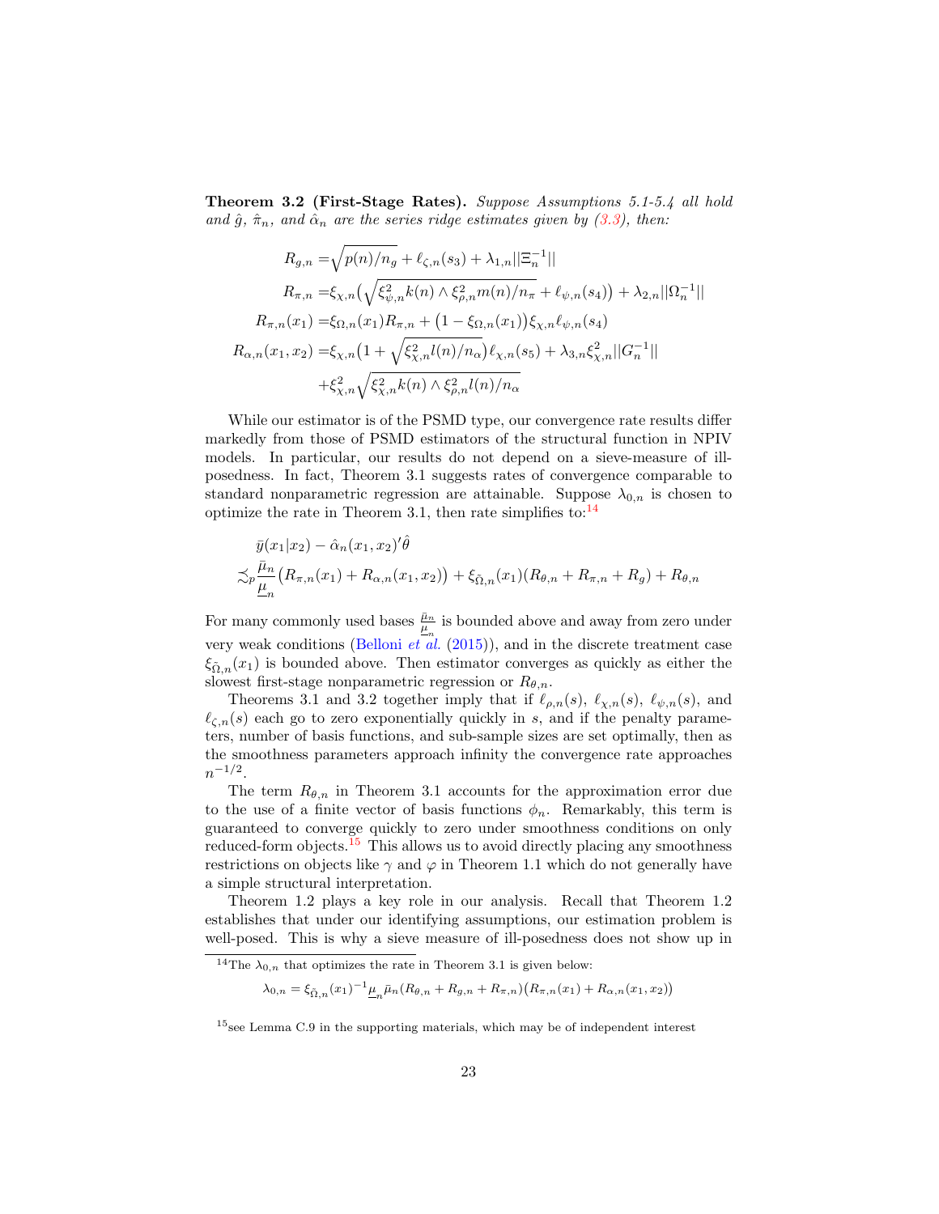**Theorem 3.2 (First-Stage Rates).** *Suppose Assumptions 5.1-5.4 all hold and $\hat{g}$, $\hat{\pi}_n$, and $\hat{\alpha}_n$ are the series ridge estimates given by (3.3), then:*

$$
\begin{aligned}
R_{g,n} =& \sqrt{p(n)/n_g} + \ell_{\zeta,n}(s_3) + \lambda_{1,n}||\Xi_n^{-1}|| \\
R_{\pi,n} =& \xi_{\chi,n}\big(\sqrt{\xi_{\psi,n}^2 k(n) \wedge \xi_{\rho,n}^2 m(n)/n_\pi} + \ell_{\psi,n}(s_4)\big) + \lambda_{2,n}||\Omega_n^{-1}|| \\
R_{\pi,n}(x_1) =& \xi_{\Omega,n}(x_1) R_{\pi,n} + \big(1 - \xi_{\Omega,n}(x_1)\big)\xi_{\chi,n}\ell_{\psi,n}(s_4) \\
R_{\alpha,n}(x_1,x_2) =& \xi_{\chi,n}\big(1 + \sqrt{\xi_{\chi,n}^2 l(n)/n_\alpha}\big)\ell_{\chi,n}(s_5) + \lambda_{3,n}\xi_{\chi,n}^2||G_n^{-1}|| \\
&+ \xi_{\chi,n}^2\sqrt{\xi_{\chi,n}^2 k(n) \wedge \xi_{\rho,n}^2 l(n)/n_\alpha}
\end{aligned}
$$

While our estimator is of the PSMD type, our convergence rate results differ markedly from those of PSMD estimators of the structural function in NPIV models. In particular, our results do not depend on a sieve-measure of ill-posedness. In fact, Theorem 3.1 suggests rates of convergence comparable to standard nonparametric regression are attainable. Suppose $\lambda_{0,n}$ is chosen to optimize the rate in Theorem 3.1, then rate simplifies to:[14]

$$
\begin{aligned}
&\bar{y}(x_1|x_2) - \hat{\alpha}_n(x_1,x_2)'\hat{\theta} \\
\lesssim_p& \frac{\bar{\mu}_n}{\underline{\mu}_n}\big(R_{\pi,n}(x_1) + R_{\alpha,n}(x_1,x_2)\big) + \xi_{\tilde{\Omega},n}(x_1)(R_{\theta,n} + R_{\pi,n} + R_g) + R_{\theta,n}
\end{aligned}
$$

For many commonly used bases $\frac{\bar{\mu}_n}{\underline{\mu}_n}$ is bounded above and away from zero under very weak conditions (Belloni *et al.* (2015)), and in the discrete treatment case $\xi_{\tilde{\Omega},n}(x_1)$ is bounded above. Then estimator converges as quickly as either the slowest first-stage nonparametric regression or $R_{\theta,n}$.

Theorems 3.1 and 3.2 together imply that if $\ell_{\rho,n}(s)$, $\ell_{\chi,n}(s)$, $\ell_{\psi,n}(s)$, and $\ell_{\zeta,n}(s)$ each go to zero exponentially quickly in $s$, and if the penalty parameters, number of basis functions, and sub-sample sizes are set optimally, then as the smoothness parameters approach infinity the convergence rate approaches $n^{-1/2}$.

The term $R_{\theta,n}$ in Theorem 3.1 accounts for the approximation error due to the use of a finite vector of basis functions $\phi_n$. Remarkably, this term is guaranteed to converge quickly to zero under smoothness conditions on only reduced-form objects.[15] This allows us to avoid directly placing any smoothness restrictions on objects like $\gamma$ and $\varphi$ in Theorem 1.1 which do not generally have a simple structural interpretation.

Theorem 1.2 plays a key role in our analysis. Recall that Theorem 1.2 establishes that under our identifying assumptions, our estimation problem is well-posed. This is why a sieve measure of ill-posedness does not show up in

[14] The $\lambda_{0,n}$ that optimizes the rate in Theorem 3.1 is given below:

$$
\lambda_{0,n} = \xi_{\tilde{\Omega},n}(x_1)^{-1}\underline{\mu}_n\bar{\mu}_n(R_{\theta,n} + R_{g,n} + R_{\pi,n})\big(R_{\pi,n}(x_1) + R_{\alpha,n}(x_1,x_2)\big)
$$

[15] see Lemma C.9 in the supporting materials, which may be of independent interest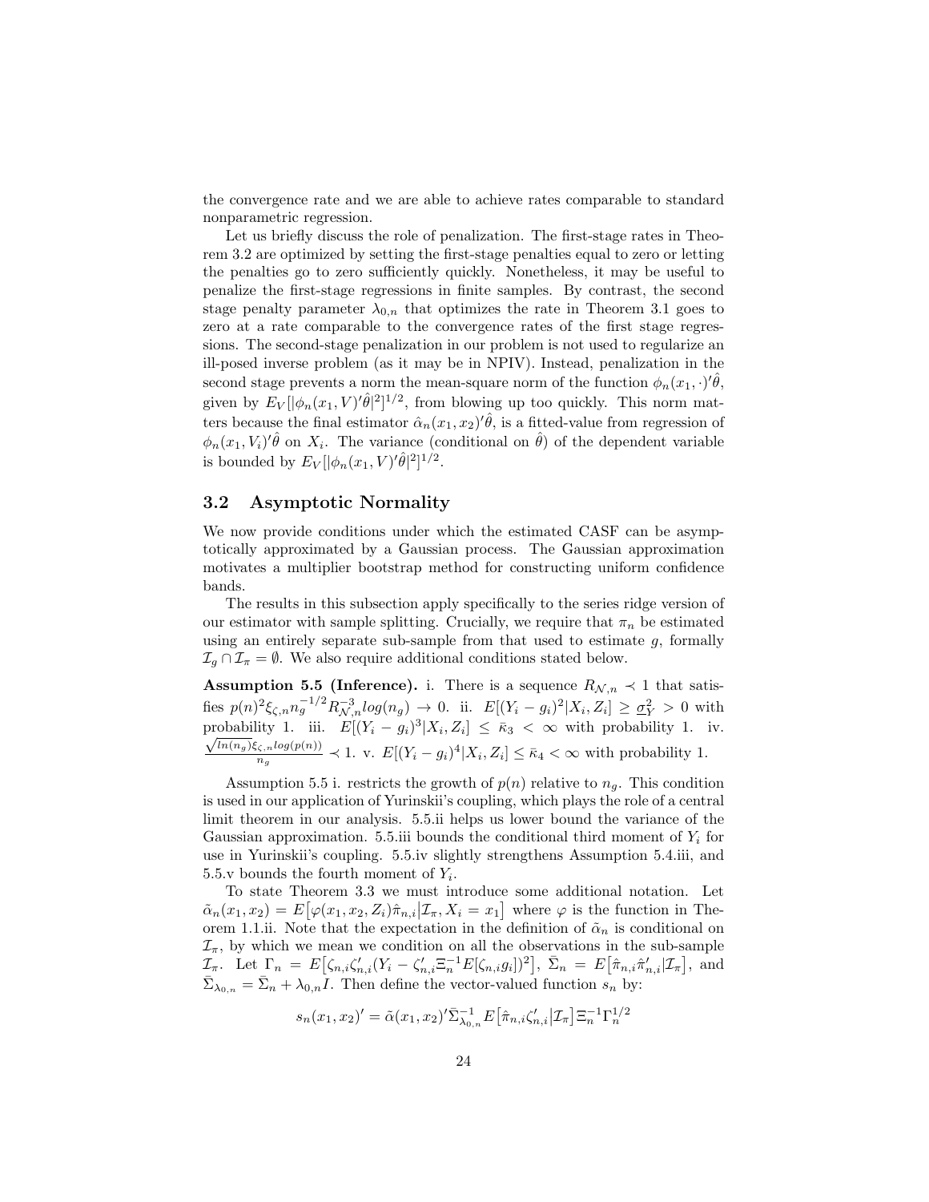the convergence rate and we are able to achieve rates comparable to standard nonparametric regression.

Let us briefly discuss the role of penalization. The first-stage rates in Theorem 3.2 are optimized by setting the first-stage penalties equal to zero or letting the penalties go to zero sufficiently quickly. Nonetheless, it may be useful to penalize the first-stage regressions in finite samples. By contrast, the second stage penalty parameter $\lambda_{0,n}$ that optimizes the rate in Theorem 3.1 goes to zero at a rate comparable to the convergence rates of the first stage regressions. The second-stage penalization in our problem is not used to regularize an ill-posed inverse problem (as it may be in NPIV). Instead, penalization in the second stage prevents a norm the mean-square norm of the function $\phi_n(x_1, \cdot)'\hat{\theta}$, given by $E_V[|\phi_n(x_1, V)'\hat{\theta}|^2]^{1/2}$, from blowing up too quickly. This norm matters because the final estimator $\hat{\alpha}_n(x_1, x_2)'\hat{\theta}$, is a fitted-value from regression of $\phi_n(x_1, V_i)'\hat{\theta}$ on $X_i$. The variance (conditional on $\hat{\theta}$) of the dependent variable is bounded by $E_V[|\phi_n(x_1, V)'\hat{\theta}|^2]^{1/2}$.

## 3.2 Asymptotic Normality

We now provide conditions under which the estimated CASF can be asymptotically approximated by a Gaussian process. The Gaussian approximation motivates a multiplier bootstrap method for constructing uniform confidence bands.

The results in this subsection apply specifically to the series ridge version of our estimator with sample splitting. Crucially, we require that $\pi_n$ be estimated using an entirely separate sub-sample from that used to estimate $g$, formally $\mathcal{I}_g \cap \mathcal{I}_\pi = \emptyset$. We also require additional conditions stated below.

**Assumption 5.5 (Inference).** i. There is a sequence $R_{\mathcal{N},n} \prec 1$ that satisfies $p(n)^2 \xi_{\zeta,n} n_g^{-1/2} R_{\mathcal{N},n}^{-3} log(n_g) \to 0$. ii. $E[(Y_i - g_i)^2 | X_i, Z_i] \geq \underline{\sigma}_Y^2 > 0$ with probability 1. iii. $E[(Y_i - g_i)^3 | X_i, Z_i] \leq \bar{\kappa}_3 < \infty$ with probability 1. iv. $\frac{\sqrt{ln(n_g)} \xi_{\zeta,n} log(p(n))}{n_g} \prec 1$. v. $E[(Y_i - g_i)^4 | X_i, Z_i] \leq \bar{\kappa}_4 < \infty$ with probability 1.

Assumption 5.5 i. restricts the growth of $p(n)$ relative to $n_g$. This condition is used in our application of Yurinskii's coupling, which plays the role of a central limit theorem in our analysis. 5.5.ii helps us lower bound the variance of the Gaussian approximation. 5.5.iii bounds the conditional third moment of $Y_i$ for use in Yurinskii's coupling. 5.5.iv slightly strengthens Assumption 5.4.iii, and 5.5.v bounds the fourth moment of $Y_i$.

To state Theorem 3.3 we must introduce some additional notation. Let $\tilde{\alpha}_n(x_1, x_2) = E\big[\varphi(x_1, x_2, Z_i)\hat{\pi}_{n,i} \big| \mathcal{I}_\pi, X_i = x_1\big]$ where $\varphi$ is the function in Theorem 1.1.ii. Note that the expectation in the definition of $\tilde{\alpha}_n$ is conditional on $\mathcal{I}_\pi$, by which we mean we condition on all the observations in the sub-sample $\mathcal{I}_\pi$. Let $\Gamma_n = E\big[\zeta_{n,i}\zeta_{n,i}'(Y_i - \zeta_{n,i}'\Xi_n^{-1}E[\zeta_{n,i}g_i])^2\big]$, $\bar{\Sigma}_n = E\big[\hat{\pi}_{n,i}\hat{\pi}_{n,i}' | \mathcal{I}_\pi\big]$, and $\bar{\Sigma}_{\lambda_{0,n}} = \bar{\Sigma}_n + \lambda_{0,n} I$. Then define the vector-valued function $s_n$ by:

$$s_n(x_1, x_2)' = \tilde{\alpha}(x_1, x_2)'\bar{\Sigma}_{\lambda_{0,n}}^{-1} E\big[\hat{\pi}_{n,i}\zeta_{n,i}' \big| \mathcal{I}_\pi\big] \Xi_n^{-1} \Gamma_n^{1/2}$$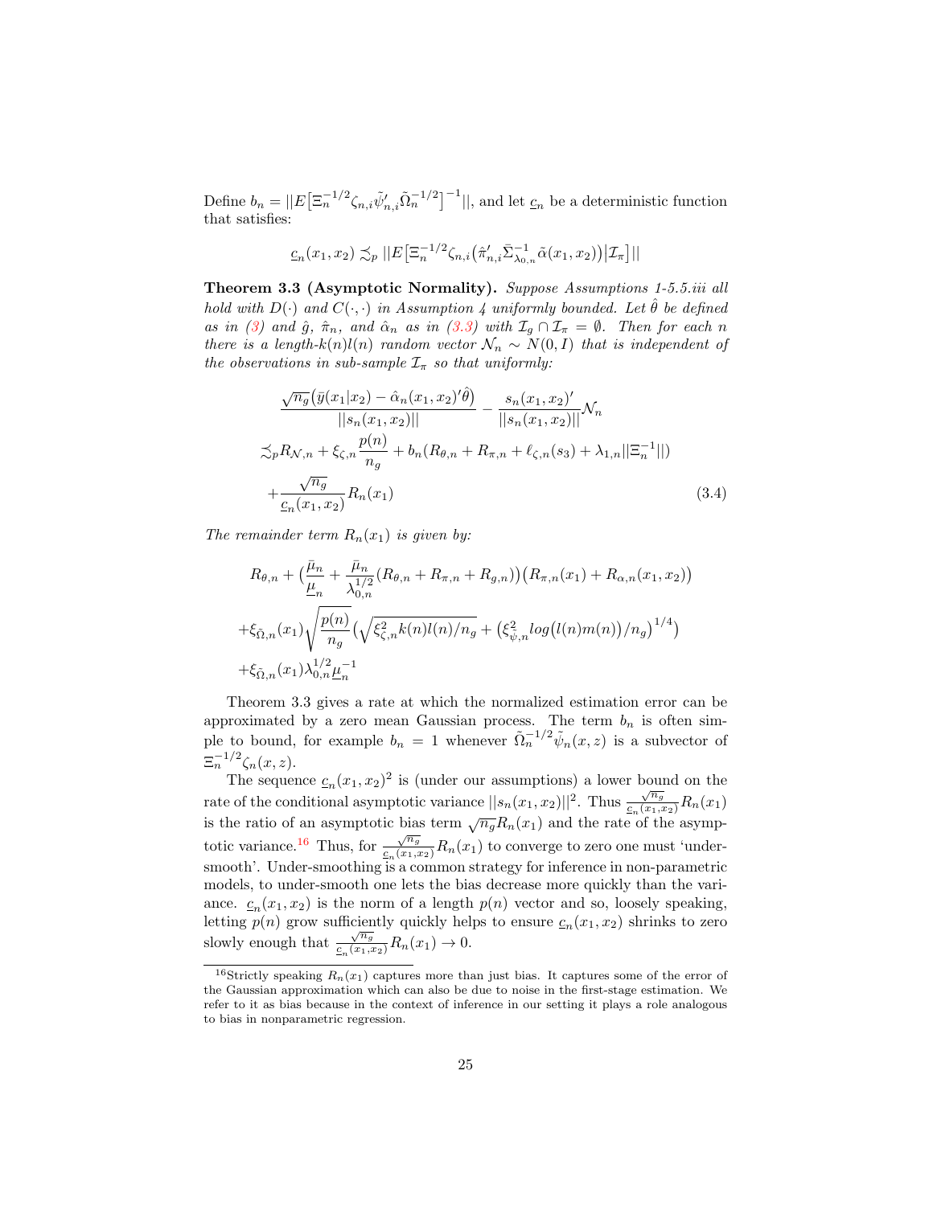Define $b_n = ||E\big[\Xi_n^{-1/2}\zeta_{n,i}\tilde{\psi}_{n,i}'\tilde{\Omega}_n^{-1/2}\big]^{-1}||$, and let $\underline{c}_n$ be a deterministic function that satisfies:

$$\underline{c}_n(x_1,x_2) \precsim_p ||E\big[\Xi_n^{-1/2}\zeta_{n,i}\big(\hat{\pi}_{n,i}'\bar{\Sigma}_{\lambda_{0,n}}^{-1}\tilde{\alpha}(x_1,x_2)\big)\big|\mathcal{I}_\pi\big]||$$

**Theorem 3.3 (Asymptotic Normality).** *Suppose Assumptions 1-5.5.iii all hold with $D(\cdot)$ and $C(\cdot,\cdot)$ in Assumption 4 uniformly bounded. Let $\hat{\theta}$ be defined as in (3) and $\hat{g}$, $\hat{\pi}_n$, and $\hat{\alpha}_n$ as in (3.3) with $\mathcal{I}_g \cap \mathcal{I}_\pi = \emptyset$. Then for each $n$ there is a length-$k(n)l(n)$ random vector $\mathcal{N}_n \sim N(0,I)$ that is independent of the observations in sub-sample $\mathcal{I}_\pi$ so that uniformly:*

$$\begin{aligned}
&\frac{\sqrt{n_g}\big(\bar{y}(x_1|x_2) - \hat{\alpha}_n(x_1,x_2)'\hat{\theta}\big)}{||s_n(x_1,x_2)||} - \frac{s_n(x_1,x_2)'}{||s_n(x_1,x_2)||}\mathcal{N}_n \\
&\precsim_p R_{\mathcal{N},n} + \xi_{\zeta,n}\frac{p(n)}{n_g} + b_n(R_{\theta,n} + R_{\pi,n} + \ell_{\zeta,n}(s_3) + \lambda_{1,n}||\Xi_n^{-1}||) \\
&+ \frac{\sqrt{n_g}}{\underline{c}_n(x_1,x_2)}R_n(x_1)
\end{aligned} \tag{3.4}$$

*The remainder term $R_n(x_1)$ is given by:*

$$\begin{aligned}
&R_{\theta,n} + \big(\frac{\bar{\mu}_n}{\underline{\mu}_n} + \frac{\bar{\mu}_n}{\lambda_{0,n}^{1/2}}(R_{\theta,n} + R_{\pi,n} + R_{g,n})\big)\big(R_{\pi,n}(x_1) + R_{\alpha,n}(x_1,x_2)\big) \\
&+ \xi_{\tilde{\Omega},n}(x_1)\sqrt{\frac{p(n)}{n_g}}\big(\sqrt{\xi_{\zeta,n}^2 k(n)l(n)/n_g} + \big(\xi_{\psi,n}^2 log\big(l(n)m(n)\big)/n_g\big)^{1/4}\big) \\
&+ \xi_{\tilde{\Omega},n}(x_1)\lambda_{0,n}^{1/2}\underline{\mu}_n^{-1}
\end{aligned}$$

Theorem 3.3 gives a rate at which the normalized estimation error can be approximated by a zero mean Gaussian process. The term $b_n$ is often simple to bound, for example $b_n = 1$ whenever $\tilde{\Omega}_n^{-1/2}\tilde{\psi}_n(x,z)$ is a subvector of $\Xi_n^{-1/2}\zeta_n(x,z)$.

The sequence $\underline{c}_n(x_1,x_2)^2$ is (under our assumptions) a lower bound on the rate of the conditional asymptotic variance $||s_n(x_1,x_2)||^2$. Thus $\frac{\sqrt{n_g}}{\underline{c}_n(x_1,x_2)}R_n(x_1)$ is the ratio of an asymptotic bias term $\sqrt{n_g}R_n(x_1)$ and the rate of the asymptotic variance.[16] Thus, for $\frac{\sqrt{n_g}}{\underline{c}_n(x_1,x_2)}R_n(x_1)$ to converge to zero one must 'undersmooth'. Under-smoothing is a common strategy for inference in non-parametric models, to under-smooth one lets the bias decrease more quickly than the variance. $\underline{c}_n(x_1,x_2)$ is the norm of a length $p(n)$ vector and so, loosely speaking, letting $p(n)$ grow sufficiently quickly helps to ensure $\underline{c}_n(x_1,x_2)$ shrinks to zero slowly enough that $\frac{\sqrt{n_g}}{\underline{c}_n(x_1,x_2)}R_n(x_1) \to 0$.

[16] Strictly speaking $R_n(x_1)$ captures more than just bias. It captures some of the error of the Gaussian approximation which can also be due to noise in the first-stage estimation. We refer to it as bias because in the context of inference in our setting it plays a role analogous to bias in nonparametric regression.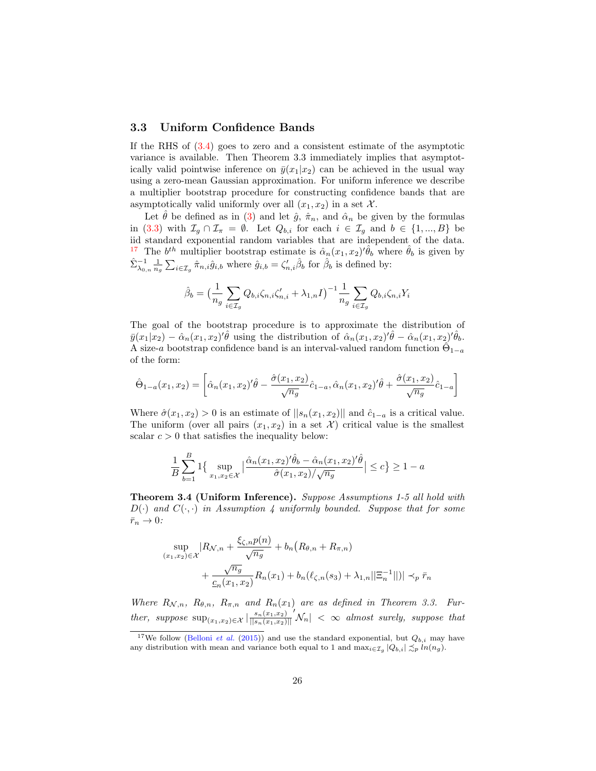### 3.3 Uniform Confidence Bands

If the RHS of (3.4) goes to zero and a consistent estimate of the asymptotic variance is available. Then Theorem 3.3 immediately implies that asymptotically valid pointwise inference on $\bar{y}(x_1|x_2)$ can be achieved in the usual way using a zero-mean Gaussian approximation. For uniform inference we describe a multiplier bootstrap procedure for constructing confidence bands that are asymptotically valid uniformly over all $(x_1, x_2)$ in a set $\mathcal{X}$.

Let $\hat{\theta}$ be defined as in (3) and let $\hat{g}$, $\hat{\pi}_n$, and $\hat{\alpha}_n$ be given by the formulas in (3.3) with $\mathcal{I}_g \cap \mathcal{I}_\pi = \emptyset$. Let $Q_{b,i}$ for each $i \in \mathcal{I}_g$ and $b \in \{1, ..., B\}$ be iid standard exponential random variables that are independent of the data. [17] The $b^{th}$ multiplier bootstrap estimate is $\hat{\alpha}_n(x_1, x_2)'\hat{\theta}_b$ where $\hat{\theta}_b$ is given by $\hat{\Sigma}^{-1}_{\lambda_{0,n}} \frac{1}{n_g} \sum_{i \in \mathcal{I}_g} \hat{\pi}_{n,i} \hat{g}_{i,b}$ where $\hat{g}_{i,b} = \zeta_{n,i}'\hat{\beta}_b$ for $\hat{\beta}_b$ is defined by:

$$\hat{\beta}_b = \big(\frac{1}{n_g} \sum_{i \in \mathcal{I}_g} Q_{b,i} \zeta_{n,i} \zeta_{n,i}' + \lambda_{1,n} I\big)^{-1} \frac{1}{n_g} \sum_{i \in \mathcal{I}_g} Q_{b,i} \zeta_{n,i} Y_i$$

The goal of the bootstrap procedure is to approximate the distribution of $\bar{y}(x_1|x_2) - \hat{\alpha}_n(x_1, x_2)'\hat{\theta}$ using the distribution of $\hat{\alpha}_n(x_1, x_2)'\hat{\theta} - \hat{\alpha}_n(x_1, x_2)'\hat{\theta}_b$. A size-$a$ bootstrap confidence band is an interval-valued random function $\hat{\Theta}_{1-a}$ of the form:

$$\hat{\Theta}_{1-a}(x_1, x_2) = \left[\hat{\alpha}_n(x_1, x_2)'\hat{\theta} - \frac{\hat{\sigma}(x_1, x_2)}{\sqrt{n_g}} \hat{c}_{1-a}, \hat{\alpha}_n(x_1, x_2)'\hat{\theta} + \frac{\hat{\sigma}(x_1, x_2)}{\sqrt{n_g}} \hat{c}_{1-a}\right]$$

Where $\hat{\sigma}(x_1, x_2) > 0$ is an estimate of $||s_n(x_1, x_2)||$ and $\hat{c}_{1-a}$ is a critical value. The uniform (over all pairs $(x_1, x_2)$ in a set $\mathcal{X}$) critical value is the smallest scalar $c > 0$ that satisfies the inequality below:

$$\frac{1}{B} \sum_{b=1}^{B} 1\big\{ \sup_{x_1, x_2 \in \mathcal{X}} \big| \frac{\hat{\alpha}_n(x_1, x_2)'\hat{\theta}_b - \hat{\alpha}_n(x_1, x_2)'\hat{\theta}}{\hat{\sigma}(x_1, x_2)/\sqrt{n_g}} \big| \leq c \big\} \geq 1 - a$$

**Theorem 3.4 (Uniform Inference).** *Suppose Assumptions 1-5 all hold with $D(\cdot)$ and $C(\cdot, \cdot)$ in Assumption 4 uniformly bounded. Suppose that for some $\bar{r}_n \to 0$:*

$$\sup_{(x_1, x_2) \in \mathcal{X}} |R_{\mathcal{N},n} + \frac{\xi_{\zeta,n} p(n)}{\sqrt{n_g}} + b_n\big(R_{\theta,n} + R_{\pi,n}\big) + \frac{\sqrt{n_g}}{\underline{c}_n(x_1, x_2)} R_n(x_1) + b_n(\ell_{\zeta,n}(s_3) + \lambda_{1,n} ||\Xi_n^{-1}||)| \prec_p \bar{r}_n$$

*Where $R_{\mathcal{N},n}$, $R_{\theta,n}$, $R_{\pi,n}$ and $R_n(x_1)$ are as defined in Theorem 3.3. Further, suppose $\sup_{(x_1, x_2) \in \mathcal{X}} |\frac{s_n(x_1, x_2)}{||s_n(x_1, x_2)||}' \mathcal{N}_n| < \infty$ almost surely, suppose that*

[17] We follow (Belloni *et al.* (2015)) and use the standard exponential, but $Q_{b,i}$ may have any distribution with mean and variance both equal to 1 and $\max_{i \in \mathcal{I}_g} |Q_{b,i}| \precsim_p ln(n_g)$.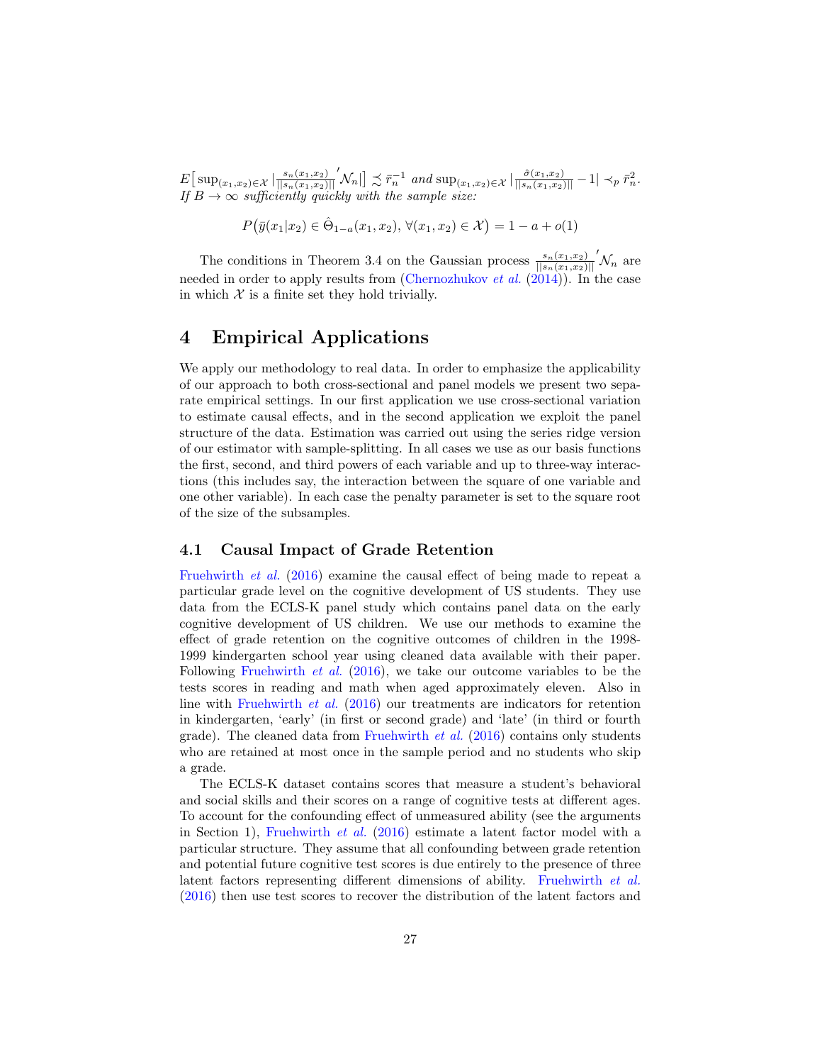$E\big[\sup_{(x_1,x_2)\in\mathcal{X}} |\frac{s_n(x_1,x_2)}{||s_n(x_1,x_2)||}'\mathcal{N}_n|\big] \precsim \bar{r}_n^{-1}$ *and* $\sup_{(x_1,x_2)\in\mathcal{X}} |\frac{\hat{\sigma}(x_1,x_2)}{||s_n(x_1,x_2)||} - 1| \prec_p \bar{r}_n^2$. *If* $B \to \infty$ *sufficiently quickly with the sample size:*

$$P\big(\bar{y}(x_1|x_2) \in \hat{\Theta}_{1-a}(x_1,x_2),\, \forall (x_1,x_2) \in \mathcal{X}\big) = 1 - a + o(1)$$

The conditions in Theorem 3.4 on the Gaussian process $\frac{s_n(x_1,x_2)}{||s_n(x_1,x_2)||}'\mathcal{N}_n$ are needed in order to apply results from (Chernozhukov *et al.* (2014)). In the case in which $\mathcal{X}$ is a finite set they hold trivially.

# 4 Empirical Applications

We apply our methodology to real data. In order to emphasize the applicability of our approach to both cross-sectional and panel models we present two separate empirical settings. In our first application we use cross-sectional variation to estimate causal effects, and in the second application we exploit the panel structure of the data. Estimation was carried out using the series ridge version of our estimator with sample-splitting. In all cases we use as our basis functions the first, second, and third powers of each variable and up to three-way interactions (this includes say, the interaction between the square of one variable and one other variable). In each case the penalty parameter is set to the square root of the size of the subsamples.

## 4.1 Causal Impact of Grade Retention

Fruehwirth *et al.* (2016) examine the causal effect of being made to repeat a particular grade level on the cognitive development of US students. They use data from the ECLS-K panel study which contains panel data on the early cognitive development of US children. We use our methods to examine the effect of grade retention on the cognitive outcomes of children in the 1998-1999 kindergarten school year using cleaned data available with their paper. Following Fruehwirth *et al.* (2016), we take our outcome variables to be the tests scores in reading and math when aged approximately eleven. Also in line with Fruehwirth *et al.* (2016) our treatments are indicators for retention in kindergarten, 'early' (in first or second grade) and 'late' (in third or fourth grade). The cleaned data from Fruehwirth *et al.* (2016) contains only students who are retained at most once in the sample period and no students who skip a grade.

The ECLS-K dataset contains scores that measure a student's behavioral and social skills and their scores on a range of cognitive tests at different ages. To account for the confounding effect of unmeasured ability (see the arguments in Section 1), Fruehwirth *et al.* (2016) estimate a latent factor model with a particular structure. They assume that all confounding between grade retention and potential future cognitive test scores is due entirely to the presence of three latent factors representing different dimensions of ability. Fruehwirth *et al.* (2016) then use test scores to recover the distribution of the latent factors and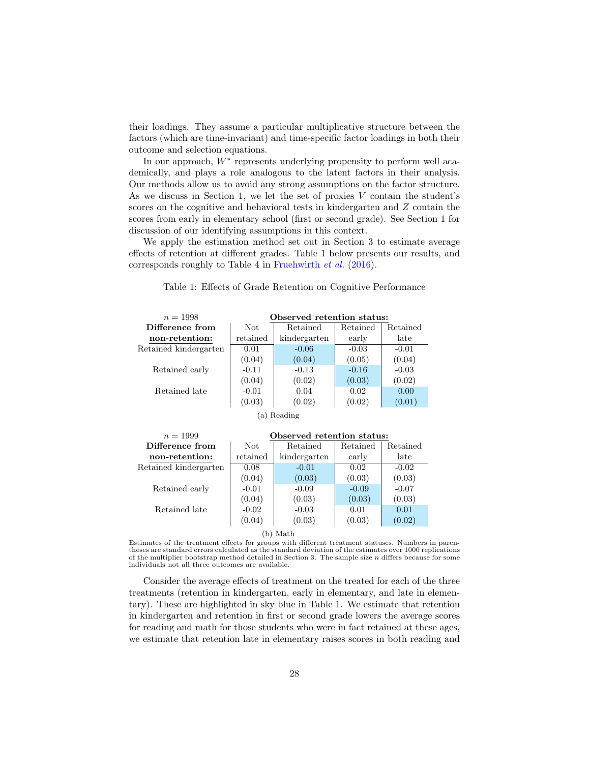their loadings. They assume a particular multiplicative structure between the factors (which are time-invariant) and time-specific factor loadings in both their outcome and selection equations.

In our approach, $W^*$ represents underlying propensity to perform well academically, and plays a role analogous to the latent factors in their analysis. Our methods allow us to avoid any strong assumptions on the factor structure. As we discuss in Section 1, we let the set of proxies $V$ contain the student's scores on the cognitive and behavioral tests in kindergarten and $Z$ contain the scores from early in elementary school (first or second grade). See Section 1 for discussion of our identifying assumptions in this context.

We apply the estimation method set out in Section 3 to estimate average effects of retention at different grades. Table 1 below presents our results, and corresponds roughly to Table 4 in Fruehwirth *et al.* (2016).

Table 1: Effects of Grade Retention on Cognitive Performance

| $n = 1998$ | **Observed retention status:** | | | |
|---|---|---|---|---|
| **Difference from non-retention:** | Not retained | Retained kindergarten | Retained early | Retained late |
| Retained kindergarten | 0.01 | -0.06 | -0.03 | -0.01 |
| | (0.04) | (0.04) | (0.05) | (0.04) |
| Retained early | -0.11 | -0.13 | -0.16 | -0.03 |
| | (0.04) | (0.02) | (0.03) | (0.02) |
| Retained late | -0.01 | 0.04 | 0.02 | 0.00 |
| | (0.03) | (0.02) | (0.02) | (0.01) |

(a) Reading

| $n = 1999$ | **Observed retention status:** | | | |
|---|---|---|---|---|
| **Difference from non-retention:** | Not retained | Retained kindergarten | Retained early | Retained late |
| Retained kindergarten | 0.08 | -0.01 | 0.02 | -0.02 |
| | (0.04) | (0.03) | (0.03) | (0.03) |
| Retained early | -0.01 | -0.09 | -0.09 | -0.07 |
| | (0.04) | (0.03) | (0.03) | (0.03) |
| Retained late | -0.02 | -0.03 | 0.01 | 0.01 |
| | (0.04) | (0.03) | (0.03) | (0.02) |

(b) Math

Estimates of the treatment effects for groups with different treatment statuses. Numbers in parentheses are standard errors calculated as the standard deviation of the estimates over 1000 replications of the multiplier bootstrap method detailed in Section 3. The sample size $n$ differs because for some individuals not all three outcomes are available.

Consider the average effects of treatment on the treated for each of the three treatments (retention in kindergarten, early in elementary, and late in elementary). These are highlighted in sky blue in Table 1. We estimate that retention in kindergarten and retention in first or second grade lowers the average scores for reading and math for those students who were in fact retained at these ages, we estimate that retention late in elementary raises scores in both reading and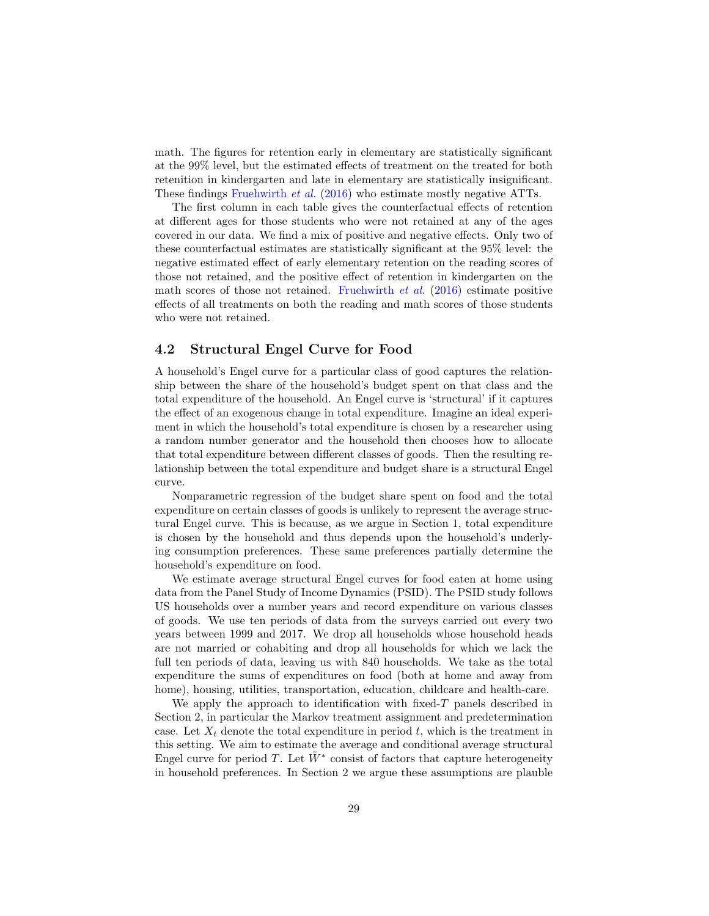math. The figures for retention early in elementary are statistically significant at the 99% level, but the estimated effects of treatment on the treated for both retenition in kindergarten and late in elementary are statistically insignificant. These findings Fruehwirth *et al.* (2016) who estimate mostly negative ATTs.

The first column in each table gives the counterfactual effects of retention at different ages for those students who were not retained at any of the ages covered in our data. We find a mix of positive and negative effects. Only two of these counterfactual estimates are statistically significant at the 95% level: the negative estimated effect of early elementary retention on the reading scores of those not retained, and the positive effect of retention in kindergarten on the math scores of those not retained. Fruehwirth *et al.* (2016) estimate positive effects of all treatments on both the reading and math scores of those students who were not retained.

## 4.2 Structural Engel Curve for Food

A household's Engel curve for a particular class of good captures the relationship between the share of the household's budget spent on that class and the total expenditure of the household. An Engel curve is 'structural' if it captures the effect of an exogenous change in total expenditure. Imagine an ideal experiment in which the household's total expenditure is chosen by a researcher using a random number generator and the household then chooses how to allocate that total expenditure between different classes of goods. Then the resulting relationship between the total expenditure and budget share is a structural Engel curve.

Nonparametric regression of the budget share spent on food and the total expenditure on certain classes of goods is unlikely to represent the average structural Engel curve. This is because, as we argue in Section 1, total expenditure is chosen by the household and thus depends upon the household's underlying consumption preferences. These same preferences partially determine the household's expenditure on food.

We estimate average structural Engel curves for food eaten at home using data from the Panel Study of Income Dynamics (PSID). The PSID study follows US households over a number years and record expenditure on various classes of goods. We use ten periods of data from the surveys carried out every two years between 1999 and 2017. We drop all households whose household heads are not married or cohabiting and drop all households for which we lack the full ten periods of data, leaving us with 840 households. We take as the total expenditure the sums of expenditures on food (both at home and away from home), housing, utilities, transportation, education, childcare and health-care.

We apply the approach to identification with fixed-$T$ panels described in Section 2, in particular the Markov treatment assignment and predetermination case. Let $X_t$ denote the total expenditure in period $t$, which is the treatment in this setting. We aim to estimate the average and conditional average structural Engel curve for period $T$. Let $\tilde{W}^*$ consist of factors that capture heterogeneity in household preferences. In Section 2 we argue these assumptions are plauble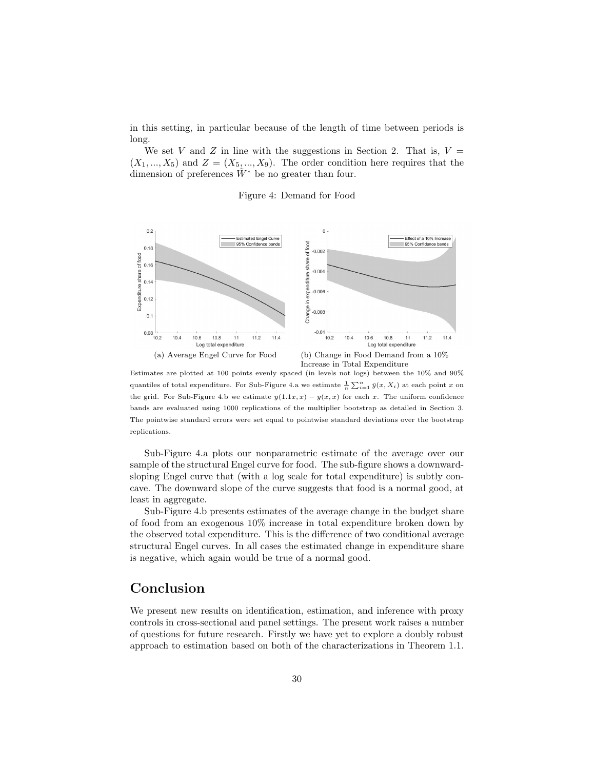in this setting, in particular because of the length of time between periods is long.

We set $V$ and $Z$ in line with the suggestions in Section 2. That is, $V = (X_1, ..., X_5)$ and $Z = (X_5, ..., X_9)$. The order condition here requires that the dimension of preferences $\tilde{W}^*$ be no greater than four.

Figure 4: Demand for Food

(a) Average Engel Curve for Food

(b) Change in Food Demand from a 10% Increase in Total Expenditure

Estimates are plotted at 100 points evenly spaced (in levels not logs) between the 10% and 90% quantiles of total expenditure. For Sub-Figure 4.a we estimate $\frac{1}{n}\sum_{i=1}^{n} \bar{y}(x, X_i)$ at each point $x$ on the grid. For Sub-Figure 4.b we estimate $\bar{y}(1.1x, x) - \bar{y}(x, x)$ for each $x$. The uniform confidence bands are evaluated using 1000 replications of the multiplier bootstrap as detailed in Section 3. The pointwise standard errors were set equal to pointwise standard deviations over the bootstrap replications.

Sub-Figure 4.a plots our nonparametric estimate of the average over our sample of the structural Engel curve for food. The sub-figure shows a downward-sloping Engel curve that (with a log scale for total expenditure) is subtly concave. The downward slope of the curve suggests that food is a normal good, at least in aggregate.

Sub-Figure 4.b presents estimates of the average change in the budget share of food from an exogenous 10% increase in total expenditure broken down by the observed total expenditure. This is the difference of two conditional average structural Engel curves. In all cases the estimated change in expenditure share is negative, which again would be true of a normal good.

# Conclusion

We present new results on identification, estimation, and inference with proxy controls in cross-sectional and panel settings. The present work raises a number of questions for future research. Firstly we have yet to explore a doubly robust approach to estimation based on both of the characterizations in Theorem 1.1.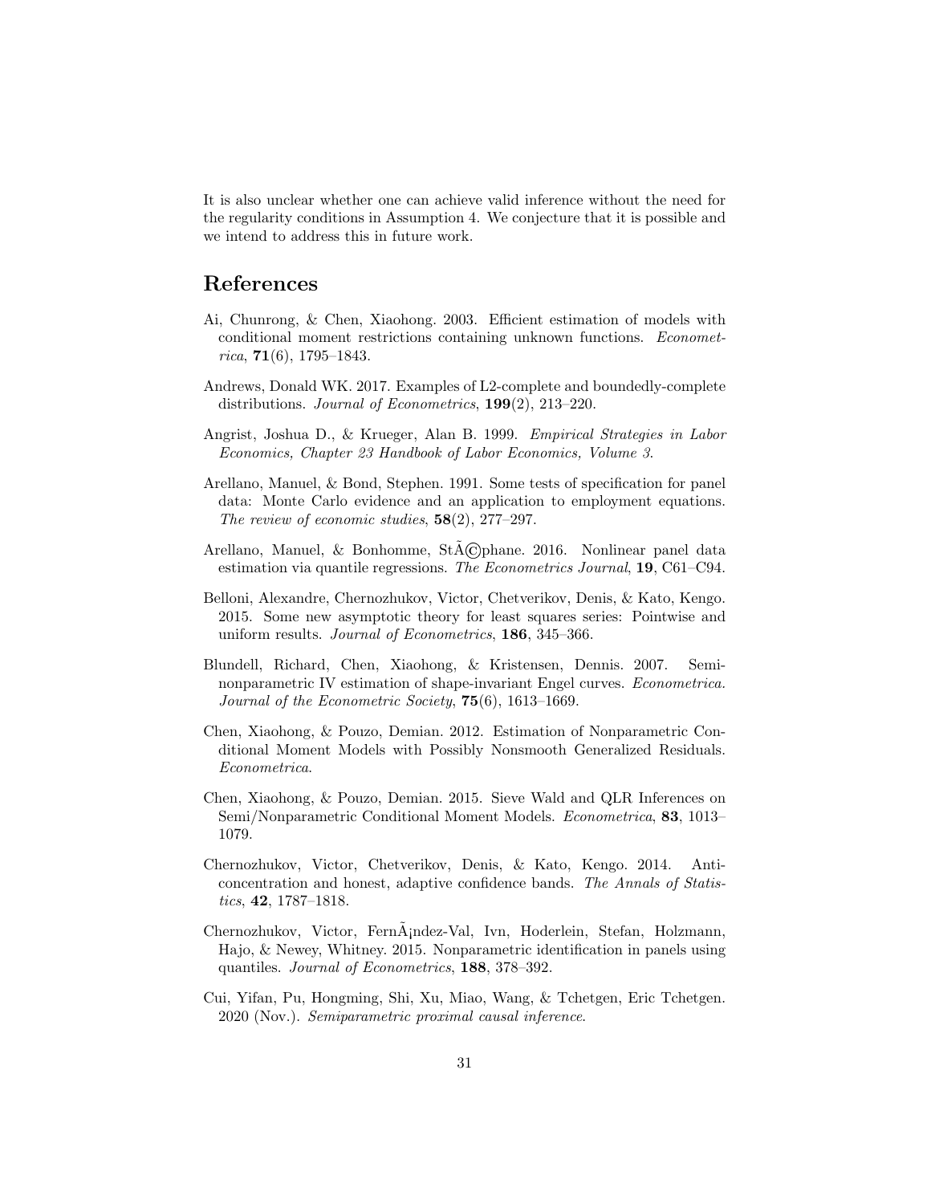It is also unclear whether one can achieve valid inference without the need for the regularity conditions in Assumption 4. We conjecture that it is possible and we intend to address this in future work.

## References

Ai, Chunrong, & Chen, Xiaohong. 2003. Efficient estimation of models with conditional moment restrictions containing unknown functions. *Econometrica*, **71**(6), 1795–1843.

Andrews, Donald WK. 2017. Examples of L2-complete and boundedly-complete distributions. *Journal of Econometrics*, **199**(2), 213–220.

Angrist, Joshua D., & Krueger, Alan B. 1999. *Empirical Strategies in Labor Economics, Chapter 23 Handbook of Labor Economics, Volume 3*.

Arellano, Manuel, & Bond, Stephen. 1991. Some tests of specification for panel data: Monte Carlo evidence and an application to employment equations. *The review of economic studies*, **58**(2), 277–297.

Arellano, Manuel, & Bonhomme, StÃ©phane. 2016. Nonlinear panel data estimation via quantile regressions. *The Econometrics Journal*, **19**, C61–C94.

Belloni, Alexandre, Chernozhukov, Victor, Chetverikov, Denis, & Kato, Kengo. 2015. Some new asymptotic theory for least squares series: Pointwise and uniform results. *Journal of Econometrics*, **186**, 345–366.

Blundell, Richard, Chen, Xiaohong, & Kristensen, Dennis. 2007. Semi-nonparametric IV estimation of shape-invariant Engel curves. *Econometrica. Journal of the Econometric Society*, **75**(6), 1613–1669.

Chen, Xiaohong, & Pouzo, Demian. 2012. Estimation of Nonparametric Conditional Moment Models with Possibly Nonsmooth Generalized Residuals. *Econometrica*.

Chen, Xiaohong, & Pouzo, Demian. 2015. Sieve Wald and QLR Inferences on Semi/Nonparametric Conditional Moment Models. *Econometrica*, **83**, 1013–1079.

Chernozhukov, Victor, Chetverikov, Denis, & Kato, Kengo. 2014. Anti-concentration and honest, adaptive confidence bands. *The Annals of Statistics*, **42**, 1787–1818.

Chernozhukov, Victor, FernÃ¡ndez-Val, Ivn, Hoderlein, Stefan, Holzmann, Hajo, & Newey, Whitney. 2015. Nonparametric identification in panels using quantiles. *Journal of Econometrics*, **188**, 378–392.

Cui, Yifan, Pu, Hongming, Shi, Xu, Miao, Wang, & Tchetgen, Eric Tchetgen. 2020 (Nov.). *Semiparametric proximal causal inference*.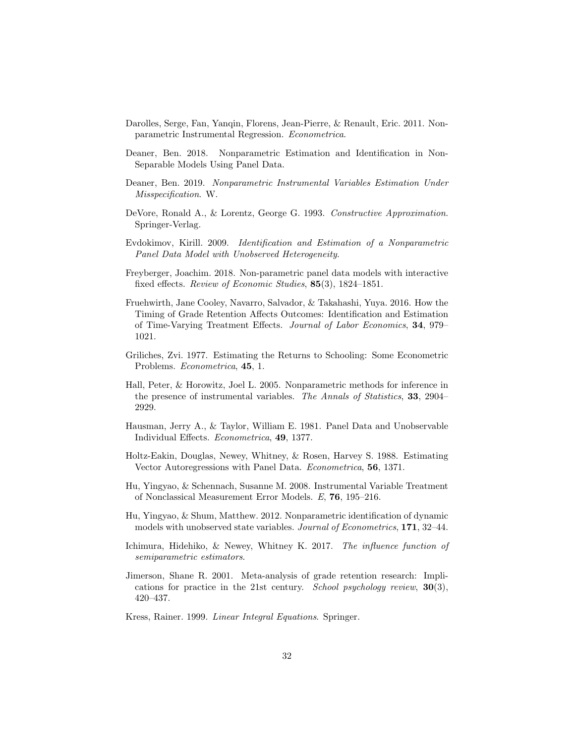Darolles, Serge, Fan, Yanqin, Florens, Jean-Pierre, & Renault, Eric. 2011. Nonparametric Instrumental Regression. *Econometrica*.

Deaner, Ben. 2018. Nonparametric Estimation and Identification in Non-Separable Models Using Panel Data.

Deaner, Ben. 2019. *Nonparametric Instrumental Variables Estimation Under Misspecification*. W.

DeVore, Ronald A., & Lorentz, George G. 1993. *Constructive Approximation*. Springer-Verlag.

Evdokimov, Kirill. 2009. *Identification and Estimation of a Nonparametric Panel Data Model with Unobserved Heterogeneity*.

Freyberger, Joachim. 2018. Non-parametric panel data models with interactive fixed effects. *Review of Economic Studies*, **85**(3), 1824–1851.

Fruehwirth, Jane Cooley, Navarro, Salvador, & Takahashi, Yuya. 2016. How the Timing of Grade Retention Affects Outcomes: Identification and Estimation of Time-Varying Treatment Effects. *Journal of Labor Economics*, **34**, 979–1021.

Griliches, Zvi. 1977. Estimating the Returns to Schooling: Some Econometric Problems. *Econometrica*, **45**, 1.

Hall, Peter, & Horowitz, Joel L. 2005. Nonparametric methods for inference in the presence of instrumental variables. *The Annals of Statistics*, **33**, 2904–2929.

Hausman, Jerry A., & Taylor, William E. 1981. Panel Data and Unobservable Individual Effects. *Econometrica*, **49**, 1377.

Holtz-Eakin, Douglas, Newey, Whitney, & Rosen, Harvey S. 1988. Estimating Vector Autoregressions with Panel Data. *Econometrica*, **56**, 1371.

Hu, Yingyao, & Schennach, Susanne M. 2008. Instrumental Variable Treatment of Nonclassical Measurement Error Models. *E*, **76**, 195–216.

Hu, Yingyao, & Shum, Matthew. 2012. Nonparametric identification of dynamic models with unobserved state variables. *Journal of Econometrics*, **171**, 32–44.

Ichimura, Hidehiko, & Newey, Whitney K. 2017. *The influence function of semiparametric estimators*.

Jimerson, Shane R. 2001. Meta-analysis of grade retention research: Implications for practice in the 21st century. *School psychology review*, **30**(3), 420–437.

Kress, Rainer. 1999. *Linear Integral Equations*. Springer.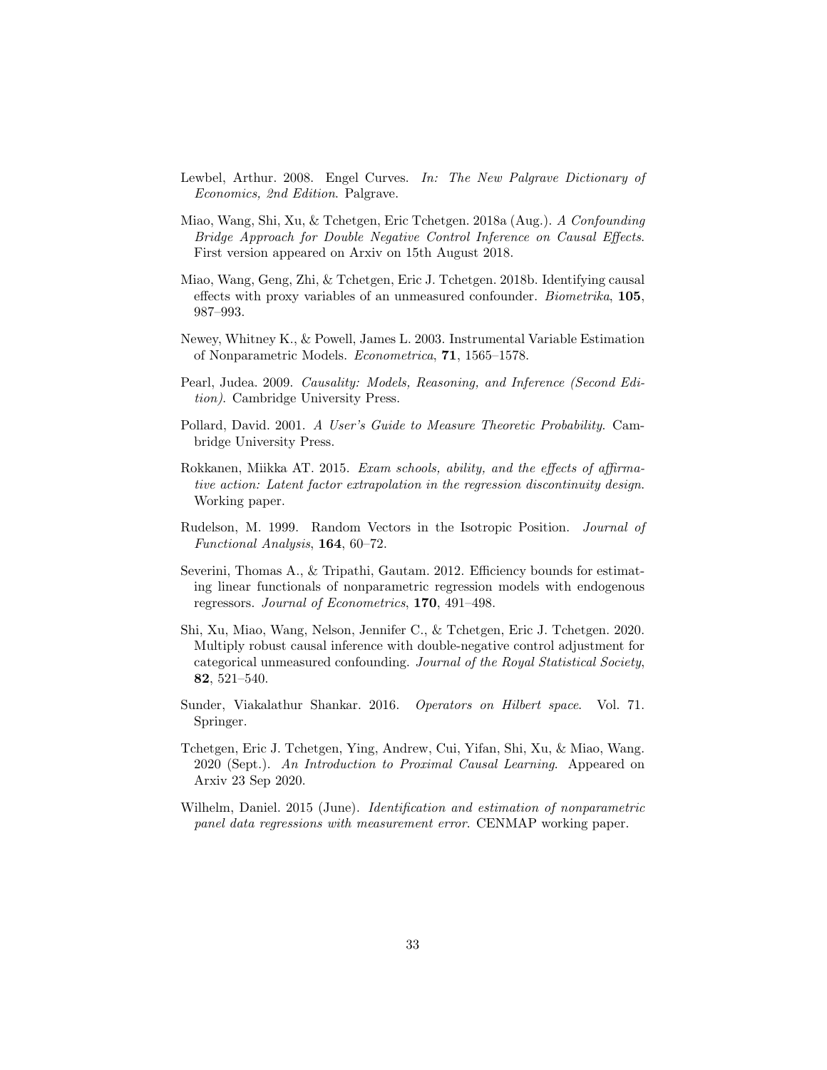Lewbel, Arthur. 2008. Engel Curves. *In: The New Palgrave Dictionary of Economics, 2nd Edition*. Palgrave.

Miao, Wang, Shi, Xu, & Tchetgen, Eric Tchetgen. 2018a (Aug.). *A Confounding Bridge Approach for Double Negative Control Inference on Causal Effects*. First version appeared on Arxiv on 15th August 2018.

Miao, Wang, Geng, Zhi, & Tchetgen, Eric J. Tchetgen. 2018b. Identifying causal effects with proxy variables of an unmeasured confounder. *Biometrika*, **105**, 987–993.

Newey, Whitney K., & Powell, James L. 2003. Instrumental Variable Estimation of Nonparametric Models. *Econometrica*, **71**, 1565–1578.

Pearl, Judea. 2009. *Causality: Models, Reasoning, and Inference (Second Edition)*. Cambridge University Press.

Pollard, David. 2001. *A User's Guide to Measure Theoretic Probability*. Cambridge University Press.

Rokkanen, Miikka AT. 2015. *Exam schools, ability, and the effects of affirmative action: Latent factor extrapolation in the regression discontinuity design*. Working paper.

Rudelson, M. 1999. Random Vectors in the Isotropic Position. *Journal of Functional Analysis*, **164**, 60–72.

Severini, Thomas A., & Tripathi, Gautam. 2012. Efficiency bounds for estimating linear functionals of nonparametric regression models with endogenous regressors. *Journal of Econometrics*, **170**, 491–498.

Shi, Xu, Miao, Wang, Nelson, Jennifer C., & Tchetgen, Eric J. Tchetgen. 2020. Multiply robust causal inference with double-negative control adjustment for categorical unmeasured confounding. *Journal of the Royal Statistical Society*, **82**, 521–540.

Sunder, Viakalathur Shankar. 2016. *Operators on Hilbert space*. Vol. 71. Springer.

Tchetgen, Eric J. Tchetgen, Ying, Andrew, Cui, Yifan, Shi, Xu, & Miao, Wang. 2020 (Sept.). *An Introduction to Proximal Causal Learning*. Appeared on Arxiv 23 Sep 2020.

Wilhelm, Daniel. 2015 (June). *Identification and estimation of nonparametric panel data regressions with measurement error*. CENMAP working paper.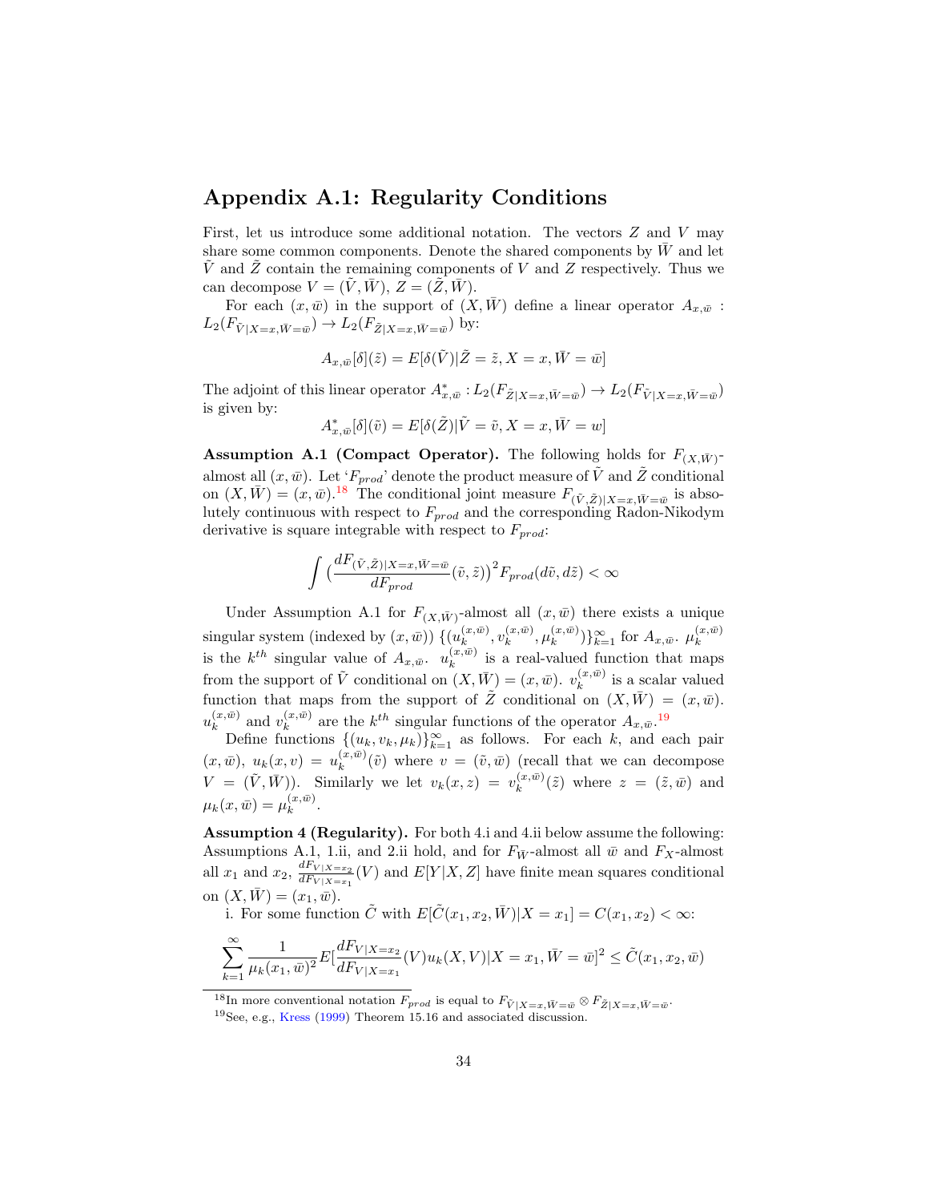## Appendix A.1: Regularity Conditions

First, let us introduce some additional notation. The vectors $Z$ and $V$ may share some common components. Denote the shared components by $\bar{W}$ and let $\tilde{V}$ and $\tilde{Z}$ contain the remaining components of $V$ and $Z$ respectively. Thus we can decompose $V = (\tilde{V}, \bar{W})$, $Z = (\tilde{Z}, \bar{W})$.

For each $(x, \bar{w})$ in the support of $(X, \bar{W})$ define a linear operator $A_{x,\bar{w}} : L_2(F_{\tilde{V}|X=x,\bar{W}=\bar{w}}) \to L_2(F_{\tilde{Z}|X=x,\bar{W}=\bar{w}})$ by:

$$A_{x,\bar{w}}[\delta](\tilde{z}) = E[\delta(\tilde{V})|\tilde{Z} = \tilde{z}, X = x, \bar{W} = \bar{w}]$$

The adjoint of this linear operator $A^*_{x,\bar{w}} : L_2(F_{\tilde{Z}|X=x,\bar{W}=\bar{w}}) \to L_2(F_{\tilde{V}|X=x,\bar{W}=\bar{w}})$ is given by:

$$A^*_{x,\bar{w}}[\delta](\tilde{v}) = E[\delta(\tilde{Z})|\tilde{V} = \tilde{v}, X = x, \bar{W} = w]$$

**Assumption A.1 (Compact Operator).** The following holds for $F_{(X,\bar{W})}$-almost all $(x, \bar{w})$. Let '$F_{prod}$' denote the product measure of $\tilde{V}$ and $\tilde{Z}$ conditional on $(X, \bar{W}) = (x, \bar{w})$.[18] The conditional joint measure $F_{(\tilde{V},\tilde{Z})|X=x,\bar{W}=\bar{w}}$ is absolutely continuous with respect to $F_{prod}$ and the corresponding Radon-Nikodym derivative is square integrable with respect to $F_{prod}$:

$$\int \big(\frac{dF_{(\tilde{V},\tilde{Z})|X=x,\bar{W}=\bar{w}}}{dF_{prod}}(\tilde{v}, \tilde{z})\big)^2 F_{prod}(d\tilde{v}, d\tilde{z}) < \infty$$

Under Assumption A.1 for $F_{(X,\bar{W})}$-almost all $(x, \bar{w})$ there exists a unique singular system (indexed by $(x, \bar{w})$) $\{(u_k^{(x,\bar{w})}, v_k^{(x,\bar{w})}, \mu_k^{(x,\bar{w})})\}_{k=1}^{\infty}$ for $A_{x,\bar{w}}$. $\mu_k^{(x,\bar{w})}$ is the $k^{th}$ singular value of $A_{x,\bar{w}}$. $u_k^{(x,\bar{w})}$ is a real-valued function that maps from the support of $\tilde{V}$ conditional on $(X, \bar{W}) = (x, \bar{w})$. $v_k^{(x,\bar{w})}$ is a scalar valued function that maps from the support of $\tilde{Z}$ conditional on $(X, \bar{W}) = (x, \bar{w})$. $u_k^{(x,\bar{w})}$ and $v_k^{(x,\bar{w})}$ are the $k^{th}$ singular functions of the operator $A_{x,\bar{w}}$.[19]

Define functions $\{(u_k, v_k, \mu_k)\}_{k=1}^{\infty}$ as follows. For each $k$, and each pair $(x, \bar{w})$, $u_k(x, v) = u_k^{(x,\bar{w})}(\tilde{v})$ where $v = (\tilde{v}, \bar{w})$ (recall that we can decompose $V = (\tilde{V}, \bar{W})$). Similarly we let $v_k(x, z) = v_k^{(x,\bar{w})}(\tilde{z})$ where $z = (\tilde{z}, \bar{w})$ and $\mu_k(x, \bar{w}) = \mu_k^{(x,\bar{w})}$.

**Assumption 4 (Regularity).** For both 4.i and 4.ii below assume the following: Assumptions A.1, 1.ii, and 2.ii hold, and for $F_{\bar{W}}$-almost all $\bar{w}$ and $F_X$-almost all $x_1$ and $x_2$, $\frac{dF_{V|X=x_2}}{dF_{V|X=x_1}}(V)$ and $E[Y|X, Z]$ have finite mean squares conditional on $(X, \bar{W}) = (x_1, \bar{w})$.

i. For some function $\tilde{C}$ with $E[\tilde{C}(x_1, x_2, \bar{W})|X = x_1] = C(x_1, x_2) < \infty$:

$$\sum_{k=1}^{\infty} \frac{1}{\mu_k(x_1, \bar{w})^2} E[\frac{dF_{V|X=x_2}}{dF_{V|X=x_1}}(V) u_k(X, V)|X = x_1, \bar{W} = \bar{w}]^2 \leq \tilde{C}(x_1, x_2, \bar{w})$$

[18] In more conventional notation $F_{prod}$ is equal to $F_{\tilde{V}|X=x,\bar{W}=\bar{w}} \otimes F_{\tilde{Z}|X=x,\bar{W}=\bar{w}}$.

[19] See, e.g., Kress (1999) Theorem 15.16 and associated discussion.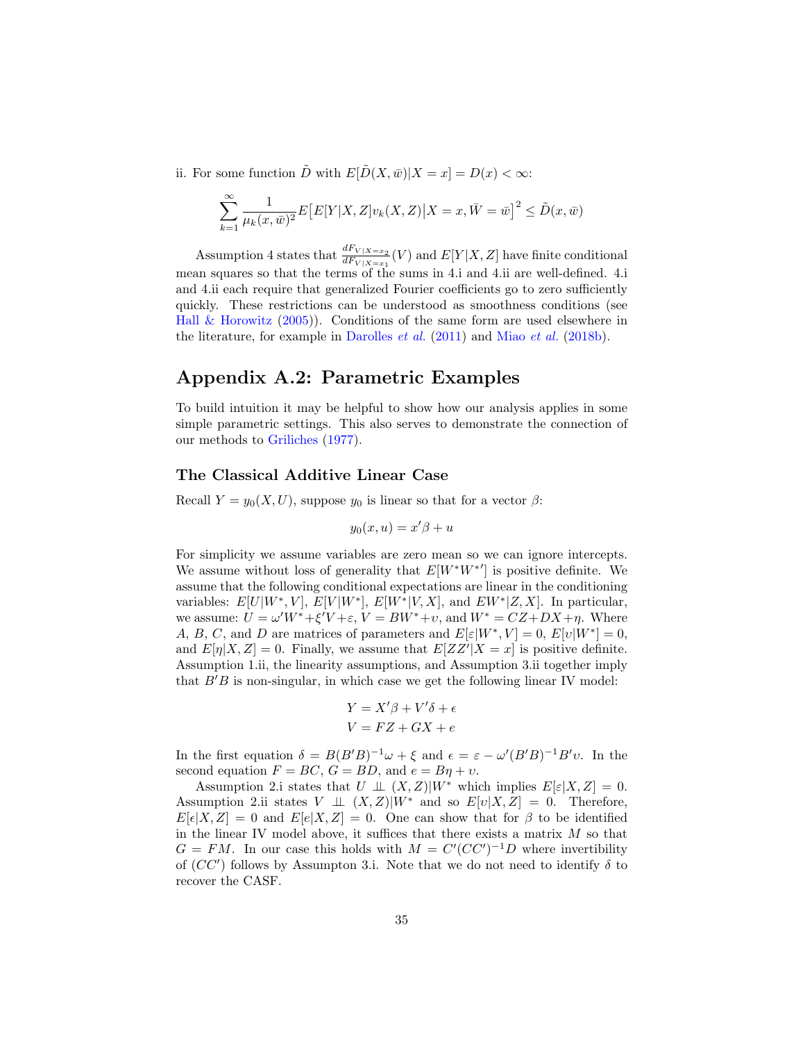ii. For some function $\tilde{D}$ with $E[\tilde{D}(X,\bar{w})|X=x] = D(x) < \infty$:

$$\sum_{k=1}^{\infty} \frac{1}{\mu_k(x,\bar{w})^2} E\big[E[Y|X,Z]v_k(X,Z)\big|X=x,\bar{W}=\bar{w}\big]^2 \leq \tilde{D}(x,\bar{w})$$

Assumption 4 states that $\frac{dF_{V|X=x_2}}{dF_{V|X=x_1}}(V)$ and $E[Y|X,Z]$ have finite conditional mean squares so that the terms of the sums in 4.i and 4.ii are well-defined. 4.i and 4.ii each require that generalized Fourier coefficients go to zero sufficiently quickly. These restrictions can be understood as smoothness conditions (see Hall & Horowitz (2005)). Conditions of the same form are used elsewhere in the literature, for example in Darolles *et al.* (2011) and Miao *et al.* (2018b).

## Appendix A.2: Parametric Examples

To build intuition it may be helpful to show how our analysis applies in some simple parametric settings. This also serves to demonstrate the connection of our methods to Griliches (1977).

### The Classical Additive Linear Case

Recall $Y = y_0(X,U)$, suppose $y_0$ is linear so that for a vector $\beta$:

$$y_0(x,u) = x'\beta + u$$

For simplicity we assume variables are zero mean so we can ignore intercepts. We assume without loss of generality that $E[W^*W^{*\prime}]$ is positive definite. We assume that the following conditional expectations are linear in the conditioning variables: $E[U|W^*,V]$, $E[V|W^*]$, $E[W^*|V,X]$, and $EW^*|Z,X]$. In particular, we assume: $U = \omega' W^* + \xi' V + \varepsilon$, $V = BW^* + \upsilon$, and $W^* = CZ + DX + \eta$. Where $A$, $B$, $C$, and $D$ are matrices of parameters and $E[\varepsilon|W^*,V] = 0$, $E[\upsilon|W^*] = 0$, and $E[\eta|X,Z] = 0$. Finally, we assume that $E[ZZ'|X=x]$ is positive definite. Assumption 1.ii, the linearity assumptions, and Assumption 3.ii together imply that $B'B$ is non-singular, in which case we get the following linear IV model:

$$Y = X'\beta + V'\delta + \epsilon$$
$$V = FZ + GX + e$$

In the first equation $\delta = B(B'B)^{-1}\omega + \xi$ and $\epsilon = \varepsilon - \omega'(B'B)^{-1}B'\upsilon$. In the second equation $F = BC$, $G = BD$, and $e = B\eta + \upsilon$.

Assumption 2.i states that $U \perp\!\!\!\perp (X,Z)|W^*$ which implies $E[\varepsilon|X,Z] = 0$. Assumption 2.ii states $V \perp\!\!\!\perp (X,Z)|W^*$ and so $E[\upsilon|X,Z] = 0$. Therefore, $E[\epsilon|X,Z] = 0$ and $E[e|X,Z] = 0$. One can show that for $\beta$ to be identified in the linear IV model above, it suffices that there exists a matrix $M$ so that $G = FM$. In our case this holds with $M = C'(CC')^{-1}D$ where invertibility of $(CC')$ follows by Assumpton 3.i. Note that we do not need to identify $\delta$ to recover the CASF.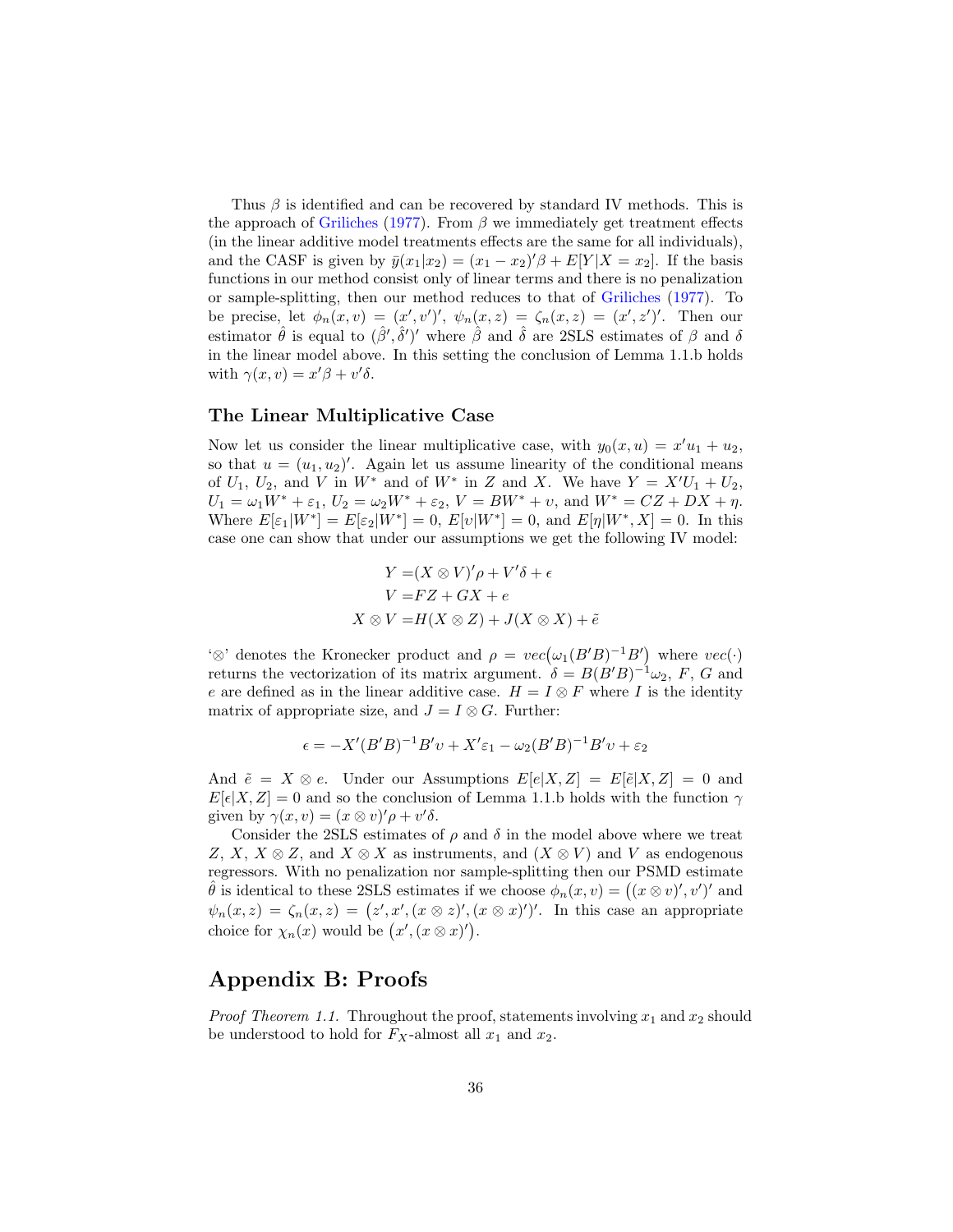Thus $\beta$ is identified and can be recovered by standard IV methods. This is the approach of Griliches (1977). From $\beta$ we immediately get treatment effects (in the linear additive model treatments effects are the same for all individuals), and the CASF is given by $\bar{y}(x_1|x_2) = (x_1 - x_2)'\beta + E[Y|X = x_2]$. If the basis functions in our method consist only of linear terms and there is no penalization or sample-splitting, then our method reduces to that of Griliches (1977). To be precise, let $\phi_n(x, v) = (x', v')'$, $\psi_n(x, z) = \zeta_n(x, z) = (x', z')'$. Then our estimator $\hat{\theta}$ is equal to $(\hat{\beta}', \hat{\delta}')'$ where $\hat{\beta}$ and $\hat{\delta}$ are 2SLS estimates of $\beta$ and $\delta$ in the linear model above. In this setting the conclusion of Lemma 1.1.b holds with $\gamma(x, v) = x'\beta + v'\delta$.

### The Linear Multiplicative Case

Now let us consider the linear multiplicative case, with $y_0(x, u) = x'u_1 + u_2$, so that $u = (u_1, u_2)'$. Again let us assume linearity of the conditional means of $U_1$, $U_2$, and $V$ in $W^*$ and of $W^*$ in $Z$ and $X$. We have $Y = X'U_1 + U_2$, $U_1 = \omega_1 W^* + \varepsilon_1$, $U_2 = \omega_2 W^* + \varepsilon_2$, $V = BW^* + \upsilon$, and $W^* = CZ + DX + \eta$. Where $E[\varepsilon_1|W^*] = E[\varepsilon_2|W^*] = 0$, $E[\upsilon|W^*] = 0$, and $E[\eta|W^*, X] = 0$. In this case one can show that under our assumptions we get the following IV model:

$$
\begin{aligned}
Y =& (X \otimes V)'\rho + V'\delta + \epsilon \\
V =& FZ + GX + e \\
X \otimes V =& H(X \otimes Z) + J(X \otimes X) + \tilde{e}
\end{aligned}
$$

'$\otimes$' denotes the Kronecker product and $\rho = vec\big(\omega_1(B'B)^{-1}B'\big)$ where $vec(\cdot)$ returns the vectorization of its matrix argument. $\delta = B(B'B)^{-1}\omega_2$, $F$, $G$ and $e$ are defined as in the linear additive case. $H = I \otimes F$ where $I$ is the identity matrix of appropriate size, and $J = I \otimes G$. Further:

$$
\epsilon = -X'(B'B)^{-1}B'\upsilon + X'\varepsilon_1 - \omega_2(B'B)^{-1}B'\upsilon + \varepsilon_2
$$

And $\tilde{e} = X \otimes e$. Under our Assumptions $E[e|X, Z] = E[\tilde{e}|X, Z] = 0$ and $E[\epsilon|X, Z] = 0$ and so the conclusion of Lemma 1.1.b holds with the function $\gamma$ given by $\gamma(x, v) = (x \otimes v)'\rho + v'\delta$.

Consider the 2SLS estimates of $\rho$ and $\delta$ in the model above where we treat $Z$, $X$, $X \otimes Z$, and $X \otimes X$ as instruments, and $(X \otimes V)$ and $V$ as endogenous regressors. With no penalization nor sample-splitting then our PSMD estimate $\hat{\theta}$ is identical to these 2SLS estimates if we choose $\phi_n(x, v) = \big((x \otimes v)', v'\big)'$ and $\psi_n(x, z) = \zeta_n(x, z) = \big(z', x', (x \otimes z)', (x \otimes x)'\big)'$. In this case an appropriate choice for $\chi_n(x)$ would be $\big(x', (x \otimes x)'\big)$.

## Appendix B: Proofs

*Proof Theorem 1.1.* Throughout the proof, statements involving $x_1$ and $x_2$ should be understood to hold for $F_X$-almost all $x_1$ and $x_2$.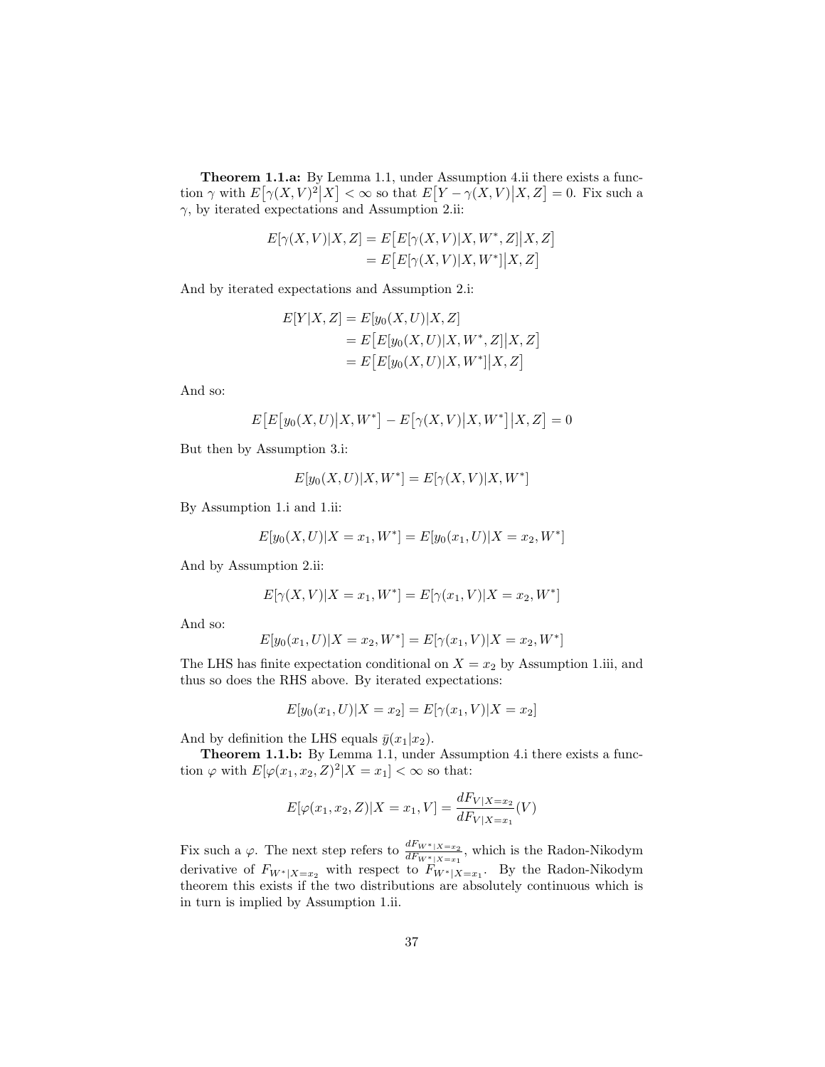**Theorem 1.1.a:** By Lemma 1.1, under Assumption 4.ii there exists a function $\gamma$ with $E\big[\gamma(X,V)^2\big|X\big] < \infty$ so that $E\big[Y - \gamma(X,V)\big|X,Z\big] = 0$. Fix such a $\gamma$, by iterated expectations and Assumption 2.ii:

$$\begin{aligned} E[\gamma(X,V)|X,Z] &= E\big[E[\gamma(X,V)|X,W^*,Z]\big|X,Z\big] \\ &= E\big[E[\gamma(X,V)|X,W^*]\big|X,Z\big] \end{aligned}$$

And by iterated expectations and Assumption 2.i:

$$\begin{aligned} E[Y|X,Z] &= E[y_0(X,U)|X,Z] \\ &= E\big[E[y_0(X,U)|X,W^*,Z]\big|X,Z\big] \\ &= E\big[E[y_0(X,U)|X,W^*]\big|X,Z\big] \end{aligned}$$

And so:

$$E\big[E\big[y_0(X,U)\big|X,W^*\big] - E\big[\gamma(X,V)\big|X,W^*\big]\big|X,Z\big] = 0$$

But then by Assumption 3.i:

$$E[y_0(X,U)|X,W^*] = E[\gamma(X,V)|X,W^*]$$

By Assumption 1.i and 1.ii:

$$E[y_0(X,U)|X = x_1, W^*] = E[y_0(x_1,U)|X = x_2, W^*]$$

And by Assumption 2.ii:

$$E[\gamma(X,V)|X = x_1, W^*] = E[\gamma(x_1,V)|X = x_2, W^*]$$

And so:

$$E[y_0(x_1,U)|X = x_2, W^*] = E[\gamma(x_1,V)|X = x_2, W^*]$$

The LHS has finite expectation conditional on $X = x_2$ by Assumption 1.iii, and thus so does the RHS above. By iterated expectations:

$$E[y_0(x_1,U)|X = x_2] = E[\gamma(x_1,V)|X = x_2]$$

And by definition the LHS equals $\bar{y}(x_1|x_2)$.

**Theorem 1.1.b:** By Lemma 1.1, under Assumption 4.i there exists a function $\varphi$ with $E[\varphi(x_1,x_2,Z)^2|X = x_1] < \infty$ so that:

$$E[\varphi(x_1,x_2,Z)|X = x_1, V] = \frac{dF_{V|X=x_2}}{dF_{V|X=x_1}}(V)$$

Fix such a $\varphi$. The next step refers to $\frac{dF_{W^*|X=x_2}}{dF_{W^*|X=x_1}}$, which is the Radon-Nikodym derivative of $F_{W^*|X=x_2}$ with respect to $F_{W^*|X=x_1}$. By the Radon-Nikodym theorem this exists if the two distributions are absolutely continuous which is in turn is implied by Assumption 1.ii.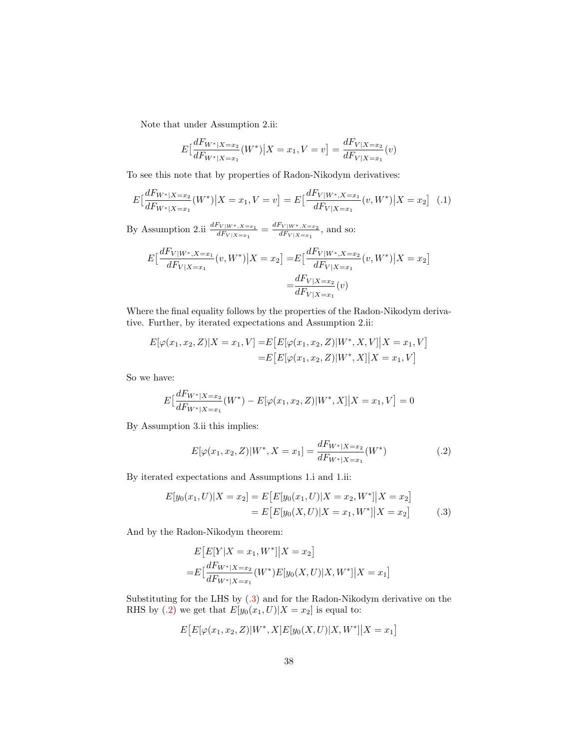Note that under Assumption 2.ii:

$$E\big[\frac{dF_{W^*|X=x_2}}{dF_{W^*|X=x_1}}(W^*)\big|X=x_1, V=v\big] = \frac{dF_{V|X=x_2}}{dF_{V|X=x_1}}(v)$$

To see this note that by properties of Radon-Nikodym derivatives:

$$E\big[\frac{dF_{W^*|X=x_2}}{dF_{W^*|X=x_1}}(W^*)\big|X=x_1, V=v\big] = E\big[\frac{dF_{V|W^*,X=x_1}}{dF_{V|X=x_1}}(v, W^*)\big|X=x_2\big] \quad (.1)$$

By Assumption 2.ii $\frac{dF_{V|W^*,X=x_1}}{dF_{V|X=x_1}} = \frac{dF_{V|W^*,X=x_2}}{dF_{V|X=x_1}}$, and so:

$$\begin{aligned} E\big[\frac{dF_{V|W^*,X=x_1}}{dF_{V|X=x_1}}(v, W^*)\big|X=x_2\big] =& E\big[\frac{dF_{V|W^*,X=x_2}}{dF_{V|X=x_1}}(v, W^*)\big|X=x_2\big] \\ =& \frac{dF_{V|X=x_2}}{dF_{V|X=x_1}}(v) \end{aligned}$$

Where the final equality follows by the properties of the Radon-Nikodym derivative. Further, by iterated expectations and Assumption 2.ii:

$$\begin{aligned} E[\varphi(x_1, x_2, Z)|X=x_1, V] =& E\big[E[\varphi(x_1, x_2, Z)|W^*, X, V]\big|X=x_1, V\big] \\ =& E\big[E[\varphi(x_1, x_2, Z)|W^*, X]\big|X=x_1, V\big] \end{aligned}$$

So we have:

$$E\big[\frac{dF_{W^*|X=x_2}}{dF_{W^*|X=x_1}}(W^*) - E[\varphi(x_1, x_2, Z)|W^*, X]\big|X=x_1, V\big] = 0$$

By Assumption 3.ii this implies:

$$E[\varphi(x_1, x_2, Z)|W^*, X=x_1] = \frac{dF_{W^*|X=x_2}}{dF_{W^*|X=x_1}}(W^*) \quad (.2)$$

By iterated expectations and Assumptions 1.i and 1.ii:

$$\begin{aligned} E[y_0(x_1, U)|X=x_2] &= E\big[E[y_0(x_1, U)|X=x_2, W^*]\big|X=x_2\big] \\ &= E\big[E[y_0(X, U)|X=x_1, W^*]\big|X=x_2\big] \quad (.3) \end{aligned}$$

And by the Radon-Nikodym theorem:

$$\begin{aligned} & E\big[E[Y|X=x_1, W^*]\big|X=x_2\big] \\ =& E\big[\frac{dF_{W^*|X=x_2}}{dF_{W^*|X=x_1}}(W^*)E[y_0(X, U)|X, W^*]\big|X=x_1\big] \end{aligned}$$

Substituting for the LHS by (.3) and for the Radon-Nikodym derivative on the RHS by (.2) we get that $E[y_0(x_1, U)|X=x_2]$ is equal to:

$$E\big[E[\varphi(x_1, x_2, Z)|W^*, X]E[y_0(X, U)|X, W^*]\big|X=x_1\big]$$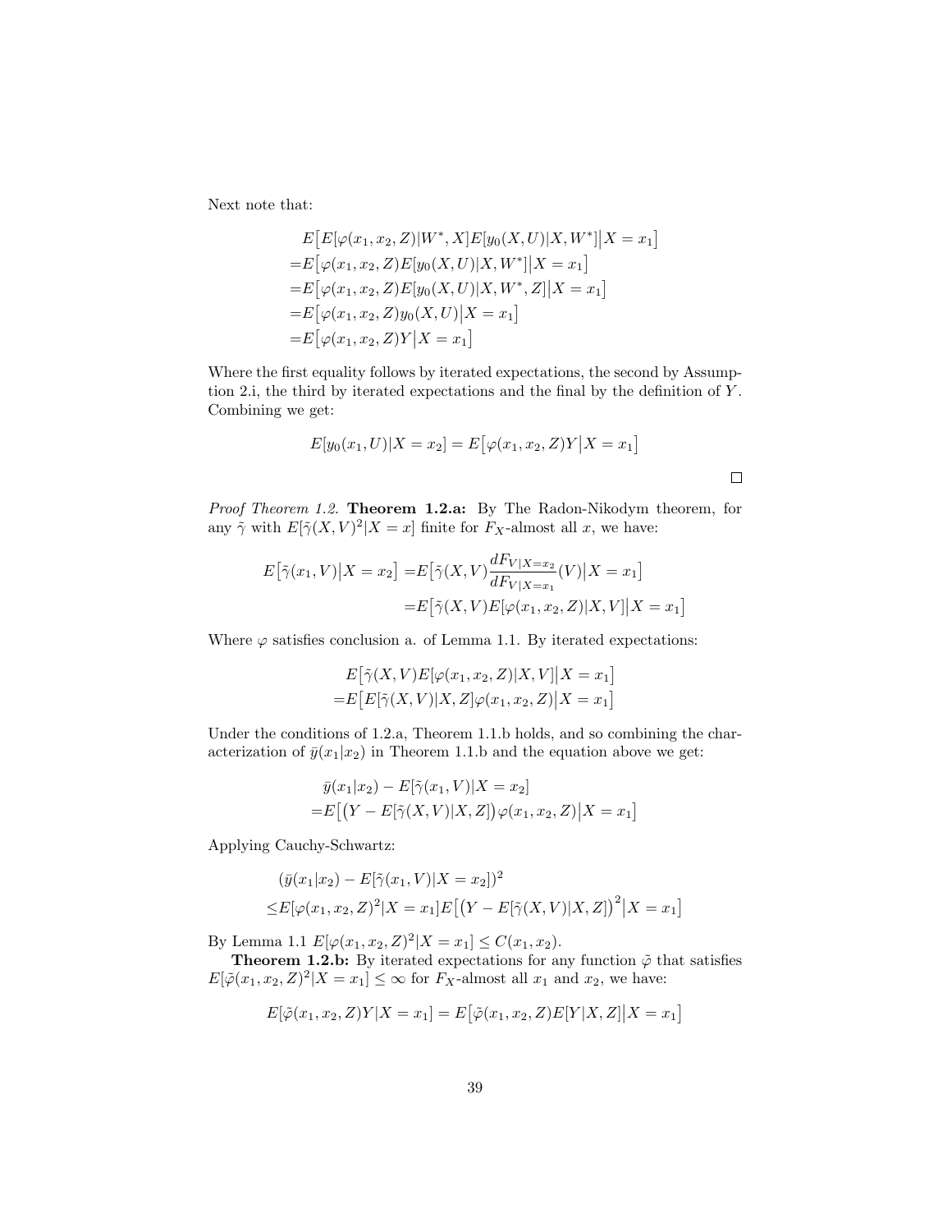Next note that:

$$
\begin{aligned}
&E\big[E[\varphi(x_1,x_2,Z)|W^*,X]E[y_0(X,U)|X,W^*]\big|X=x_1\big]\\
=&E\big[\varphi(x_1,x_2,Z)E[y_0(X,U)|X,W^*]\big|X=x_1\big]\\
=&E\big[\varphi(x_1,x_2,Z)E[y_0(X,U)|X,W^*,Z]\big|X=x_1\big]\\
=&E\big[\varphi(x_1,x_2,Z)y_0(X,U)\big|X=x_1\big]\\
=&E\big[\varphi(x_1,x_2,Z)Y\big|X=x_1\big]
\end{aligned}
$$

Where the first equality follows by iterated expectations, the second by Assumption 2.i, the third by iterated expectations and the final by the definition of $Y$. Combining we get:

$$
E[y_0(x_1,U)|X=x_2]=E\big[\varphi(x_1,x_2,Z)Y\big|X=x_1\big]
$$

□

*Proof Theorem 1.2.* **Theorem 1.2.a:** By The Radon-Nikodym theorem, for any $\tilde{\gamma}$ with $E[\tilde{\gamma}(X,V)^2|X=x]$ finite for $F_X$-almost all $x$, we have:

$$
\begin{aligned}
E\big[\tilde{\gamma}(x_1,V)\big|X=x_2\big]=&E\big[\tilde{\gamma}(X,V)\frac{dF_{V|X=x_2}}{dF_{V|X=x_1}}(V)\big|X=x_1\big]\\
=&E\big[\tilde{\gamma}(X,V)E[\varphi(x_1,x_2,Z)|X,V]\big|X=x_1\big]
\end{aligned}
$$

Where $\varphi$ satisfies conclusion a. of Lemma 1.1. By iterated expectations:

$$
\begin{aligned}
&E\big[\tilde{\gamma}(X,V)E[\varphi(x_1,x_2,Z)|X,V]\big|X=x_1\big]\\
=&E\big[E[\tilde{\gamma}(X,V)|X,Z]\varphi(x_1,x_2,Z)\big|X=x_1\big]
\end{aligned}
$$

Under the conditions of 1.2.a, Theorem 1.1.b holds, and so combining the characterization of $\bar{y}(x_1|x_2)$ in Theorem 1.1.b and the equation above we get:

$$
\begin{aligned}
&\bar{y}(x_1|x_2)-E[\tilde{\gamma}(x_1,V)|X=x_2]\\
=&E\big[\big(Y-E[\tilde{\gamma}(X,V)|X,Z]\big)\varphi(x_1,x_2,Z)\big|X=x_1\big]
\end{aligned}
$$

Applying Cauchy-Schwartz:

$$
\begin{aligned}
&(\bar{y}(x_1|x_2)-E[\tilde{\gamma}(x_1,V)|X=x_2])^2\\
\leq&E[\varphi(x_1,x_2,Z)^2|X=x_1]E\big[\big(Y-E[\tilde{\gamma}(X,V)|X,Z]\big)^2\big|X=x_1\big]
\end{aligned}
$$

By Lemma 1.1 $E[\varphi(x_1,x_2,Z)^2|X=x_1]\leq C(x_1,x_2)$.

**Theorem 1.2.b:** By iterated expectations for any function $\tilde{\varphi}$ that satisfies $E[\tilde{\varphi}(x_1,x_2,Z)^2|X=x_1]\leq\infty$ for $F_X$-almost all $x_1$ and $x_2$, we have:

$$
E[\tilde{\varphi}(x_1,x_2,Z)Y|X=x_1]=E\big[\tilde{\varphi}(x_1,x_2,Z)E[Y|X,Z]\big|X=x_1\big]
$$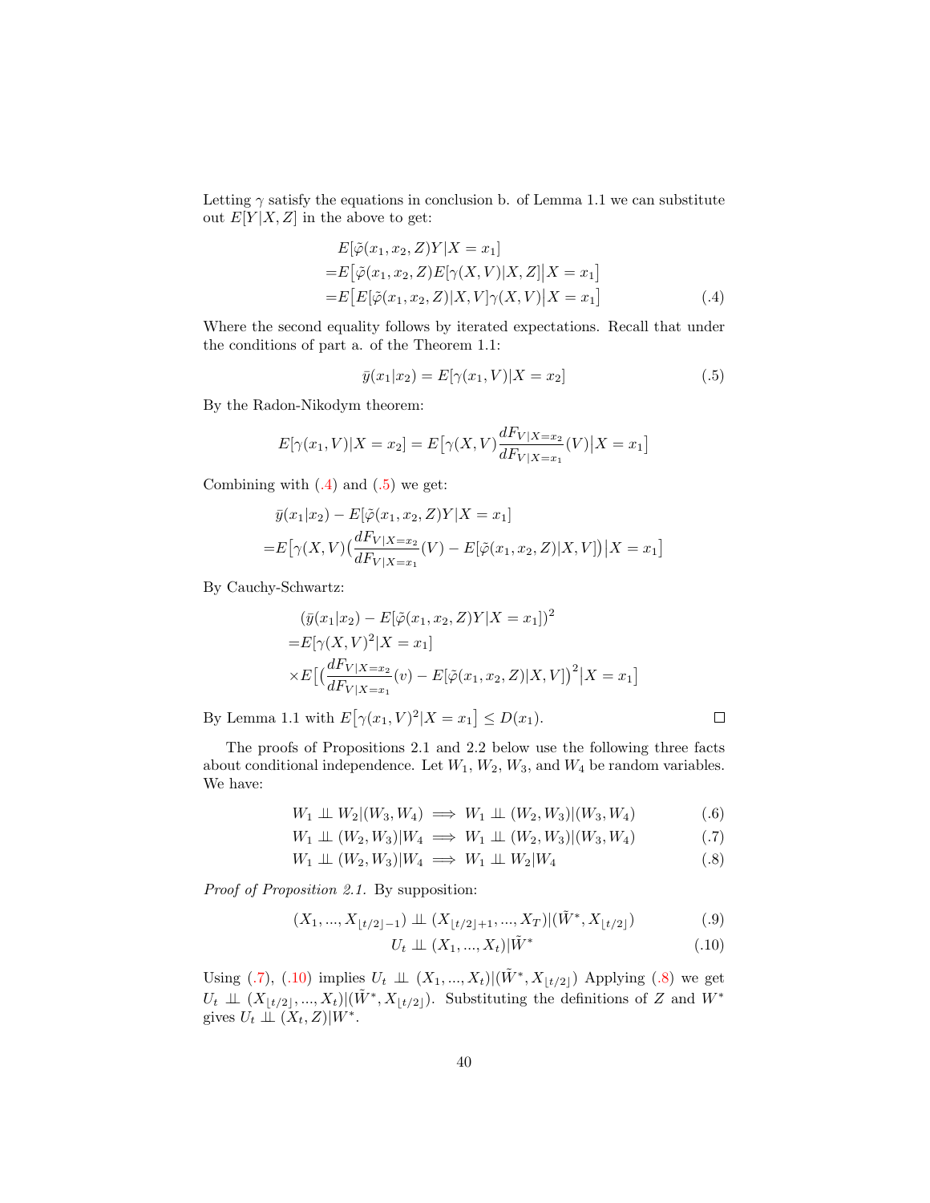Letting $\gamma$ satisfy the equations in conclusion b. of Lemma 1.1 we can substitute out $E[Y|X,Z]$ in the above to get:

$$
\begin{aligned}
&E[\tilde{\varphi}(x_1,x_2,Z)Y|X=x_1] \\
=&E\big[\tilde{\varphi}(x_1,x_2,Z)E[\gamma(X,V)|X,Z]\big|X=x_1\big] \\
=&E\big[E[\tilde{\varphi}(x_1,x_2,Z)|X,V]\gamma(X,V)\big|X=x_1\big]
\end{aligned}
\tag{.4}
$$

Where the second equality follows by iterated expectations. Recall that under the conditions of part a. of the Theorem 1.1:

$$
\bar{y}(x_1|x_2) = E[\gamma(x_1,V)|X=x_2] \tag{.5}
$$

By the Radon-Nikodym theorem:

$$
E[\gamma(x_1,V)|X=x_2] = E\big[\gamma(X,V)\frac{dF_{V|X=x_2}}{dF_{V|X=x_1}}(V)\big|X=x_1\big]
$$

Combining with (.4) and (.5) we get:

$$
\begin{aligned}
&\bar{y}(x_1|x_2) - E[\tilde{\varphi}(x_1,x_2,Z)Y|X=x_1] \\
=&E\big[\gamma(X,V)\big(\frac{dF_{V|X=x_2}}{dF_{V|X=x_1}}(V) - E[\tilde{\varphi}(x_1,x_2,Z)|X,V]\big)\big|X=x_1\big]
\end{aligned}
$$

By Cauchy-Schwartz:

$$
\begin{aligned}
&(\bar{y}(x_1|x_2) - E[\tilde{\varphi}(x_1,x_2,Z)Y|X=x_1])^2 \\
=&E[\gamma(X,V)^2|X=x_1] \\
&\times E\big[\big(\frac{dF_{V|X=x_2}}{dF_{V|X=x_1}}(v) - E[\tilde{\varphi}(x_1,x_2,Z)|X,V]\big)^2\big|X=x_1\big]
\end{aligned}
$$

By Lemma 1.1 with $E\big[\gamma(x_1,V)^2|X=x_1\big] \leq D(x_1)$. $\square$

The proofs of Propositions 2.1 and 2.2 below use the following three facts about conditional independence. Let $W_1$, $W_2$, $W_3$, and $W_4$ be random variables. We have:

$$
W_1 \perp\!\!\!\perp W_2|(W_3,W_4) \implies W_1 \perp\!\!\!\perp (W_2,W_3)|(W_3,W_4) \tag{.6}
$$

$$
W_1 \perp\!\!\!\perp (W_2,W_3)|W_4 \implies W_1 \perp\!\!\!\perp (W_2,W_3)|(W_3,W_4) \tag{.7}
$$

$$
W_1 \perp\!\!\!\perp (W_2,W_3)|W_4 \implies W_1 \perp\!\!\!\perp W_2|W_4 \tag{.8}
$$

*Proof of Proposition 2.1.* By supposition:

$$
(X_1,...,X_{\lfloor t/2\rfloor-1}) \perp\!\!\!\perp (X_{\lfloor t/2\rfloor+1},...,X_T)|(\tilde{W}^*,X_{\lfloor t/2\rfloor}) \tag{.9}
$$

$$
U_t \perp\!\!\!\perp (X_1,...,X_t)|\tilde{W}^* \tag{.10}
$$

Using (.7), (.10) implies $U_t \perp\!\!\!\perp (X_1,...,X_t)|(\tilde{W}^*,X_{\lfloor t/2\rfloor})$ Applying (.8) we get $U_t \perp\!\!\!\perp (X_{\lfloor t/2\rfloor},...,X_t)|(\tilde{W}^*,X_{\lfloor t/2\rfloor})$. Substituting the definitions of $Z$ and $W^*$ gives $U_t \perp\!\!\!\perp (X_t,Z)|W^*$.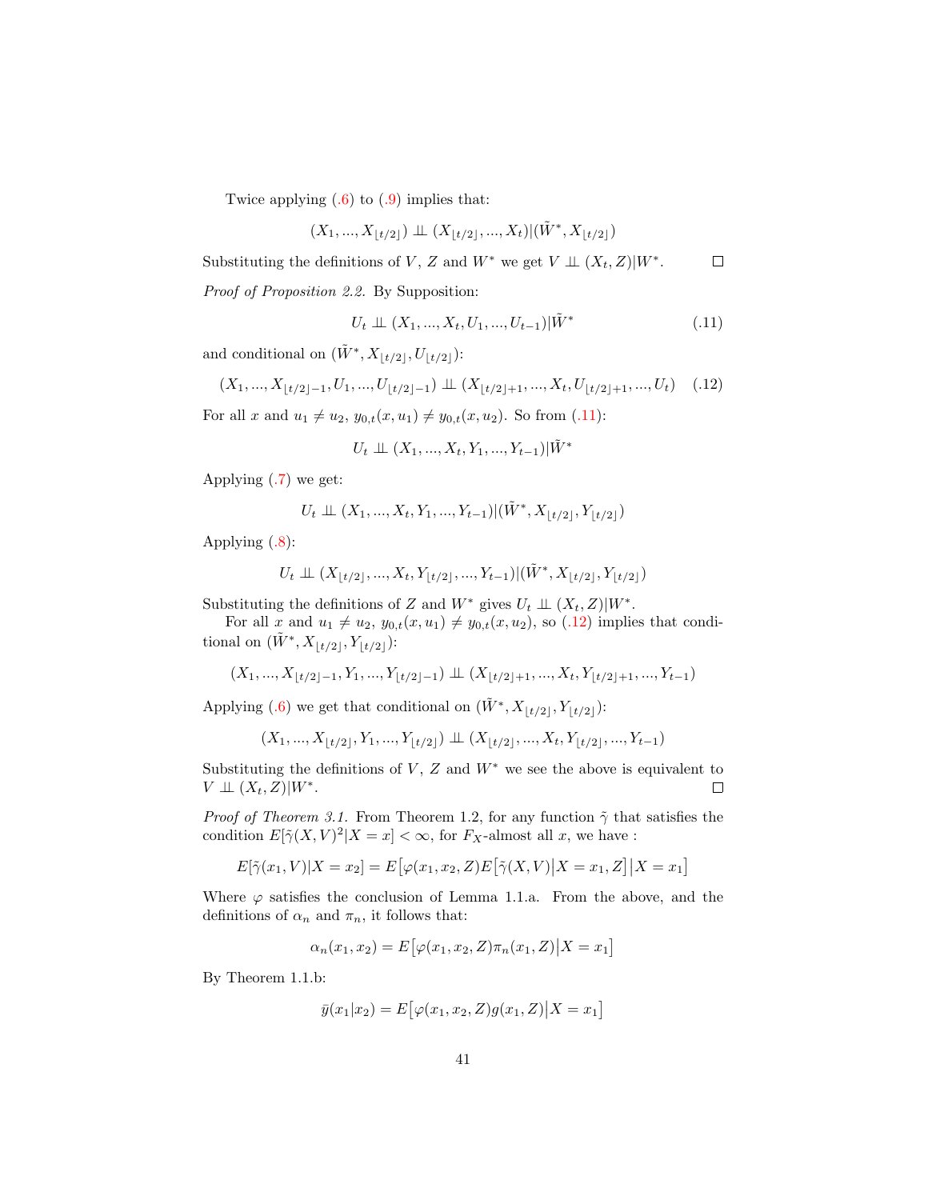Twice applying (.6) to (.9) implies that:

$$(X_1, ..., X_{\lfloor t/2 \rfloor}) \perp\!\!\!\perp (X_{\lfloor t/2 \rfloor}, ..., X_t) | (\tilde{W}^*, X_{\lfloor t/2 \rfloor})$$

Substituting the definitions of $V$, $Z$ and $W^*$ we get $V \perp\!\!\!\perp (X_t, Z) | W^*$. ☐

*Proof of Proposition 2.2.* By Supposition:

$$U_t \perp\!\!\!\perp (X_1, ..., X_t, U_1, ..., U_{t-1}) | \tilde{W}^* \tag{.11}$$

and conditional on $(\tilde{W}^*, X_{\lfloor t/2 \rfloor}, U_{\lfloor t/2 \rfloor})$:

$$(X_1, ..., X_{\lfloor t/2 \rfloor - 1}, U_1, ..., U_{\lfloor t/2 \rfloor - 1}) \perp\!\!\!\perp (X_{\lfloor t/2 \rfloor + 1}, ..., X_t, U_{\lfloor t/2 \rfloor + 1}, ..., U_t) \tag{.12}$$

For all $x$ and $u_1 \neq u_2$, $y_{0,t}(x, u_1) \neq y_{0,t}(x, u_2)$. So from (.11):

$$U_t \perp\!\!\!\perp (X_1, ..., X_t, Y_1, ..., Y_{t-1}) | \tilde{W}^*$$

Applying (.7) we get:

$$U_t \perp\!\!\!\perp (X_1, ..., X_t, Y_1, ..., Y_{t-1}) | (\tilde{W}^*, X_{\lfloor t/2 \rfloor}, Y_{\lfloor t/2 \rfloor})$$

Applying (.8):

$$U_t \perp\!\!\!\perp (X_{\lfloor t/2 \rfloor}, ..., X_t, Y_{\lfloor t/2 \rfloor}, ..., Y_{t-1}) | (\tilde{W}^*, X_{\lfloor t/2 \rfloor}, Y_{\lfloor t/2 \rfloor})$$

Substituting the definitions of $Z$ and $W^*$ gives $U_t \perp\!\!\!\perp (X_t, Z) | W^*$.

For all $x$ and $u_1 \neq u_2$, $y_{0,t}(x, u_1) \neq y_{0,t}(x, u_2)$, so (.12) implies that conditional on $(\tilde{W}^*, X_{\lfloor t/2 \rfloor}, Y_{\lfloor t/2 \rfloor})$:

$$(X_1, ..., X_{\lfloor t/2 \rfloor - 1}, Y_1, ..., Y_{\lfloor t/2 \rfloor - 1}) \perp\!\!\!\perp (X_{\lfloor t/2 \rfloor + 1}, ..., X_t, Y_{\lfloor t/2 \rfloor + 1}, ..., Y_{t-1})$$

Applying (.6) we get that conditional on $(\tilde{W}^*, X_{\lfloor t/2 \rfloor}, Y_{\lfloor t/2 \rfloor})$:

$$(X_1, ..., X_{\lfloor t/2 \rfloor}, Y_1, ..., Y_{\lfloor t/2 \rfloor}) \perp\!\!\!\perp (X_{\lfloor t/2 \rfloor}, ..., X_t, Y_{\lfloor t/2 \rfloor}, ..., Y_{t-1})$$

Substituting the definitions of $V$, $Z$ and $W^*$ we see the above is equivalent to $V \perp\!\!\!\perp (X_t, Z) | W^*$. ☐

*Proof of Theorem 3.1.* From Theorem 1.2, for any function $\tilde{\gamma}$ that satisfies the condition $E[\tilde{\gamma}(X, V)^2 | X = x] < \infty$, for $F_X$-almost all $x$, we have :

$$E[\tilde{\gamma}(x_1, V) | X = x_2] = E\big[\varphi(x_1, x_2, Z) E\big[\tilde{\gamma}(X, V) \big| X = x_1, Z\big] \big| X = x_1\big]$$

Where $\varphi$ satisfies the conclusion of Lemma 1.1.a. From the above, and the definitions of $\alpha_n$ and $\pi_n$, it follows that:

$$\alpha_n(x_1, x_2) = E\big[\varphi(x_1, x_2, Z) \pi_n(x_1, Z) \big| X = x_1\big]$$

By Theorem 1.1.b:

$$\bar{y}(x_1 | x_2) = E\big[\varphi(x_1, x_2, Z) g(x_1, Z) \big| X = x_1\big]$$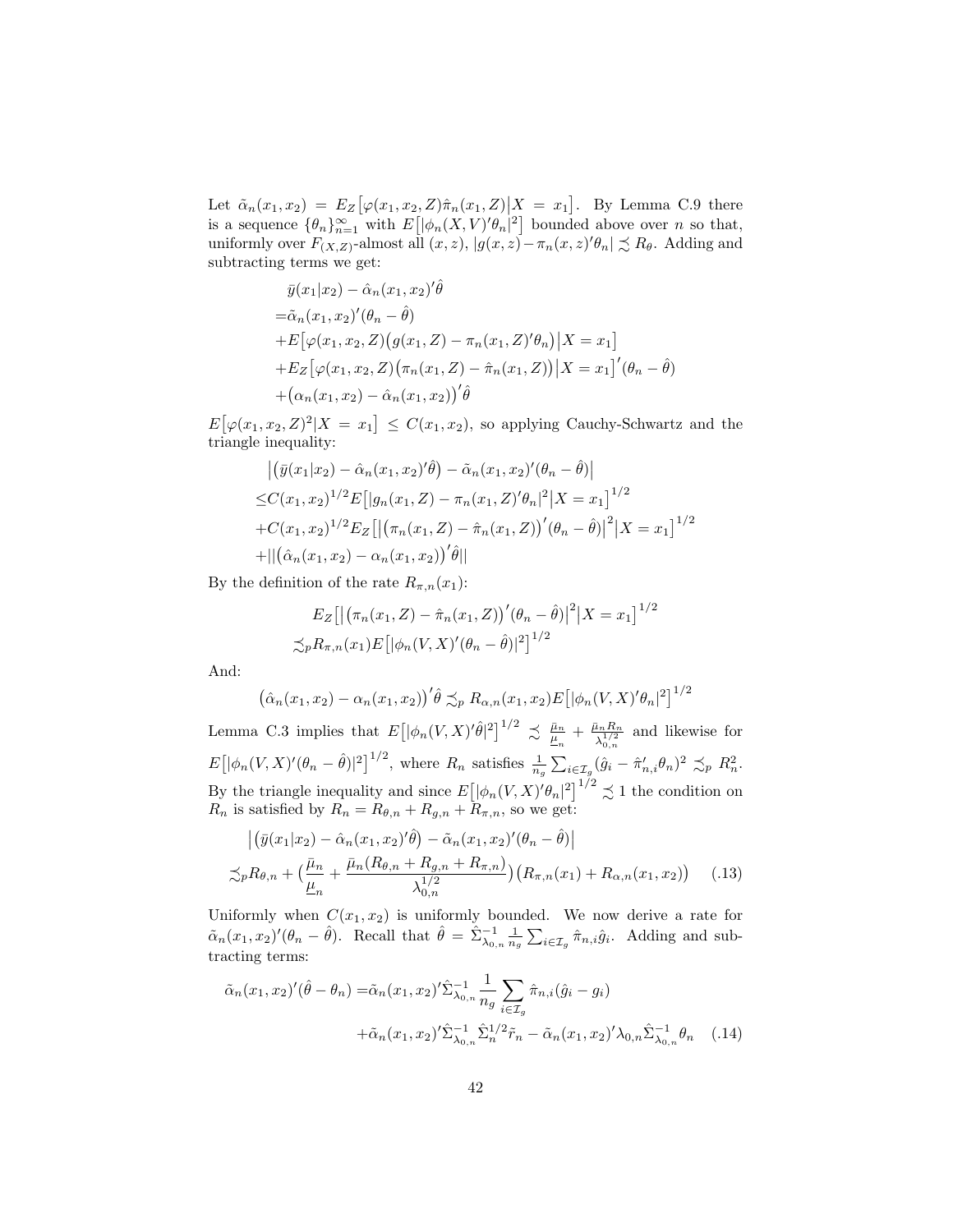Let $\tilde{\alpha}_n(x_1, x_2) = E_Z\big[\varphi(x_1, x_2, Z)\hat{\pi}_n(x_1, Z)\big|X = x_1\big]$. By Lemma C.9 there is a sequence $\{\theta_n\}_{n=1}^{\infty}$ with $E\big[|\phi_n(X, V)'\theta_n|^2\big]$ bounded above over $n$ so that, uniformly over $F_{(X,Z)}$-almost all $(x, z)$, $|g(x, z) - \pi_n(x, z)'\theta_n| \precsim R_\theta$. Adding and subtracting terms we get:

$$
\begin{aligned}
&\bar{y}(x_1|x_2) - \hat{\alpha}_n(x_1, x_2)'\hat{\theta} \\
=&\tilde{\alpha}_n(x_1, x_2)'(\theta_n - \hat{\theta}) \\
&+E\big[\varphi(x_1, x_2, Z)\big(g(x_1, Z) - \pi_n(x_1, Z)'\theta_n\big)\big|X = x_1\big] \\
&+E_Z\big[\varphi(x_1, x_2, Z)\big(\pi_n(x_1, Z) - \hat{\pi}_n(x_1, Z)\big)\big|X = x_1\big]'(\theta_n - \hat{\theta}) \\
&+\big(\alpha_n(x_1, x_2) - \hat{\alpha}_n(x_1, x_2)\big)'\hat{\theta}
\end{aligned}
$$

$E\big[\varphi(x_1, x_2, Z)^2|X = x_1\big] \leq C(x_1, x_2)$, so applying Cauchy-Schwartz and the triangle inequality:

$$
\begin{aligned}
&\big|\big(\bar{y}(x_1|x_2) - \hat{\alpha}_n(x_1, x_2)'\hat{\theta}\big) - \tilde{\alpha}_n(x_1, x_2)'(\theta_n - \hat{\theta})\big| \\
\leq&C(x_1, x_2)^{1/2}E\big[|g_n(x_1, Z) - \pi_n(x_1, Z)'\theta_n|^2\big|X = x_1\big]^{1/2} \\
&+C(x_1, x_2)^{1/2}E_Z\big[\big|\big(\pi_n(x_1, Z) - \hat{\pi}_n(x_1, Z)\big)'(\theta_n - \hat{\theta})\big|^2\big|X = x_1\big]^{1/2} \\
&+||\big(\hat{\alpha}_n(x_1, x_2) - \alpha_n(x_1, x_2)\big)'\hat{\theta}||
\end{aligned}
$$

By the definition of the rate $R_{\pi,n}(x_1)$:

$$
\begin{aligned}
&E_Z\big[\big|\big(\pi_n(x_1, Z) - \hat{\pi}_n(x_1, Z)\big)'(\theta_n - \hat{\theta})\big|^2\big|X = x_1\big]^{1/2} \\
\precsim_p&R_{\pi,n}(x_1)E\big[|\phi_n(V, X)'(\theta_n - \hat{\theta})|^2\big]^{1/2}
\end{aligned}
$$

And:

$$
\big(\hat{\alpha}_n(x_1, x_2) - \alpha_n(x_1, x_2)\big)'\hat{\theta} \precsim_p R_{\alpha,n}(x_1, x_2)E\big[|\phi_n(V, X)'\theta_n|^2\big]^{1/2}
$$

Lemma C.3 implies that $E\big[|\phi_n(V, X)'\hat{\theta}|^2\big]^{1/2} \precsim \frac{\bar{\mu}_n}{\underline{\mu}_n} + \frac{\bar{\mu}_n R_n}{\lambda_{0,n}^{1/2}}$ and likewise for $E\big[|\phi_n(V, X)'(\theta_n - \hat{\theta})|^2\big]^{1/2}$, where $R_n$ satisfies $\frac{1}{n_g}\sum_{i\in\mathcal{I}_g}(\hat{g}_i - \hat{\pi}'_{n,i}\theta_n)^2 \precsim_p R_n^2$. By the triangle inequality and since $E\big[|\phi_n(V, X)'\theta_n|^2\big]^{1/2} \precsim 1$ the condition on $R_n$ is satisfied by $R_n = R_{\theta,n} + R_{g,n} + R_{\pi,n}$, so we get:

$$
\begin{aligned}
&\big|\big(\bar{y}(x_1|x_2) - \hat{\alpha}_n(x_1, x_2)'\hat{\theta}\big) - \tilde{\alpha}_n(x_1, x_2)'(\theta_n - \hat{\theta})\big| \\
\precsim_p&R_{\theta,n} + \big(\frac{\bar{\mu}_n}{\underline{\mu}_n} + \frac{\bar{\mu}_n(R_{\theta,n} + R_{g,n} + R_{\pi,n})}{\lambda_{0,n}^{1/2}}\big)\big(R_{\pi,n}(x_1) + R_{\alpha,n}(x_1, x_2)\big) \qquad (.13)
\end{aligned}
$$

Uniformly when $C(x_1, x_2)$ is uniformly bounded. We now derive a rate for $\tilde{\alpha}_n(x_1, x_2)'(\theta_n - \hat{\theta})$. Recall that $\hat{\theta} = \hat{\Sigma}_{\lambda_{0,n}}^{-1}\frac{1}{n_g}\sum_{i\in\mathcal{I}_g}\hat{\pi}_{n,i}\hat{g}_i$. Adding and subtracting terms:

$$
\begin{aligned}
\tilde{\alpha}_n(x_1, x_2)'(\hat{\theta} - \theta_n) =&\tilde{\alpha}_n(x_1, x_2)'\hat{\Sigma}_{\lambda_{0,n}}^{-1}\frac{1}{n_g}\sum_{i\in\mathcal{I}_g}\hat{\pi}_{n,i}(\hat{g}_i - g_i) \\
&+\tilde{\alpha}_n(x_1, x_2)'\hat{\Sigma}_{\lambda_{0,n}}^{-1}\hat{\Sigma}_n^{1/2}\tilde{r}_n - \tilde{\alpha}_n(x_1, x_2)'\lambda_{0,n}\hat{\Sigma}_{\lambda_{0,n}}^{-1}\theta_n \qquad (.14)
\end{aligned}
$$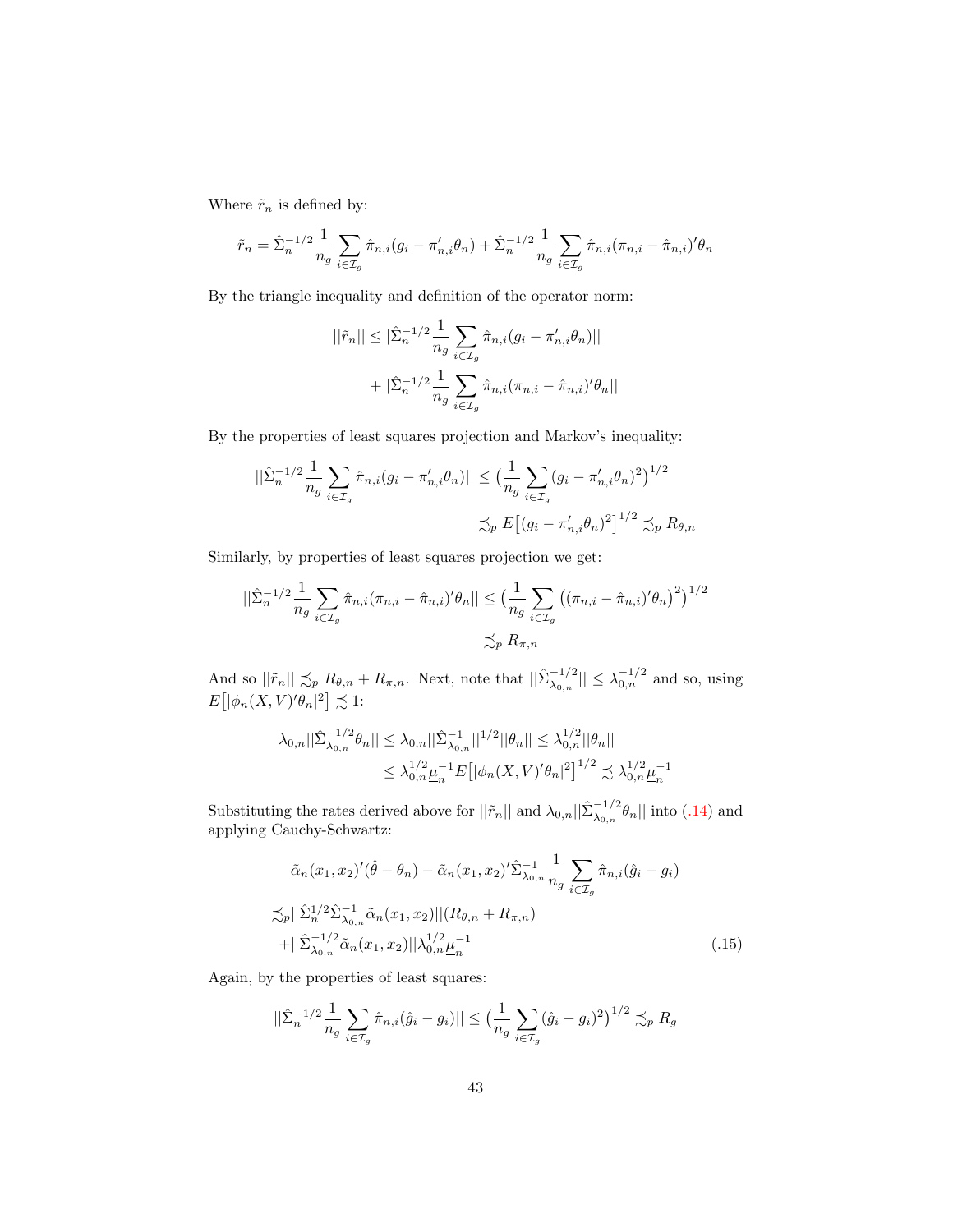Where $\tilde{r}_n$ is defined by:

$$\tilde{r}_n = \hat{\Sigma}_n^{-1/2} \frac{1}{n_g} \sum_{i \in \mathcal{I}_g} \hat{\pi}_{n,i}(g_i - \pi_{n,i}'\theta_n) + \hat{\Sigma}_n^{-1/2} \frac{1}{n_g} \sum_{i \in \mathcal{I}_g} \hat{\pi}_{n,i}(\pi_{n,i} - \hat{\pi}_{n,i})'\theta_n$$

By the triangle inequality and definition of the operator norm:

$$\begin{aligned} ||\tilde{r}_n|| \leq & ||\hat{\Sigma}_n^{-1/2} \frac{1}{n_g} \sum_{i \in \mathcal{I}_g} \hat{\pi}_{n,i}(g_i - \pi_{n,i}'\theta_n)|| \\ & + ||\hat{\Sigma}_n^{-1/2} \frac{1}{n_g} \sum_{i \in \mathcal{I}_g} \hat{\pi}_{n,i}(\pi_{n,i} - \hat{\pi}_{n,i})'\theta_n|| \end{aligned}$$

By the properties of least squares projection and Markov's inequality:

$$\begin{aligned} ||\hat{\Sigma}_n^{-1/2} \frac{1}{n_g} \sum_{i \in \mathcal{I}_g} \hat{\pi}_{n,i}(g_i - \pi_{n,i}'\theta_n)|| \leq & \big( \frac{1}{n_g} \sum_{i \in \mathcal{I}_g} (g_i - \pi_{n,i}'\theta_n)^2 \big)^{1/2} \\ & \precsim_p E\big[(g_i - \pi_{n,i}'\theta_n)^2\big]^{1/2} \precsim_p R_{\theta,n} \end{aligned}$$

Similarly, by properties of least squares projection we get:

$$\begin{aligned} ||\hat{\Sigma}_n^{-1/2} \frac{1}{n_g} \sum_{i \in \mathcal{I}_g} \hat{\pi}_{n,i}(\pi_{n,i} - \hat{\pi}_{n,i})'\theta_n|| \leq & \big( \frac{1}{n_g} \sum_{i \in \mathcal{I}_g} \big( (\pi_{n,i} - \hat{\pi}_{n,i})'\theta_n \big)^2 \big)^{1/2} \\ & \precsim_p R_{\pi,n} \end{aligned}$$

And so $||\tilde{r}_n|| \precsim_p R_{\theta,n} + R_{\pi,n}$. Next, note that $||\hat{\Sigma}_{\lambda_{0,n}}^{-1/2}|| \leq \lambda_{0,n}^{-1/2}$ and so, using $E\big[|\phi_n(X,V)'\theta_n|^2\big] \precsim 1$:

$$\begin{aligned} \lambda_{0,n} ||\hat{\Sigma}_{\lambda_{0,n}}^{-1/2} \theta_n|| \leq & \lambda_{0,n} ||\hat{\Sigma}_{\lambda_{0,n}}^{-1}||^{1/2} ||\theta_n|| \leq \lambda_{0,n}^{1/2} ||\theta_n|| \\ & \leq \lambda_{0,n}^{1/2} \underline{\mu}_n^{-1} E\big[|\phi_n(X,V)'\theta_n|^2\big]^{1/2} \precsim \lambda_{0,n}^{1/2} \underline{\mu}_n^{-1} \end{aligned}$$

Substituting the rates derived above for $||\tilde{r}_n||$ and $\lambda_{0,n} ||\hat{\Sigma}_{\lambda_{0,n}}^{-1/2} \theta_n||$ into (.14) and applying Cauchy-Schwartz:

$$\begin{aligned} & \tilde{\alpha}_n(x_1,x_2)'(\hat{\theta} - \theta_n) - \tilde{\alpha}_n(x_1,x_2)' \hat{\Sigma}_{\lambda_{0,n}}^{-1} \frac{1}{n_g} \sum_{i \in \mathcal{I}_g} \hat{\pi}_{n,i}(\hat{g}_i - g_i) \\ \precsim_p & ||\hat{\Sigma}_n^{1/2} \hat{\Sigma}_{\lambda_{0,n}}^{-1} \tilde{\alpha}_n(x_1,x_2)|| (R_{\theta,n} + R_{\pi,n}) \\ & + ||\hat{\Sigma}_{\lambda_{0,n}}^{-1/2} \tilde{\alpha}_n(x_1,x_2)|| \lambda_{0,n}^{1/2} \underline{\mu}_n^{-1} \end{aligned} \tag{.15}$$

Again, by the properties of least squares:

$$||\hat{\Sigma}_n^{-1/2} \frac{1}{n_g} \sum_{i \in \mathcal{I}_g} \hat{\pi}_{n,i}(\hat{g}_i - g_i)|| \leq \big( \frac{1}{n_g} \sum_{i \in \mathcal{I}_g} (\hat{g}_i - g_i)^2 \big)^{1/2} \precsim_p R_g$$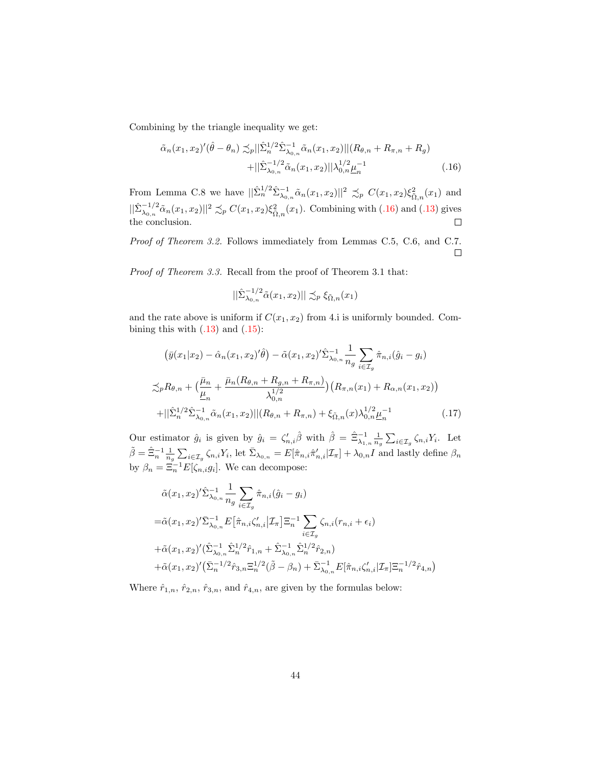Combining by the triangle inequality we get:

$$\tilde{\alpha}_n(x_1,x_2)'(\hat{\theta}-\theta_n) \precsim_p ||\hat{\Sigma}_n^{1/2}\hat{\Sigma}_{\lambda_{0,n}}^{-1}\tilde{\alpha}_n(x_1,x_2)||(R_{\theta,n}+R_{\pi,n}+R_g) + ||\hat{\Sigma}_{\lambda_{0,n}}^{-1/2}\tilde{\alpha}_n(x_1,x_2)||\lambda_{0,n}^{1/2}\underline{\mu}_n^{-1} \tag{.16}$$

From Lemma C.8 we have $||\hat{\Sigma}_n^{1/2}\hat{\Sigma}_{\lambda_{0,n}}^{-1}\tilde{\alpha}_n(x_1,x_2)||^2 \precsim_p C(x_1,x_2)\xi^2_{\bar{\Omega},n}(x_1)$ and $||\hat{\Sigma}_{\lambda_{0,n}}^{-1/2}\tilde{\alpha}_n(x_1,x_2)||^2 \precsim_p C(x_1,x_2)\xi^2_{\bar{\Omega},n}(x_1)$. Combining with (.16) and (.13) gives the conclusion. ∎

*Proof of Theorem 3.2.* Follows immediately from Lemmas C.5, C.6, and C.7. ∎

*Proof of Theorem 3.3.* Recall from the proof of Theorem 3.1 that:

$$||\hat{\Sigma}_{\lambda_{0,n}}^{-1/2}\tilde{\alpha}(x_1,x_2)|| \precsim_p \xi_{\bar{\Omega},n}(x_1)$$

and the rate above is uniform if $C(x_1,x_2)$ from 4.i is uniformly bounded. Combining this with (.13) and (.15):

$$\begin{aligned}
&\big(\bar{y}(x_1|x_2)-\hat{\alpha}_n(x_1,x_2)'\hat{\theta}\big)-\tilde{\alpha}(x_1,x_2)'\hat{\Sigma}_{\lambda_{0,n}}^{-1}\frac{1}{n_g}\sum_{i\in\mathcal{I}_g}\hat{\pi}_{n,i}(\hat{g}_i-g_i)\\
\precsim_p & R_{\theta,n}+\Big(\frac{\bar{\mu}_n}{\underline{\mu}_n}+\frac{\bar{\mu}_n(R_{\theta,n}+R_{g,n}+R_{\pi,n})}{\lambda_{0,n}^{1/2}}\Big)\big(R_{\pi,n}(x_1)+R_{\alpha,n}(x_1,x_2)\big)\\
&+||\hat{\Sigma}_n^{1/2}\hat{\Sigma}_{\lambda_{0,n}}^{-1}\tilde{\alpha}_n(x_1,x_2)||(R_{\theta,n}+R_{\pi,n})+\xi_{\bar{\Omega},n}(x)\lambda_{0,n}^{1/2}\underline{\mu}_n^{-1}
\end{aligned} \tag{.17}$$

Our estimator $\hat{g}_i$ is given by $\hat{g}_i=\zeta_{n,i}'\hat{\beta}$ with $\hat{\beta}=\hat{\Xi}_{\lambda_{1,n}}^{-1}\frac{1}{n_g}\sum_{i\in\mathcal{I}_g}\zeta_{n,i}Y_i$. Let $\tilde{\beta}=\hat{\Xi}_n^{-1}\frac{1}{n_g}\sum_{i\in\mathcal{I}_g}\zeta_{n,i}Y_i$, let $\bar{\Sigma}_{\lambda_{0,n}}=E[\hat{\pi}_{n,i}\hat{\pi}_{n,i}'|\mathcal{I}_\pi]+\lambda_{0,n}I$ and lastly define $\beta_n$ by $\beta_n=\Xi_n^{-1}E[\zeta_{n,i}g_i]$. We can decompose:

$$\begin{aligned}
&\tilde{\alpha}(x_1,x_2)'\hat{\Sigma}_{\lambda_{0,n}}^{-1}\frac{1}{n_g}\sum_{i\in\mathcal{I}_g}\hat{\pi}_{n,i}(\hat{g}_i-g_i)\\
=&\tilde{\alpha}(x_1,x_2)'\bar{\Sigma}_{\lambda_{0,n}}^{-1}E\big[\hat{\pi}_{n,i}\zeta_{n,i}'\big|\mathcal{I}_\pi\big]\Xi_n^{-1}\sum_{i\in\mathcal{I}_g}\zeta_{n,i}(r_{n,i}+\epsilon_i)\\
&+\tilde{\alpha}(x_1,x_2)'(\hat{\Sigma}_{\lambda_{0,n}}^{-1}\hat{\Sigma}_n^{1/2}\hat{r}_{1,n}+\hat{\Sigma}_{\lambda_{0,n}}^{-1}\hat{\Sigma}_n^{1/2}\hat{r}_{2,n})\\
&+\tilde{\alpha}(x_1,x_2)'\big(\bar{\Sigma}_n^{-1/2}\hat{r}_{3,n}\Xi_n^{1/2}(\tilde{\beta}-\beta_n)+\bar{\Sigma}_{\lambda_{0,n}}^{-1}E[\hat{\pi}_{n,i}\zeta_{n,i}'|\mathcal{I}_\pi]\Xi_n^{-1/2}\hat{r}_{4,n}\big)
\end{aligned}$$

Where $\hat{r}_{1,n}$, $\hat{r}_{2,n}$, $\hat{r}_{3,n}$, and $\hat{r}_{4,n}$, are given by the formulas below: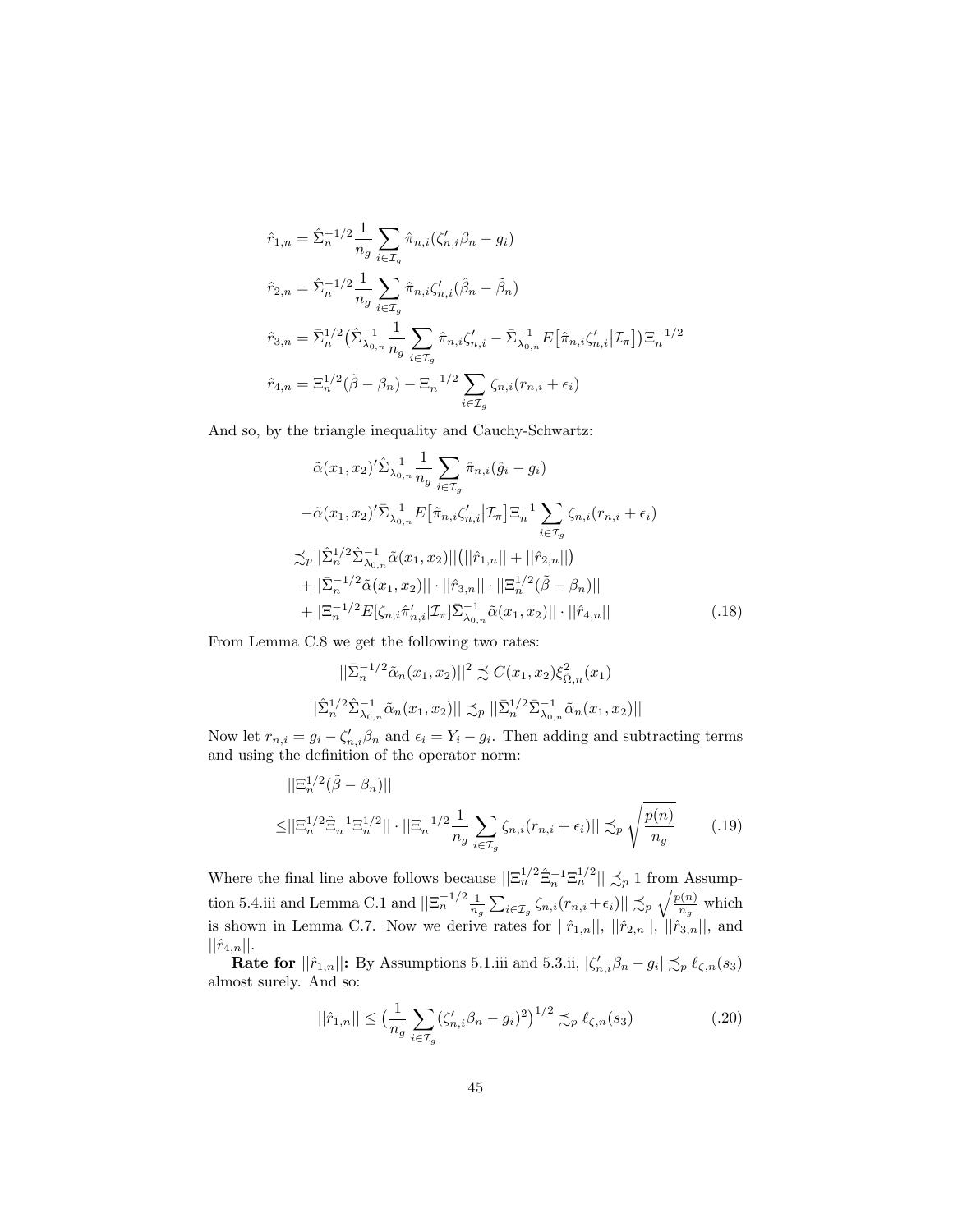$$\hat{r}_{1,n} = \hat{\Sigma}_n^{-1/2} \frac{1}{n_g} \sum_{i \in \mathcal{I}_g} \hat{\pi}_{n,i} (\zeta_{n,i}' \beta_n - g_i)$$

$$\hat{r}_{2,n} = \hat{\Sigma}_n^{-1/2} \frac{1}{n_g} \sum_{i \in \mathcal{I}_g} \hat{\pi}_{n,i} \zeta_{n,i}' (\hat{\beta}_n - \tilde{\beta}_n)$$

$$\hat{r}_{3,n} = \bar{\Sigma}_n^{1/2} \big( \hat{\Sigma}_{\lambda_{0,n}}^{-1} \frac{1}{n_g} \sum_{i \in \mathcal{I}_g} \hat{\pi}_{n,i} \zeta_{n,i}' - \bar{\Sigma}_{\lambda_{0,n}}^{-1} E\big[\hat{\pi}_{n,i} \zeta_{n,i}' \big| \mathcal{I}_\pi\big] \big) \Xi_n^{-1/2}$$

$$\hat{r}_{4,n} = \Xi_n^{1/2} (\tilde{\beta} - \beta_n) - \Xi_n^{-1/2} \sum_{i \in \mathcal{I}_g} \zeta_{n,i} (r_{n,i} + \epsilon_i)$$

And so, by the triangle inequality and Cauchy-Schwartz:

$$\begin{aligned}
&\tilde{\alpha}(x_1,x_2)' \hat{\Sigma}_{\lambda_{0,n}}^{-1} \frac{1}{n_g} \sum_{i \in \mathcal{I}_g} \hat{\pi}_{n,i} (\hat{g}_i - g_i) \\
&-\tilde{\alpha}(x_1,x_2)' \bar{\Sigma}_{\lambda_{0,n}}^{-1} E\big[\hat{\pi}_{n,i} \zeta_{n,i}' \big| \mathcal{I}_\pi\big] \Xi_n^{-1} \sum_{i \in \mathcal{I}_g} \zeta_{n,i} (r_{n,i} + \epsilon_i) \\
\precsim_p & ||\hat{\Sigma}_n^{1/2} \hat{\Sigma}_{\lambda_{0,n}}^{-1} \tilde{\alpha}(x_1,x_2)|| \big( ||\hat{r}_{1,n}|| + ||\hat{r}_{2,n}|| \big) \\
&+ ||\bar{\Sigma}_n^{-1/2} \tilde{\alpha}(x_1,x_2)|| \cdot ||\hat{r}_{3,n}|| \cdot ||\Xi_n^{1/2} (\tilde{\beta} - \beta_n)|| \\
&+ ||\Xi_n^{-1/2} E[\zeta_{n,i} \hat{\pi}_{n,i}' | \mathcal{I}_\pi] \bar{\Sigma}_{\lambda_{0,n}}^{-1} \tilde{\alpha}(x_1,x_2)|| \cdot ||\hat{r}_{4,n}|| \qquad (.18)
\end{aligned}$$

From Lemma C.8 we get the following two rates:

$$||\bar{\Sigma}_n^{-1/2} \tilde{\alpha}_n(x_1,x_2)||^2 \precsim C(x_1,x_2) \xi_{\bar{\Omega},n}^2(x_1)$$

$$||\hat{\Sigma}_n^{1/2} \hat{\Sigma}_{\lambda_{0,n}}^{-1} \tilde{\alpha}_n(x_1,x_2)|| \precsim_p ||\bar{\Sigma}_n^{1/2} \bar{\Sigma}_{\lambda_{0,n}}^{-1} \tilde{\alpha}_n(x_1,x_2)||$$

Now let $r_{n,i} = g_i - \zeta_{n,i}' \beta_n$ and $\epsilon_i = Y_i - g_i$. Then adding and subtracting terms and using the definition of the operator norm:

$$\begin{aligned}
&||\Xi_n^{1/2} (\tilde{\beta} - \beta_n)|| \\
\leq & ||\Xi_n^{1/2} \hat{\Xi}_n^{-1} \Xi_n^{1/2}|| \cdot ||\Xi_n^{-1/2} \frac{1}{n_g} \sum_{i \in \mathcal{I}_g} \zeta_{n,i} (r_{n,i} + \epsilon_i)|| \precsim_p \sqrt{\frac{p(n)}{n_g}} \qquad (.19)
\end{aligned}$$

Where the final line above follows because $||\Xi_n^{1/2} \hat{\Xi}_n^{-1} \Xi_n^{1/2}|| \precsim_p 1$ from Assumption 5.4.iii and Lemma C.1 and $||\Xi_n^{-1/2} \frac{1}{n_g} \sum_{i \in \mathcal{I}_g} \zeta_{n,i} (r_{n,i} + \epsilon_i)|| \precsim_p \sqrt{\frac{p(n)}{n_g}}$ which is shown in Lemma C.7. Now we derive rates for $||\hat{r}_{1,n}||$, $||\hat{r}_{2,n}||$, $||\hat{r}_{3,n}||$, and $||\hat{r}_{4,n}||$.

**Rate for $||\hat{r}_{1,n}||$:** By Assumptions 5.1.iii and 5.3.ii, $|\zeta_{n,i}' \beta_n - g_i| \precsim_p \ell_{\zeta,n}(s_3)$ almost surely. And so:

$$||\hat{r}_{1,n}|| \leq \big( \frac{1}{n_g} \sum_{i \in \mathcal{I}_g} (\zeta_{n,i}' \beta_n - g_i)^2 \big)^{1/2} \precsim_p \ell_{\zeta,n}(s_3) \qquad (.20)$$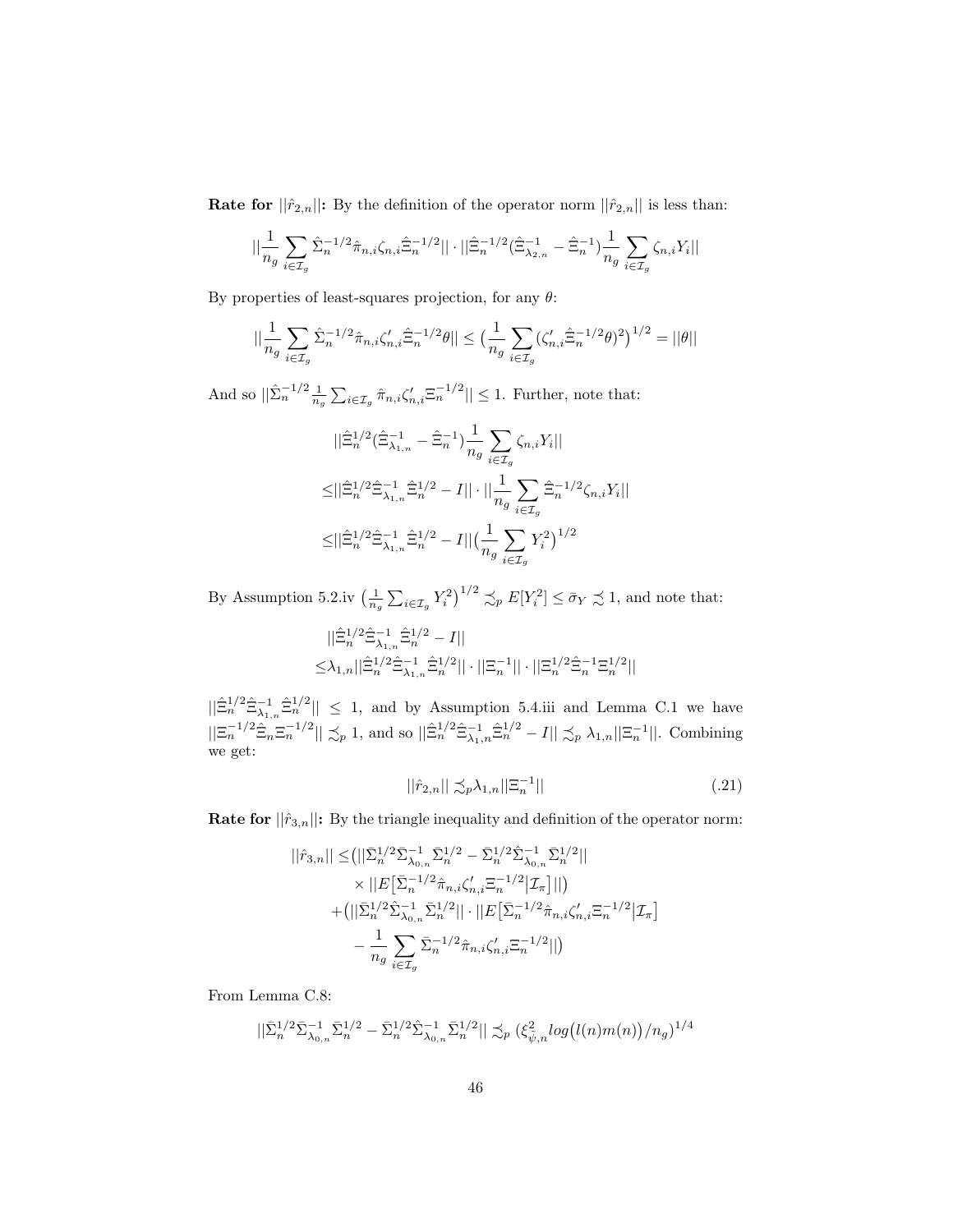**Rate for $||\hat{r}_{2,n}||$:** By the definition of the operator norm $||\hat{r}_{2,n}||$ is less than:

$$||\frac{1}{n_g}\sum_{i\in\mathcal{I}_g}\hat{\Sigma}_n^{-1/2}\hat{\pi}_{n,i}\zeta_{n,i}\hat{\Xi}_n^{-1/2}||\cdot||\hat{\Xi}_n^{-1/2}(\hat{\Xi}_{\lambda_{2,n}}^{-1}-\hat{\Xi}_n^{-1})\frac{1}{n_g}\sum_{i\in\mathcal{I}_g}\zeta_{n,i}Y_i||$$

By properties of least-squares projection, for any $\theta$:

$$||\frac{1}{n_g}\sum_{i\in\mathcal{I}_g}\hat{\Sigma}_n^{-1/2}\hat{\pi}_{n,i}\zeta_{n,i}'\hat{\Xi}_n^{-1/2}\theta||\leq\big(\frac{1}{n_g}\sum_{i\in\mathcal{I}_g}(\zeta_{n,i}'\hat{\Xi}_n^{-1/2}\theta)^2\big)^{1/2}=||\theta||$$

And so $||\hat{\Sigma}_n^{-1/2}\frac{1}{n_g}\sum_{i\in\mathcal{I}_g}\hat{\pi}_{n,i}\zeta_{n,i}'\Xi_n^{-1/2}||\leq 1$. Further, note that:

$$\begin{aligned}
&||\hat{\Xi}_n^{1/2}(\hat{\Xi}_{\lambda_{1,n}}^{-1}-\hat{\Xi}_n^{-1})\frac{1}{n_g}\sum_{i\in\mathcal{I}_g}\zeta_{n,i}Y_i||\\
\leq&||\hat{\Xi}_n^{1/2}\hat{\Xi}_{\lambda_{1,n}}^{-1}\hat{\Xi}_n^{1/2}-I||\cdot||\frac{1}{n_g}\sum_{i\in\mathcal{I}_g}\hat{\Xi}_n^{-1/2}\zeta_{n,i}Y_i||\\
\leq&||\hat{\Xi}_n^{1/2}\hat{\Xi}_{\lambda_{1,n}}^{-1}\hat{\Xi}_n^{1/2}-I||\big(\frac{1}{n_g}\sum_{i\in\mathcal{I}_g}Y_i^2\big)^{1/2}
\end{aligned}$$

By Assumption 5.2.iv $\big(\frac{1}{n_g}\sum_{i\in\mathcal{I}_g}Y_i^2\big)^{1/2}\precsim_p E[Y_i^2]\leq\bar{\sigma}_Y\precsim 1$, and note that:

$$\begin{aligned}
&||\hat{\Xi}_n^{1/2}\hat{\Xi}_{\lambda_{1,n}}^{-1}\hat{\Xi}_n^{1/2}-I||\\
\leq&\lambda_{1,n}||\hat{\Xi}_n^{1/2}\hat{\Xi}_{\lambda_{1,n}}^{-1}\hat{\Xi}_n^{1/2}||\cdot||\Xi_n^{-1}||\cdot||\Xi_n^{1/2}\hat{\Xi}_n^{-1}\Xi_n^{1/2}||
\end{aligned}$$

$||\hat{\Xi}_n^{1/2}\hat{\Xi}_{\lambda_{1,n}}^{-1}\hat{\Xi}_n^{1/2}||\leq 1$, and by Assumption 5.4.iii and Lemma C.1 we have $||\Xi_n^{-1/2}\hat{\Xi}_n\Xi_n^{-1/2}||\precsim_p 1$, and so $||\hat{\Xi}_n^{1/2}\hat{\Xi}_{\lambda_1,n}^{-1}\hat{\Xi}_n^{1/2}-I||\precsim_p\lambda_{1,n}||\Xi_n^{-1}||$. Combining we get:

$$||\hat{r}_{2,n}||\precsim_p\lambda_{1,n}||\Xi_n^{-1}|| \tag{.21}$$

**Rate for $||\hat{r}_{3,n}||$:** By the triangle inequality and definition of the operator norm:

$$\begin{aligned}
||\hat{r}_{3,n}||\leq&\big(||\bar{\Sigma}_n^{1/2}\bar{\Sigma}_{\lambda_{0,n}}^{-1}\bar{\Sigma}_n^{1/2}-\bar{\Sigma}_n^{1/2}\hat{\Sigma}_{\lambda_{0,n}}^{-1}\bar{\Sigma}_n^{1/2}||\\
&\times||E\big[\bar{\Sigma}_n^{-1/2}\hat{\pi}_{n,i}\zeta_{n,i}'\Xi_n^{-1/2}\big|\mathcal{I}_\pi\big]||\big)\\
&+\big(||\bar{\Sigma}_n^{1/2}\hat{\Sigma}_{\lambda_{0,n}}^{-1}\bar{\Sigma}_n^{1/2}||\cdot||E\big[\bar{\Sigma}_n^{-1/2}\hat{\pi}_{n,i}\zeta_{n,i}'\Xi_n^{-1/2}\big|\mathcal{I}_\pi\big]\\
&-\frac{1}{n_g}\sum_{i\in\mathcal{I}_g}\bar{\Sigma}_n^{-1/2}\hat{\pi}_{n,i}\zeta_{n,i}'\Xi_n^{-1/2}||\big)
\end{aligned}$$

From Lemma C.8:

$$||\bar{\Sigma}_n^{1/2}\bar{\Sigma}_{\lambda_{0,n}}^{-1}\bar{\Sigma}_n^{1/2}-\bar{\Sigma}_n^{1/2}\hat{\Sigma}_{\lambda_{0,n}}^{-1}\bar{\Sigma}_n^{1/2}||\precsim_p\big(\xi_{\bar{\psi},n}^2 log\big(l(n)m(n)\big)/n_g\big)^{1/4}$$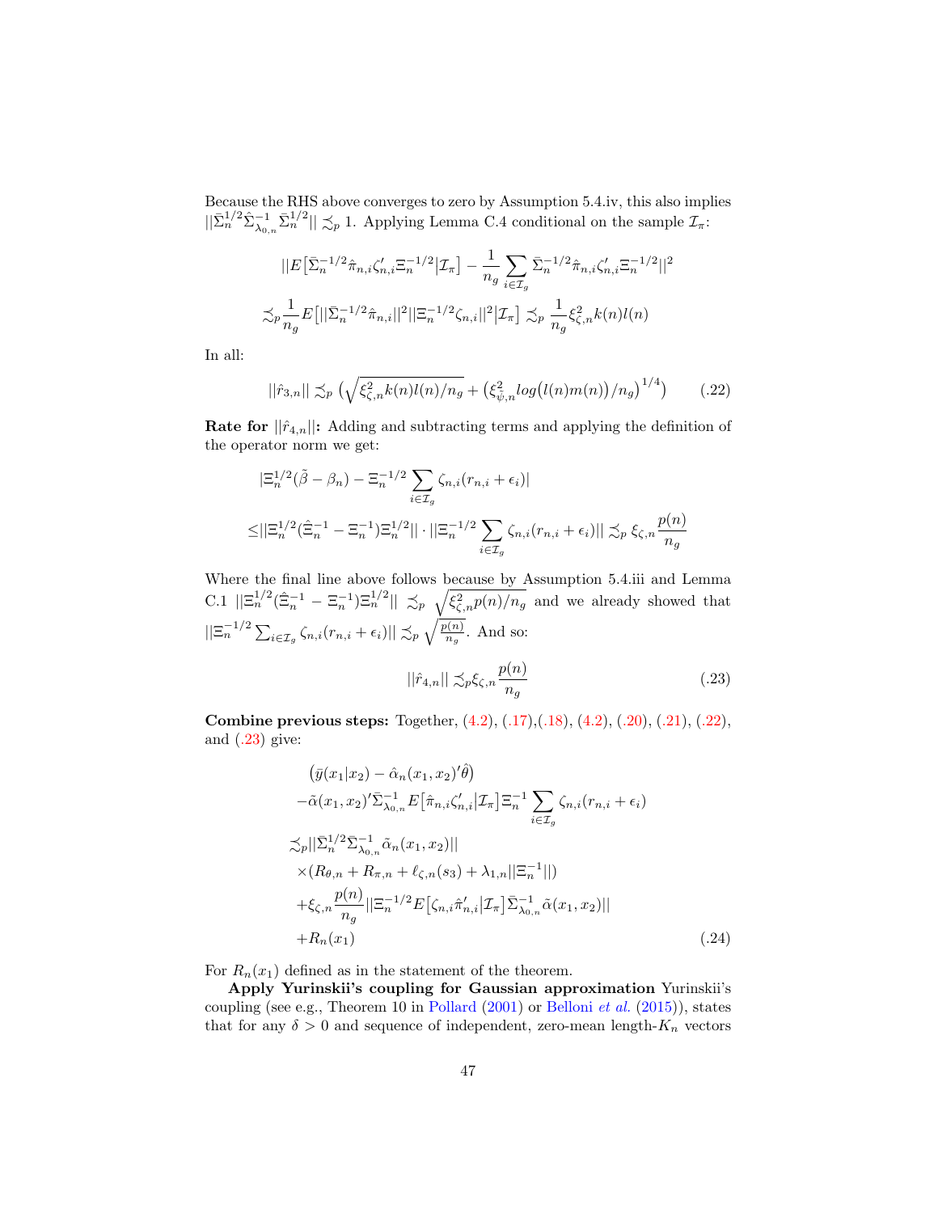Because the RHS above converges to zero by Assumption 5.4.iv, this also implies $||\bar{\Sigma}_n^{1/2}\hat{\Sigma}_{\lambda_{0,n}}^{-1}\bar{\Sigma}_n^{1/2}|| \precsim_p 1$. Applying Lemma C.4 conditional on the sample $\mathcal{I}_\pi$:

$$
||E\big[\bar{\Sigma}_n^{-1/2}\hat{\pi}_{n,i}\zeta_{n,i}'\Xi_n^{-1/2}\big|\mathcal{I}_\pi\big] - \frac{1}{n_g}\sum_{i\in\mathcal{I}_g}\bar{\Sigma}_n^{-1/2}\hat{\pi}_{n,i}\zeta_{n,i}'\Xi_n^{-1/2}||^2
$$

$$
\precsim_p \frac{1}{n_g}E\big[||\bar{\Sigma}_n^{-1/2}\hat{\pi}_{n,i}||^2||\Xi_n^{-1/2}\zeta_{n,i}||^2\big|\mathcal{I}_\pi\big] \precsim_p \frac{1}{n_g}\xi_{\zeta,n}^2 k(n)l(n)
$$

In all:

$$
||\hat{r}_{3,n}|| \precsim_p \Big(\sqrt{\xi_{\zeta,n}^2 k(n)l(n)/n_g} + \big(\xi_{\bar{\psi},n}^2 log\big(l(n)m(n)\big)/n_g\big)^{1/4}\Big) \tag{.22}
$$

**Rate for $||\hat{r}_{4,n}||$:** Adding and subtracting terms and applying the definition of the operator norm we get:

$$
|\Xi_n^{1/2}(\tilde{\beta}-\beta_n) - \Xi_n^{-1/2}\sum_{i\in\mathcal{I}_g}\zeta_{n,i}(r_{n,i}+\epsilon_i)|
$$

$$
\leq ||\Xi_n^{1/2}(\hat{\Xi}_n^{-1}-\Xi_n^{-1})\Xi_n^{1/2}|| \cdot ||\Xi_n^{-1/2}\sum_{i\in\mathcal{I}_g}\zeta_{n,i}(r_{n,i}+\epsilon_i)|| \precsim_p \xi_{\zeta,n}\frac{p(n)}{n_g}
$$

Where the final line above follows because by Assumption 5.4.iii and Lemma C.1 $||\Xi_n^{1/2}(\hat{\Xi}_n^{-1}-\Xi_n^{-1})\Xi_n^{1/2}|| \precsim_p \sqrt{\xi_{\zeta,n}^2 p(n)/n_g}$ and we already showed that $||\Xi_n^{-1/2}\sum_{i\in\mathcal{I}_g}\zeta_{n,i}(r_{n,i}+\epsilon_i)|| \precsim_p \sqrt{\frac{p(n)}{n_g}}$. And so:

$$
||\hat{r}_{4,n}|| \precsim_p \xi_{\zeta,n}\frac{p(n)}{n_g} \tag{.23}
$$

**Combine previous steps:** Together, (4.2), (.17),(.18), (4.2), (.20), (.21), (.22), and (.23) give:

$$
\begin{aligned}
&\big(\bar{y}(x_1|x_2) - \hat{\alpha}_n(x_1,x_2)'\hat{\theta}\big) \\
&-\tilde{\alpha}(x_1,x_2)'\bar{\Sigma}_{\lambda_{0,n}}^{-1}E\big[\hat{\pi}_{n,i}\zeta_{n,i}'\big|\mathcal{I}_\pi\big]\Xi_n^{-1}\sum_{i\in\mathcal{I}_g}\zeta_{n,i}(r_{n,i}+\epsilon_i) \\
\precsim_p &||\bar{\Sigma}_n^{1/2}\bar{\Sigma}_{\lambda_{0,n}}^{-1}\tilde{\alpha}_n(x_1,x_2)|| \\
&\times(R_{\theta,n} + R_{\pi,n} + \ell_{\zeta,n}(s_3) + \lambda_{1,n}||\Xi_n^{-1}||) \\
&+\xi_{\zeta,n}\frac{p(n)}{n_g}||\Xi_n^{-1/2}E\big[\zeta_{n,i}\hat{\pi}_{n,i}'\big|\mathcal{I}_\pi\big]\bar{\Sigma}_{\lambda_{0,n}}^{-1}\tilde{\alpha}(x_1,x_2)|| \\
&+R_n(x_1)
\end{aligned} \tag{.24}
$$

For $R_n(x_1)$ defined as in the statement of the theorem.

**Apply Yurinskii's coupling for Gaussian approximation** Yurinskii's coupling (see e.g., Theorem 10 in Pollard (2001) or Belloni *et al.* (2015)), states that for any $\delta > 0$ and sequence of independent, zero-mean length-$K_n$ vectors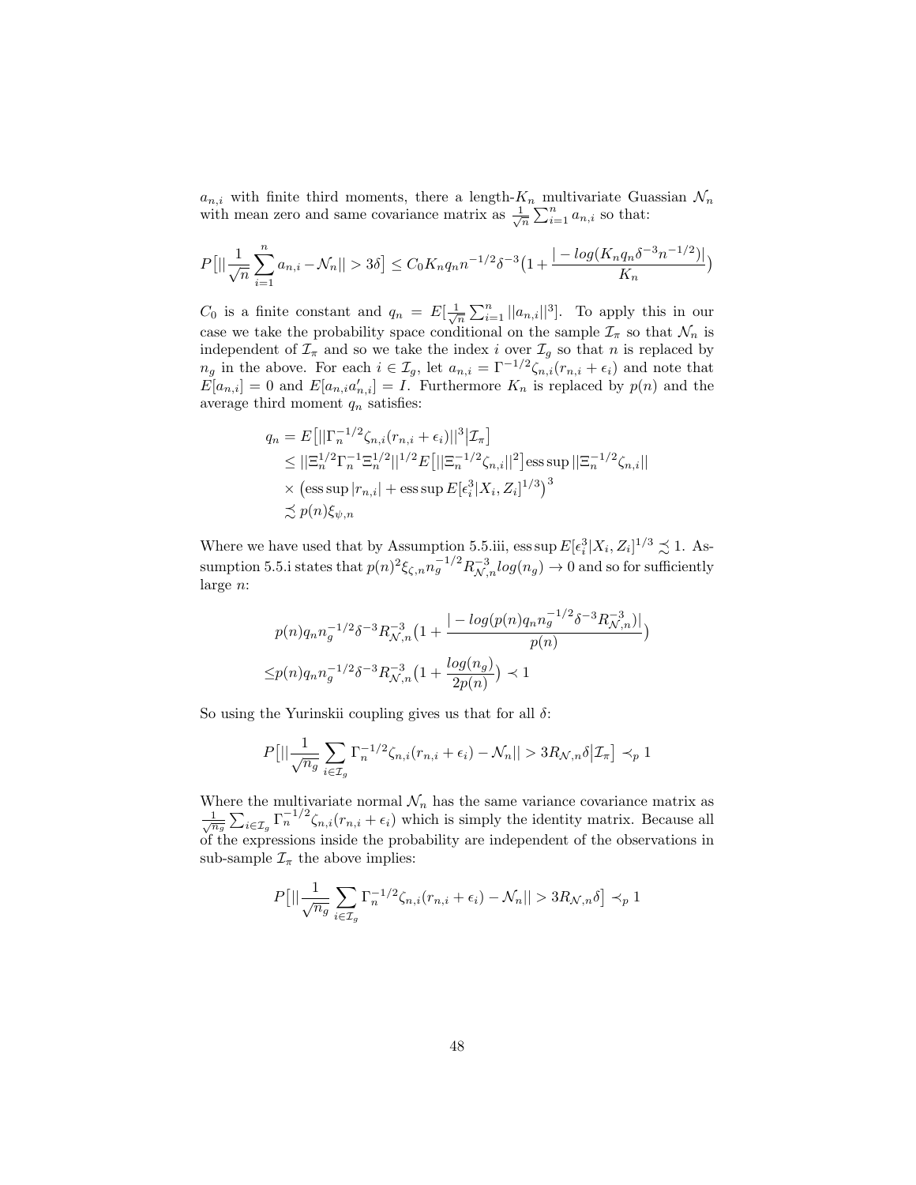$a_{n,i}$ with finite third moments, there a length-$K_n$ multivariate Guassian $\mathcal{N}_n$ with mean zero and same covariance matrix as $\frac{1}{\sqrt{n}}\sum_{i=1}^n a_{n,i}$ so that:

$$P\big[||\frac{1}{\sqrt{n}}\sum_{i=1}^n a_{n,i} - \mathcal{N}_n|| > 3\delta\big] \leq C_0 K_n q_n n^{-1/2}\delta^{-3}\big(1 + \frac{|-log(K_n q_n \delta^{-3} n^{-1/2})|}{K_n}\big)$$

$C_0$ is a finite constant and $q_n = E[\frac{1}{\sqrt{n}}\sum_{i=1}^n ||a_{n,i}||^3]$. To apply this in our case we take the probability space conditional on the sample $\mathcal{I}_\pi$ so that $\mathcal{N}_n$ is independent of $\mathcal{I}_\pi$ and so we take the index $i$ over $\mathcal{I}_g$ so that $n$ is replaced by $n_g$ in the above. For each $i \in \mathcal{I}_g$, let $a_{n,i} = \Gamma^{-1/2}\zeta_{n,i}(r_{n,i} + \epsilon_i)$ and note that $E[a_{n,i}] = 0$ and $E[a_{n,i}a'_{n,i}] = I$. Furthermore $K_n$ is replaced by $p(n)$ and the average third moment $q_n$ satisfies:

$$\begin{aligned}
q_n &= E\big[||\Gamma_n^{-1/2}\zeta_{n,i}(r_{n,i} + \epsilon_i)||^3\big|\mathcal{I}_\pi\big] \\
&\leq ||\Xi_n^{1/2}\Gamma_n^{-1}\Xi_n^{1/2}||^{1/2} E\big[||\Xi_n^{-1/2}\zeta_{n,i}||^2\big]\text{ess sup}\,||\Xi_n^{-1/2}\zeta_{n,i}|| \\
&\times \big(\text{ess sup}\,|r_{n,i}| + \text{ess sup}\,E[\epsilon_i^3|X_i, Z_i]^{1/3}\big)^3 \\
&\precsim p(n)\xi_{\psi,n}
\end{aligned}$$

Where we have used that by Assumption 5.5.iii, $\text{ess sup}\,E[\epsilon_i^3|X_i, Z_i]^{1/3} \precsim 1$. Assumption 5.5.i states that $p(n)^2\xi_{\zeta,n}n_g^{-1/2}R_{\mathcal{N},n}^{-3}log(n_g) \to 0$ and so for sufficiently large $n$:

$$\begin{aligned}
&p(n)q_n n_g^{-1/2}\delta^{-3}R_{\mathcal{N},n}^{-3}\big(1 + \frac{|-log(p(n)q_n n_g^{-1/2}\delta^{-3}R_{\mathcal{N},n}^{-3})|}{p(n)}\big) \\
\leq &p(n)q_n n_g^{-1/2}\delta^{-3}R_{\mathcal{N},n}^{-3}\big(1 + \frac{log(n_g)}{2p(n)}\big) \prec 1
\end{aligned}$$

So using the Yurinskii coupling gives us that for all $\delta$:

$$P\big[||\frac{1}{\sqrt{n_g}}\sum_{i\in\mathcal{I}_g}\Gamma_n^{-1/2}\zeta_{n,i}(r_{n,i} + \epsilon_i) - \mathcal{N}_n|| > 3R_{\mathcal{N},n}\delta\big|\mathcal{I}_\pi\big] \prec_p 1$$

Where the multivariate normal $\mathcal{N}_n$ has the same variance covariance matrix as $\frac{1}{\sqrt{n_g}}\sum_{i\in\mathcal{I}_g}\Gamma_n^{-1/2}\zeta_{n,i}(r_{n,i} + \epsilon_i)$ which is simply the identity matrix. Because all of the expressions inside the probability are independent of the observations in sub-sample $\mathcal{I}_\pi$ the above implies:

$$P\big[||\frac{1}{\sqrt{n_g}}\sum_{i\in\mathcal{I}_g}\Gamma_n^{-1/2}\zeta_{n,i}(r_{n,i} + \epsilon_i) - \mathcal{N}_n|| > 3R_{\mathcal{N},n}\delta\big] \prec_p 1$$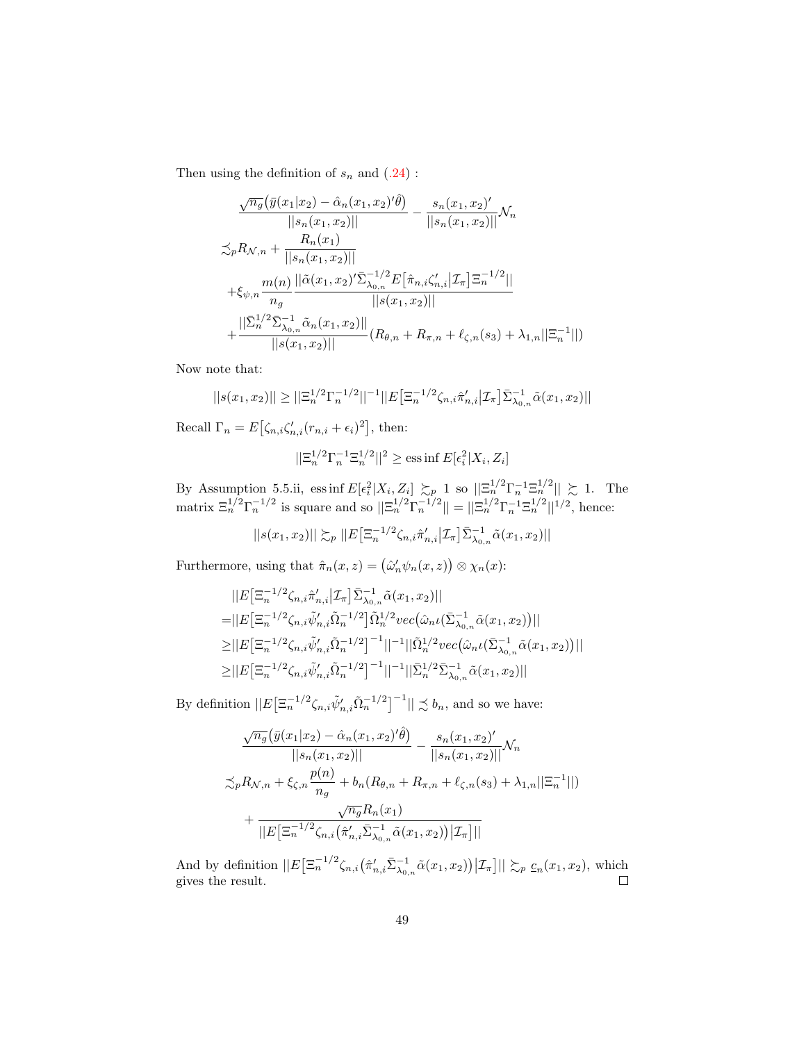Then using the definition of $s_n$ and (.24) :

$$
\begin{aligned}
&\frac{\sqrt{n_g}\big(\bar{y}(x_1|x_2)-\hat{\alpha}_n(x_1,x_2)'\hat{\theta}\big)}{||s_n(x_1,x_2)||}-\frac{s_n(x_1,x_2)'}{||s_n(x_1,x_2)||}\mathcal{N}_n\\
\precsim_p & R_{\mathcal{N},n}+\frac{R_n(x_1)}{||s_n(x_1,x_2)||}\\
&+\xi_{\psi,n}\frac{m(n)}{n_g}\frac{||\tilde{\alpha}(x_1,x_2)'\bar{\Sigma}_{\lambda_{0,n}}^{-1/2}E\big[\hat{\pi}_{n,i}\zeta_{n,i}'\big|\mathcal{I}_\pi\big]\Xi_n^{-1/2}||}{||s(x_1,x_2)||}\\
&+\frac{||\bar{\Sigma}_n^{1/2}\bar{\Sigma}_{\lambda_{0,n}}^{-1}\tilde{\alpha}_n(x_1,x_2)||}{||s(x_1,x_2)||}\big(R_{\theta,n}+R_{\pi,n}+\ell_{\zeta,n}(s_3)+\lambda_{1,n}||\Xi_n^{-1}||\big)
\end{aligned}
$$

Now note that:

$$
||s(x_1,x_2)||\geq ||\Xi_n^{1/2}\Gamma_n^{-1/2}||^{-1}||E\big[\Xi_n^{-1/2}\zeta_{n,i}\hat{\pi}_{n,i}'\big|\mathcal{I}_\pi\big]\bar{\Sigma}_{\lambda_{0,n}}^{-1}\tilde{\alpha}(x_1,x_2)||
$$

Recall $\Gamma_n=E\big[\zeta_{n,i}\zeta_{n,i}'(r_{n,i}+\epsilon_i)^2\big]$, then:

$$
||\Xi_n^{1/2}\Gamma_n^{-1}\Xi_n^{1/2}||^2\geq \operatorname{ess\,inf}E[\epsilon_i^2|X_i,Z_i]
$$

By Assumption 5.5.ii, $\operatorname{ess\,inf}E[\epsilon_i^2|X_i,Z_i]\succsim_p 1$ so $||\Xi_n^{1/2}\Gamma_n^{-1}\Xi_n^{1/2}||\succsim 1$. The matrix $\Xi_n^{1/2}\Gamma_n^{-1/2}$ is square and so $||\Xi_n^{1/2}\Gamma_n^{-1/2}||=||\Xi_n^{1/2}\Gamma_n^{-1}\Xi_n^{1/2}||^{1/2}$, hence:

$$
||s(x_1,x_2)||\succsim_p ||E\big[\Xi_n^{-1/2}\zeta_{n,i}\hat{\pi}_{n,i}'\big|\mathcal{I}_\pi\big]\bar{\Sigma}_{\lambda_{0,n}}^{-1}\tilde{\alpha}(x_1,x_2)||
$$

Furthermore, using that $\hat{\pi}_n(x,z)=\big(\hat{\omega}_n'\psi_n(x,z)\big)\otimes\chi_n(x)$:

$$
\begin{aligned}
&||E\big[\Xi_n^{-1/2}\zeta_{n,i}\hat{\pi}_{n,i}'\big|\mathcal{I}_\pi\big]\bar{\Sigma}_{\lambda_{0,n}}^{-1}\tilde{\alpha}(x_1,x_2)||\\
=&||E\big[\Xi_n^{-1/2}\zeta_{n,i}\tilde{\psi}_{n,i}'\tilde{\Omega}_n^{-1/2}\big]\tilde{\Omega}_n^{1/2}vec\big(\hat{\omega}_n\iota(\bar{\Sigma}_{\lambda_{0,n}}^{-1}\tilde{\alpha}(x_1,x_2)\big)||\\
\geq&||E\big[\Xi_n^{-1/2}\zeta_{n,i}\tilde{\psi}_{n,i}'\tilde{\Omega}_n^{-1/2}\big]^{-1}||^{-1}||\tilde{\Omega}_n^{1/2}vec\big(\hat{\omega}_n\iota(\bar{\Sigma}_{\lambda_{0,n}}^{-1}\tilde{\alpha}(x_1,x_2)\big)||\\
\geq&||E\big[\Xi_n^{-1/2}\zeta_{n,i}\tilde{\psi}_{n,i}'\tilde{\Omega}_n^{-1/2}\big]^{-1}||^{-1}||\bar{\Sigma}_n^{1/2}\bar{\Sigma}_{\lambda_{0,n}}^{-1}\tilde{\alpha}(x_1,x_2)||
\end{aligned}
$$

By definition $||E\big[\Xi_n^{-1/2}\zeta_{n,i}\tilde{\psi}_{n,i}'\tilde{\Omega}_n^{-1/2}\big]^{-1}||\precsim b_n$, and so we have:

$$
\begin{aligned}
&\frac{\sqrt{n_g}\big(\bar{y}(x_1|x_2)-\hat{\alpha}_n(x_1,x_2)'\hat{\theta}\big)}{||s_n(x_1,x_2)||}-\frac{s_n(x_1,x_2)'}{||s_n(x_1,x_2)||}\mathcal{N}_n\\
\precsim_p & R_{\mathcal{N},n}+\xi_{\zeta,n}\frac{p(n)}{n_g}+b_n\big(R_{\theta,n}+R_{\pi,n}+\ell_{\zeta,n}(s_3)+\lambda_{1,n}||\Xi_n^{-1}||\big)\\
&+\frac{\sqrt{n_g}R_n(x_1)}{||E\big[\Xi_n^{-1/2}\zeta_{n,i}\big(\hat{\pi}_{n,i}'\bar{\Sigma}_{\lambda_{0,n}}^{-1}\tilde{\alpha}(x_1,x_2)\big)\big|\mathcal{I}_\pi\big]||}
\end{aligned}
$$

And by definition $||E\big[\Xi_n^{-1/2}\zeta_{n,i}\big(\hat{\pi}_{n,i}'\bar{\Sigma}_{\lambda_{0,n}}^{-1}\tilde{\alpha}(x_1,x_2)\big)\big|\mathcal{I}_\pi\big]||\succsim_p \underline{c}_n(x_1,x_2)$, which gives the result. □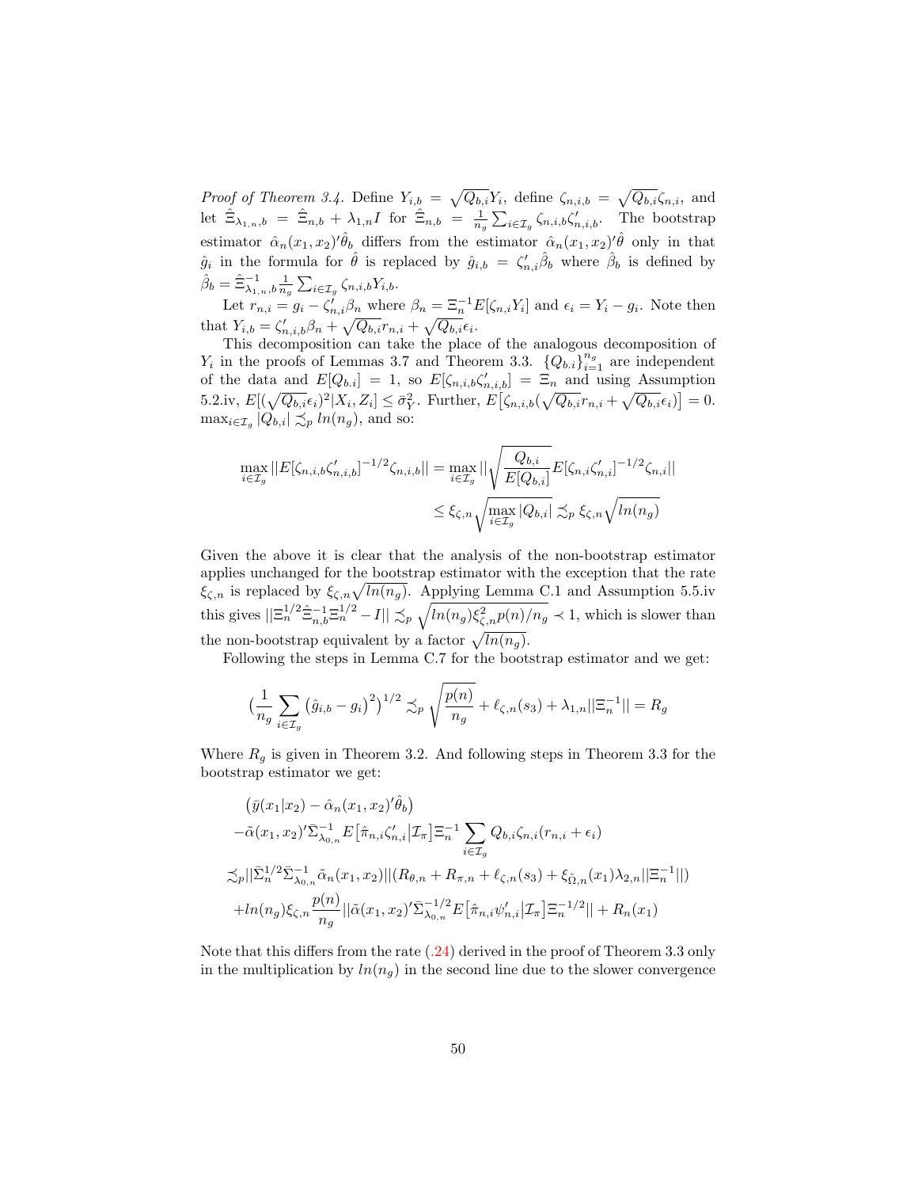*Proof of Theorem 3.4.* Define $Y_{i,b} = \sqrt{Q_{b,i}}Y_i$, define $\zeta_{n,i,b} = \sqrt{Q_{b,i}}\zeta_{n,i}$, and let $\hat{\Xi}_{\lambda_{1,n},b} = \hat{\Xi}_{n,b} + \lambda_{1,n}I$ for $\hat{\Xi}_{n,b} = \frac{1}{n_g}\sum_{i\in\mathcal{I}_g}\zeta_{n,i,b}\zeta_{n,i,b}'$. The bootstrap estimator $\hat{\alpha}_n(x_1,x_2)'\hat{\theta}_b$ differs from the estimator $\hat{\alpha}_n(x_1,x_2)'\hat{\theta}$ only in that $\hat{g}_i$ in the formula for $\hat{\theta}$ is replaced by $\hat{g}_{i,b} = \zeta_{n,i}'\hat{\beta}_b$ where $\hat{\beta}_b$ is defined by $\hat{\beta}_b = \hat{\Xi}_{\lambda_{1,n},b}^{-1}\frac{1}{n_g}\sum_{i\in\mathcal{I}_g}\zeta_{n,i,b}Y_{i,b}$.

Let $r_{n,i} = g_i - \zeta_{n,i}'\beta_n$ where $\beta_n = \Xi_n^{-1}E[\zeta_{n,i}Y_i]$ and $\epsilon_i = Y_i - g_i$. Note then that $Y_{i,b} = \zeta_{n,i,b}'\beta_n + \sqrt{Q_{b,i}}r_{n,i} + \sqrt{Q_{b,i}}\epsilon_i$.

This decomposition can take the place of the analogous decomposition of $Y_i$ in the proofs of Lemmas 3.7 and Theorem 3.3. $\{Q_{b,i}\}_{i=1}^{n_g}$ are independent of the data and $E[Q_{b,i}] = 1$, so $E[\zeta_{n,i,b}\zeta_{n,i,b}'] = \Xi_n$ and using Assumption 5.2.iv, $E[(\sqrt{Q_{b,i}}\epsilon_i)^2|X_i,Z_i] \leq \bar{\sigma}_Y^2$. Further, $E\big[\zeta_{n,i,b}(\sqrt{Q_{b,i}}r_{n,i} + \sqrt{Q_{b,i}}\epsilon_i)\big] = 0$. $\max_{i\in\mathcal{I}_g}|Q_{b,i}| \precsim_p ln(n_g)$, and so:

$$
\begin{aligned}
\max_{i\in\mathcal{I}_g}||E[\zeta_{n,i,b}\zeta_{n,i,b}']^{-1/2}\zeta_{n,i,b}|| &= \max_{i\in\mathcal{I}_g}||\sqrt{\frac{Q_{b,i}}{E[Q_{b,i}]}}E[\zeta_{n,i}\zeta_{n,i}']^{-1/2}\zeta_{n,i}|| \\
&\leq \xi_{\zeta,n}\sqrt{\max_{i\in\mathcal{I}_g}|Q_{b,i}|} \precsim_p \xi_{\zeta,n}\sqrt{ln(n_g)}
\end{aligned}
$$

Given the above it is clear that the analysis of the non-bootstrap estimator applies unchanged for the bootstrap estimator with the exception that the rate $\xi_{\zeta,n}$ is replaced by $\xi_{\zeta,n}\sqrt{ln(n_g)}$. Applying Lemma C.1 and Assumption 5.5.iv this gives $||\Xi_n^{1/2}\hat{\Xi}_{n,b}^{-1}\Xi_n^{1/2} - I|| \precsim_p \sqrt{ln(n_g)\xi_{\zeta,n}^2 p(n)/n_g} \prec 1$, which is slower than the non-bootstrap equivalent by a factor $\sqrt{ln(n_g)}$.

Following the steps in Lemma C.7 for the bootstrap estimator and we get:

$$
\Big(\frac{1}{n_g}\sum_{i\in\mathcal{I}_g}\big(\hat{g}_{i,b} - g_i\big)^2\Big)^{1/2} \precsim_p \sqrt{\frac{p(n)}{n_g}} + \ell_{\zeta,n}(s_3) + \lambda_{1,n}||\Xi_n^{-1}|| = R_g
$$

Where $R_g$ is given in Theorem 3.2. And following steps in Theorem 3.3 for the bootstrap estimator we get:

$$
\begin{aligned}
&\big(\bar{y}(x_1|x_2) - \hat{\alpha}_n(x_1,x_2)'\hat{\theta}_b\big) \\
&-\tilde{\alpha}(x_1,x_2)'\bar{\Sigma}_{\lambda_{0,n}}^{-1}E\big[\tilde{\pi}_{n,i}\zeta_{n,i}'\big|\mathcal{I}_\pi\big]\Xi_n^{-1}\sum_{i\in\mathcal{I}_g}Q_{b,i}\zeta_{n,i}(r_{n,i} + \epsilon_i) \\
&\precsim_p ||\bar{\Sigma}_n^{1/2}\bar{\Sigma}_{\lambda_{0,n}}^{-1}\tilde{\alpha}_n(x_1,x_2)||(R_{\theta,n} + R_{\pi,n} + \ell_{\zeta,n}(s_3) + \xi_{\tilde{\Omega},n}(x_1)\lambda_{2,n}||\Xi_n^{-1}||) \\
&+ln(n_g)\xi_{\zeta,n}\frac{p(n)}{n_g}||\tilde{\alpha}(x_1,x_2)'\bar{\Sigma}_{\lambda_{0,n}}^{-1/2}E\big[\tilde{\pi}_{n,i}\psi_{n,i}'\big|\mathcal{I}_\pi\big]\Xi_n^{-1/2}|| + R_n(x_1)
\end{aligned}
$$

Note that this differs from the rate (.24) derived in the proof of Theorem 3.3 only in the multiplication by $ln(n_g)$ in the second line due to the slower convergence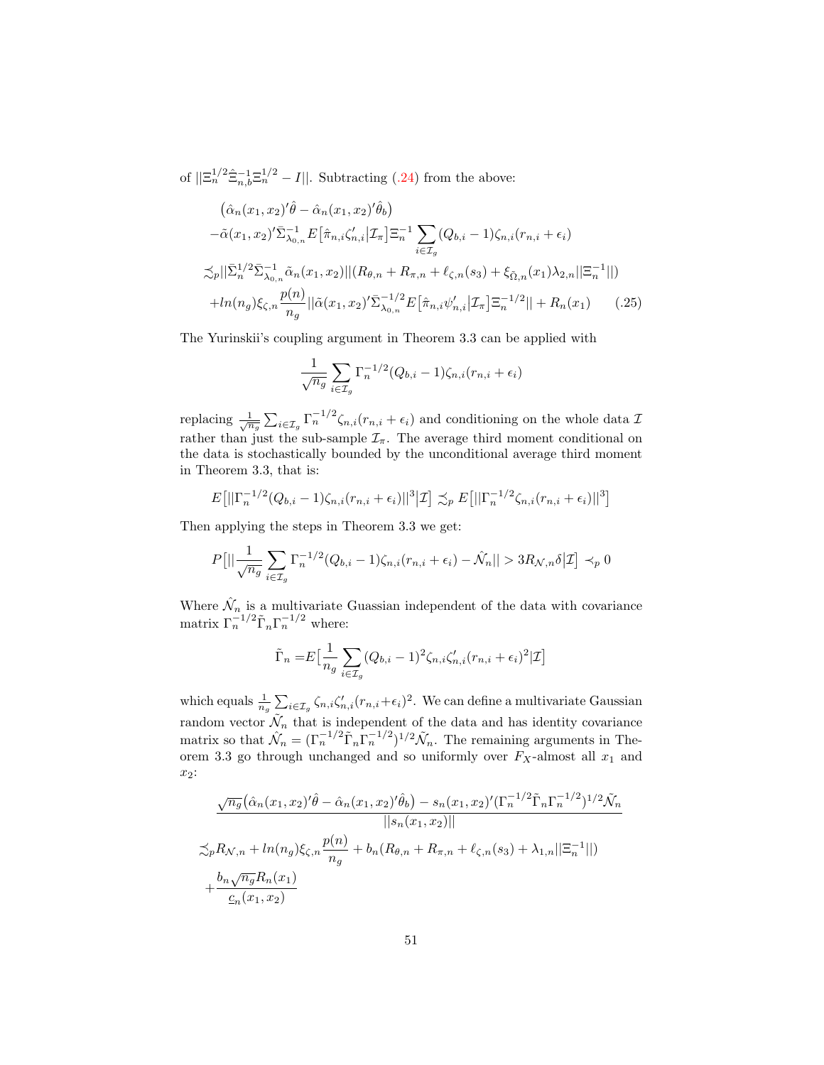of $||\Xi_n^{1/2}\hat{\Xi}_{n,b}^{-1}\Xi_n^{1/2} - I||$. Subtracting (.24) from the above:

$$
\begin{aligned}
&\big(\hat{\alpha}_n(x_1,x_2)'\hat{\theta} - \hat{\alpha}_n(x_1,x_2)'\hat{\theta}_b\big) \\
&-\tilde{\alpha}(x_1,x_2)'\bar{\Sigma}_{\lambda_{0,n}}^{-1} E\big[\hat{\pi}_{n,i}\zeta_{n,i}'\big|\mathcal{I}_\pi\big]\Xi_n^{-1}\sum_{i\in\mathcal{I}_g}(Q_{b,i}-1)\zeta_{n,i}(r_{n,i}+\epsilon_i) \\
&\lesssim_p ||\bar{\Sigma}_n^{1/2}\bar{\Sigma}_{\lambda_{0,n}}^{-1}\tilde{\alpha}_n(x_1,x_2)||(R_{\theta,n}+R_{\pi,n}+\ell_{\zeta,n}(s_3)+\xi_{\tilde{\Omega},n}(x_1)\lambda_{2,n}||\Xi_n^{-1}||) \\
&+ln(n_g)\xi_{\zeta,n}\frac{p(n)}{n_g}||\tilde{\alpha}(x_1,x_2)'\bar{\Sigma}_{\lambda_{0,n}}^{-1/2}E\big[\hat{\pi}_{n,i}\psi_{n,i}'\big|\mathcal{I}_\pi\big]\Xi_n^{-1/2}|| + R_n(x_1) \qquad (.25)
\end{aligned}
$$

The Yurinskii's coupling argument in Theorem 3.3 can be applied with

$$
\frac{1}{\sqrt{n_g}}\sum_{i\in\mathcal{I}_g}\Gamma_n^{-1/2}(Q_{b,i}-1)\zeta_{n,i}(r_{n,i}+\epsilon_i)
$$

replacing $\frac{1}{\sqrt{n_g}}\sum_{i\in\mathcal{I}_g}\Gamma_n^{-1/2}\zeta_{n,i}(r_{n,i}+\epsilon_i)$ and conditioning on the whole data $\mathcal{I}$ rather than just the sub-sample $\mathcal{I}_\pi$. The average third moment conditional on the data is stochastically bounded by the unconditional average third moment in Theorem 3.3, that is:

$$
E\big[||\Gamma_n^{-1/2}(Q_{b,i}-1)\zeta_{n,i}(r_{n,i}+\epsilon_i)||^3\big|\mathcal{I}\big] \lesssim_p E\big[||\Gamma_n^{-1/2}\zeta_{n,i}(r_{n,i}+\epsilon_i)||^3\big]
$$

Then applying the steps in Theorem 3.3 we get:

$$
P\big[||\frac{1}{\sqrt{n_g}}\sum_{i\in\mathcal{I}_g}\Gamma_n^{-1/2}(Q_{b,i}-1)\zeta_{n,i}(r_{n,i}+\epsilon_i) - \hat{\mathcal{N}}_n|| > 3R_{\mathcal{N},n}\delta\big|\mathcal{I}\big] \prec_p 0
$$

Where $\hat{\mathcal{N}}_n$ is a multivariate Guassian independent of the data with covariance matrix $\Gamma_n^{-1/2}\tilde{\Gamma}_n\Gamma_n^{-1/2}$ where:

$$
\tilde{\Gamma}_n = E\big[\frac{1}{n_g}\sum_{i\in\mathcal{I}_g}(Q_{b,i}-1)^2\zeta_{n,i}\zeta_{n,i}'(r_{n,i}+\epsilon_i)^2|\mathcal{I}\big]
$$

which equals $\frac{1}{n_g}\sum_{i\in\mathcal{I}_g}\zeta_{n,i}\zeta_{n,i}'(r_{n,i}+\epsilon_i)^2$. We can define a multivariate Gaussian random vector $\tilde{\mathcal{N}}_n$ that is independent of the data and has identity covariance matrix so that $\hat{\mathcal{N}}_n = (\Gamma_n^{-1/2}\tilde{\Gamma}_n\Gamma_n^{-1/2})^{1/2}\tilde{\mathcal{N}}_n$. The remaining arguments in Theorem 3.3 go through unchanged and so uniformly over $F_X$-almost all $x_1$ and $x_2$:

$$
\begin{aligned}
&\frac{\sqrt{n_g}\big(\hat{\alpha}_n(x_1,x_2)'\hat{\theta} - \hat{\alpha}_n(x_1,x_2)'\hat{\theta}_b\big) - s_n(x_1,x_2)'(\Gamma_n^{-1/2}\tilde{\Gamma}_n\Gamma_n^{-1/2})^{1/2}\tilde{\mathcal{N}}_n}{||s_n(x_1,x_2)||} \\
&\lesssim_p R_{\mathcal{N},n} + ln(n_g)\xi_{\zeta,n}\frac{p(n)}{n_g} + b_n(R_{\theta,n}+R_{\pi,n}+\ell_{\zeta,n}(s_3)+\lambda_{1,n}||\Xi_n^{-1}||) \\
&+\frac{b_n\sqrt{n_g}R_n(x_1)}{\underline{c}_n(x_1,x_2)}
\end{aligned}
$$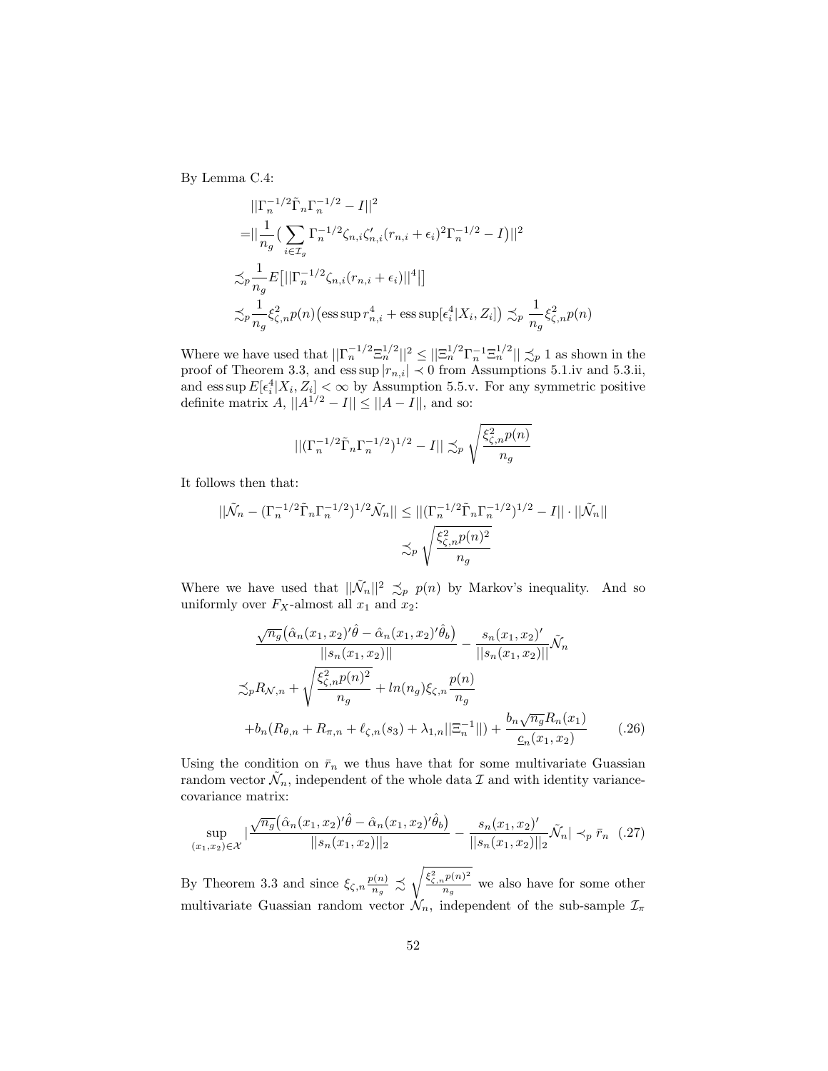By Lemma C.4:

$$
\begin{aligned}
&||\Gamma_n^{-1/2}\tilde{\Gamma}_n\Gamma_n^{-1/2} - I||^2 \\
=&||\frac{1}{n_g}\big(\sum_{i\in\mathcal{I}_g}\Gamma_n^{-1/2}\zeta_{n,i}\zeta_{n,i}'(r_{n,i}+\epsilon_i)^2\Gamma_n^{-1/2} - I\big)||^2 \\
\precsim_p&\frac{1}{n_g}E\big[||\Gamma_n^{-1/2}\zeta_{n,i}(r_{n,i}+\epsilon_i)||^4\big] \\
\precsim_p&\frac{1}{n_g}\xi_{\zeta,n}^2 p(n)\big(\operatorname{ess\,sup} r_{n,i}^4 + \operatorname{ess\,sup}[\epsilon_i^4|X_i,Z_i]\big) \precsim_p \frac{1}{n_g}\xi_{\zeta,n}^2 p(n)
\end{aligned}
$$

Where we have used that $||\Gamma_n^{-1/2}\Xi_n^{1/2}||^2 \leq ||\Xi_n^{1/2}\Gamma_n^{-1}\Xi_n^{1/2}|| \precsim_p 1$ as shown in the proof of Theorem 3.3, and $\operatorname{ess\,sup}|r_{n,i}| \prec 0$ from Assumptions 5.1.iv and 5.3.ii, and $\operatorname{ess\,sup} E[\epsilon_i^4|X_i,Z_i] < \infty$ by Assumption 5.5.v. For any symmetric positive definite matrix $A$, $||A^{1/2} - I|| \leq ||A - I||$, and so:

$$
||(\Gamma_n^{-1/2}\tilde{\Gamma}_n\Gamma_n^{-1/2})^{1/2} - I|| \precsim_p \sqrt{\frac{\xi_{\zeta,n}^2 p(n)}{n_g}}
$$

It follows then that:

$$
\begin{aligned}
||\tilde{\mathcal{N}}_n - (\Gamma_n^{-1/2}\tilde{\Gamma}_n\Gamma_n^{-1/2})^{1/2}\tilde{\mathcal{N}}_n|| &\leq ||(\Gamma_n^{-1/2}\tilde{\Gamma}_n\Gamma_n^{-1/2})^{1/2} - I||\cdot||\tilde{\mathcal{N}}_n|| \\
&\precsim_p \sqrt{\frac{\xi_{\zeta,n}^2 p(n)^2}{n_g}}
\end{aligned}
$$

Where we have used that $||\tilde{\mathcal{N}}_n||^2 \precsim_p p(n)$ by Markov's inequality. And so uniformly over $F_X$-almost all $x_1$ and $x_2$:

$$
\begin{aligned}
&\frac{\sqrt{n_g}\big(\hat{\alpha}_n(x_1,x_2)'\hat{\theta} - \hat{\alpha}_n(x_1,x_2)'\hat{\theta}_b\big)}{||s_n(x_1,x_2)||} - \frac{s_n(x_1,x_2)'}{||s_n(x_1,x_2)||}\tilde{\mathcal{N}}_n \\
\precsim_p&R_{\mathcal{N},n} + \sqrt{\frac{\xi_{\zeta,n}^2 p(n)^2}{n_g}} + ln(n_g)\xi_{\zeta,n}\frac{p(n)}{n_g} \\
&+b_n(R_{\theta,n} + R_{\pi,n} + \ell_{\zeta,n}(s_3) + \lambda_{1,n}||\Xi_n^{-1}||) + \frac{b_n\sqrt{n_g}R_n(x_1)}{\underline{c}_n(x_1,x_2)} \qquad (.26)
\end{aligned}
$$

Using the condition on $\bar{r}_n$ we thus have that for some multivariate Guassian random vector $\tilde{\mathcal{N}}_n$, independent of the whole data $\mathcal{I}$ and with identity variance-covariance matrix:

$$
\sup_{(x_1,x_2)\in\mathcal{X}}|\frac{\sqrt{n_g}\big(\hat{\alpha}_n(x_1,x_2)'\hat{\theta} - \hat{\alpha}_n(x_1,x_2)'\hat{\theta}_b\big)}{||s_n(x_1,x_2)||_2} - \frac{s_n(x_1,x_2)'}{||s_n(x_1,x_2)||_2}\tilde{\mathcal{N}}_n| \prec_p \bar{r}_n \quad (.27)
$$

By Theorem 3.3 and since $\xi_{\zeta,n}\frac{p(n)}{n_g} \precsim \sqrt{\frac{\xi_{\zeta,n}^2 p(n)^2}{n_g}}$ we also have for some other multivariate Guassian random vector $\mathcal{N}_n$, independent of the sub-sample $\mathcal{I}_\pi$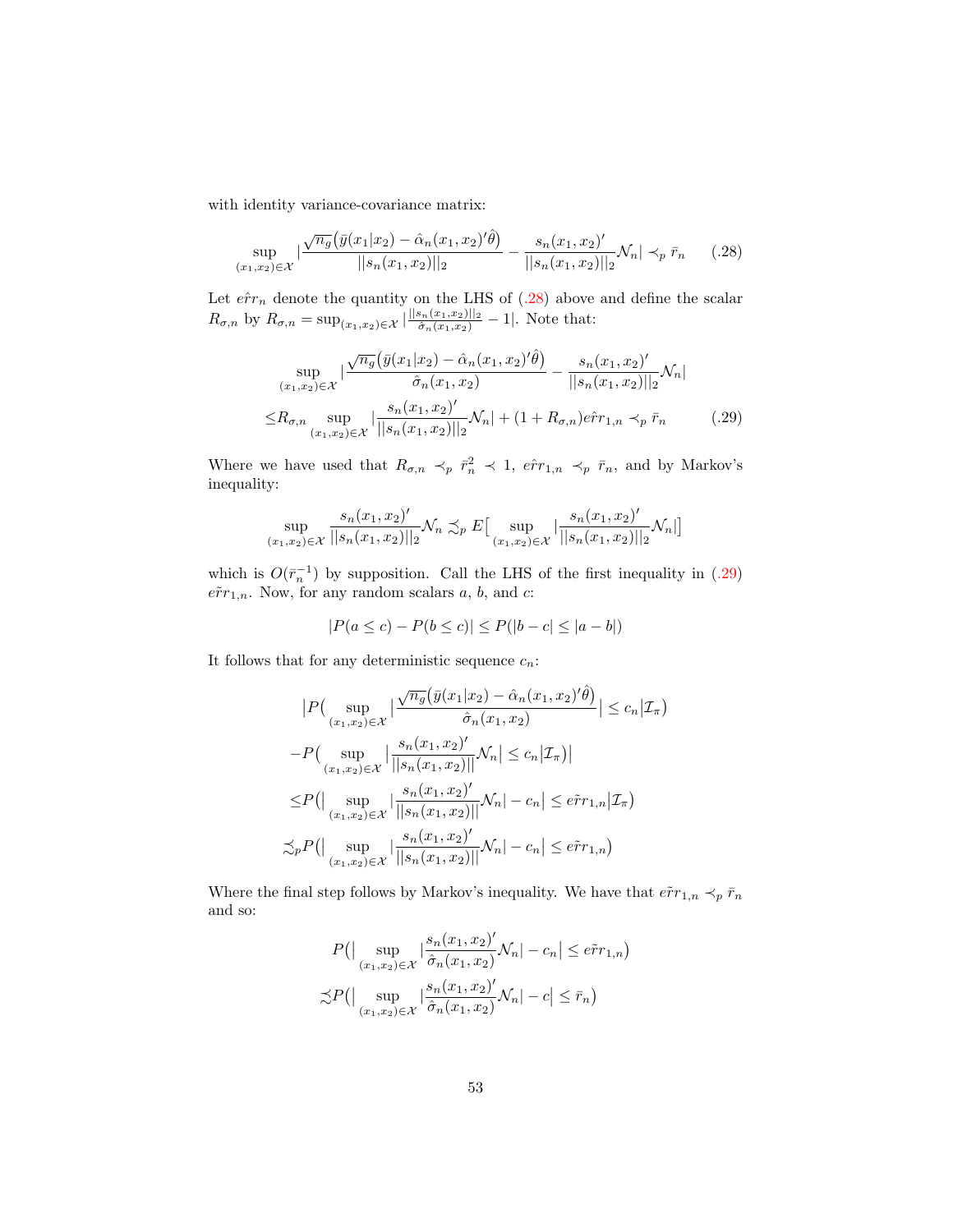with identity variance-covariance matrix:

$$\sup_{(x_1,x_2)\in\mathcal{X}} \Big| \frac{\sqrt{n_g}\big(\bar{y}(x_1|x_2) - \hat{\alpha}_n(x_1,x_2)'\hat{\theta}\big)}{||s_n(x_1,x_2)||_2} - \frac{s_n(x_1,x_2)'}{||s_n(x_1,x_2)||_2}\mathcal{N}_n \Big| \prec_p \bar{r}_n \qquad (.28)$$

Let $e\hat{r}r_n$ denote the quantity on the LHS of (.28) above and define the scalar $R_{\sigma,n}$ by $R_{\sigma,n} = \sup_{(x_1,x_2)\in\mathcal{X}} |\frac{||s_n(x_1,x_2)||_2}{\hat{\sigma}_n(x_1,x_2)} - 1|$. Note that:

$$\begin{aligned}
&\sup_{(x_1,x_2)\in\mathcal{X}} \Big| \frac{\sqrt{n_g}\big(\bar{y}(x_1|x_2) - \hat{\alpha}_n(x_1,x_2)'\hat{\theta}\big)}{\hat{\sigma}_n(x_1,x_2)} - \frac{s_n(x_1,x_2)'}{||s_n(x_1,x_2)||_2}\mathcal{N}_n \Big| \\
\leq & R_{\sigma,n} \sup_{(x_1,x_2)\in\mathcal{X}} \Big| \frac{s_n(x_1,x_2)'}{||s_n(x_1,x_2)||_2}\mathcal{N}_n \Big| + (1+R_{\sigma,n}) e\hat{r}r_{1,n} \prec_p \bar{r}_n \qquad (.29)
\end{aligned}$$

Where we have used that $R_{\sigma,n} \prec_p \bar{r}_n^2 \prec 1$, $e\hat{r}r_{1,n} \prec_p \bar{r}_n$, and by Markov's inequality:

$$\sup_{(x_1,x_2)\in\mathcal{X}} \frac{s_n(x_1,x_2)'}{||s_n(x_1,x_2)||_2}\mathcal{N}_n \precsim_p E\Big[\sup_{(x_1,x_2)\in\mathcal{X}} \Big|\frac{s_n(x_1,x_2)'}{||s_n(x_1,x_2)||_2}\mathcal{N}_n\Big|\Big]$$

which is $O(\bar{r}_n^{-1})$ by supposition. Call the LHS of the first inequality in (.29) $e\tilde{r}r_{1,n}$. Now, for any random scalars $a$, $b$, and $c$:

$$|P(a \leq c) - P(b \leq c)| \leq P(|b - c| \leq |a - b|)$$

It follows that for any deterministic sequence $c_n$:

$$\begin{aligned}
&\Big|P\Big(\sup_{(x_1,x_2)\in\mathcal{X}} \Big| \frac{\sqrt{n_g}\big(\bar{y}(x_1|x_2) - \hat{\alpha}_n(x_1,x_2)'\hat{\theta}\big)}{\hat{\sigma}_n(x_1,x_2)} \Big| \leq c_n \Big| \mathcal{I}_\pi\Big) \\
&-P\Big(\sup_{(x_1,x_2)\in\mathcal{X}} \Big| \frac{s_n(x_1,x_2)'}{||s_n(x_1,x_2)||}\mathcal{N}_n \Big| \leq c_n \Big| \mathcal{I}_\pi\Big)\Big| \\
\leq & P\Big(\Big|\sup_{(x_1,x_2)\in\mathcal{X}} \Big| \frac{s_n(x_1,x_2)'}{||s_n(x_1,x_2)||}\mathcal{N}_n \Big| - c_n\Big| \leq e\tilde{r}r_{1,n} \Big| \mathcal{I}_\pi\Big) \\
\precsim_p & P\Big(\Big|\sup_{(x_1,x_2)\in\mathcal{X}} \Big| \frac{s_n(x_1,x_2)'}{||s_n(x_1,x_2)||}\mathcal{N}_n \Big| - c_n\Big| \leq e\tilde{r}r_{1,n}\Big)
\end{aligned}$$

Where the final step follows by Markov's inequality. We have that $e\tilde{r}r_{1,n} \prec_p \bar{r}_n$ and so:

$$\begin{aligned}
&P\Big(\Big|\sup_{(x_1,x_2)\in\mathcal{X}} \Big| \frac{s_n(x_1,x_2)'}{\hat{\sigma}_n(x_1,x_2)}\mathcal{N}_n \Big| - c_n\Big| \leq e\tilde{r}r_{1,n}\Big) \\
\precsim & P\Big(\Big|\sup_{(x_1,x_2)\in\mathcal{X}} \Big| \frac{s_n(x_1,x_2)'}{\hat{\sigma}_n(x_1,x_2)}\mathcal{N}_n \Big| - c\Big| \leq \bar{r}_n\Big)
\end{aligned}$$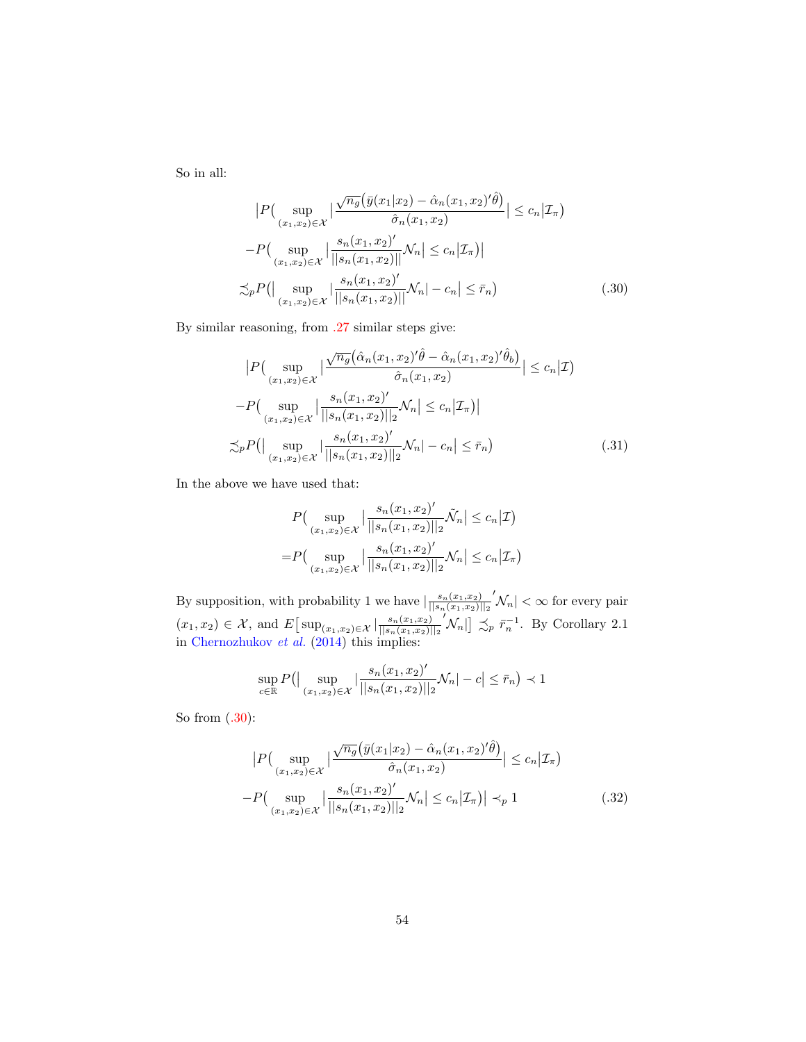So in all:

$$
\begin{aligned}
&\big|P\big(\sup_{(x_1,x_2)\in\mathcal{X}}\big|\frac{\sqrt{n_g}\big(\bar{y}(x_1|x_2)-\hat{\alpha}_n(x_1,x_2)'\hat{\theta}\big)}{\hat{\sigma}_n(x_1,x_2)}\big|\leq c_n\big|\mathcal{I}_\pi\big)\\
&-P\big(\sup_{(x_1,x_2)\in\mathcal{X}}\big|\frac{s_n(x_1,x_2)'}{||s_n(x_1,x_2)||}\mathcal{N}_n\big|\leq c_n\big|\mathcal{I}_\pi\big)\big|\\
&\precsim_p P\big(\big|\sup_{(x_1,x_2)\in\mathcal{X}}\big|\frac{s_n(x_1,x_2)'}{||s_n(x_1,x_2)||}\mathcal{N}_n\big|-c_n\big|\leq\bar{r}_n\big)
\end{aligned}
\tag{.30}
$$

By similar reasoning, from .27 similar steps give:

$$
\begin{aligned}
&\big|P\big(\sup_{(x_1,x_2)\in\mathcal{X}}\big|\frac{\sqrt{n_g}\big(\hat{\alpha}_n(x_1,x_2)'\hat{\theta}-\hat{\alpha}_n(x_1,x_2)'\hat{\theta}_b\big)}{\hat{\sigma}_n(x_1,x_2)}\big|\leq c_n\big|\mathcal{I}\big)\\
&-P\big(\sup_{(x_1,x_2)\in\mathcal{X}}\big|\frac{s_n(x_1,x_2)'}{||s_n(x_1,x_2)||_2}\mathcal{N}_n\big|\leq c_n\big|\mathcal{I}_\pi\big)\big|\\
&\precsim_p P\big(\big|\sup_{(x_1,x_2)\in\mathcal{X}}\big|\frac{s_n(x_1,x_2)'}{||s_n(x_1,x_2)||_2}\mathcal{N}_n\big|-c_n\big|\leq\bar{r}_n\big)
\end{aligned}
\tag{.31}
$$

In the above we have used that:

$$
\begin{aligned}
&P\big(\sup_{(x_1,x_2)\in\mathcal{X}}\big|\frac{s_n(x_1,x_2)'}{||s_n(x_1,x_2)||_2}\tilde{\mathcal{N}}_n\big|\leq c_n\big|\mathcal{I}\big)\\
=&P\big(\sup_{(x_1,x_2)\in\mathcal{X}}\big|\frac{s_n(x_1,x_2)'}{||s_n(x_1,x_2)||_2}\mathcal{N}_n\big|\leq c_n\big|\mathcal{I}_\pi\big)
\end{aligned}
$$

By supposition, with probability 1 we have $\big|\frac{s_n(x_1,x_2)}{||s_n(x_1,x_2)||_2}'\mathcal{N}_n\big|<\infty$ for every pair $(x_1,x_2)\in\mathcal{X}$, and $E\big[\sup_{(x_1,x_2)\in\mathcal{X}}\big|\frac{s_n(x_1,x_2)}{||s_n(x_1,x_2)||_2}'\mathcal{N}_n\big|\big]\precsim_p\bar{r}_n^{-1}$. By Corollary 2.1 in Chernozhukov *et al.* (2014) this implies:

$$
\sup_{c\in\mathbb{R}}P\big(\big|\sup_{(x_1,x_2)\in\mathcal{X}}\big|\frac{s_n(x_1,x_2)'}{||s_n(x_1,x_2)||_2}\mathcal{N}_n\big|-c\big|\leq\bar{r}_n\big)\prec 1
$$

So from (.30):

$$
\begin{aligned}
&\big|P\big(\sup_{(x_1,x_2)\in\mathcal{X}}\big|\frac{\sqrt{n_g}\big(\bar{y}(x_1|x_2)-\hat{\alpha}_n(x_1,x_2)'\hat{\theta}\big)}{\hat{\sigma}_n(x_1,x_2)}\big|\leq c_n\big|\mathcal{I}_\pi\big)\\
&-P\big(\sup_{(x_1,x_2)\in\mathcal{X}}\big|\frac{s_n(x_1,x_2)'}{||s_n(x_1,x_2)||_2}\mathcal{N}_n\big|\leq c_n\big|\mathcal{I}_\pi\big)\big|\prec_p 1
\end{aligned}
\tag{.32}
$$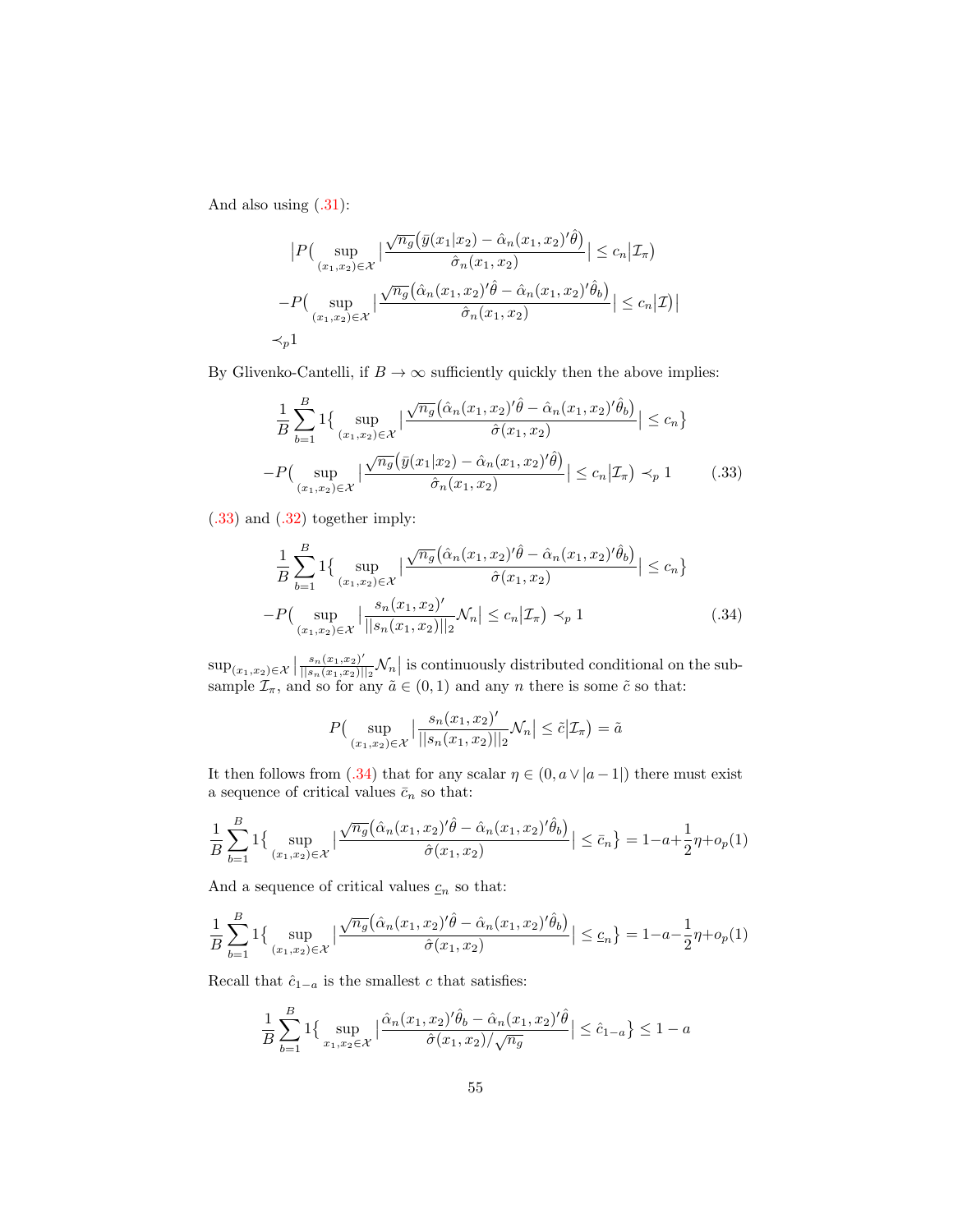And also using (.31):

$$
\begin{aligned}
&\big|P\big(\sup_{(x_1,x_2)\in\mathcal{X}}\big|\frac{\sqrt{n_g}\big(\bar{y}(x_1|x_2)-\hat{\alpha}_n(x_1,x_2)'\hat{\theta}\big)}{\hat{\sigma}_n(x_1,x_2)}\big|\leq c_n\big|\mathcal{I}_\pi\big)\\
&-P\big(\sup_{(x_1,x_2)\in\mathcal{X}}\big|\frac{\sqrt{n_g}\big(\hat{\alpha}_n(x_1,x_2)'\hat{\theta}-\hat{\alpha}_n(x_1,x_2)'\hat{\theta}_b\big)}{\hat{\sigma}_n(x_1,x_2)}\big|\leq c_n\big|\mathcal{I}\big)\big|\\
&\prec_p 1
\end{aligned}
$$

By Glivenko-Cantelli, if $B\to\infty$ sufficiently quickly then the above implies:

$$
\begin{aligned}
&\frac{1}{B}\sum_{b=1}^{B}1\big\{\sup_{(x_1,x_2)\in\mathcal{X}}\big|\frac{\sqrt{n_g}\big(\hat{\alpha}_n(x_1,x_2)'\hat{\theta}-\hat{\alpha}_n(x_1,x_2)'\hat{\theta}_b\big)}{\hat{\sigma}(x_1,x_2)}\big|\leq c_n\big\}\\
&-P\big(\sup_{(x_1,x_2)\in\mathcal{X}}\big|\frac{\sqrt{n_g}\big(\bar{y}(x_1|x_2)-\hat{\alpha}_n(x_1,x_2)'\hat{\theta}\big)}{\hat{\sigma}_n(x_1,x_2)}\big|\leq c_n\big|\mathcal{I}_\pi\big)\prec_p 1 \qquad (.33)
\end{aligned}
$$

(.33) and (.32) together imply:

$$
\begin{aligned}
&\frac{1}{B}\sum_{b=1}^{B}1\big\{\sup_{(x_1,x_2)\in\mathcal{X}}\big|\frac{\sqrt{n_g}\big(\hat{\alpha}_n(x_1,x_2)'\hat{\theta}-\hat{\alpha}_n(x_1,x_2)'\hat{\theta}_b\big)}{\hat{\sigma}(x_1,x_2)}\big|\leq c_n\big\}\\
&-P\big(\sup_{(x_1,x_2)\in\mathcal{X}}\big|\frac{s_n(x_1,x_2)'}{||s_n(x_1,x_2)||_2}\mathcal{N}_n\big|\leq c_n\big|\mathcal{I}_\pi\big)\prec_p 1 \qquad (.34)
\end{aligned}
$$

$\sup_{(x_1,x_2)\in\mathcal{X}}\big|\frac{s_n(x_1,x_2)'}{||s_n(x_1,x_2)||_2}\mathcal{N}_n\big|$ is continuously distributed conditional on the subsample $\mathcal{I}_\pi$, and so for any $\tilde{a}\in(0,1)$ and any $n$ there is some $\tilde{c}$ so that:

$$
P\big(\sup_{(x_1,x_2)\in\mathcal{X}}\big|\frac{s_n(x_1,x_2)'}{||s_n(x_1,x_2)||_2}\mathcal{N}_n\big|\leq\tilde{c}\big|\mathcal{I}_\pi\big)=\tilde{a}
$$

It then follows from (.34) that for any scalar $\eta\in(0,a\vee|a-1|)$ there must exist a sequence of critical values $\bar{c}_n$ so that:

$$
\frac{1}{B}\sum_{b=1}^{B}1\big\{\sup_{(x_1,x_2)\in\mathcal{X}}\big|\frac{\sqrt{n_g}\big(\hat{\alpha}_n(x_1,x_2)'\hat{\theta}-\hat{\alpha}_n(x_1,x_2)'\hat{\theta}_b\big)}{\hat{\sigma}(x_1,x_2)}\big|\leq\bar{c}_n\big\}=1-a+\frac{1}{2}\eta+o_p(1)
$$

And a sequence of critical values $\underline{c}_n$ so that:

$$
\frac{1}{B}\sum_{b=1}^{B}1\big\{\sup_{(x_1,x_2)\in\mathcal{X}}\big|\frac{\sqrt{n_g}\big(\hat{\alpha}_n(x_1,x_2)'\hat{\theta}-\hat{\alpha}_n(x_1,x_2)'\hat{\theta}_b\big)}{\hat{\sigma}(x_1,x_2)}\big|\leq\underline{c}_n\big\}=1-a-\frac{1}{2}\eta+o_p(1)
$$

Recall that $\hat{c}_{1-a}$ is the smallest $c$ that satisfies:

$$
\frac{1}{B}\sum_{b=1}^{B}1\big\{\sup_{x_1,x_2\in\mathcal{X}}\big|\frac{\hat{\alpha}_n(x_1,x_2)'\hat{\theta}_b-\hat{\alpha}_n(x_1,x_2)'\hat{\theta}}{\hat{\sigma}(x_1,x_2)/\sqrt{n_g}}\big|\leq\hat{c}_{1-a}\big\}\leq 1-a
$$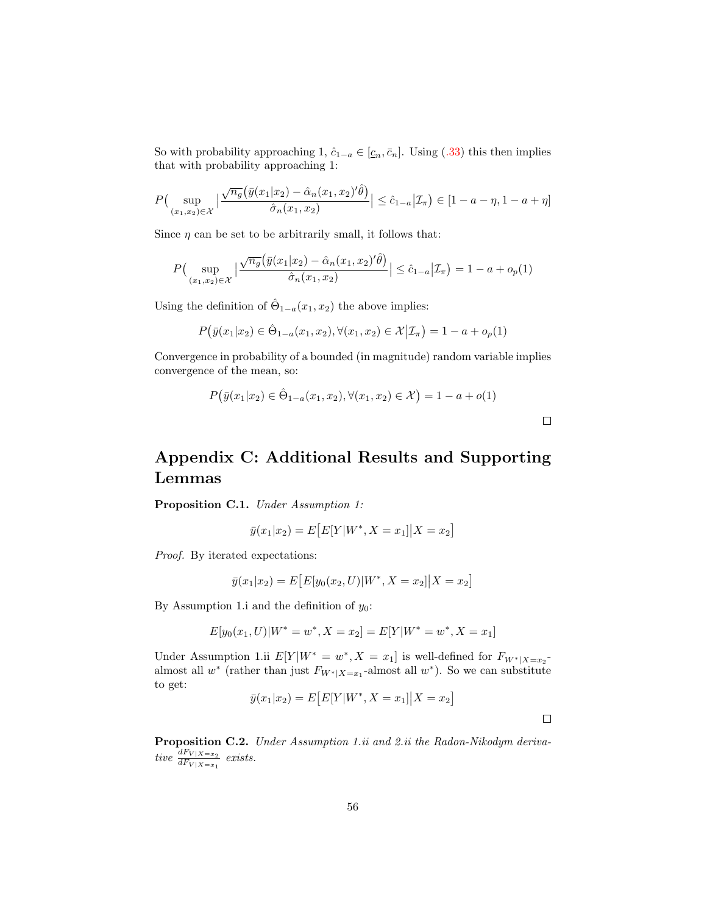So with probability approaching 1, $\hat{c}_{1-a} \in [\underline{c}_n, \bar{c}_n]$. Using (.33) this then implies that with probability approaching 1:

$$P\Big(\sup_{(x_1,x_2)\in\mathcal{X}} \Big|\frac{\sqrt{n_g}\big(\bar{y}(x_1|x_2) - \hat{\alpha}_n(x_1,x_2)'\hat{\theta}\big)}{\hat{\sigma}_n(x_1,x_2)}\Big| \leq \hat{c}_{1-a}\Big|\mathcal{I}_\pi\Big) \in [1-a-\eta, 1-a+\eta]$$

Since $\eta$ can be set to be arbitrarily small, it follows that:

$$P\Big(\sup_{(x_1,x_2)\in\mathcal{X}} \Big|\frac{\sqrt{n_g}\big(\bar{y}(x_1|x_2) - \hat{\alpha}_n(x_1,x_2)'\hat{\theta}\big)}{\hat{\sigma}_n(x_1,x_2)}\Big| \leq \hat{c}_{1-a}\Big|\mathcal{I}_\pi\Big) = 1-a+o_p(1)$$

Using the definition of $\hat{\Theta}_{1-a}(x_1,x_2)$ the above implies:

$$P\big(\bar{y}(x_1|x_2) \in \hat{\Theta}_{1-a}(x_1,x_2), \forall (x_1,x_2)\in\mathcal{X}\big|\mathcal{I}_\pi\big) = 1-a+o_p(1)$$

Convergence in probability of a bounded (in magnitude) random variable implies convergence of the mean, so:

$$P\big(\bar{y}(x_1|x_2) \in \hat{\Theta}_{1-a}(x_1,x_2), \forall (x_1,x_2)\in\mathcal{X}\big) = 1-a+o(1)$$

□

# Appendix C: Additional Results and Supporting Lemmas

**Proposition C.1.** *Under Assumption 1:*

$$\bar{y}(x_1|x_2) = E\big[E[Y|W^*, X=x_1]\big|X=x_2\big]$$

*Proof.* By iterated expectations:

$$\bar{y}(x_1|x_2) = E\big[E[y_0(x_2,U)|W^*, X=x_2]\big|X=x_2\big]$$

By Assumption 1.i and the definition of $y_0$:

$$E[y_0(x_1,U)|W^*=w^*, X=x_2] = E[Y|W^*=w^*, X=x_1]$$

Under Assumption 1.ii $E[Y|W^*=w^*, X=x_1]$ is well-defined for $F_{W^*|X=x_2}$-almost all $w^*$ (rather than just $F_{W^*|X=x_1}$-almost all $w^*$). So we can substitute to get:

$$\bar{y}(x_1|x_2) = E\big[E[Y|W^*, X=x_1]\big|X=x_2\big]$$

□

**Proposition C.2.** *Under Assumption 1.ii and 2.ii the Radon-Nikodym derivative* $\frac{dF_{V|X=x_2}}{dF_{V|X=x_1}}$ *exists.*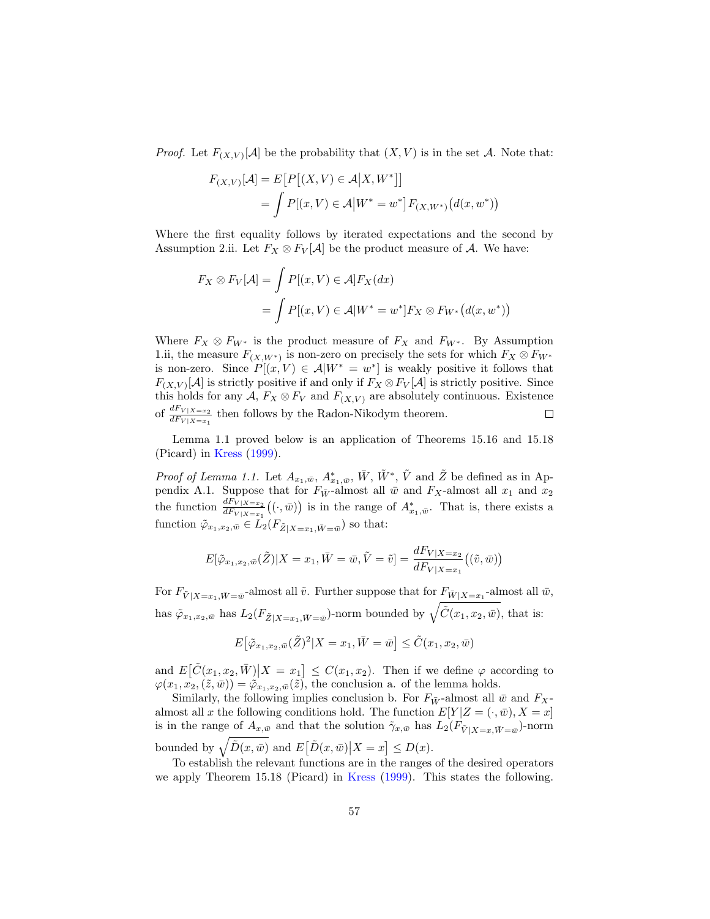*Proof.* Let $F_{(X,V)}[\mathcal{A}]$ be the probability that $(X, V)$ is in the set $\mathcal{A}$. Note that:

$$
\begin{aligned}
F_{(X,V)}[\mathcal{A}] &= E\big[P\big[(X,V) \in \mathcal{A}\big|X, W^*\big]\big] \\
&= \int P[(x,V) \in \mathcal{A}\big|W^* = w^*\big] F_{(X,W^*)}\big(d(x,w^*)\big)
\end{aligned}
$$

Where the first equality follows by iterated expectations and the second by Assumption 2.ii. Let $F_X \otimes F_V[\mathcal{A}]$ be the product measure of $\mathcal{A}$. We have:

$$
\begin{aligned}
F_X \otimes F_V[\mathcal{A}] &= \int P[(x,V) \in \mathcal{A}] F_X(dx) \\
&= \int P[(x,V) \in \mathcal{A}|W^* = w^*] F_X \otimes F_{W^*}\big(d(x,w^*)\big)
\end{aligned}
$$

Where $F_X \otimes F_{W^*}$ is the product measure of $F_X$ and $F_{W^*}$. By Assumption 1.ii, the measure $F_{(X,W^*)}$ is non-zero on precisely the sets for which $F_X \otimes F_{W^*}$ is non-zero. Since $P[(x,V) \in \mathcal{A}|W^* = w^*]$ is weakly positive it follows that $F_{(X,V)}[\mathcal{A}]$ is strictly positive if and only if $F_X \otimes F_V[\mathcal{A}]$ is strictly positive. Since this holds for any $\mathcal{A}$, $F_X \otimes F_V$ and $F_{(X,V)}$ are absolutely continuous. Existence of $\frac{dF_{V|X=x_2}}{dF_{V|X=x_1}}$ then follows by the Radon-Nikodym theorem. $\square$

Lemma 1.1 proved below is an application of Theorems 15.16 and 15.18 (Picard) in Kress (1999).

*Proof of Lemma 1.1.* Let $A_{x_1,\bar{w}}$, $A^*_{x_1,\bar{w}}$, $\bar{W}$, $\tilde{W}^*$, $\tilde{V}$ and $\tilde{Z}$ be defined as in Appendix A.1. Suppose that for $F_{\bar{W}}$-almost all $\bar{w}$ and $F_X$-almost all $x_1$ and $x_2$ the function $\frac{dF_{V|X=x_2}}{dF_{V|X=x_1}}\big((\cdot,\bar{w})\big)$ is in the range of $A^*_{x_1,\bar{w}}$. That is, there exists a function $\tilde{\varphi}_{x_1,x_2,\bar{w}} \in L_2(F_{\tilde{Z}|X=x_1,\bar{W}=\bar{w}})$ so that:

$$
E[\tilde{\varphi}_{x_1,x_2,\bar{w}}(\tilde{Z})|X = x_1, \bar{W} = \bar{w}, \tilde{V} = \tilde{v}] = \frac{dF_{V|X=x_2}}{dF_{V|X=x_1}}\big((\tilde{v},\bar{w})\big)
$$

For $F_{\tilde{V}|X=x_1,\bar{W}=\bar{w}}$-almost all $\tilde{v}$. Further suppose that for $F_{\bar{W}|X=x_1}$-almost all $\bar{w}$, has $\tilde{\varphi}_{x_1,x_2,\bar{w}}$ has $L_2(F_{\tilde{Z}|X=x_1,\bar{W}=\bar{w}})$-norm bounded by $\sqrt{\tilde{C}(x_1,x_2,\bar{w})}$, that is:

$$
E\big[\tilde{\varphi}_{x_1,x_2,\bar{w}}(\tilde{Z})^2|X = x_1, \bar{W} = \bar{w}\big] \leq \tilde{C}(x_1,x_2,\bar{w})
$$

and $E\big[\tilde{C}(x_1,x_2,\bar{W})\big|X = x_1\big] \leq C(x_1,x_2)$. Then if we define $\varphi$ according to $\varphi(x_1,x_2,(\tilde{z},\bar{w})) = \tilde{\varphi}_{x_1,x_2,\bar{w}}(\tilde{z})$, the conclusion a. of the lemma holds.

Similarly, the following implies conclusion b. For $F_{\bar{W}}$-almost all $\bar{w}$ and $F_X$-almost all $x$ the following conditions hold. The function $E[Y|Z = (\cdot,\bar{w}), X = x]$ is in the range of $A_{x,\bar{w}}$ and that the solution $\tilde{\gamma}_{x,\bar{w}}$ has $L_2(F_{\tilde{V}|X=x,\bar{W}=\bar{w}})$-norm bounded by $\sqrt{\tilde{D}(x,\bar{w})}$ and $E\big[\tilde{D}(x,\bar{w})\big|X = x\big] \leq D(x)$.

To establish the relevant functions are in the ranges of the desired operators we apply Theorem 15.18 (Picard) in Kress (1999). This states the following.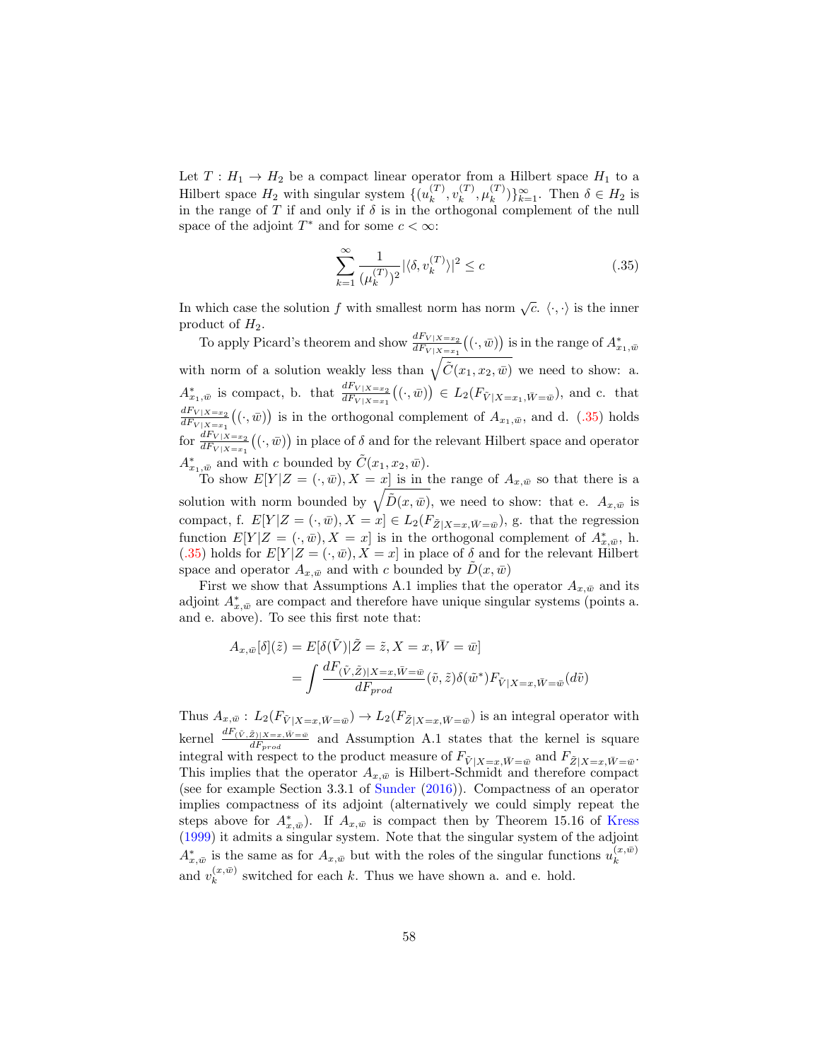Let $T : H_1 \to H_2$ be a compact linear operator from a Hilbert space $H_1$ to a Hilbert space $H_2$ with singular system $\{(u_k^{(T)}, v_k^{(T)}, \mu_k^{(T)})\}_{k=1}^{\infty}$. Then $\delta \in H_2$ is in the range of $T$ if and only if $\delta$ is in the orthogonal complement of the null space of the adjoint $T^*$ and for some $c < \infty$:

$$\sum_{k=1}^{\infty} \frac{1}{(\mu_k^{(T)})^2} |\langle \delta, v_k^{(T)} \rangle|^2 \leq c \tag{.35}$$

In which case the solution $f$ with smallest norm has norm $\sqrt{c}$. $\langle \cdot, \cdot \rangle$ is the inner product of $H_2$.

To apply Picard's theorem and show $\frac{dF_{V|X=x_2}}{dF_{V|X=x_1}}\big((\cdot, \bar{w})\big)$ is in the range of $A^*_{x_1,\bar{w}}$ with norm of a solution weakly less than $\sqrt{\tilde{C}(x_1, x_2, \bar{w})}$ we need to show: a. $A^*_{x_1,\bar{w}}$ is compact, b. that $\frac{dF_{V|X=x_2}}{dF_{V|X=x_1}}\big((\cdot, \bar{w})\big) \in L_2(F_{\tilde{V}|X=x_1, \bar{W}=\bar{w}})$, and c. that $\frac{dF_{V|X=x_2}}{dF_{V|X=x_1}}\big((\cdot, \bar{w})\big)$ is in the orthogonal complement of $A_{x_1,\bar{w}}$, and d. (.35) holds for $\frac{dF_{V|X=x_2}}{dF_{V|X=x_1}}\big((\cdot, \bar{w})\big)$ in place of $\delta$ and for the relevant Hilbert space and operator $A^*_{x_1,\bar{w}}$ and with $c$ bounded by $\tilde{C}(x_1, x_2, \bar{w})$.

To show $E[Y|Z = (\cdot, \bar{w}), X = x]$ is in the range of $A_{x,\bar{w}}$ so that there is a solution with norm bounded by $\sqrt{\tilde{D}(x, \bar{w})}$, we need to show: that e. $A_{x,\bar{w}}$ is compact, f. $E[Y|Z = (\cdot, \bar{w}), X = x] \in L_2(F_{\tilde{Z}|X=x, \bar{W}=\bar{w}})$, g. that the regression function $E[Y|Z = (\cdot, \bar{w}), X = x]$ is in the orthogonal complement of $A^*_{x,\bar{w}}$, h. (.35) holds for $E[Y|Z = (\cdot, \bar{w}), X = x]$ in place of $\delta$ and for the relevant Hilbert space and operator $A_{x,\bar{w}}$ and with $c$ bounded by $\tilde{D}(x, \bar{w})$

First we show that Assumptions A.1 implies that the operator $A_{x,\bar{w}}$ and its adjoint $A^*_{x,\bar{w}}$ are compact and therefore have unique singular systems (points a. and e. above). To see this first note that:

$$\begin{aligned} A_{x,\bar{w}}[\delta](\tilde{z}) &= E[\delta(\tilde{V})|\tilde{Z} = \tilde{z}, X = x, \bar{W} = \bar{w}] \\ &= \int \frac{dF_{(\tilde{V},\tilde{Z})|X=x,\bar{W}=\bar{w}}}{dF_{prod}}(\tilde{v}, \tilde{z}) \delta(\tilde{w}^*) F_{\tilde{V}|X=x,\bar{W}=\bar{w}}(d\tilde{v}) \end{aligned}$$

Thus $A_{x,\bar{w}} : L_2(F_{\tilde{V}|X=x,\bar{W}=\bar{w}}) \to L_2(F_{\tilde{Z}|X=x,\bar{W}=\bar{w}})$ is an integral operator with kernel $\frac{dF_{(\tilde{V},\tilde{Z})|X=x,\bar{W}=\bar{w}}}{dF_{prod}}$ and Assumption A.1 states that the kernel is square integral with respect to the product measure of $F_{\tilde{V}|X=x,\bar{W}=\bar{w}}$ and $F_{\tilde{Z}|X=x,\bar{W}=\bar{w}}$. This implies that the operator $A_{x,\bar{w}}$ is Hilbert-Schmidt and therefore compact (see for example Section 3.3.1 of Sunder (2016)). Compactness of an operator implies compactness of its adjoint (alternatively we could simply repeat the steps above for $A^*_{x,\bar{w}}$). If $A_{x,\bar{w}}$ is compact then by Theorem 15.16 of Kress (1999) it admits a singular system. Note that the singular system of the adjoint $A^*_{x,\bar{w}}$ is the same as for $A_{x,\bar{w}}$ but with the roles of the singular functions $u_k^{(x,\bar{w})}$ and $v_k^{(x,\bar{w})}$ switched for each $k$. Thus we have shown a. and e. hold.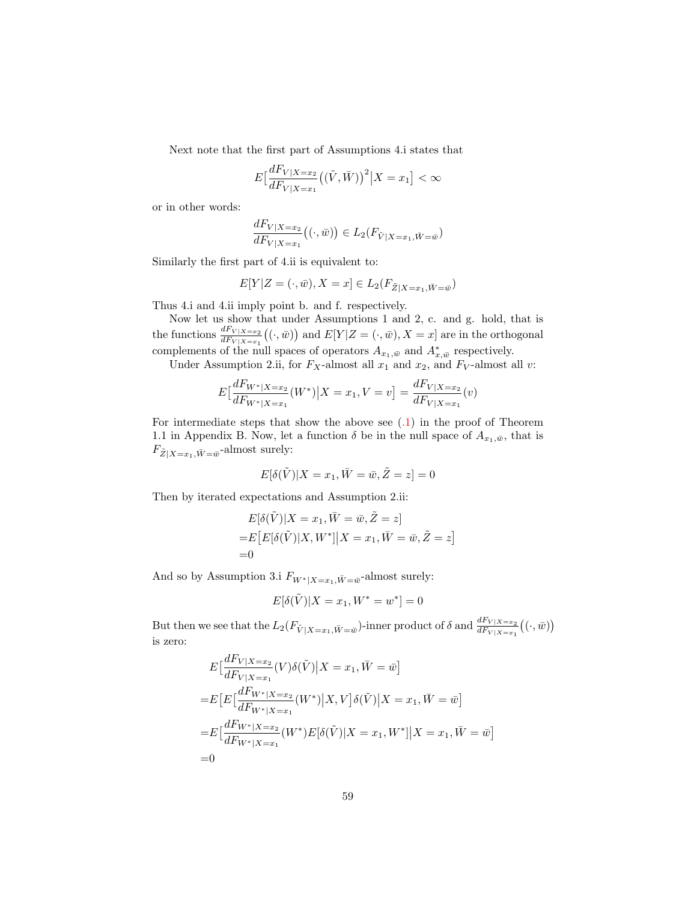Next note that the first part of Assumptions 4.i states that

$$E\big[\frac{dF_{V|X=x_2}}{dF_{V|X=x_1}}\big((\tilde{V},\bar{W})\big)^2\big|X=x_1\big]<\infty$$

or in other words:

$$\frac{dF_{V|X=x_2}}{dF_{V|X=x_1}}\big((\cdot,\bar{w})\big)\in L_2(F_{\tilde{V}|X=x_1,\bar{W}=\bar{w}})$$

Similarly the first part of 4.ii is equivalent to:

$$E[Y|Z=(\cdot,\bar{w}),X=x]\in L_2(F_{\tilde{Z}|X=x_1,\bar{W}=\bar{w}})$$

Thus 4.i and 4.ii imply point b. and f. respectively.

Now let us show that under Assumptions 1 and 2, c. and g. hold, that is the functions $\frac{dF_{V|X=x_2}}{dF_{V|X=x_1}}\big((\cdot,\bar{w})\big)$ and $E[Y|Z=(\cdot,\bar{w}),X=x]$ are in the orthogonal complements of the null spaces of operators $A_{x_1,\bar{w}}$ and $A^*_{x,\bar{w}}$ respectively.

Under Assumption 2.ii, for $F_X$-almost all $x_1$ and $x_2$, and $F_V$-almost all $v$:

$$E\big[\frac{dF_{W^*|X=x_2}}{dF_{W^*|X=x_1}}(W^*)\big|X=x_1,V=v\big]=\frac{dF_{V|X=x_2}}{dF_{V|X=x_1}}(v)$$

For intermediate steps that show the above see (.1) in the proof of Theorem 1.1 in Appendix B. Now, let a function $\delta$ be in the null space of $A_{x_1,\bar{w}}$, that is $F_{\tilde{Z}|X=x_1,\bar{W}=\bar{w}}$-almost surely:

$$E[\delta(\tilde{V})|X=x_1,\bar{W}=\bar{w},\tilde{Z}=z]=0$$

Then by iterated expectations and Assumption 2.ii:

$$\begin{aligned}
&E[\delta(\tilde{V})|X=x_1,\bar{W}=\bar{w},\tilde{Z}=z]\\
=&E\big[E[\delta(\tilde{V})|X,W^*]\big|X=x_1,\bar{W}=\bar{w},\tilde{Z}=z\big]\\
=&0
\end{aligned}$$

And so by Assumption 3.i $F_{W^*|X=x_1,\bar{W}=\bar{w}}$-almost surely:

$$E[\delta(\tilde{V})|X=x_1,W^*=w^*]=0$$

But then we see that the $L_2(F_{\tilde{V}|X=x_1,\bar{W}=\bar{w}})$-inner product of $\delta$ and $\frac{dF_{V|X=x_2}}{dF_{V|X=x_1}}\big((\cdot,\bar{w})\big)$ is zero:

$$\begin{aligned}
&E\big[\frac{dF_{V|X=x_2}}{dF_{V|X=x_1}}(V)\delta(\tilde{V})\big|X=x_1,\bar{W}=\bar{w}\big]\\
=&E\big[E\big[\frac{dF_{W^*|X=x_2}}{dF_{W^*|X=x_1}}(W^*)\big|X,V\big]\delta(\tilde{V})\big|X=x_1,\bar{W}=\bar{w}\big]\\
=&E\big[\frac{dF_{W^*|X=x_2}}{dF_{W^*|X=x_1}}(W^*)E[\delta(\tilde{V})|X=x_1,W^*]\big|X=x_1,\bar{W}=\bar{w}\big]\\
=&0
\end{aligned}$$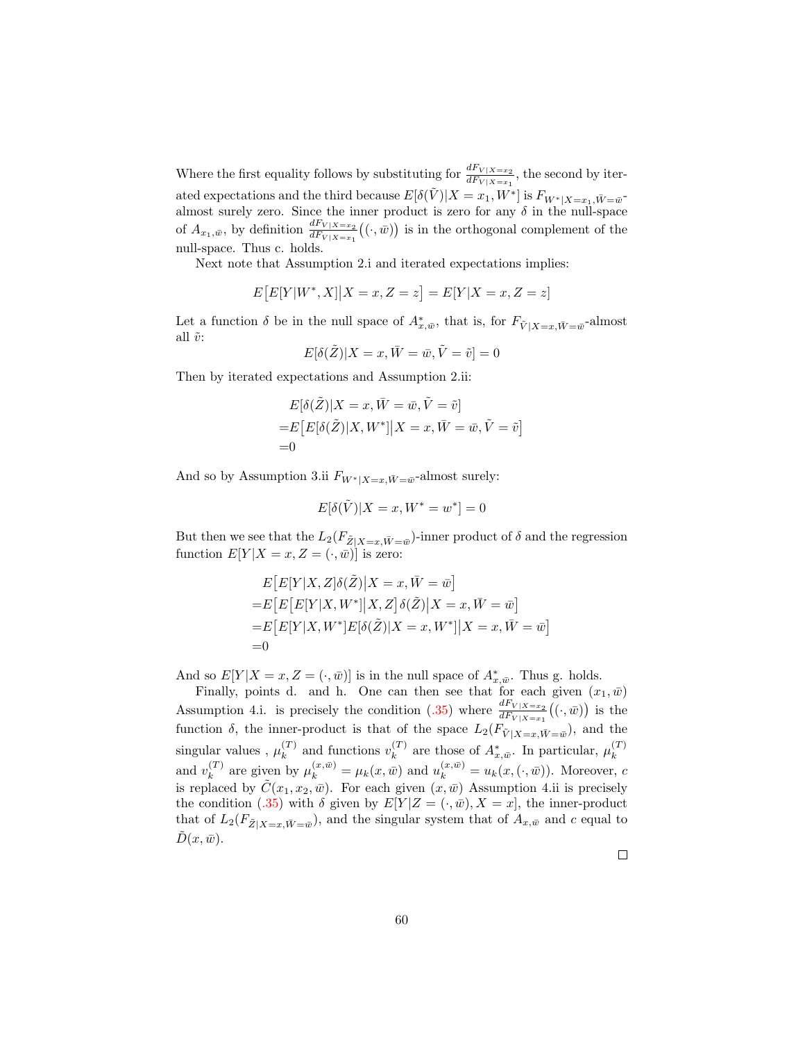Where the first equality follows by substituting for $\frac{dF_{V|X=x_2}}{dF_{V|X=x_1}}$, the second by iterated expectations and the third because $E[\delta(\tilde{V})|X=x_1, W^*]$ is $F_{W^*|X=x_1,\bar{W}=\bar{w}}$-almost surely zero. Since the inner product is zero for any $\delta$ in the null-space of $A_{x_1,\bar{w}}$, by definition $\frac{dF_{V|X=x_2}}{dF_{V|X=x_1}}\big((\cdot,\bar{w})\big)$ is in the orthogonal complement of the null-space. Thus c. holds.

Next note that Assumption 2.i and iterated expectations implies:

$$E\big[E[Y|W^*,X]\big|X=x, Z=z\big] = E[Y|X=x,Z=z]$$

Let a function $\delta$ be in the null space of $A^*_{x,\bar{w}}$, that is, for $F_{\tilde{V}|X=x,\bar{W}=\bar{w}}$-almost all $\tilde{v}$:

$$E[\delta(\tilde{Z})|X=x,\bar{W}=\bar{w},\tilde{V}=\tilde{v}] = 0$$

Then by iterated expectations and Assumption 2.ii:

$$\begin{aligned}
&E[\delta(\tilde{Z})|X=x,\bar{W}=\bar{w},\tilde{V}=\tilde{v}]\\
=&E\big[E[\delta(\tilde{Z})|X,W^*]\big|X=x,\bar{W}=\bar{w},\tilde{V}=\tilde{v}\big]\\
=&0
\end{aligned}$$

And so by Assumption 3.ii $F_{W^*|X=x,\bar{W}=\bar{w}}$-almost surely:

$$E[\delta(\tilde{V})|X=x,W^*=w^*] = 0$$

But then we see that the $L_2(F_{\tilde{Z}|X=x,\bar{W}=\bar{w}})$-inner product of $\delta$ and the regression function $E[Y|X=x,Z=(\cdot,\bar{w})]$ is zero:

$$\begin{aligned}
&E\big[E[Y|X,Z]\delta(\tilde{Z})\big|X=x,\bar{W}=\bar{w}\big]\\
=&E\big[E\big[E[Y|X,W^*]\big|X,Z\big]\delta(\tilde{Z})\big|X=x,\bar{W}=\bar{w}\big]\\
=&E\big[E[Y|X,W^*]E[\delta(\tilde{Z})|X=x,W^*]\big|X=x,\bar{W}=\bar{w}\big]\\
=&0
\end{aligned}$$

And so $E[Y|X=x,Z=(\cdot,\bar{w})]$ is in the null space of $A^*_{x,\bar{w}}$. Thus g. holds.

Finally, points d. and h. One can then see that for each given $(x_1,\bar{w})$ Assumption 4.i. is precisely the condition (.35) where $\frac{dF_{V|X=x_2}}{dF_{V|X=x_1}}\big((\cdot,\bar{w})\big)$ is the function $\delta$, the inner-product is that of the space $L_2(F_{\tilde{V}|X=x,\bar{W}=\bar{w}})$, and the singular values , $\mu_k^{(T)}$ and functions $v_k^{(T)}$ are those of $A^*_{x,\bar{w}}$. In particular, $\mu_k^{(T)}$ and $v_k^{(T)}$ are given by $\mu_k^{(x,\bar{w})} = \mu_k(x,\bar{w})$ and $u_k^{(x,\bar{w})} = u_k(x,(\cdot,\bar{w}))$. Moreover, $c$ is replaced by $\tilde{C}(x_1,x_2,\bar{w})$. For each given $(x,\bar{w})$ Assumption 4.ii is precisely the condition (.35) with $\delta$ given by $E[Y|Z=(\cdot,\bar{w}),X=x]$, the inner-product that of $L_2(F_{\tilde{Z}|X=x,\bar{W}=\bar{w}})$, and the singular system that of $A_{x,\bar{w}}$ and $c$ equal to $\tilde{D}(x,\bar{w})$.

□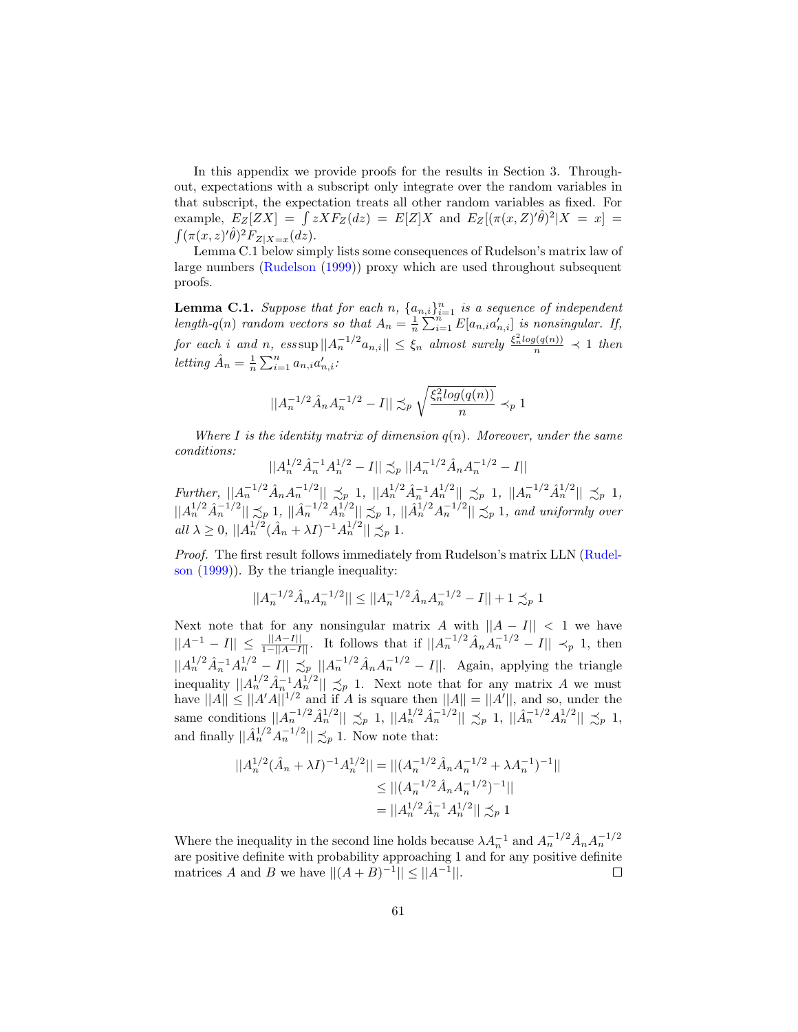In this appendix we provide proofs for the results in Section 3. Throughout, expectations with a subscript only integrate over the random variables in that subscript, the expectation treats all other random variables as fixed. For example, $E_Z[ZX] = \int zXF_Z(dz) = E[Z]X$ and $E_Z[(\pi(x,Z)'\hat{\theta})^2|X=x] = \int(\pi(x,z)'\hat{\theta})^2 F_{Z|X=x}(dz)$.

Lemma C.1 below simply lists some consequences of Rudelson's matrix law of large numbers (Rudelson (1999)) proxy which are used throughout subsequent proofs.

**Lemma C.1.** *Suppose that for each $n$, $\{a_{n,i}\}_{i=1}^n$ is a sequence of independent length-$q(n)$ random vectors so that $A_n = \frac{1}{n}\sum_{i=1}^n E[a_{n,i}a_{n,i}']$ is nonsingular. If, for each $i$ and $n$, $\text{ess}\sup ||A_n^{-1/2}a_{n,i}|| \leq \xi_n$ almost surely $\frac{\xi_n^2 log(q(n))}{n} \prec 1$ then letting $\hat{A}_n = \frac{1}{n}\sum_{i=1}^n a_{n,i}a_{n,i}'$:*

$$||A_n^{-1/2}\hat{A}_n A_n^{-1/2} - I|| \precsim_p \sqrt{\frac{\xi_n^2 log(q(n))}{n}} \prec_p 1$$

*Where $I$ is the identity matrix of dimension $q(n)$. Moreover, under the same conditions:*

$$||A_n^{1/2}\hat{A}_n^{-1}A_n^{1/2} - I|| \precsim_p ||A_n^{-1/2}\hat{A}_n A_n^{-1/2} - I||$$

*Further, $||A_n^{-1/2}\hat{A}_n A_n^{-1/2}|| \precsim_p 1$, $||A_n^{1/2}\hat{A}_n^{-1}A_n^{1/2}|| \precsim_p 1$, $||A_n^{-1/2}\hat{A}_n^{1/2}|| \precsim_p 1$, $||A_n^{1/2}\hat{A}_n^{-1/2}|| \precsim_p 1$, $||\hat{A}_n^{-1/2}A_n^{1/2}|| \precsim_p 1$, $||\hat{A}_n^{1/2}A_n^{-1/2}|| \precsim_p 1$, and uniformly over all $\lambda \geq 0$, $||A_n^{1/2}(\hat{A}_n + \lambda I)^{-1}A_n^{1/2}|| \precsim_p 1$.*

*Proof.* The first result follows immediately from Rudelson's matrix LLN (Rudelson (1999)). By the triangle inequality:

$$||A_n^{-1/2}\hat{A}_n A_n^{-1/2}|| \leq ||A_n^{-1/2}\hat{A}_n A_n^{-1/2} - I|| + 1 \precsim_p 1$$

Next note that for any nonsingular matrix $A$ with $||A - I|| < 1$ we have $||A^{-1} - I|| \leq \frac{||A-I||}{1-||A-I||}$. It follows that if $||A_n^{-1/2}\hat{A}_n A_n^{-1/2} - I|| \prec_p 1$, then $||A_n^{1/2}\hat{A}_n^{-1}A_n^{1/2} - I|| \precsim_p ||A_n^{-1/2}\hat{A}_n A_n^{-1/2} - I||$. Again, applying the triangle inequality $||A_n^{1/2}\hat{A}_n^{-1}A_n^{1/2}|| \precsim_p 1$. Next note that for any matrix $A$ we must have $||A|| \leq ||A'A||^{1/2}$ and if $A$ is square then $||A|| = ||A'||$, and so, under the same conditions $||A_n^{-1/2}\hat{A}_n^{1/2}|| \precsim_p 1$, $||A_n^{1/2}\hat{A}_n^{-1/2}|| \precsim_p 1$, $||\hat{A}_n^{-1/2}A_n^{1/2}|| \precsim_p 1$, and finally $||\hat{A}_n^{1/2}A_n^{-1/2}|| \precsim_p 1$. Now note that:

$$\begin{aligned}
||A_n^{1/2}(\hat{A}_n + \lambda I)^{-1}A_n^{1/2}|| &= ||(A_n^{-1/2}\hat{A}_n A_n^{-1/2} + \lambda A_n^{-1})^{-1}|| \\
&\leq ||(A_n^{-1/2}\hat{A}_n A_n^{-1/2})^{-1}|| \\
&= ||A_n^{1/2}\hat{A}_n^{-1}A_n^{1/2}|| \precsim_p 1
\end{aligned}$$

Where the inequality in the second line holds because $\lambda A_n^{-1}$ and $A_n^{-1/2}\hat{A}_n A_n^{-1/2}$ are positive definite with probability approaching 1 and for any positive definite matrices $A$ and $B$ we have $||(A+B)^{-1}|| \leq ||A^{-1}||$. ∎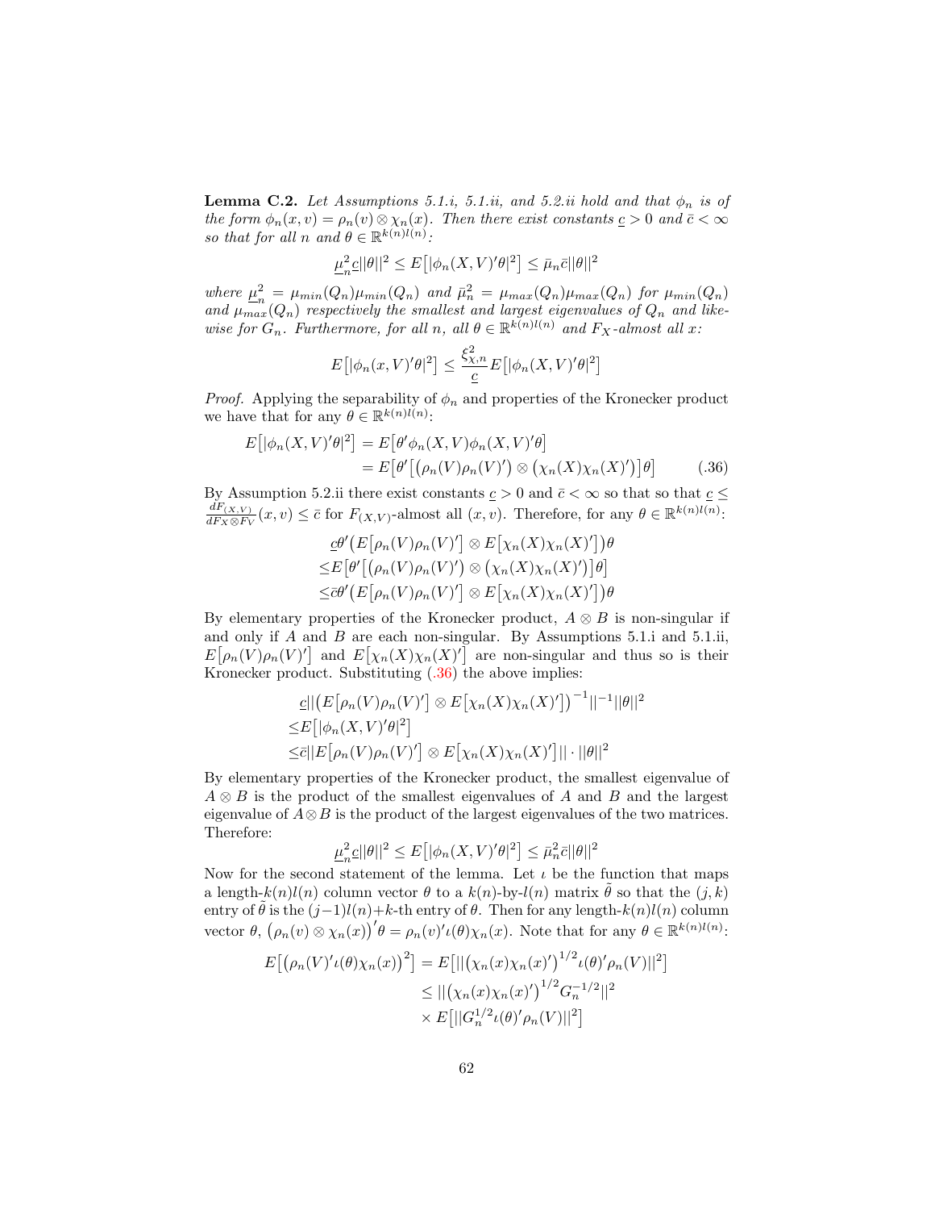**Lemma C.2.** *Let Assumptions 5.1.i, 5.1.ii, and 5.2.ii hold and that $\phi_n$ is of the form $\phi_n(x,v) = \rho_n(v) \otimes \chi_n(x)$. Then there exist constants $\underline{c} > 0$ and $\bar{c} < \infty$ so that for all $n$ and $\theta \in \mathbb{R}^{k(n)l(n)}$:*

$$\underline{\mu}_n^2 \underline{c} ||\theta||^2 \leq E\big[|\phi_n(X,V)'\theta|^2\big] \leq \bar{\mu}_n \bar{c} ||\theta||^2$$

*where $\underline{\mu}_n^2 = \mu_{min}(Q_n)\mu_{min}(Q_n)$ and $\bar{\mu}_n^2 = \mu_{max}(Q_n)\mu_{max}(Q_n)$ for $\mu_{min}(Q_n)$ and $\mu_{max}(Q_n)$ respectively the smallest and largest eigenvalues of $Q_n$ and likewise for $G_n$. Furthermore, for all $n$, all $\theta \in \mathbb{R}^{k(n)l(n)}$ and $F_X$-almost all $x$:*

$$E\big[|\phi_n(x,V)'\theta|^2\big] \leq \frac{\xi_{\chi,n}^2}{\underline{c}} E\big[|\phi_n(X,V)'\theta|^2\big]$$

*Proof.* Applying the separability of $\phi_n$ and properties of the Kronecker product we have that for any $\theta \in \mathbb{R}^{k(n)l(n)}$:

$$\begin{aligned}
E\big[|\phi_n(X,V)'\theta|^2\big] &= E\big[\theta'\phi_n(X,V)\phi_n(X,V)'\theta\big] \\
&= E\big[\theta'\big[\big(\rho_n(V)\rho_n(V)'\big) \otimes \big(\chi_n(X)\chi_n(X)'\big)\big]\theta\big] \qquad (.36)
\end{aligned}$$

By Assumption 5.2.ii there exist constants $\underline{c} > 0$ and $\bar{c} < \infty$ so that so that $\underline{c} \leq \frac{dF_{(X,V)}}{dF_X \otimes F_V}(x,v) \leq \bar{c}$ for $F_{(X,V)}$-almost all $(x,v)$. Therefore, for any $\theta \in \mathbb{R}^{k(n)l(n)}$:

$$\begin{aligned}
&\underline{c}\theta'\big(E\big[\rho_n(V)\rho_n(V)'\big] \otimes E\big[\chi_n(X)\chi_n(X)'\big]\big)\theta \\
\leq& E\big[\theta'\big[\big(\rho_n(V)\rho_n(V)'\big) \otimes \big(\chi_n(X)\chi_n(X)'\big)\big]\theta\big] \\
\leq& \bar{c}\theta'\big(E\big[\rho_n(V)\rho_n(V)'\big] \otimes E\big[\chi_n(X)\chi_n(X)'\big]\big)\theta
\end{aligned}$$

By elementary properties of the Kronecker product, $A \otimes B$ is non-singular if and only if $A$ and $B$ are each non-singular. By Assumptions 5.1.i and 5.1.ii, $E\big[\rho_n(V)\rho_n(V)'\big]$ and $E\big[\chi_n(X)\chi_n(X)'\big]$ are non-singular and thus so is their Kronecker product. Substituting (.36) the above implies:

$$\begin{aligned}
&\underline{c}||\big(E\big[\rho_n(V)\rho_n(V)'\big] \otimes E\big[\chi_n(X)\chi_n(X)'\big]\big)^{-1}||^{-1}||\theta||^2 \\
\leq& E\big[|\phi_n(X,V)'\theta|^2\big] \\
\leq& \bar{c}||E\big[\rho_n(V)\rho_n(V)'\big] \otimes E\big[\chi_n(X)\chi_n(X)'\big]|| \cdot ||\theta||^2
\end{aligned}$$

By elementary properties of the Kronecker product, the smallest eigenvalue of $A \otimes B$ is the product of the smallest eigenvalues of $A$ and $B$ and the largest eigenvalue of $A \otimes B$ is the product of the largest eigenvalues of the two matrices. Therefore:

$$\underline{\mu}_n^2 \underline{c} ||\theta||^2 \leq E\big[|\phi_n(X,V)'\theta|^2\big] \leq \bar{\mu}_n^2 \bar{c} ||\theta||^2$$

Now for the second statement of the lemma. Let $\iota$ be the function that maps a length-$k(n)l(n)$ column vector $\theta$ to a $k(n)$-by-$l(n)$ matrix $\tilde{\theta}$ so that the $(j,k)$ entry of $\tilde{\theta}$ is the $(j-1)l(n)+k$-th entry of $\theta$. Then for any length-$k(n)l(n)$ column vector $\theta$, $\big(\rho_n(v) \otimes \chi_n(x)\big)'\theta = \rho_n(v)'\iota(\theta)\chi_n(x)$. Note that for any $\theta \in \mathbb{R}^{k(n)l(n)}$:

$$\begin{aligned}
E\big[\big(\rho_n(V)'\iota(\theta)\chi_n(x)\big)^2\big] &= E\big[||\big(\chi_n(x)\chi_n(x)'\big)^{1/2}\iota(\theta)'\rho_n(V)||^2\big] \\
&\leq ||\big(\chi_n(x)\chi_n(x)'\big)^{1/2}G_n^{-1/2}||^2 \\
&\quad \times E\big[||G_n^{1/2}\iota(\theta)'\rho_n(V)||^2\big]
\end{aligned}$$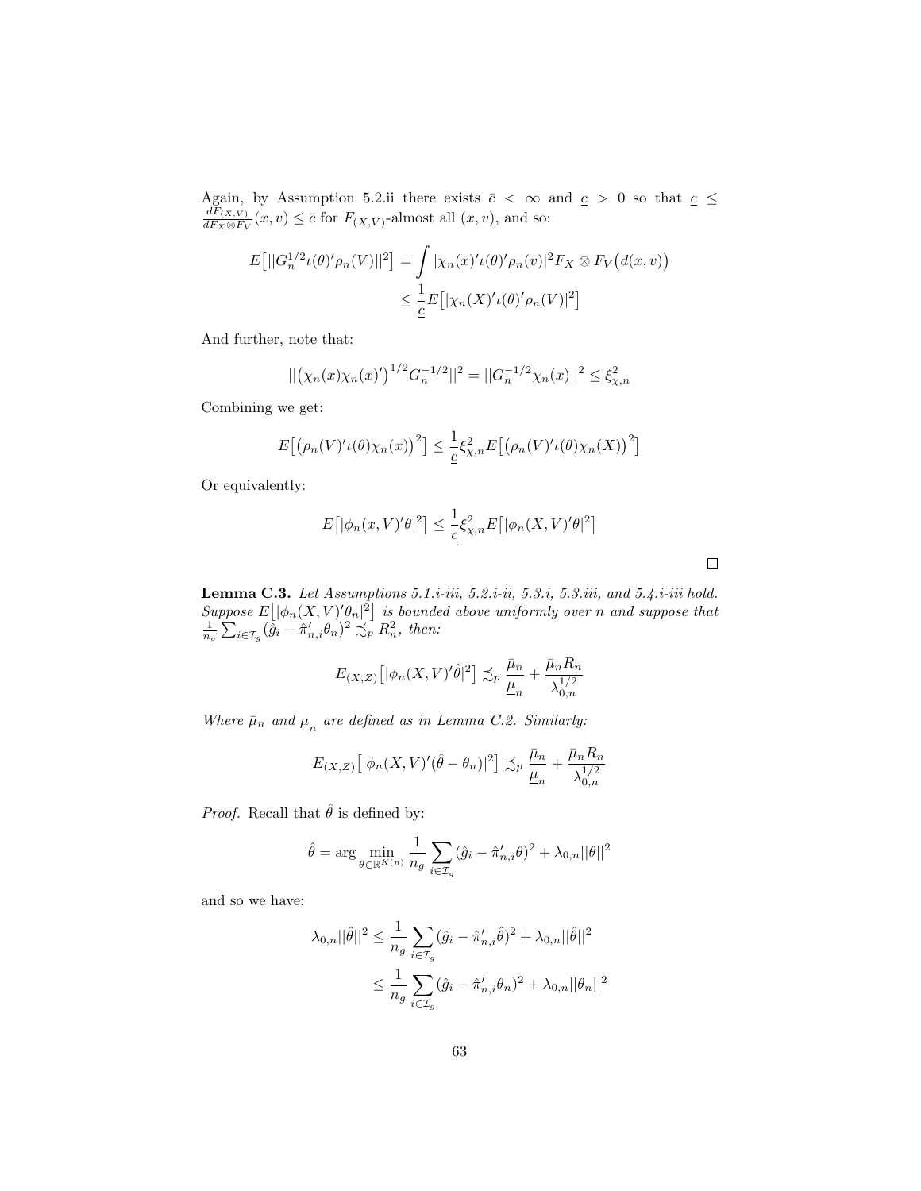Again, by Assumption 5.2.ii there exists $\bar{c} < \infty$ and $\underline{c} > 0$ so that $\underline{c} \leq \frac{dF_{(X,V)}}{dF_X \otimes F_V}(x,v) \leq \bar{c}$ for $F_{(X,V)}$-almost all $(x,v)$, and so:

$$
\begin{aligned}
E\big[||G_n^{1/2}\iota(\theta)'\rho_n(V)||^2\big] &= \int |\chi_n(x)'\iota(\theta)'\rho_n(v)|^2 F_X \otimes F_V\big(d(x,v)\big) \\
&\leq \frac{1}{\underline{c}} E\big[|\chi_n(X)'\iota(\theta)'\rho_n(V)|^2\big]
\end{aligned}
$$

And further, note that:

$$
||\big(\chi_n(x)\chi_n(x)'\big)^{1/2} G_n^{-1/2}||^2 = ||G_n^{-1/2}\chi_n(x)||^2 \leq \xi_{\chi,n}^2
$$

Combining we get:

$$
E\big[\big(\rho_n(V)'\iota(\theta)\chi_n(x)\big)^2\big] \leq \frac{1}{\underline{c}}\xi_{\chi,n}^2 E\big[\big(\rho_n(V)'\iota(\theta)\chi_n(X)\big)^2\big]
$$

Or equivalently:

$$
E\big[|\phi_n(x,V)'\theta|^2\big] \leq \frac{1}{\underline{c}}\xi_{\chi,n}^2 E\big[|\phi_n(X,V)'\theta|^2\big]
$$

$\square$

**Lemma C.3.** *Let Assumptions 5.1.i-iii, 5.2.i-ii, 5.3.i, 5.3.iii, and 5.4.i-iii hold. Suppose $E\big[|\phi_n(X,V)'\theta_n|^2\big]$ is bounded above uniformly over $n$ and suppose that $\frac{1}{n_g}\sum_{i\in\mathcal{I}_g}(\hat{g}_i - \hat{\pi}_{n,i}'\theta_n)^2 \precsim_p R_n^2$, then:*

$$
E_{(X,Z)}\big[|\phi_n(X,V)'\hat{\theta}|^2\big] \precsim_p \frac{\bar{\mu}_n}{\underline{\mu}_n} + \frac{\bar{\mu}_n R_n}{\lambda_{0,n}^{1/2}}
$$

*Where $\bar{\mu}_n$ and $\underline{\mu}_n$ are defined as in Lemma C.2. Similarly:*

$$
E_{(X,Z)}\big[|\phi_n(X,V)'(\hat{\theta} - \theta_n)|^2\big] \precsim_p \frac{\bar{\mu}_n}{\underline{\mu}_n} + \frac{\bar{\mu}_n R_n}{\lambda_{0,n}^{1/2}}
$$

*Proof.* Recall that $\hat{\theta}$ is defined by:

$$
\hat{\theta} = \arg\min_{\theta\in\mathbb{R}^{K(n)}} \frac{1}{n_g}\sum_{i\in\mathcal{I}_g}(\hat{g}_i - \hat{\pi}_{n,i}'\theta)^2 + \lambda_{0,n}||\theta||^2
$$

and so we have:

$$
\begin{aligned}
\lambda_{0,n}||\hat{\theta}||^2 &\leq \frac{1}{n_g}\sum_{i\in\mathcal{I}_g}(\hat{g}_i - \hat{\pi}_{n,i}'\hat{\theta})^2 + \lambda_{0,n}||\hat{\theta}||^2 \\
&\leq \frac{1}{n_g}\sum_{i\in\mathcal{I}_g}(\hat{g}_i - \hat{\pi}_{n,i}'\theta_n)^2 + \lambda_{0,n}||\theta_n||^2
\end{aligned}
$$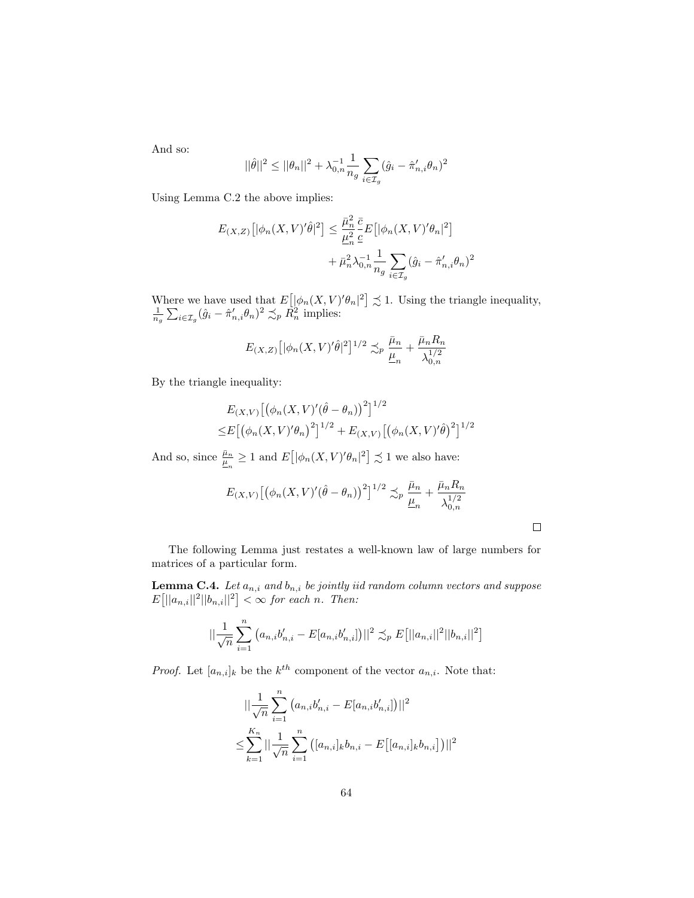And so:

$$||\hat{\theta}||^2 \leq ||\theta_n||^2 + \lambda_{0,n}^{-1} \frac{1}{n_g} \sum_{i \in \mathcal{I}_g} (\hat{g}_i - \hat{\pi}_{n,i}' \theta_n)^2$$

Using Lemma C.2 the above implies:

$$\begin{aligned} E_{(X,Z)}\big[|\phi_n(X,V)'\hat{\theta}|^2\big] \leq & \frac{\bar{\mu}_n^2}{\underline{\mu}_n^2} \frac{\bar{c}}{\underline{c}} E\big[|\phi_n(X,V)'\theta_n|^2\big] \\ & + \bar{\mu}_n^2 \lambda_{0,n}^{-1} \frac{1}{n_g} \sum_{i \in \mathcal{I}_g} (\hat{g}_i - \hat{\pi}_{n,i}' \theta_n)^2 \end{aligned}$$

Where we have used that $E\big[|\phi_n(X,V)'\theta_n|^2\big] \precsim 1$. Using the triangle inequality, $\frac{1}{n_g} \sum_{i \in \mathcal{I}_g} (\hat{g}_i - \hat{\pi}_{n,i}' \theta_n)^2 \precsim_p R_n^2$ implies:

$$E_{(X,Z)}\big[|\phi_n(X,V)'\hat{\theta}|^2\big]^{1/2} \precsim_p \frac{\bar{\mu}_n}{\underline{\mu}_n} + \frac{\bar{\mu}_n R_n}{\lambda_{0,n}^{1/2}}$$

By the triangle inequality:

$$\begin{aligned} & E_{(X,V)}\big[\big(\phi_n(X,V)'(\hat{\theta} - \theta_n)\big)^2\big]^{1/2} \\ \leq & E\big[\big(\phi_n(X,V)'\theta_n\big)^2\big]^{1/2} + E_{(X,V)}\big[\big(\phi_n(X,V)'\hat{\theta}\big)^2\big]^{1/2} \end{aligned}$$

And so, since $\frac{\bar{\mu}_n}{\underline{\mu}_n} \geq 1$ and $E\big[|\phi_n(X,V)'\theta_n|^2\big] \precsim 1$ we also have:

$$E_{(X,V)}\big[\big(\phi_n(X,V)'(\hat{\theta} - \theta_n)\big)^2\big]^{1/2} \precsim_p \frac{\bar{\mu}_n}{\underline{\mu}_n} + \frac{\bar{\mu}_n R_n}{\lambda_{0,n}^{1/2}}$$

□

The following Lemma just restates a well-known law of large numbers for matrices of a particular form.

**Lemma C.4.** *Let $a_{n,i}$ and $b_{n,i}$ be jointly iid random column vectors and suppose $E\big[||a_{n,i}||^2||b_{n,i}||^2\big] < \infty$ for each $n$. Then:*

$$||\frac{1}{\sqrt{n}} \sum_{i=1}^{n} \big(a_{n,i}b_{n,i}' - E[a_{n,i}b_{n,i}']\big)||^2 \precsim_p E\big[||a_{n,i}||^2||b_{n,i}||^2\big]$$

*Proof.* Let $[a_{n,i}]_k$ be the $k^{th}$ component of the vector $a_{n,i}$. Note that:

$$\begin{aligned} & ||\frac{1}{\sqrt{n}} \sum_{i=1}^{n} \big(a_{n,i}b_{n,i}' - E[a_{n,i}b_{n,i}']\big)||^2 \\ \leq & \sum_{k=1}^{K_n} ||\frac{1}{\sqrt{n}} \sum_{i=1}^{n} \big([a_{n,i}]_k b_{n,i} - E\big[[a_{n,i}]_k b_{n,i}\big]\big)||^2 \end{aligned}$$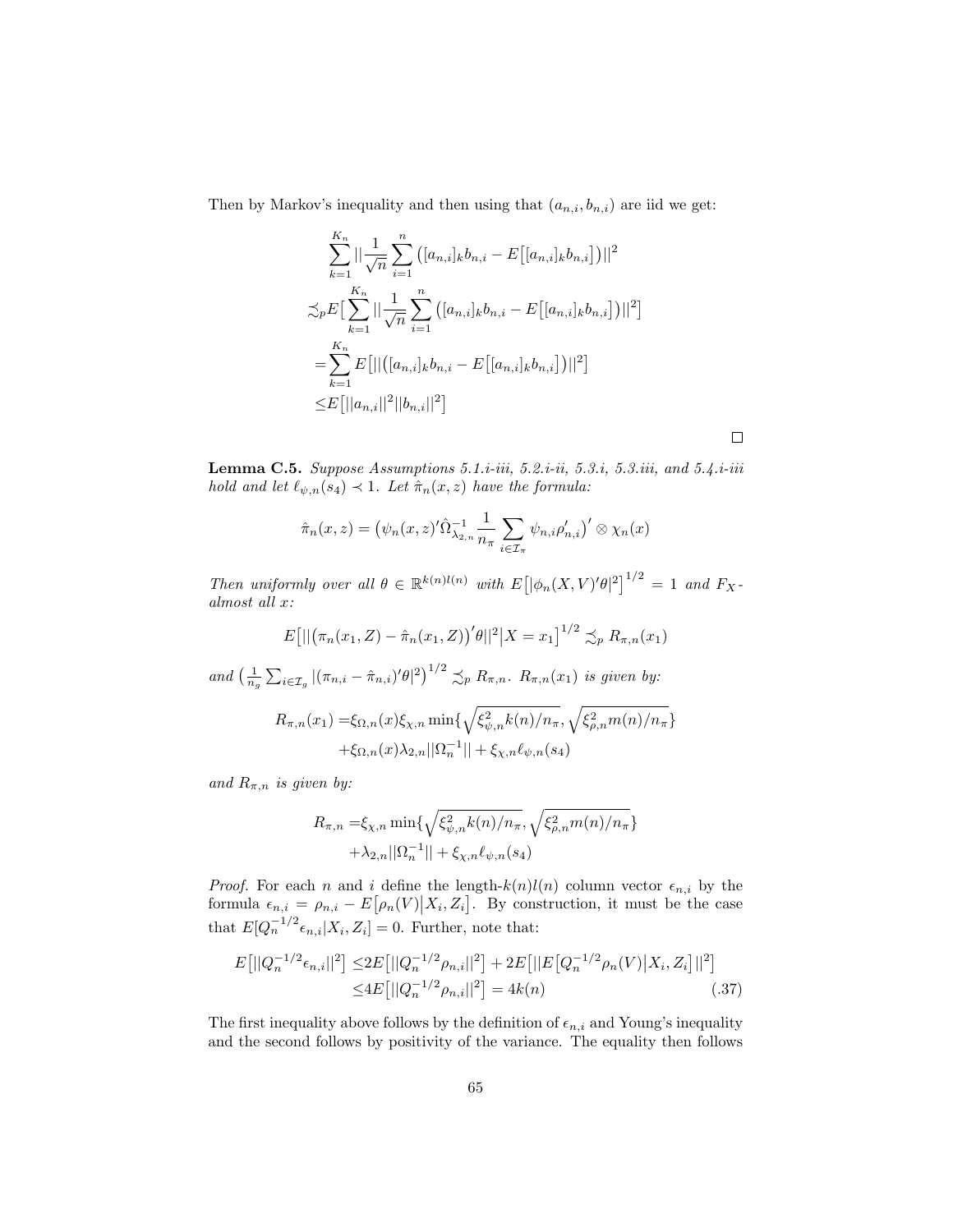Then by Markov's inequality and then using that $(a_{n,i}, b_{n,i})$ are iid we get:

$$
\begin{aligned}
&\sum_{k=1}^{K_n} || \frac{1}{\sqrt{n}} \sum_{i=1}^{n} \big([a_{n,i}]_k b_{n,i} - E\big[[a_{n,i}]_k b_{n,i}\big]\big)||^2 \\
\precsim_p & E\big[\sum_{k=1}^{K_n} || \frac{1}{\sqrt{n}} \sum_{i=1}^{n} \big([a_{n,i}]_k b_{n,i} - E\big[[a_{n,i}]_k b_{n,i}\big]\big)||^2\big] \\
= & \sum_{k=1}^{K_n} E\big[||\big([a_{n,i}]_k b_{n,i} - E\big[[a_{n,i}]_k b_{n,i}\big]\big)||^2\big] \\
\leq & E\big[||a_{n,i}||^2 ||b_{n,i}||^2\big]
\end{aligned}
$$

□

**Lemma C.5.** *Suppose Assumptions 5.1.i-iii, 5.2.i-ii, 5.3.i, 5.3.iii, and 5.4.i-iii hold and let $\ell_{\psi,n}(s_4) \prec 1$. Let $\hat{\pi}_n(x,z)$ have the formula:*

$$
\hat{\pi}_n(x,z) = \big(\psi_n(x,z)'\hat{\Omega}_{\lambda_{2,n}}^{-1} \frac{1}{n_\pi} \sum_{i \in \mathcal{I}_\pi} \psi_{n,i}\rho_{n,i}'\big)' \otimes \chi_n(x)
$$

*Then uniformly over all $\theta \in \mathbb{R}^{k(n)l(n)}$ with $E\big[|\phi_n(X,V)'\theta|^2\big]^{1/2} = 1$ and $F_X$-almost all $x$:*

$$
E\big[||\big(\pi_n(x_1, Z) - \hat{\pi}_n(x_1, Z)\big)'\theta||^2 \big| X = x_1\big]^{1/2} \precsim_p R_{\pi,n}(x_1)
$$

*and $\big(\frac{1}{n_g}\sum_{i\in\mathcal{I}_g} |(\pi_{n,i} - \hat{\pi}_{n,i})'\theta|^2\big)^{1/2} \precsim_p R_{\pi,n}$. $R_{\pi,n}(x_1)$ is given by:*

$$
\begin{aligned}
R_{\pi,n}(x_1) = & \xi_{\Omega,n}(x)\xi_{\chi,n} \min\{\sqrt{\xi_{\psi,n}^2 k(n)/n_\pi}, \sqrt{\xi_{\rho,n}^2 m(n)/n_\pi}\} \\
& + \xi_{\Omega,n}(x)\lambda_{2,n}||\Omega_n^{-1}|| + \xi_{\chi,n}\ell_{\psi,n}(s_4)
\end{aligned}
$$

*and $R_{\pi,n}$ is given by:*

$$
\begin{aligned}
R_{\pi,n} = & \xi_{\chi,n} \min\{\sqrt{\xi_{\psi,n}^2 k(n)/n_\pi}, \sqrt{\xi_{\rho,n}^2 m(n)/n_\pi}\} \\
& + \lambda_{2,n}||\Omega_n^{-1}|| + \xi_{\chi,n}\ell_{\psi,n}(s_4)
\end{aligned}
$$

*Proof.* For each $n$ and $i$ define the length-$k(n)l(n)$ column vector $\epsilon_{n,i}$ by the formula $\epsilon_{n,i} = \rho_{n,i} - E\big[\rho_n(V)\big|X_i, Z_i\big]$. By construction, it must be the case that $E[Q_n^{-1/2}\epsilon_{n,i}|X_i, Z_i] = 0$. Further, note that:

$$
\begin{aligned}
E\big[||Q_n^{-1/2}\epsilon_{n,i}||^2\big] \leq & 2E\big[||Q_n^{-1/2}\rho_{n,i}||^2\big] + 2E\big[||E\big[Q_n^{-1/2}\rho_n(V)\big|X_i, Z_i\big]||^2\big] \\
\leq & 4E\big[||Q_n^{-1/2}\rho_{n,i}||^2\big] = 4k(n)
\end{aligned}
\tag{.37}
$$

The first inequality above follows by the definition of $\epsilon_{n,i}$ and Young's inequality and the second follows by positivity of the variance. The equality then follows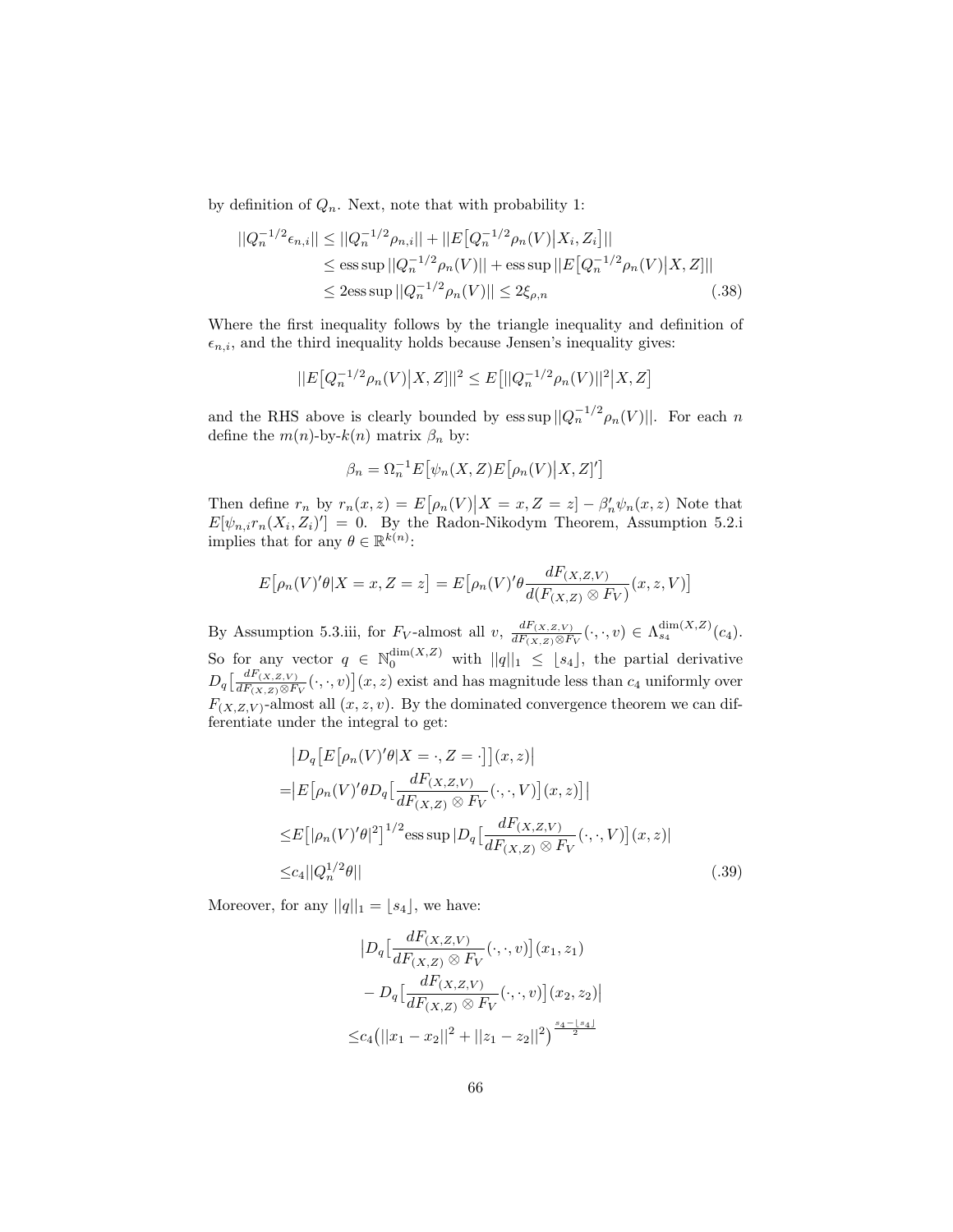by definition of $Q_n$. Next, note that with probability 1:

$$
\begin{aligned}
||Q_n^{-1/2}\epsilon_{n,i}|| &\leq ||Q_n^{-1/2}\rho_{n,i}|| + ||E\big[Q_n^{-1/2}\rho_n(V)\big|X_i, Z_i\big]|| \\
&\leq \text{ess sup}\,||Q_n^{-1/2}\rho_n(V)|| + \text{ess sup}\,||E\big[Q_n^{-1/2}\rho_n(V)\big|X, Z\big]|| \\
&\leq 2\text{ess sup}\,||Q_n^{-1/2}\rho_n(V)|| \leq 2\xi_{\rho,n} \qquad (.38)
\end{aligned}
$$

Where the first inequality follows by the triangle inequality and definition of $\epsilon_{n,i}$, and the third inequality holds because Jensen's inequality gives:

$$
||E\big[Q_n^{-1/2}\rho_n(V)\big|X, Z\big]||^2 \leq E\big[||Q_n^{-1/2}\rho_n(V)||^2\big|X, Z\big]
$$

and the RHS above is clearly bounded by $\text{ess sup}\,||Q_n^{-1/2}\rho_n(V)||$. For each $n$ define the $m(n)$-by-$k(n)$ matrix $\beta_n$ by:

$$
\beta_n = \Omega_n^{-1}E\big[\psi_n(X, Z)E\big[\rho_n(V)\big|X, Z\big]'\big]
$$

Then define $r_n$ by $r_n(x, z) = E\big[\rho_n(V)\big|X = x, Z = z\big] - \beta_n'\psi_n(x, z)$ Note that $E[\psi_{n,i}r_n(X_i, Z_i)'] = 0$. By the Radon-Nikodym Theorem, Assumption 5.2.i implies that for any $\theta \in \mathbb{R}^{k(n)}$:

$$
E\big[\rho_n(V)'\theta|X = x, Z = z\big] = E\big[\rho_n(V)'\theta\frac{dF_{(X,Z,V)}}{d(F_{(X,Z)} \otimes F_V)}(x, z, V)\big]
$$

By Assumption 5.3.iii, for $F_V$-almost all $v$, $\frac{dF_{(X,Z,V)}}{dF_{(X,Z)}\otimes F_V}(\cdot, \cdot, v) \in \Lambda_{s_4}^{\dim(X,Z)}(c_4)$. So for any vector $q \in \mathbb{N}_0^{\dim(X,Z)}$ with $||q||_1 \leq \lfloor s_4 \rfloor$, the partial derivative $D_q\big[\frac{dF_{(X,Z,V)}}{dF_{(X,Z)}\otimes F_V}(\cdot, \cdot, v)\big](x, z)$ exist and has magnitude less than $c_4$ uniformly over $F_{(X,Z,V)}$-almost all $(x, z, v)$. By the dominated convergence theorem we can differentiate under the integral to get:

$$
\begin{aligned}
&\big|D_q\big[E\big[\rho_n(V)'\theta|X = \cdot, Z = \cdot\big]\big](x, z)\big| \\
=&\big|E\big[\rho_n(V)'\theta D_q\big[\frac{dF_{(X,Z,V)}}{dF_{(X,Z)} \otimes F_V}(\cdot, \cdot, V)\big](x, z)\big]\big| \\
\leq& E\big[|\rho_n(V)'\theta|^2\big]^{1/2}\text{ess sup}\,|D_q\big[\frac{dF_{(X,Z,V)}}{dF_{(X,Z)} \otimes F_V}(\cdot, \cdot, V)\big](x, z)| \\
\leq& c_4||Q_n^{1/2}\theta|| \qquad (.39)
\end{aligned}
$$

Moreover, for any $||q||_1 = \lfloor s_4 \rfloor$, we have:

$$
\begin{aligned}
&\big|D_q\big[\frac{dF_{(X,Z,V)}}{dF_{(X,Z)} \otimes F_V}(\cdot, \cdot, v)\big](x_1, z_1) \\
&- D_q\big[\frac{dF_{(X,Z,V)}}{dF_{(X,Z)} \otimes F_V}(\cdot, \cdot, v)\big](x_2, z_2)\big| \\
\leq& c_4\big(||x_1 - x_2||^2 + ||z_1 - z_2||^2\big)^{\frac{s_4 - \lfloor s_4 \rfloor}{2}}
\end{aligned}
$$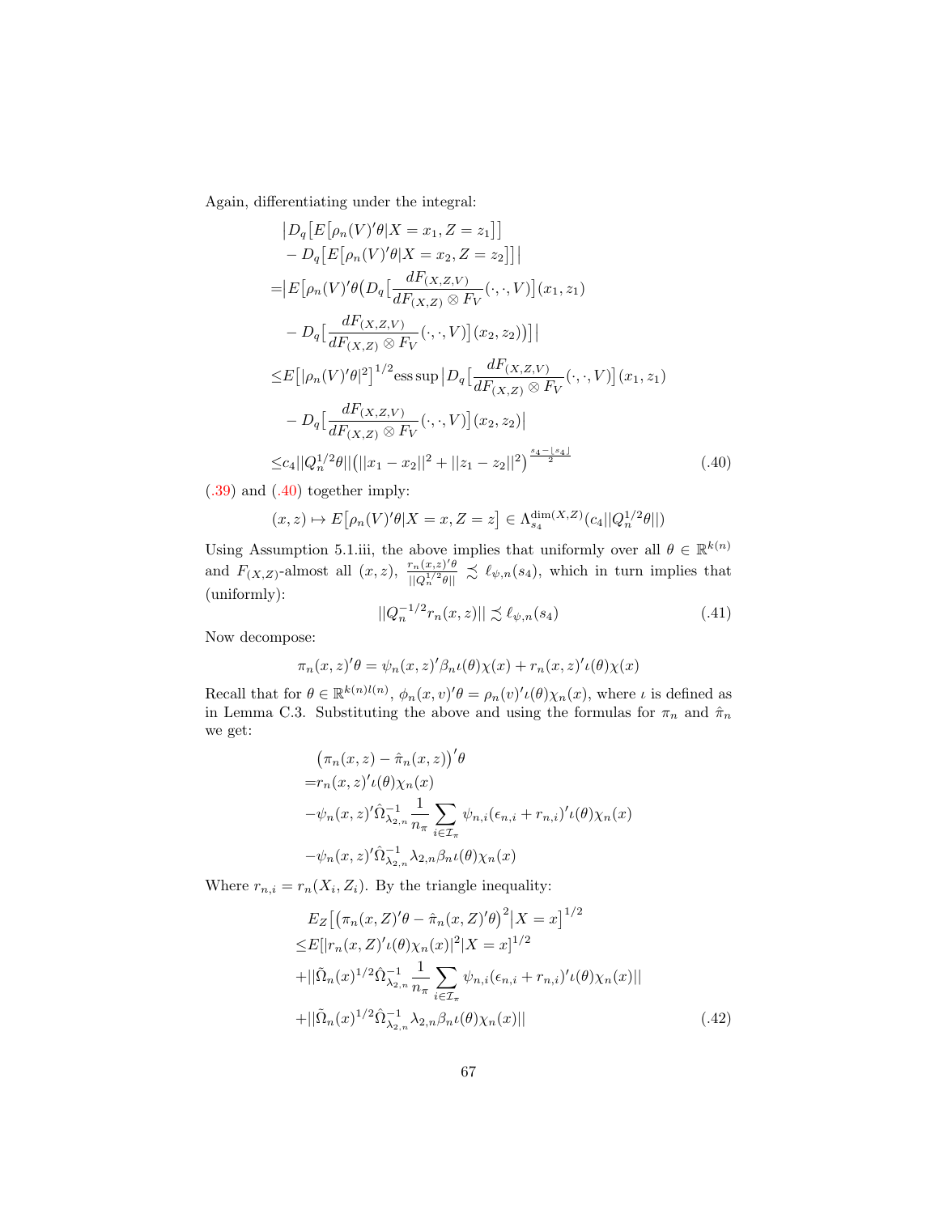Again, differentiating under the integral:

$$
\begin{aligned}
&\big|D_q\big[E\big[\rho_n(V)'\theta|X=x_1,Z=z_1\big]\big] \\
&-D_q\big[E\big[\rho_n(V)'\theta|X=x_2,Z=z_2\big]\big]\big| \\
=&\big|E\big[\rho_n(V)'\theta\big(D_q\big[\frac{dF_{(X,Z,V)}}{dF_{(X,Z)}\otimes F_V}(\cdot,\cdot,V)\big](x_1,z_1) \\
&-D_q\big[\frac{dF_{(X,Z,V)}}{dF_{(X,Z)}\otimes F_V}(\cdot,\cdot,V)\big](x_2,z_2)\big)\big]\big| \\
\leq&E\big[|\rho_n(V)'\theta|^2\big]^{1/2}\text{ess sup}\big|D_q\big[\frac{dF_{(X,Z,V)}}{dF_{(X,Z)}\otimes F_V}(\cdot,\cdot,V)\big](x_1,z_1) \\
&-D_q\big[\frac{dF_{(X,Z,V)}}{dF_{(X,Z)}\otimes F_V}(\cdot,\cdot,V)\big](x_2,z_2)\big| \\
\leq&c_4||Q_n^{1/2}\theta||\big(||x_1-x_2||^2+||z_1-z_2||^2\big)^{\frac{s_4-\lfloor s_4\rfloor}{2}}
\end{aligned}
\tag{.40}
$$

(.39) and (.40) together imply:

$$
(x,z)\mapsto E\big[\rho_n(V)'\theta|X=x,Z=z\big]\in\Lambda_{s_4}^{\dim(X,Z)}(c_4||Q_n^{1/2}\theta||)
$$

Using Assumption 5.1.iii, the above implies that uniformly over all $\theta\in\mathbb{R}^{k(n)}$ and $F_{(X,Z)}$-almost all $(x,z)$, $\frac{r_n(x,z)'\theta}{||Q_n^{1/2}\theta||}\precsim\ell_{\psi,n}(s_4)$, which in turn implies that (uniformly):

$$
||Q_n^{-1/2}r_n(x,z)||\precsim\ell_{\psi,n}(s_4) \tag{.41}
$$

Now decompose:

$$
\pi_n(x,z)'\theta=\psi_n(x,z)'\beta_n\iota(\theta)\chi(x)+r_n(x,z)'\iota(\theta)\chi(x)
$$

Recall that for $\theta\in\mathbb{R}^{k(n)l(n)}$, $\phi_n(x,v)'\theta=\rho_n(v)'\iota(\theta)\chi_n(x)$, where $\iota$ is defined as in Lemma C.3. Substituting the above and using the formulas for $\pi_n$ and $\hat{\pi}_n$ we get:

$$
\begin{aligned}
&\big(\pi_n(x,z)-\hat{\pi}_n(x,z)\big)'\theta \\
=&r_n(x,z)'\iota(\theta)\chi_n(x) \\
&-\psi_n(x,z)'\hat{\Omega}_{\lambda_{2,n}}^{-1}\frac{1}{n_\pi}\sum_{i\in\mathcal{I}_\pi}\psi_{n,i}(\epsilon_{n,i}+r_{n,i})'\iota(\theta)\chi_n(x) \\
&-\psi_n(x,z)'\hat{\Omega}_{\lambda_{2,n}}^{-1}\lambda_{2,n}\beta_n\iota(\theta)\chi_n(x)
\end{aligned}
$$

Where $r_{n,i}=r_n(X_i,Z_i)$. By the triangle inequality:

$$
\begin{aligned}
&E_Z\big[\big(\pi_n(x,Z)'\theta-\hat{\pi}_n(x,Z)'\theta\big)^2\big|X=x\big]^{1/2} \\
\leq&E[|r_n(x,Z)'\iota(\theta)\chi_n(x)|^2|X=x]^{1/2} \\
&+||\tilde{\Omega}_n(x)^{1/2}\hat{\Omega}_{\lambda_{2,n}}^{-1}\frac{1}{n_\pi}\sum_{i\in\mathcal{I}_\pi}\psi_{n,i}(\epsilon_{n,i}+r_{n,i})'\iota(\theta)\chi_n(x)|| \\
&+||\tilde{\Omega}_n(x)^{1/2}\hat{\Omega}_{\lambda_{2,n}}^{-1}\lambda_{2,n}\beta_n\iota(\theta)\chi_n(x)||
\end{aligned}
\tag{.42}
$$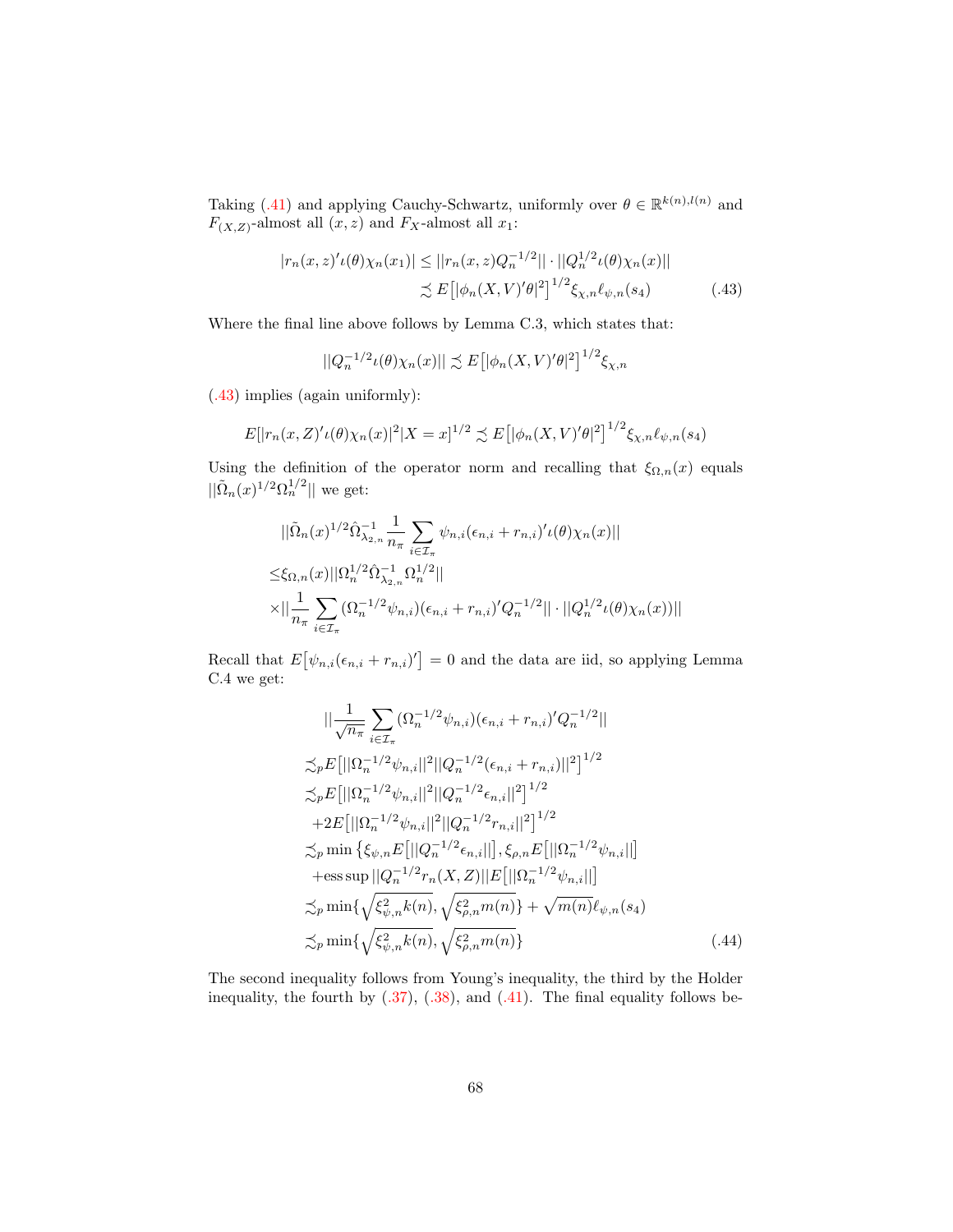Taking (.41) and applying Cauchy-Schwartz, uniformly over $\theta \in \mathbb{R}^{k(n),l(n)}$ and $F_{(X,Z)}$-almost all $(x,z)$ and $F_X$-almost all $x_1$:

$$
\begin{aligned}
|r_n(x,z)'\iota(\theta)\chi_n(x_1)| &\leq ||r_n(x,z)Q_n^{-1/2}|| \cdot ||Q_n^{1/2}\iota(\theta)\chi_n(x)|| \\
&\precsim E\big[|\phi_n(X,V)'\theta|^2\big]^{1/2}\xi_{\chi,n}\ell_{\psi,n}(s_4)
\end{aligned} \tag{.43}
$$

Where the final line above follows by Lemma C.3, which states that:

$$
||Q_n^{-1/2}\iota(\theta)\chi_n(x)|| \precsim E\big[|\phi_n(X,V)'\theta|^2\big]^{1/2}\xi_{\chi,n}
$$

(.43) implies (again uniformly):

$$
E[|r_n(x,Z)'\iota(\theta)\chi_n(x)|^2|X=x]^{1/2} \precsim E\big[|\phi_n(X,V)'\theta|^2\big]^{1/2}\xi_{\chi,n}\ell_{\psi,n}(s_4)
$$

Using the definition of the operator norm and recalling that $\xi_{\Omega,n}(x)$ equals $||\tilde{\Omega}_n(x)^{1/2}\Omega_n^{1/2}||$ we get:

$$
\begin{aligned}
&||\tilde{\Omega}_n(x)^{1/2}\hat{\Omega}_{\lambda_{2,n}}^{-1}\frac{1}{n_\pi}\sum_{i\in\mathcal{I}_\pi}\psi_{n,i}(\epsilon_{n,i}+r_{n,i})'\iota(\theta)\chi_n(x)|| \\
\leq&\xi_{\Omega,n}(x)||\Omega_n^{1/2}\hat{\Omega}_{\lambda_{2,n}}^{-1}\Omega_n^{1/2}|| \\
&\times||\frac{1}{n_\pi}\sum_{i\in\mathcal{I}_\pi}(\Omega_n^{-1/2}\psi_{n,i})(\epsilon_{n,i}+r_{n,i})'Q_n^{-1/2}|| \cdot ||Q_n^{1/2}\iota(\theta)\chi_n(x))||
\end{aligned}
$$

Recall that $E\big[\psi_{n,i}(\epsilon_{n,i}+r_{n,i})'\big]=0$ and the data are iid, so applying Lemma C.4 we get:

$$
\begin{aligned}
&||\frac{1}{\sqrt{n_\pi}}\sum_{i\in\mathcal{I}_\pi}(\Omega_n^{-1/2}\psi_{n,i})(\epsilon_{n,i}+r_{n,i})'Q_n^{-1/2}|| \\
\precsim_p&E\big[||\Omega_n^{-1/2}\psi_{n,i}||^2||Q_n^{-1/2}(\epsilon_{n,i}+r_{n,i})||^2\big]^{1/2} \\
\precsim_p&E\big[||\Omega_n^{-1/2}\psi_{n,i}||^2||Q_n^{-1/2}\epsilon_{n,i}||^2\big]^{1/2} \\
&+2E\big[||\Omega_n^{-1/2}\psi_{n,i}||^2||Q_n^{-1/2}r_{n,i}||^2\big]^{1/2} \\
\precsim_p&\min\big\{\xi_{\psi,n}E\big[||Q_n^{-1/2}\epsilon_{n,i}||\big],\xi_{\rho,n}E\big[||\Omega_n^{-1/2}\psi_{n,i}||\big] \\
&+\operatorname{ess\,sup}||Q_n^{-1/2}r_n(X,Z)||E\big[||\Omega_n^{-1/2}\psi_{n,i}||\big] \\
\precsim_p&\min\{\sqrt{\xi_{\psi,n}^2k(n)},\sqrt{\xi_{\rho,n}^2m(n)}\}+\sqrt{m(n)}\ell_{\psi,n}(s_4) \\
\precsim_p&\min\{\sqrt{\xi_{\psi,n}^2k(n)},\sqrt{\xi_{\rho,n}^2m(n)}\}
\end{aligned} \tag{.44}
$$

The second inequality follows from Young's inequality, the third by the Holder inequality, the fourth by (.37), (.38), and (.41). The final equality follows be-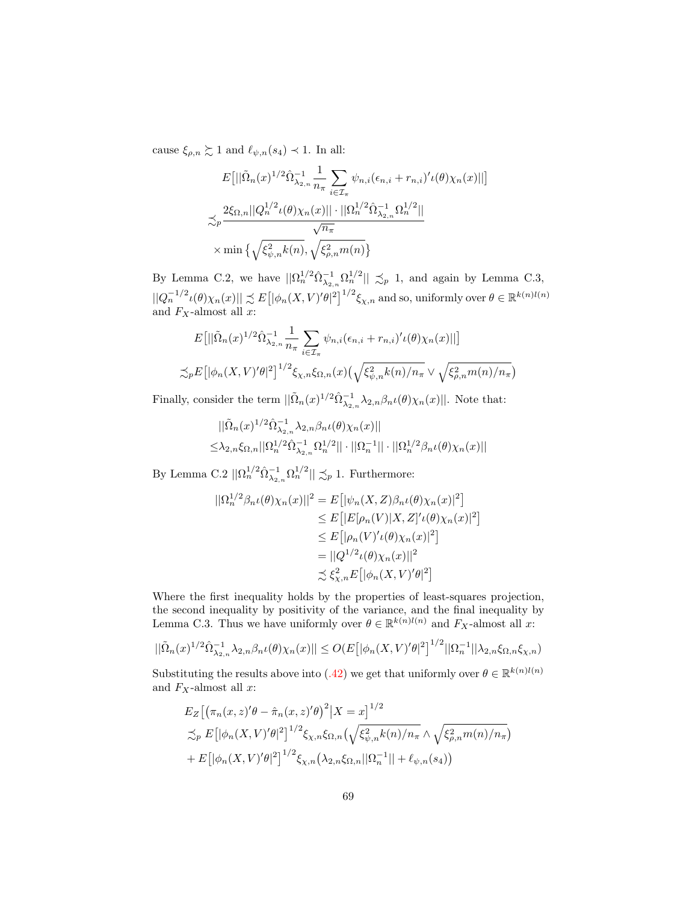cause $\xi_{\rho,n} \gtrsim 1$ and $\ell_{\psi,n}(s_4) \prec 1$. In all:

$$
\begin{aligned}
&E\big[||\tilde{\Omega}_n(x)^{1/2}\hat{\Omega}_{\lambda_{2,n}}^{-1}\frac{1}{n_\pi}\sum_{i\in\mathcal{I}_\pi}\psi_{n,i}(\epsilon_{n,i}+r_{n,i})'\iota(\theta)\chi_n(x)||\big] \\
\lesssim_p &\frac{2\xi_{\Omega,n}||Q_n^{1/2}\iota(\theta)\chi_n(x)||\cdot||\Omega_n^{1/2}\hat{\Omega}_{\lambda_{2,n}}^{-1}\Omega_n^{1/2}||}{\sqrt{n_\pi}} \\
&\times\min\big\{\sqrt{\xi_{\psi,n}^2 k(n)},\sqrt{\xi_{\rho,n}^2 m(n)}\big\}
\end{aligned}
$$

By Lemma C.2, we have $||\Omega_n^{1/2}\hat{\Omega}_{\lambda_{2,n}}^{-1}\Omega_n^{1/2}|| \lesssim_p 1$, and again by Lemma C.3, $||Q_n^{-1/2}\iota(\theta)\chi_n(x)|| \lesssim E\big[|\phi_n(X,V)'\theta|^2\big]^{1/2}\xi_{\chi,n}$ and so, uniformly over $\theta\in\mathbb{R}^{k(n)l(n)}$ and $F_X$-almost all $x$:

$$
\begin{aligned}
&E\big[||\tilde{\Omega}_n(x)^{1/2}\hat{\Omega}_{\lambda_{2,n}}^{-1}\frac{1}{n_\pi}\sum_{i\in\mathcal{I}_\pi}\psi_{n,i}(\epsilon_{n,i}+r_{n,i})'\iota(\theta)\chi_n(x)||\big] \\
\lesssim_p &E\big[|\phi_n(X,V)'\theta|^2\big]^{1/2}\xi_{\chi,n}\xi_{\Omega,n}(x)\big(\sqrt{\xi_{\psi,n}^2 k(n)/n_\pi}\vee\sqrt{\xi_{\rho,n}^2 m(n)/n_\pi}\big)
\end{aligned}
$$

Finally, consider the term $||\tilde{\Omega}_n(x)^{1/2}\hat{\Omega}_{\lambda_{2,n}}^{-1}\lambda_{2,n}\beta_n\iota(\theta)\chi_n(x)||$. Note that:

$$
\begin{aligned}
&||\tilde{\Omega}_n(x)^{1/2}\hat{\Omega}_{\lambda_{2,n}}^{-1}\lambda_{2,n}\beta_n\iota(\theta)\chi_n(x)|| \\
\leq&\lambda_{2,n}\xi_{\Omega,n}||\Omega_n^{1/2}\hat{\Omega}_{\lambda_{2,n}}^{-1}\Omega_n^{1/2}||\cdot||\Omega_n^{-1}||\cdot||\Omega_n^{1/2}\beta_n\iota(\theta)\chi_n(x)||
\end{aligned}
$$

By Lemma C.2 $||\Omega_n^{1/2}\hat{\Omega}_{\lambda_{2,n}}^{-1}\Omega_n^{1/2}|| \lesssim_p 1$. Furthermore:

$$
\begin{aligned}
||\Omega_n^{1/2}\beta_n\iota(\theta)\chi_n(x)||^2 &= E\big[|\psi_n(X,Z)\beta_n\iota(\theta)\chi_n(x)|^2\big] \\
&\leq E\big[|E[\rho_n(V)|X,Z]'\iota(\theta)\chi_n(x)|^2\big] \\
&\leq E\big[|\rho_n(V)'\iota(\theta)\chi_n(x)|^2\big] \\
&= ||Q^{1/2}\iota(\theta)\chi_n(x)||^2 \\
&\lesssim \xi_{\chi,n}^2 E\big[|\phi_n(X,V)'\theta|^2\big]
\end{aligned}
$$

Where the first inequality holds by the properties of least-squares projection, the second inequality by positivity of the variance, and the final inequality by Lemma C.3. Thus we have uniformly over $\theta\in\mathbb{R}^{k(n)l(n)}$ and $F_X$-almost all $x$:

$$
||\tilde{\Omega}_n(x)^{1/2}\hat{\Omega}_{\lambda_{2,n}}^{-1}\lambda_{2,n}\beta_n\iota(\theta)\chi_n(x)|| \leq O(E\big[|\phi_n(X,V)'\theta|^2\big]^{1/2}||\Omega_n^{-1}||\lambda_{2,n}\xi_{\Omega,n}\xi_{\chi,n})
$$

Substituting the results above into (.42) we get that uniformly over $\theta\in\mathbb{R}^{k(n)l(n)}$ and $F_X$-almost all $x$:

$$
\begin{aligned}
&E_Z\big[\big(\pi_n(x,z)'\theta-\hat{\pi}_n(x,z)'\theta\big)^2\big|X=x\big]^{1/2} \\
\lesssim_p\ &E\big[|\phi_n(X,V)'\theta|^2\big]^{1/2}\xi_{\chi,n}\xi_{\Omega,n}\big(\sqrt{\xi_{\psi,n}^2 k(n)/n_\pi}\wedge\sqrt{\xi_{\rho,n}^2 m(n)/n_\pi}\big) \\
&+E\big[|\phi_n(X,V)'\theta|^2\big]^{1/2}\xi_{\chi,n}\big(\lambda_{2,n}\xi_{\Omega,n}||\Omega_n^{-1}||+\ell_{\psi,n}(s_4)\big)
\end{aligned}
$$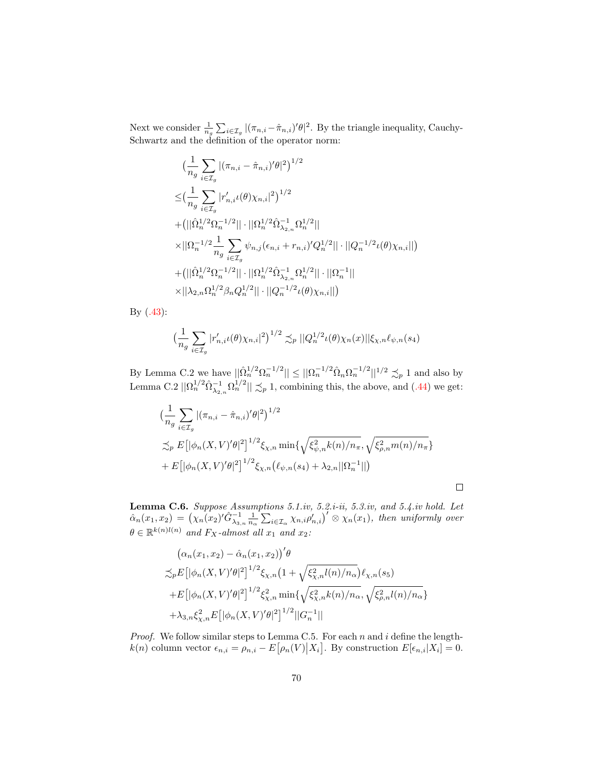Next we consider $\frac{1}{n_g}\sum_{i\in\mathcal{I}_g}|(\pi_{n,i}-\hat{\pi}_{n,i})'\theta|^2$. By the triangle inequality, Cauchy-Schwartz and the definition of the operator norm:

$$
\begin{aligned}
&\big(\frac{1}{n_g}\sum_{i\in\mathcal{I}_g}|(\pi_{n,i}-\hat{\pi}_{n,i})'\theta|^2\big)^{1/2}\\
\leq&\big(\frac{1}{n_g}\sum_{i\in\mathcal{I}_g}|r_{n,i}'\iota(\theta)\chi_{n,i}|^2\big)^{1/2}\\
&+\big(||\hat{\Omega}_n^{1/2}\Omega_n^{-1/2}||\cdot||\Omega_n^{1/2}\hat{\Omega}_{\lambda_{2,n}}^{-1}\Omega_n^{1/2}||\\
&\times||\Omega_n^{-1/2}\frac{1}{n_g}\sum_{i\in\mathcal{I}_g}\psi_{n,j}(\epsilon_{n,i}+r_{n,i})'Q_n^{1/2}||\cdot||Q_n^{-1/2}\iota(\theta)\chi_{n,i}||\big)\\
&+\big(||\hat{\Omega}_n^{1/2}\Omega_n^{-1/2}||\cdot||\Omega_n^{1/2}\hat{\Omega}_{\lambda_{2,n}}^{-1}\Omega_n^{1/2}||\cdot||\Omega_n^{-1}||\\
&\times||\lambda_{2,n}\Omega_n^{1/2}\beta_nQ_n^{1/2}||\cdot||Q_n^{-1/2}\iota(\theta)\chi_{n,i}||\big)
\end{aligned}
$$

By (.43):

$$
\big(\frac{1}{n_g}\sum_{i\in\mathcal{I}_g}|r_{n,i}'\iota(\theta)\chi_{n,i}|^2\big)^{1/2}\precsim_p||Q_n^{1/2}\iota(\theta)\chi_n(x)||\xi_{\chi,n}\ell_{\psi,n}(s_4)
$$

By Lemma C.2 we have $||\hat{\Omega}_n^{1/2}\Omega_n^{-1/2}||\leq||\Omega_n^{-1/2}\hat{\Omega}_n\Omega_n^{-1/2}||^{1/2}\precsim_p 1$ and also by Lemma C.2 $||\Omega_n^{1/2}\hat{\Omega}_{\lambda_{2,n}}^{-1}\Omega_n^{1/2}||\precsim_p 1$, combining this, the above, and (.44) we get:

$$
\begin{aligned}
&\big(\frac{1}{n_g}\sum_{i\in\mathcal{I}_g}|(\pi_{n,i}-\hat{\pi}_{n,i})'\theta|^2\big)^{1/2}\\
&\precsim_p E\big[|\phi_n(X,V)'\theta|^2\big]^{1/2}\xi_{\chi,n}\min\{\sqrt{\xi_{\psi,n}^2k(n)/n_\pi},\sqrt{\xi_{\rho,n}^2m(n)/n_\pi}\}\\
&+E\big[|\phi_n(X,V)'\theta|^2\big]^{1/2}\xi_{\chi,n}\big(\ell_{\psi,n}(s_4)+\lambda_{2,n}||\Omega_n^{-1}||\big)
\end{aligned}
$$

□

**Lemma C.6.** *Suppose Assumptions 5.1.iv, 5.2.i-ii, 5.3.iv, and 5.4.iv hold. Let* $\hat{\alpha}_n(x_1,x_2)=\big(\chi_n(x_2)'\hat{G}_{\lambda_{3,n}}^{-1}\frac{1}{n_\alpha}\sum_{i\in\mathcal{I}_\alpha}\chi_{n,i}\rho_{n,i}'\big)'\otimes\chi_n(x_1)$*, then uniformly over* $\theta\in\mathbb{R}^{k(n)l(n)}$ *and* $F_X$*-almost all* $x_1$ *and* $x_2$*:*

$$
\begin{aligned}
&\big(\alpha_n(x_1,x_2)-\hat{\alpha}_n(x_1,x_2)\big)'\theta\\
\precsim_p&E\big[|\phi_n(X,V)'\theta|^2\big]^{1/2}\xi_{\chi,n}\big(1+\sqrt{\xi_{\chi,n}^2l(n)/n_\alpha}\big)\ell_{\chi,n}(s_5)\\
&+E\big[|\phi_n(X,V)'\theta|^2\big]^{1/2}\xi_{\chi,n}^2\min\{\sqrt{\xi_{\chi,n}^2k(n)/n_\alpha},\sqrt{\xi_{\rho,n}^2l(n)/n_\alpha}\}\\
&+\lambda_{3,n}\xi_{\chi,n}^2E\big[|\phi_n(X,V)'\theta|^2\big]^{1/2}||G_n^{-1}||
\end{aligned}
$$

*Proof.* We follow similar steps to Lemma C.5. For each $n$ and $i$ define the length-$k(n)$ column vector $\epsilon_{n,i}=\rho_{n,i}-E\big[\rho_n(V)\big|X_i\big]$. By construction $E[\epsilon_{n,i}|X_i]=0$.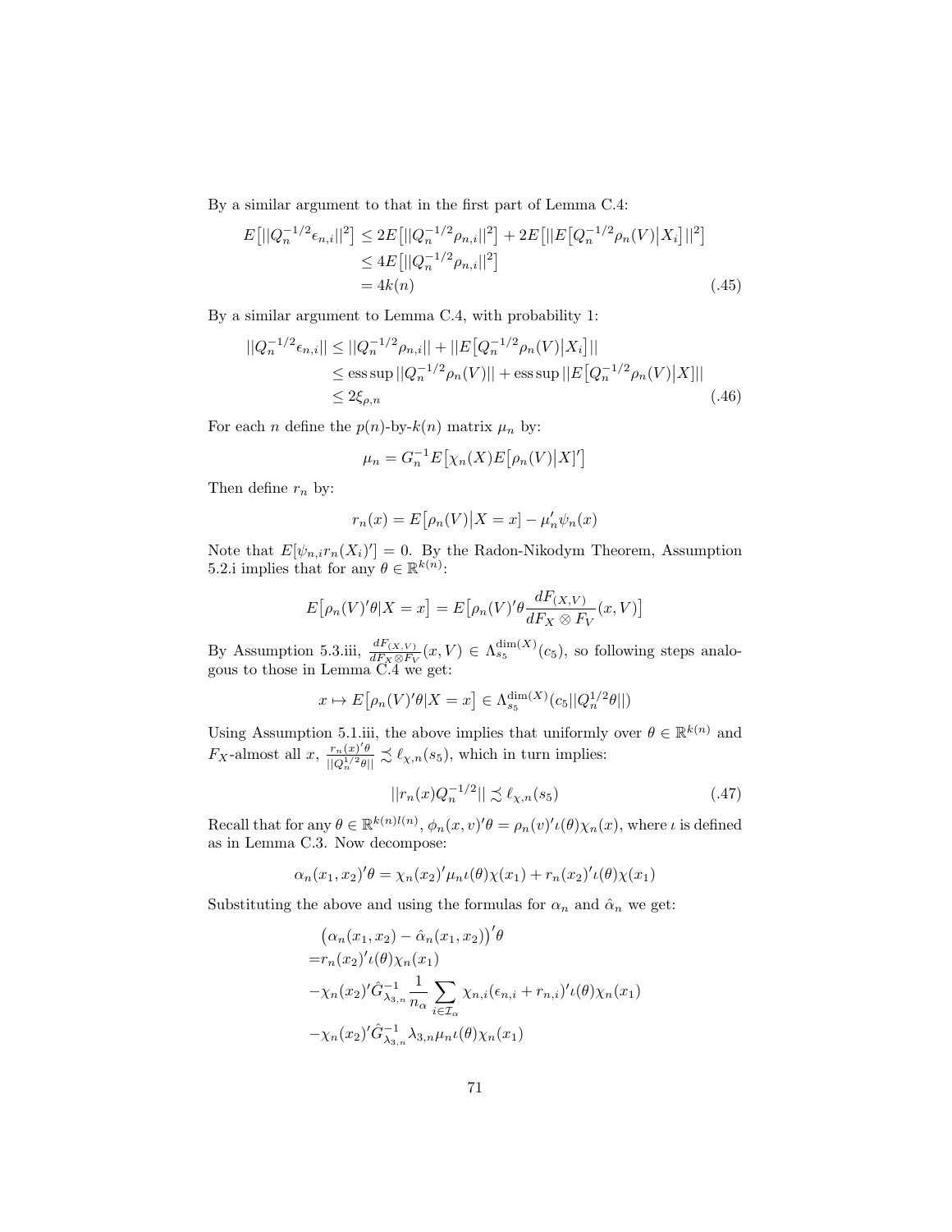By a similar argument to that in the first part of Lemma C.4:

$$
\begin{aligned}
E\big[||Q_n^{-1/2}\epsilon_{n,i}||^2\big] &\leq 2E\big[||Q_n^{-1/2}\rho_{n,i}||^2\big] + 2E\big[||E\big[Q_n^{-1/2}\rho_n(V)\big|X_i\big]||^2\big] \\
&\leq 4E\big[||Q_n^{-1/2}\rho_{n,i}||^2\big] \\
&= 4k(n)
\end{aligned} \tag{.45}
$$

By a similar argument to Lemma C.4, with probability 1:

$$
\begin{aligned}
||Q_n^{-1/2}\epsilon_{n,i}|| &\leq ||Q_n^{-1/2}\rho_{n,i}|| + ||E\big[Q_n^{-1/2}\rho_n(V)\big|X_i\big]|| \\
&\leq \operatorname{ess\,sup}||Q_n^{-1/2}\rho_n(V)|| + \operatorname{ess\,sup}||E\big[Q_n^{-1/2}\rho_n(V)\big|X\big]|| \\
&\leq 2\xi_{\rho,n}
\end{aligned} \tag{.46}
$$

For each $n$ define the $p(n)$-by-$k(n)$ matrix $\mu_n$ by:

$$
\mu_n = G_n^{-1}E\big[\chi_n(X)E\big[\rho_n(V)\big|X\big]'\big]
$$

Then define $r_n$ by:

$$
r_n(x) = E\big[\rho_n(V)\big|X = x\big] - \mu_n'\psi_n(x)
$$

Note that $E[\psi_{n,i}r_n(X_i)'] = 0$. By the Radon-Nikodym Theorem, Assumption 5.2.i implies that for any $\theta \in \mathbb{R}^{k(n)}$:

$$
E\big[\rho_n(V)'\theta|X = x\big] = E\big[\rho_n(V)'\theta\frac{dF_{(X,V)}}{dF_X \otimes F_V}(x, V)\big]
$$

By Assumption 5.3.iii, $\frac{dF_{(X,V)}}{dF_X \otimes F_V}(x, V) \in \Lambda_{s_5}^{\dim(X)}(c_5)$, so following steps analogous to those in Lemma C.4 we get:

$$
x \mapsto E\big[\rho_n(V)'\theta|X = x\big] \in \Lambda_{s_5}^{\dim(X)}(c_5||Q_n^{1/2}\theta||)
$$

Using Assumption 5.1.iii, the above implies that uniformly over $\theta \in \mathbb{R}^{k(n)}$ and $F_X$-almost all $x$, $\frac{r_n(x)'\theta}{||Q_n^{1/2}\theta||} \precsim \ell_{\chi,n}(s_5)$, which in turn implies:

$$
||r_n(x)Q_n^{-1/2}|| \precsim \ell_{\chi,n}(s_5) \tag{.47}
$$

Recall that for any $\theta \in \mathbb{R}^{k(n)l(n)}$, $\phi_n(x, v)'\theta = \rho_n(v)'\iota(\theta)\chi_n(x)$, where $\iota$ is defined as in Lemma C.3. Now decompose:

$$
\alpha_n(x_1, x_2)'\theta = \chi_n(x_2)'\mu_n\iota(\theta)\chi(x_1) + r_n(x_2)'\iota(\theta)\chi(x_1)
$$

Substituting the above and using the formulas for $\alpha_n$ and $\hat{\alpha}_n$ we get:

$$
\begin{aligned}
&\big(\alpha_n(x_1, x_2) - \hat{\alpha}_n(x_1, x_2)\big)'\theta \\
=&r_n(x_2)'\iota(\theta)\chi_n(x_1) \\
&-\chi_n(x_2)'\hat{G}_{\lambda_{3,n}}^{-1}\frac{1}{n_\alpha}\sum_{i\in\mathcal{I}_\alpha}\chi_{n,i}(\epsilon_{n,i} + r_{n,i})'\iota(\theta)\chi_n(x_1) \\
&-\chi_n(x_2)'\hat{G}_{\lambda_{3,n}}^{-1}\lambda_{3,n}\mu_n\iota(\theta)\chi_n(x_1)
\end{aligned}
$$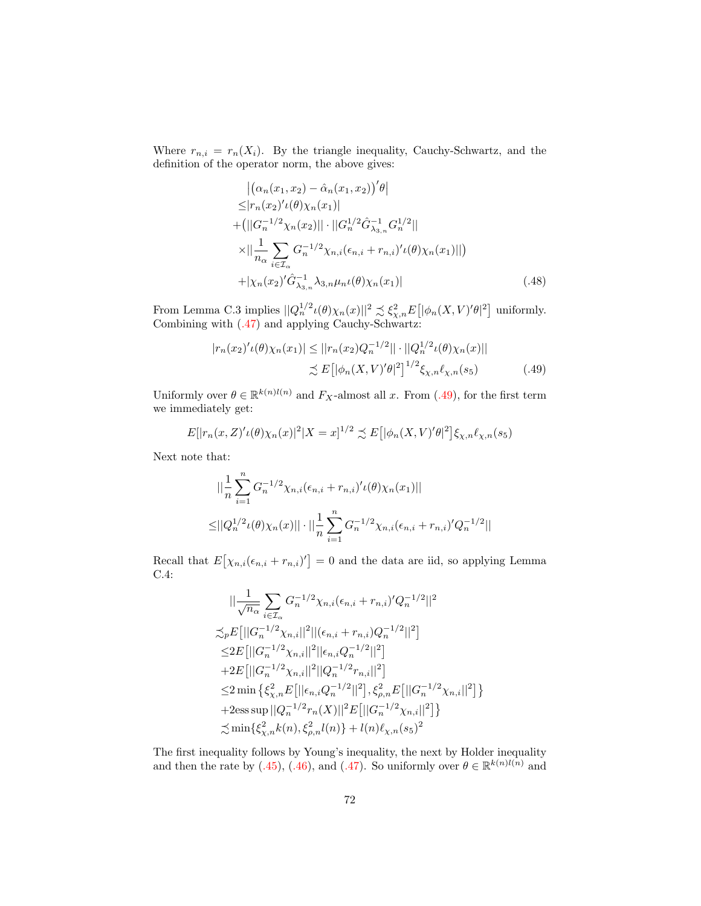Where $r_{n,i} = r_n(X_i)$. By the triangle inequality, Cauchy-Schwartz, and the definition of the operator norm, the above gives:

$$
\begin{aligned}
&\big|\big(\alpha_n(x_1,x_2) - \hat{\alpha}_n(x_1,x_2)\big)'\theta\big| \\
\leq &|r_n(x_2)'\iota(\theta)\chi_n(x_1)| \\
+&\big(||G_n^{-1/2}\chi_n(x_2)|| \cdot ||G_n^{1/2}\hat{G}_{\lambda_{3,n}}^{-1}G_n^{1/2}|| \\
\times &||\frac{1}{n_\alpha}\sum_{i\in\mathcal{I}_\alpha} G_n^{-1/2}\chi_{n,i}(\epsilon_{n,i}+r_{n,i})'\iota(\theta)\chi_n(x_1)||\big) \\
+&|\chi_n(x_2)'\hat{G}_{\lambda_{3,n}}^{-1}\lambda_{3,n}\mu_n\iota(\theta)\chi_n(x_1)| \qquad (.48)
\end{aligned}
$$

From Lemma C.3 implies $||Q_n^{1/2}\iota(\theta)\chi_n(x)||^2 \precsim \xi_{\chi,n}^2 E\big[|\phi_n(X,V)'\theta|^2\big]$ uniformly. Combining with (.47) and applying Cauchy-Schwartz:

$$
\begin{aligned}
|r_n(x_2)'\iota(\theta)\chi_n(x_1)| \leq &||r_n(x_2)Q_n^{-1/2}|| \cdot ||Q_n^{1/2}\iota(\theta)\chi_n(x)|| \\
\precsim &E\big[|\phi_n(X,V)'\theta|^2\big]^{1/2}\xi_{\chi,n}\ell_{\chi,n}(s_5) \qquad (.49)
\end{aligned}
$$

Uniformly over $\theta \in \mathbb{R}^{k(n)l(n)}$ and $F_X$-almost all $x$. From (.49), for the first term we immediately get:

$$
E[|r_n(x,Z)'\iota(\theta)\chi_n(x)|^2|X=x]^{1/2} \precsim E\big[|\phi_n(X,V)'\theta|^2\big]\xi_{\chi,n}\ell_{\chi,n}(s_5)
$$

Next note that:

$$
\begin{aligned}
&||\frac{1}{n}\sum_{i=1}^n G_n^{-1/2}\chi_{n,i}(\epsilon_{n,i}+r_{n,i})'\iota(\theta)\chi_n(x_1)|| \\
\leq &||Q_n^{1/2}\iota(\theta)\chi_n(x)|| \cdot ||\frac{1}{n}\sum_{i=1}^n G_n^{-1/2}\chi_{n,i}(\epsilon_{n,i}+r_{n,i})'Q_n^{-1/2}||
\end{aligned}
$$

Recall that $E\big[\chi_{n,i}(\epsilon_{n,i}+r_{n,i})'\big] = 0$ and the data are iid, so applying Lemma C.4:

$$
\begin{aligned}
&||\frac{1}{\sqrt{n_\alpha}}\sum_{i\in\mathcal{I}_\alpha} G_n^{-1/2}\chi_{n,i}(\epsilon_{n,i}+r_{n,i})'Q_n^{-1/2}||^2 \\
\precsim_p &E\big[||G_n^{-1/2}\chi_{n,i}||^2||(\epsilon_{n,i}+r_{n,i})Q_n^{-1/2}||^2\big] \\
\leq &2E\big[||G_n^{-1/2}\chi_{n,i}||^2||\epsilon_{n,i}Q_n^{-1/2}||^2\big] \\
+&2E\big[||G_n^{-1/2}\chi_{n,i}||^2||Q_n^{-1/2}r_{n,i}||^2\big] \\
\leq &2\min\big\{\xi_{\chi,n}^2 E\big[||\epsilon_{n,i}Q_n^{-1/2}||^2\big], \xi_{\rho,n}^2 E\big[||G_n^{-1/2}\chi_{n,i}||^2\big]\big\} \\
+&2\text{ess}\sup||Q_n^{-1/2}r_n(X)||^2 E\big[||G_n^{-1/2}\chi_{n,i}||^2\big]\big\} \\
\precsim &\min\{\xi_{\chi,n}^2 k(n), \xi_{\rho,n}^2 l(n)\} + l(n)\ell_{\chi,n}(s_5)^2
\end{aligned}
$$

The first inequality follows by Young's inequality, the next by Holder inequality and then the rate by (.45), (.46), and (.47). So uniformly over $\theta \in \mathbb{R}^{k(n)l(n)}$ and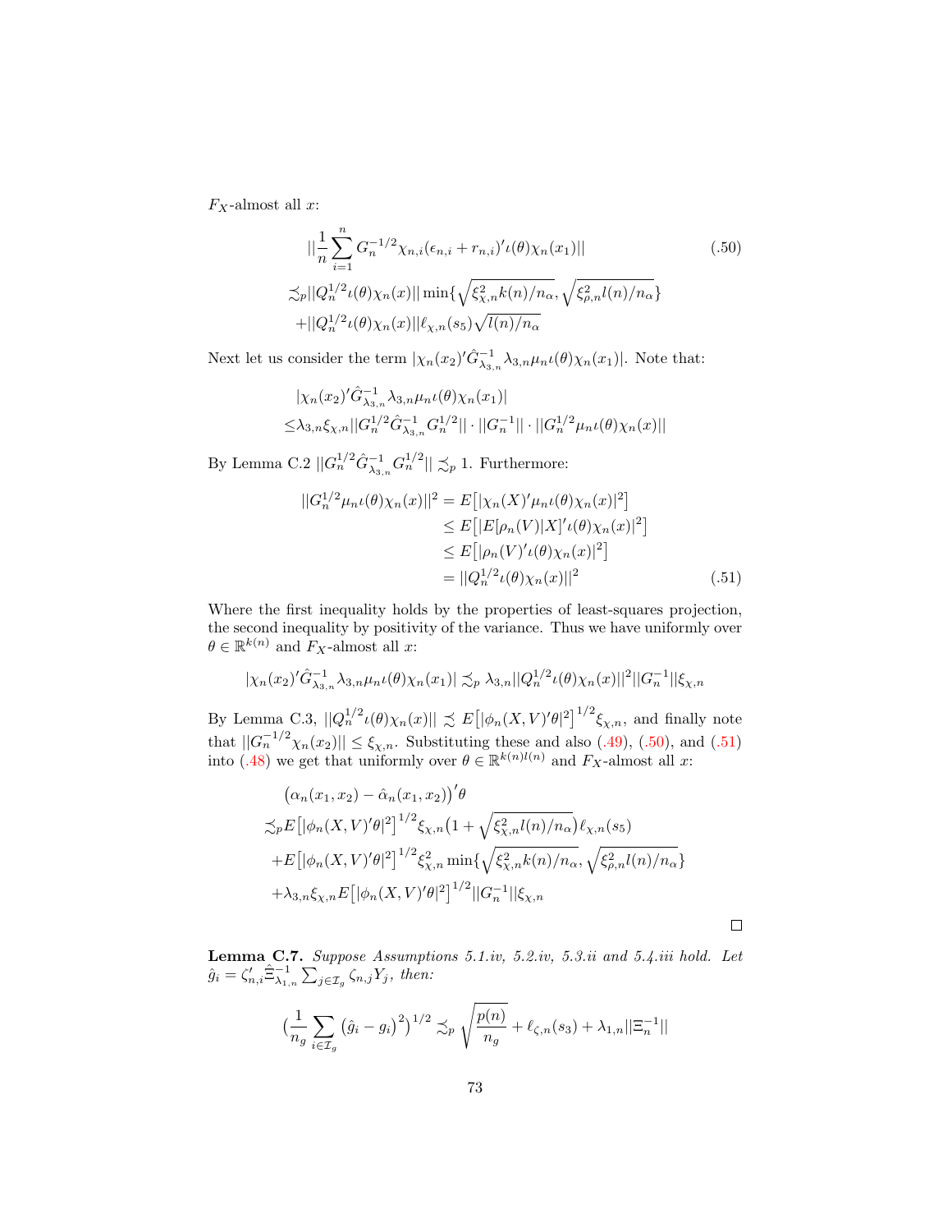$F_X$-almost all $x$:

$$
\begin{aligned}
&||\frac{1}{n}\sum_{i=1}^{n} G_n^{-1/2}\chi_{n,i}(\epsilon_{n,i}+r_{n,i})'\iota(\theta)\chi_n(x_1)|| \\
\lesssim_p &||Q_n^{1/2}\iota(\theta)\chi_n(x)||\min\{\sqrt{\xi_{\chi,n}^2 k(n)/n_\alpha}, \sqrt{\xi_{\rho,n}^2 l(n)/n_\alpha}\} \\
&+||Q_n^{1/2}\iota(\theta)\chi_n(x)||\ell_{\chi,n}(s_5)\sqrt{l(n)/n_\alpha}
\end{aligned} \tag{.50}
$$

Next let us consider the term $|\chi_n(x_2)'\hat{G}_{\lambda_{3,n}}^{-1}\lambda_{3,n}\mu_n\iota(\theta)\chi_n(x_1)|$. Note that:

$$
\begin{aligned}
&|\chi_n(x_2)'\hat{G}_{\lambda_{3,n}}^{-1}\lambda_{3,n}\mu_n\iota(\theta)\chi_n(x_1)| \\
\leq &\lambda_{3,n}\xi_{\chi,n}||G_n^{1/2}\hat{G}_{\lambda_{3,n}}^{-1}G_n^{1/2}|| \cdot ||G_n^{-1}|| \cdot ||G_n^{1/2}\mu_n\iota(\theta)\chi_n(x)||
\end{aligned}
$$

By Lemma C.2 $||G_n^{1/2}\hat{G}_{\lambda_{3,n}}^{-1}G_n^{1/2}|| \lesssim_p 1$. Furthermore:

$$
\begin{aligned}
||G_n^{1/2}\mu_n\iota(\theta)\chi_n(x)||^2 &= E\big[|\chi_n(X)'\mu_n\iota(\theta)\chi_n(x)|^2\big] \\
&\leq E\big[|E[\rho_n(V)|X]'\iota(\theta)\chi_n(x)|^2\big] \\
&\leq E\big[|\rho_n(V)'\iota(\theta)\chi_n(x)|^2\big] \\
&= ||Q_n^{1/2}\iota(\theta)\chi_n(x)||^2
\end{aligned} \tag{.51}
$$

Where the first inequality holds by the properties of least-squares projection, the second inequality by positivity of the variance. Thus we have uniformly over $\theta \in \mathbb{R}^{k(n)}$ and $F_X$-almost all $x$:

$$
|\chi_n(x_2)'\hat{G}_{\lambda_{3,n}}^{-1}\lambda_{3,n}\mu_n\iota(\theta)\chi_n(x_1)| \lesssim_p \lambda_{3,n}||Q_n^{1/2}\iota(\theta)\chi_n(x)||^2||G_n^{-1}||\xi_{\chi,n}
$$

By Lemma C.3, $||Q_n^{1/2}\iota(\theta)\chi_n(x)|| \lesssim E\big[|\phi_n(X,V)'\theta|^2\big]^{1/2}\xi_{\chi,n}$, and finally note that $||G_n^{-1/2}\chi_n(x_2)|| \leq \xi_{\chi,n}$. Substituting these and also (.49), (.50), and (.51) into (.48) we get that uniformly over $\theta \in \mathbb{R}^{k(n)l(n)}$ and $F_X$-almost all $x$:

$$
\begin{aligned}
&\big(\alpha_n(x_1,x_2)-\hat{\alpha}_n(x_1,x_2)\big)'\theta \\
\lesssim_p &E\big[|\phi_n(X,V)'\theta|^2\big]^{1/2}\xi_{\chi,n}\big(1+\sqrt{\xi_{\chi,n}^2 l(n)/n_\alpha}\big)\ell_{\chi,n}(s_5) \\
&+E\big[|\phi_n(X,V)'\theta|^2\big]^{1/2}\xi_{\chi,n}^2\min\{\sqrt{\xi_{\chi,n}^2 k(n)/n_\alpha}, \sqrt{\xi_{\rho,n}^2 l(n)/n_\alpha}\} \\
&+\lambda_{3,n}\xi_{\chi,n}E\big[|\phi_n(X,V)'\theta|^2\big]^{1/2}||G_n^{-1}||\xi_{\chi,n}
\end{aligned}
$$

□

**Lemma C.7.** *Suppose Assumptions 5.1.iv, 5.2.iv, 5.3.ii and 5.4.iii hold. Let $\hat{g}_i = \zeta_{n,i}'\hat{\Xi}_{\lambda_{1,n}}^{-1}\sum_{j\in\mathcal{I}_g}\zeta_{n,j}Y_j$, then:*

$$
\big(\frac{1}{n_g}\sum_{i\in\mathcal{I}_g}\big(\hat{g}_i - g_i\big)^2\big)^{1/2} \lesssim_p \sqrt{\frac{p(n)}{n_g}} + \ell_{\zeta,n}(s_3) + \lambda_{1,n}||\Xi_n^{-1}||
$$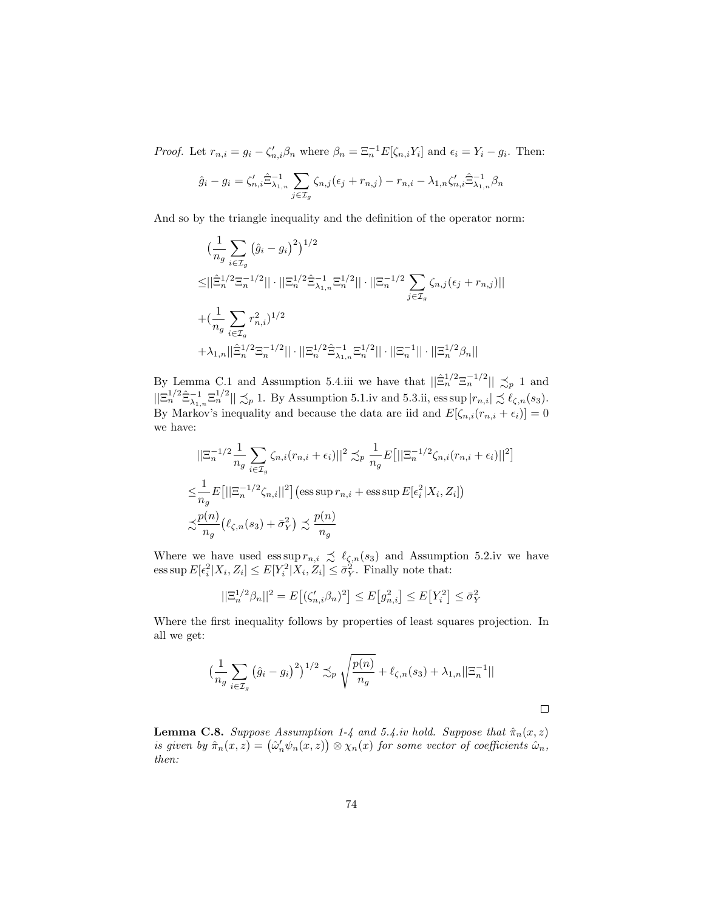*Proof.* Let $r_{n,i} = g_i - \zeta_{n,i}'\beta_n$ where $\beta_n = \Xi_n^{-1}E[\zeta_{n,i}Y_i]$ and $\epsilon_i = Y_i - g_i$. Then:

$$\hat{g}_i - g_i = \zeta_{n,i}'\hat{\Xi}_{\lambda_{1,n}}^{-1}\sum_{j\in\mathcal{I}_g}\zeta_{n,j}(\epsilon_j + r_{n,j}) - r_{n,i} - \lambda_{1,n}\zeta_{n,i}'\hat{\Xi}_{\lambda_{1,n}}^{-1}\beta_n$$

And so by the triangle inequality and the definition of the operator norm:

$$\begin{aligned}
&\big(\frac{1}{n_g}\sum_{i\in\mathcal{I}_g}\big(\hat{g}_i - g_i\big)^2\big)^{1/2} \\
\leq&||\hat{\Xi}_n^{1/2}\Xi_n^{-1/2}||\cdot||\Xi_n^{1/2}\hat{\Xi}_{\lambda_{1,n}}^{-1}\Xi_n^{1/2}||\cdot||\Xi_n^{-1/2}\sum_{j\in\mathcal{I}_g}\zeta_{n,j}(\epsilon_j + r_{n,j})|| \\
&+\big(\frac{1}{n_g}\sum_{i\in\mathcal{I}_g}r_{n,i}^2\big)^{1/2} \\
&+\lambda_{1,n}||\hat{\Xi}_n^{1/2}\Xi_n^{-1/2}||\cdot||\Xi_n^{1/2}\hat{\Xi}_{\lambda_{1,n}}^{-1}\Xi_n^{1/2}||\cdot||\Xi_n^{-1}||\cdot||\Xi_n^{1/2}\beta_n||
\end{aligned}$$

By Lemma C.1 and Assumption 5.4.iii we have that $||\hat{\Xi}_n^{1/2}\Xi_n^{-1/2}|| \precsim_p 1$ and $||\Xi_n^{1/2}\hat{\Xi}_{\lambda_{1,n}}^{-1}\Xi_n^{1/2}|| \precsim_p 1$. By Assumption 5.1.iv and 5.3.ii, $\text{ess sup}\,|r_{n,i}| \precsim \ell_{\zeta,n}(s_3)$. By Markov's inequality and because the data are iid and $E[\zeta_{n,i}(r_{n,i} + \epsilon_i)] = 0$ we have:

$$\begin{aligned}
&||\Xi_n^{-1/2}\frac{1}{n_g}\sum_{i\in\mathcal{I}_g}\zeta_{n,i}(r_{n,i} + \epsilon_i)||^2 \precsim_p \frac{1}{n_g}E\big[||\Xi_n^{-1/2}\zeta_{n,i}(r_{n,i} + \epsilon_i)||^2\big] \\
\leq&\frac{1}{n_g}E\big[||\Xi_n^{-1/2}\zeta_{n,i}||^2\big]\big(\text{ess sup}\,r_{n,i} + \text{ess sup}\,E[\epsilon_i^2|X_i, Z_i]\big) \\
\precsim&\frac{p(n)}{n_g}\big(\ell_{\zeta,n}(s_3) + \bar{\sigma}_Y^2\big) \precsim \frac{p(n)}{n_g}
\end{aligned}$$

Where we have used $\text{ess sup}\,r_{n,i} \precsim \ell_{\zeta,n}(s_3)$ and Assumption 5.2.iv we have $\text{ess sup}\,E[\epsilon_i^2|X_i, Z_i] \leq E[Y_i^2|X_i, Z_i] \leq \bar{\sigma}_Y^2$. Finally note that:

$$||\Xi_n^{1/2}\beta_n||^2 = E\big[(\zeta_{n,i}'\beta_n)^2\big] \leq E\big[g_{n,i}^2\big] \leq E\big[Y_i^2\big] \leq \bar{\sigma}_Y^2$$

Where the first inequality follows by properties of least squares projection. In all we get:

$$\big(\frac{1}{n_g}\sum_{i\in\mathcal{I}_g}\big(\hat{g}_i - g_i\big)^2\big)^{1/2} \precsim_p \sqrt{\frac{p(n)}{n_g}} + \ell_{\zeta,n}(s_3) + \lambda_{1,n}||\Xi_n^{-1}||$$

□

**Lemma C.8.** *Suppose Assumption 1-4 and 5.4.iv hold. Suppose that $\hat{\pi}_n(x,z)$ is given by $\hat{\pi}_n(x,z) = \big(\hat{\omega}_n'\psi_n(x,z)\big) \otimes \chi_n(x)$ for some vector of coefficients $\hat{\omega}_n$, then:*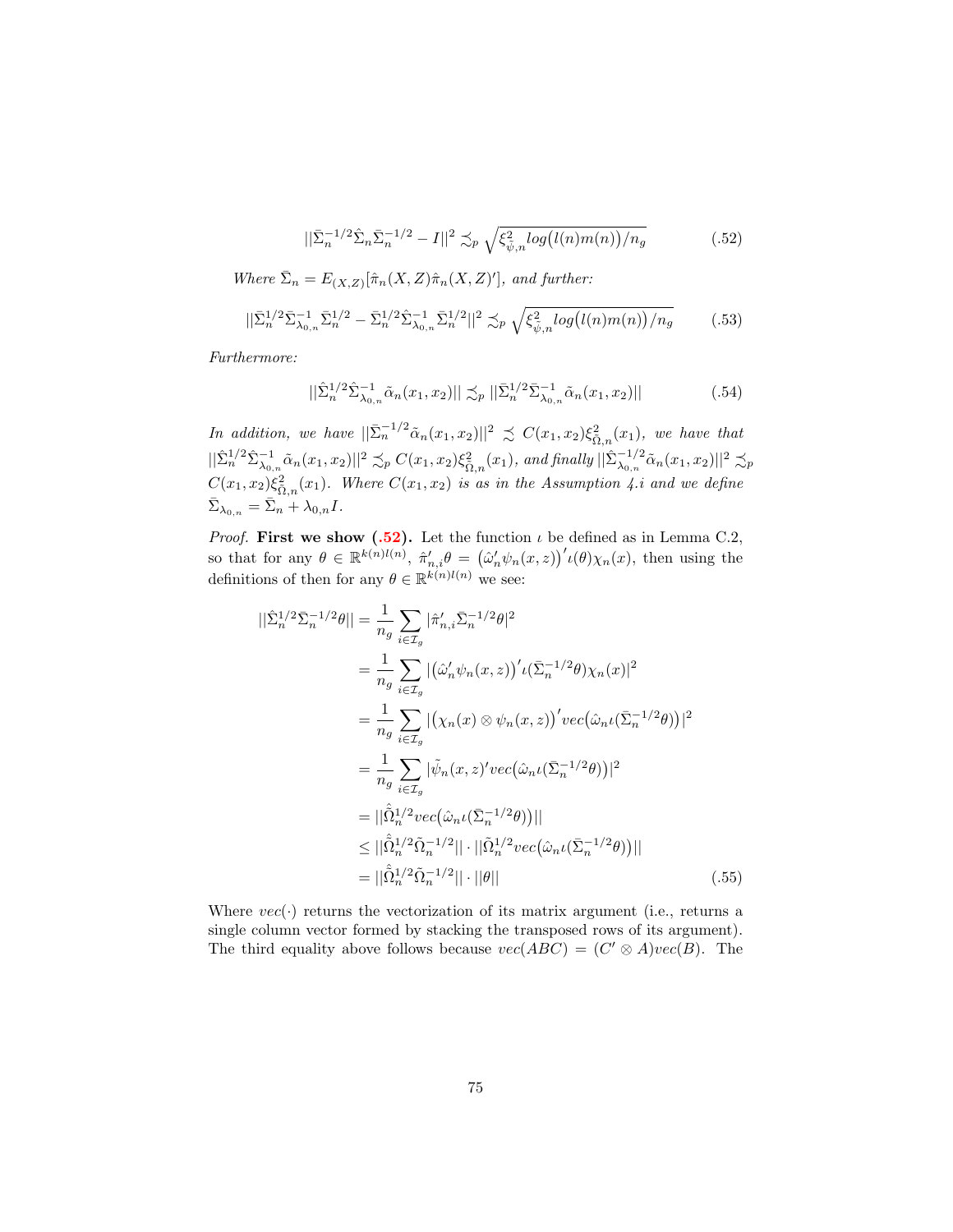$$||\bar{\Sigma}_n^{-1/2}\hat{\Sigma}_n\bar{\Sigma}_n^{-1/2} - I||^2 \precsim_p \sqrt{\xi^2_{\tilde{\psi},n} log\big(l(n)m(n)\big)/n_g} \tag{.52}$$

*Where* $\bar{\Sigma}_n = E_{(X,Z)}[\hat{\pi}_n(X,Z)\hat{\pi}_n(X,Z)']$*, and further:*

$$||\bar{\Sigma}_n^{1/2}\bar{\Sigma}^{-1}_{\lambda_{0,n}}\bar{\Sigma}_n^{1/2} - \bar{\Sigma}_n^{1/2}\hat{\Sigma}^{-1}_{\lambda_{0,n}}\bar{\Sigma}_n^{1/2}||^2 \precsim_p \sqrt{\xi^2_{\tilde{\psi},n} log\big(l(n)m(n)\big)/n_g} \tag{.53}$$

*Furthermore:*

$$||\hat{\Sigma}_n^{1/2}\hat{\Sigma}^{-1}_{\lambda_{0,n}}\tilde{\alpha}_n(x_1,x_2)|| \precsim_p ||\bar{\Sigma}_n^{1/2}\bar{\Sigma}^{-1}_{\lambda_{0,n}}\tilde{\alpha}_n(x_1,x_2)|| \tag{.54}$$

*In addition, we have* $||\bar{\Sigma}_n^{-1/2}\tilde{\alpha}_n(x_1,x_2)||^2 \precsim C(x_1,x_2)\xi^2_{\tilde{\Omega},n}(x_1)$*, we have that* $||\hat{\Sigma}_n^{1/2}\hat{\Sigma}^{-1}_{\lambda_{0,n}}\tilde{\alpha}_n(x_1,x_2)||^2 \precsim_p C(x_1,x_2)\xi^2_{\tilde{\Omega},n}(x_1)$*, and finally* $||\hat{\Sigma}^{-1/2}_{\lambda_{0,n}}\tilde{\alpha}_n(x_1,x_2)||^2 \precsim_p C(x_1,x_2)\xi^2_{\tilde{\Omega},n}(x_1)$*. Where* $C(x_1,x_2)$ *is as in the Assumption 4.i and we define* $\bar{\Sigma}_{\lambda_{0,n}} = \bar{\Sigma}_n + \lambda_{0,n}I$*.*

*Proof.* **First we show (.52).** Let the function $\iota$ be defined as in Lemma C.2, so that for any $\theta \in \mathbb{R}^{k(n)l(n)}$, $\hat{\pi}'_{n,i}\theta = \big(\hat{\omega}'_n\psi_n(x,z)\big)'\iota(\theta)\chi_n(x)$, then using the definitions of then for any $\theta \in \mathbb{R}^{k(n)l(n)}$ we see:

$$\begin{aligned}
||\hat{\Sigma}_n^{1/2}\bar{\Sigma}_n^{-1/2}\theta|| &= \frac{1}{n_g}\sum_{i\in\mathcal{I}_g}|\hat{\pi}'_{n,i}\bar{\Sigma}_n^{-1/2}\theta|^2 \\
&= \frac{1}{n_g}\sum_{i\in\mathcal{I}_g}|\big(\hat{\omega}'_n\psi_n(x,z)\big)'\iota(\bar{\Sigma}_n^{-1/2}\theta)\chi_n(x)|^2 \\
&= \frac{1}{n_g}\sum_{i\in\mathcal{I}_g}|\big(\chi_n(x)\otimes\psi_n(x,z)\big)'vec\big(\hat{\omega}_n\iota(\bar{\Sigma}_n^{-1/2}\theta)\big)|^2 \\
&= \frac{1}{n_g}\sum_{i\in\mathcal{I}_g}|\tilde{\psi}_n(x,z)'vec\big(\hat{\omega}_n\iota(\bar{\Sigma}_n^{-1/2}\theta)\big)|^2 \\
&= ||\hat{\tilde{\Omega}}_n^{1/2}vec\big(\hat{\omega}_n\iota(\bar{\Sigma}_n^{-1/2}\theta)\big)|| \\
&\leq ||\hat{\tilde{\Omega}}_n^{1/2}\tilde{\Omega}_n^{-1/2}|| \cdot ||\tilde{\Omega}_n^{1/2}vec\big(\hat{\omega}_n\iota(\bar{\Sigma}_n^{-1/2}\theta)\big)|| \\
&= ||\hat{\tilde{\Omega}}_n^{1/2}\tilde{\Omega}_n^{-1/2}|| \cdot ||\theta||
\end{aligned} \tag{.55}$$

Where $vec(\cdot)$ returns the vectorization of its matrix argument (i.e., returns a single column vector formed by stacking the transposed rows of its argument). The third equality above follows because $vec(ABC) = (C' \otimes A)vec(B)$. The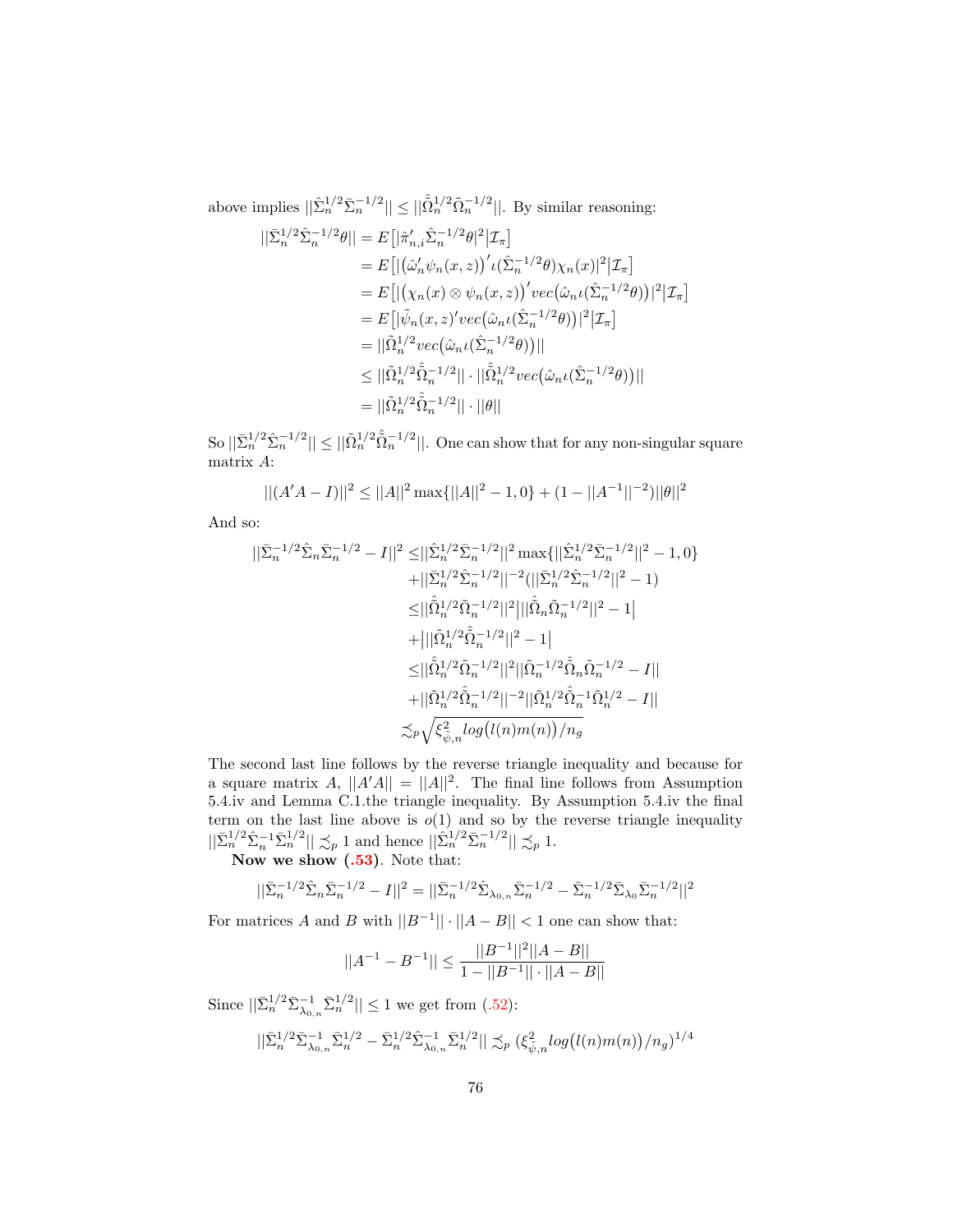above implies $||\hat{\Sigma}_n^{1/2}\bar{\Sigma}_n^{-1/2}|| \leq ||\hat{\tilde{\Omega}}_n^{1/2}\tilde{\Omega}_n^{-1/2}||$. By similar reasoning:

$$
\begin{aligned}
||\bar{\Sigma}_n^{1/2}\hat{\Sigma}_n^{-1/2}\theta|| &= E\big[|\hat{\pi}_{n,i}'\hat{\Sigma}_n^{-1/2}\theta|^2\big|\mathcal{I}_\pi\big] \\
&= E\big[|\big(\hat{\omega}_n'\psi_n(x,z)\big)'\iota(\hat{\Sigma}_n^{-1/2}\theta)\chi_n(x)|^2\big|\mathcal{I}_\pi\big] \\
&= E\big[|\big(\chi_n(x)\otimes\psi_n(x,z)\big)'vec\big(\hat{\omega}_n\iota(\hat{\Sigma}_n^{-1/2}\theta)\big)|^2\big|\mathcal{I}_\pi\big] \\
&= E\big[|\tilde{\psi}_n(x,z)'vec\big(\hat{\omega}_n\iota(\hat{\Sigma}_n^{-1/2}\theta)\big)|^2\big|\mathcal{I}_\pi\big] \\
&= ||\tilde{\Omega}_n^{1/2}vec\big(\hat{\omega}_n\iota(\hat{\Sigma}_n^{-1/2}\theta)\big)|| \\
&\leq ||\tilde{\Omega}_n^{1/2}\hat{\tilde{\Omega}}_n^{-1/2}||\cdot||\hat{\tilde{\Omega}}_n^{1/2}vec\big(\hat{\omega}_n\iota(\hat{\Sigma}_n^{-1/2}\theta)\big)|| \\
&= ||\tilde{\Omega}_n^{1/2}\hat{\tilde{\Omega}}_n^{-1/2}||\cdot||\theta||
\end{aligned}
$$

So $||\bar{\Sigma}_n^{1/2}\hat{\Sigma}_n^{-1/2}|| \leq ||\tilde{\Omega}_n^{1/2}\hat{\tilde{\Omega}}_n^{-1/2}||$. One can show that for any non-singular square matrix $A$:

$$
||(A'A-I)||^2 \leq ||A||^2\max\{||A||^2-1,0\} + (1-||A^{-1}||^{-2})||\theta||^2
$$

And so:

$$
\begin{aligned}
||\bar{\Sigma}_n^{-1/2}\hat{\Sigma}_n\bar{\Sigma}_n^{-1/2}-I||^2 \leq& ||\hat{\Sigma}_n^{1/2}\bar{\Sigma}_n^{-1/2}||^2\max\{||\hat{\Sigma}_n^{1/2}\bar{\Sigma}_n^{-1/2}||^2-1,0\} \\
&+||\bar{\Sigma}_n^{1/2}\hat{\Sigma}_n^{-1/2}||^{-2}(||\bar{\Sigma}_n^{1/2}\hat{\Sigma}_n^{-1/2}||^2-1) \\
\leq& ||\hat{\tilde{\Omega}}_n^{1/2}\tilde{\Omega}_n^{-1/2}||^2\big|||\hat{\tilde{\Omega}}_n\tilde{\Omega}_n^{-1/2}||^2-1\big| \\
&+\big|||\tilde{\Omega}_n^{1/2}\hat{\tilde{\Omega}}_n^{-1/2}||^2-1\big| \\
\leq& ||\hat{\tilde{\Omega}}_n^{1/2}\tilde{\Omega}_n^{-1/2}||^2||\tilde{\Omega}_n^{-1/2}\hat{\tilde{\Omega}}_n\tilde{\Omega}_n^{-1/2}-I|| \\
&+||\tilde{\Omega}_n^{1/2}\hat{\tilde{\Omega}}_n^{-1/2}||^{-2}||\tilde{\Omega}_n^{1/2}\hat{\tilde{\Omega}}_n^{-1}\tilde{\Omega}_n^{1/2}-I|| \\
\precsim_p& \sqrt{\xi^2_{\tilde{\psi},n}log\big(l(n)m(n)\big)/n_g}
\end{aligned}
$$

The second last line follows by the reverse triangle inequality and because for a square matrix $A$, $||A'A|| = ||A||^2$. The final line follows from Assumption 5.4.iv and Lemma C.1.the triangle inequality. By Assumption 5.4.iv the final term on the last line above is $o(1)$ and so by the reverse triangle inequality $||\bar{\Sigma}_n^{1/2}\hat{\Sigma}_n^{-1}\bar{\Sigma}_n^{1/2}|| \precsim_p 1$ and hence $||\hat{\Sigma}_n^{1/2}\bar{\Sigma}_n^{-1/2}|| \precsim_p 1$.

**Now we show (.53)**. Note that:

$$
||\bar{\Sigma}_n^{-1/2}\hat{\Sigma}_n\bar{\Sigma}_n^{-1/2}-I||^2 = ||\bar{\Sigma}_n^{-1/2}\hat{\Sigma}_{\lambda_{0,n}}\bar{\Sigma}_n^{-1/2}-\bar{\Sigma}_n^{-1/2}\bar{\Sigma}_{\lambda_0}\bar{\Sigma}_n^{-1/2}||^2
$$

For matrices $A$ and $B$ with $||B^{-1}||\cdot||A-B||<1$ one can show that:

$$
||A^{-1}-B^{-1}|| \leq \frac{||B^{-1}||^2||A-B||}{1-||B^{-1}||\cdot||A-B||}
$$

Since $||\bar{\Sigma}_n^{1/2}\bar{\Sigma}_{\lambda_{0,n}}^{-1}\bar{\Sigma}_n^{1/2}|| \leq 1$ we get from (.52):

$$
||\bar{\Sigma}_n^{1/2}\bar{\Sigma}_{\lambda_{0,n}}^{-1}\bar{\Sigma}_n^{1/2}-\bar{\Sigma}_n^{1/2}\hat{\Sigma}_{\lambda_{0,n}}^{-1}\bar{\Sigma}_n^{1/2}|| \precsim_p (\xi^2_{\tilde{\psi},n}log\big(l(n)m(n)\big)/n_g)^{1/4}
$$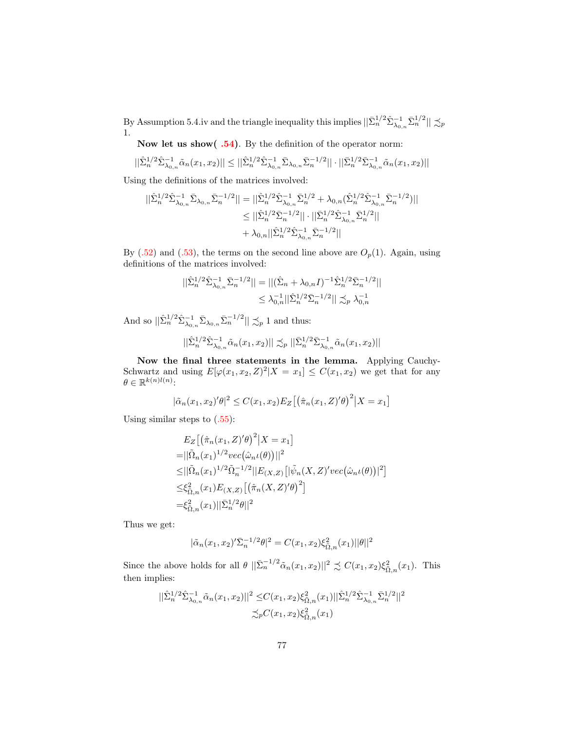By Assumption 5.4.iv and the triangle inequality this implies $||\bar{\Sigma}_n^{1/2}\hat{\Sigma}_{\lambda_{0,n}}^{-1}\bar{\Sigma}_n^{1/2}|| \precsim_p 1$.

**Now let us show( .54)**. By the definition of the operator norm:

$$||\hat{\Sigma}_n^{1/2}\hat{\Sigma}_{\lambda_{0,n}}^{-1}\tilde{\alpha}_n(x_1,x_2)|| \leq ||\hat{\Sigma}_n^{1/2}\hat{\Sigma}_{\lambda_{0,n}}^{-1}\bar{\Sigma}_{\lambda_{0,n}}\bar{\Sigma}_n^{-1/2}|| \cdot ||\bar{\Sigma}_n^{1/2}\bar{\Sigma}_{\lambda_{0,n}}^{-1}\tilde{\alpha}_n(x_1,x_2)||$$

Using the definitions of the matrices involved:

$$\begin{aligned}
||\hat{\Sigma}_n^{1/2}\hat{\Sigma}_{\lambda_{0,n}}^{-1}\bar{\Sigma}_{\lambda_{0,n}}\bar{\Sigma}_n^{-1/2}|| &= ||\hat{\Sigma}_n^{1/2}\hat{\Sigma}_{\lambda_{0,n}}^{-1}\bar{\Sigma}_n^{1/2} + \lambda_{0,n}(\hat{\Sigma}_n^{1/2}\hat{\Sigma}_{\lambda_{0,n}}^{-1}\bar{\Sigma}_n^{-1/2})|| \\
&\leq ||\hat{\Sigma}_n^{1/2}\bar{\Sigma}_n^{-1/2}|| \cdot ||\bar{\Sigma}_n^{1/2}\hat{\Sigma}_{\lambda_{0,n}}^{-1}\bar{\Sigma}_n^{1/2}|| \\
&\quad + \lambda_{0,n}||\hat{\Sigma}_n^{1/2}\hat{\Sigma}_{\lambda_{0,n}}^{-1}\bar{\Sigma}_n^{-1/2}||
\end{aligned}$$

By (.52) and (.53), the terms on the second line above are $O_p(1)$. Again, using definitions of the matrices involved:

$$\begin{aligned}
||\hat{\Sigma}_n^{1/2}\hat{\Sigma}_{\lambda_{0,n}}^{-1}\bar{\Sigma}_n^{-1/2}|| &= ||(\hat{\Sigma}_n + \lambda_{0,n}I)^{-1}\hat{\Sigma}_n^{1/2}\bar{\Sigma}_n^{-1/2}|| \\
&\leq \lambda_{0,n}^{-1}||\hat{\Sigma}_n^{1/2}\bar{\Sigma}_n^{-1/2}|| \precsim_p \lambda_{0,n}^{-1}
\end{aligned}$$

And so $||\hat{\Sigma}_n^{1/2}\hat{\Sigma}_{\lambda_{0,n}}^{-1}\bar{\Sigma}_{\lambda_{0,n}}\bar{\Sigma}_n^{-1/2}|| \precsim_p 1$ and thus:

$$||\hat{\Sigma}_n^{1/2}\hat{\Sigma}_{\lambda_{0,n}}^{-1}\tilde{\alpha}_n(x_1,x_2)|| \precsim_p ||\bar{\Sigma}_n^{1/2}\bar{\Sigma}_{\lambda_{0,n}}^{-1}\tilde{\alpha}_n(x_1,x_2)||$$

**Now the final three statements in the lemma.** Applying Cauchy-Schwartz and using $E[\varphi(x_1,x_2,Z)^2|X=x_1] \leq C(x_1,x_2)$ we get that for any $\theta \in \mathbb{R}^{k(n)l(n)}$:

$$|\tilde{\alpha}_n(x_1,x_2)'\theta|^2 \leq C(x_1,x_2)E_Z\big[\big(\hat{\pi}_n(x_1,Z)'\theta\big)^2\big|X=x_1\big]$$

Using similar steps to (.55):

$$\begin{aligned}
&E_Z\big[\big(\hat{\pi}_n(x_1,Z)'\theta\big)^2\big|X=x_1\big] \\
=&||\tilde{\Omega}_n(x_1)^{1/2}vec\big(\hat{\omega}_n\iota(\theta)\big)||^2 \\
\leq&||\tilde{\Omega}_n(x_1)^{1/2}\tilde{\Omega}_n^{-1/2}||E_{(X,Z)}\big[|\tilde{\psi}_n(X,Z)'vec\big(\hat{\omega}_n\iota(\theta)\big)|^2\big] \\
\leq&\xi_{\tilde{\Omega},n}^2(x_1)E_{(X,Z)}\big[\big(\hat{\pi}_n(X,Z)'\theta\big)^2\big] \\
=&\xi_{\tilde{\Omega},n}^2(x_1)||\bar{\Sigma}_n^{1/2}\theta||^2
\end{aligned}$$

Thus we get:

$$|\tilde{\alpha}_n(x_1,x_2)'\bar{\Sigma}_n^{-1/2}\theta|^2 = C(x_1,x_2)\xi_{\tilde{\Omega},n}^2(x_1)||\theta||^2$$

Since the above holds for all $\theta$ $||\bar{\Sigma}_n^{-1/2}\tilde{\alpha}_n(x_1,x_2)||^2 \precsim C(x_1,x_2)\xi_{\tilde{\Omega},n}^2(x_1)$. This then implies:

$$\begin{aligned}
||\hat{\Sigma}_n^{1/2}\hat{\Sigma}_{\lambda_{0,n}}^{-1}\tilde{\alpha}_n(x_1,x_2)||^2 \leq& C(x_1,x_2)\xi_{\tilde{\Omega},n}^2(x_1)||\hat{\Sigma}_n^{1/2}\hat{\Sigma}_{\lambda_{0,n}}^{-1}\bar{\Sigma}_n^{1/2}||^2 \\
\precsim_p& C(x_1,x_2)\xi_{\tilde{\Omega},n}^2(x_1)
\end{aligned}$$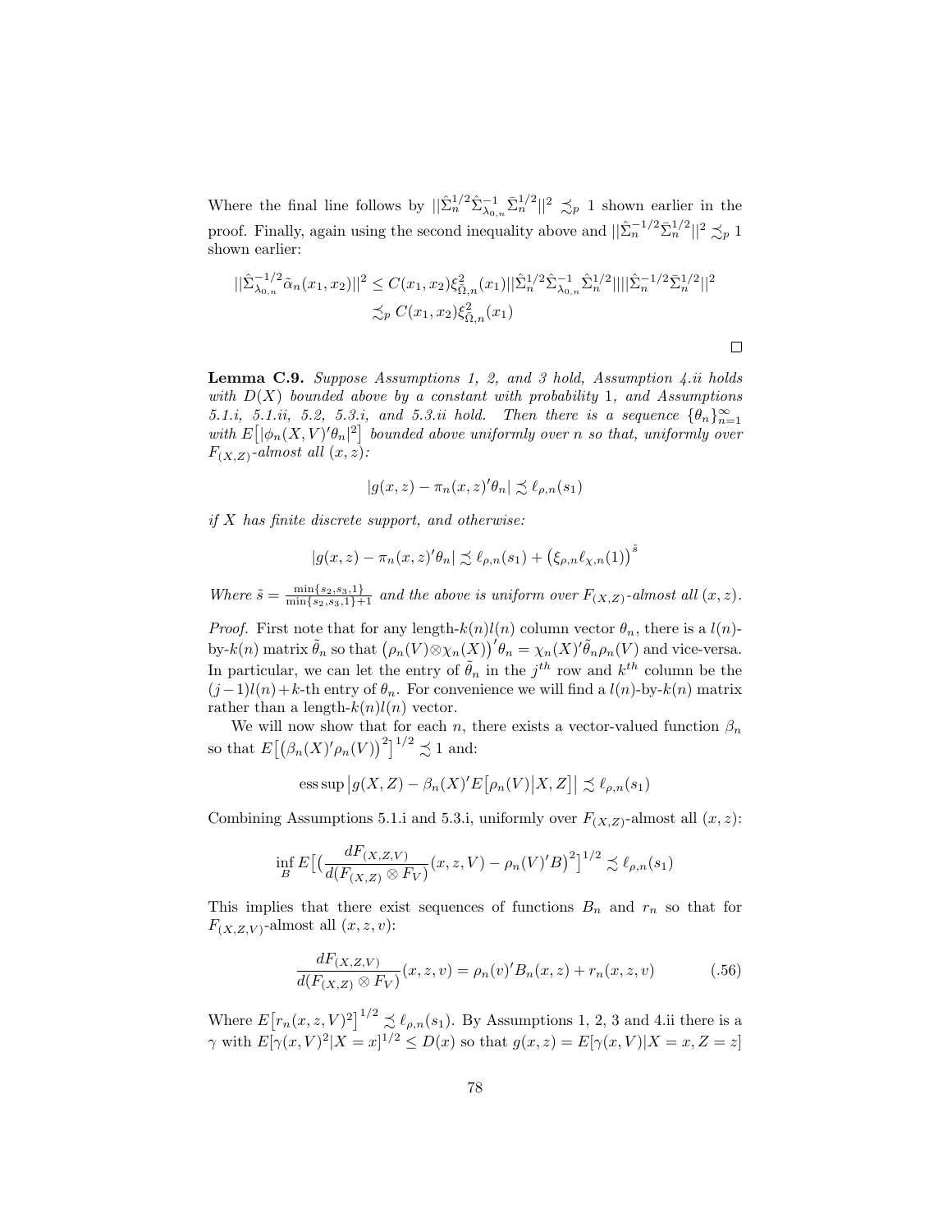Where the final line follows by $||\hat{\Sigma}_n^{1/2}\hat{\Sigma}_{\lambda_{0,n}}^{-1}\bar{\Sigma}_n^{1/2}||^2 \precsim_p 1$ shown earlier in the proof. Finally, again using the second inequality above and $||\hat{\Sigma}_n^{-1/2}\bar{\Sigma}_n^{1/2}||^2 \precsim_p 1$ shown earlier:

$$
\begin{aligned}
||\hat{\Sigma}_{\lambda_{0,n}}^{-1/2}\tilde{\alpha}_n(x_1,x_2)||^2 &\leq C(x_1,x_2)\xi_{\tilde{\Omega},n}^2(x_1)||\hat{\Sigma}_n^{1/2}\hat{\Sigma}_{\lambda_{0,n}}^{-1}\hat{\Sigma}_n^{1/2}||||\hat{\Sigma}_n^{-1/2}\bar{\Sigma}_n^{1/2}||^2 \\
&\precsim_p C(x_1,x_2)\xi_{\tilde{\Omega},n}^2(x_1)
\end{aligned}
$$

□

**Lemma C.9.** *Suppose Assumptions 1, 2, and 3 hold, Assumption 4.ii holds with $D(X)$ bounded above by a constant with probability 1, and Assumptions 5.1.i, 5.1.ii, 5.2, 5.3.i, and 5.3.ii hold. Then there is a sequence $\{\theta_n\}_{n=1}^{\infty}$ with $E\big[|\phi_n(X,V)'\theta_n|^2\big]$ bounded above uniformly over $n$ so that, uniformly over $F_{(X,Z)}$-almost all $(x,z)$:*

$$
|g(x,z) - \pi_n(x,z)'\theta_n| \precsim \ell_{\rho,n}(s_1)
$$

*if $X$ has finite discrete support, and otherwise:*

$$
|g(x,z) - \pi_n(x,z)'\theta_n| \precsim \ell_{\rho,n}(s_1) + \big(\xi_{\rho,n}\ell_{\chi,n}(1)\big)^{\tilde{s}}
$$

*Where $\tilde{s} = \frac{\min\{s_2,s_3,1\}}{\min\{s_2,s_3,1\}+1}$ and the above is uniform over $F_{(X,Z)}$-almost all $(x,z)$.*

*Proof.* First note that for any length-$k(n)l(n)$ column vector $\theta_n$, there is a $l(n)$-by-$k(n)$ matrix $\tilde{\theta}_n$ so that $\big(\rho_n(V)\otimes\chi_n(X)\big)'\theta_n = \chi_n(X)'\tilde{\theta}_n\rho_n(V)$ and vice-versa. In particular, we can let the entry of $\tilde{\theta}_n$ in the $j^{th}$ row and $k^{th}$ column be the $(j-1)l(n)+k$-th entry of $\theta_n$. For convenience we will find a $l(n)$-by-$k(n)$ matrix rather than a length-$k(n)l(n)$ vector.

We will now show that for each $n$, there exists a vector-valued function $\beta_n$ so that $E\big[\big(\beta_n(X)'\rho_n(V)\big)^2\big]^{1/2} \precsim 1$ and:

$$
\operatorname{ess\,sup}\big|g(X,Z) - \beta_n(X)'E\big[\rho_n(V)\big|X,Z\big]\big| \precsim \ell_{\rho,n}(s_1)
$$

Combining Assumptions 5.1.i and 5.3.i, uniformly over $F_{(X,Z)}$-almost all $(x,z)$:

$$
\inf_B E\big[\big(\frac{dF_{(X,Z,V)}}{d(F_{(X,Z)}\otimes F_V)}(x,z,V) - \rho_n(V)'B\big)^2\big]^{1/2} \precsim \ell_{\rho,n}(s_1)
$$

This implies that there exist sequences of functions $B_n$ and $r_n$ so that for $F_{(X,Z,V)}$-almost all $(x,z,v)$:

$$
\frac{dF_{(X,Z,V)}}{d(F_{(X,Z)}\otimes F_V)}(x,z,v) = \rho_n(v)'B_n(x,z) + r_n(x,z,v) \tag{.56}
$$

Where $E\big[r_n(x,z,V)^2\big]^{1/2} \precsim \ell_{\rho,n}(s_1)$. By Assumptions 1, 2, 3 and 4.ii there is a $\gamma$ with $E[\gamma(x,V)^2|X=x]^{1/2} \leq D(x)$ so that $g(x,z) = E[\gamma(x,V)|X=x,Z=z]$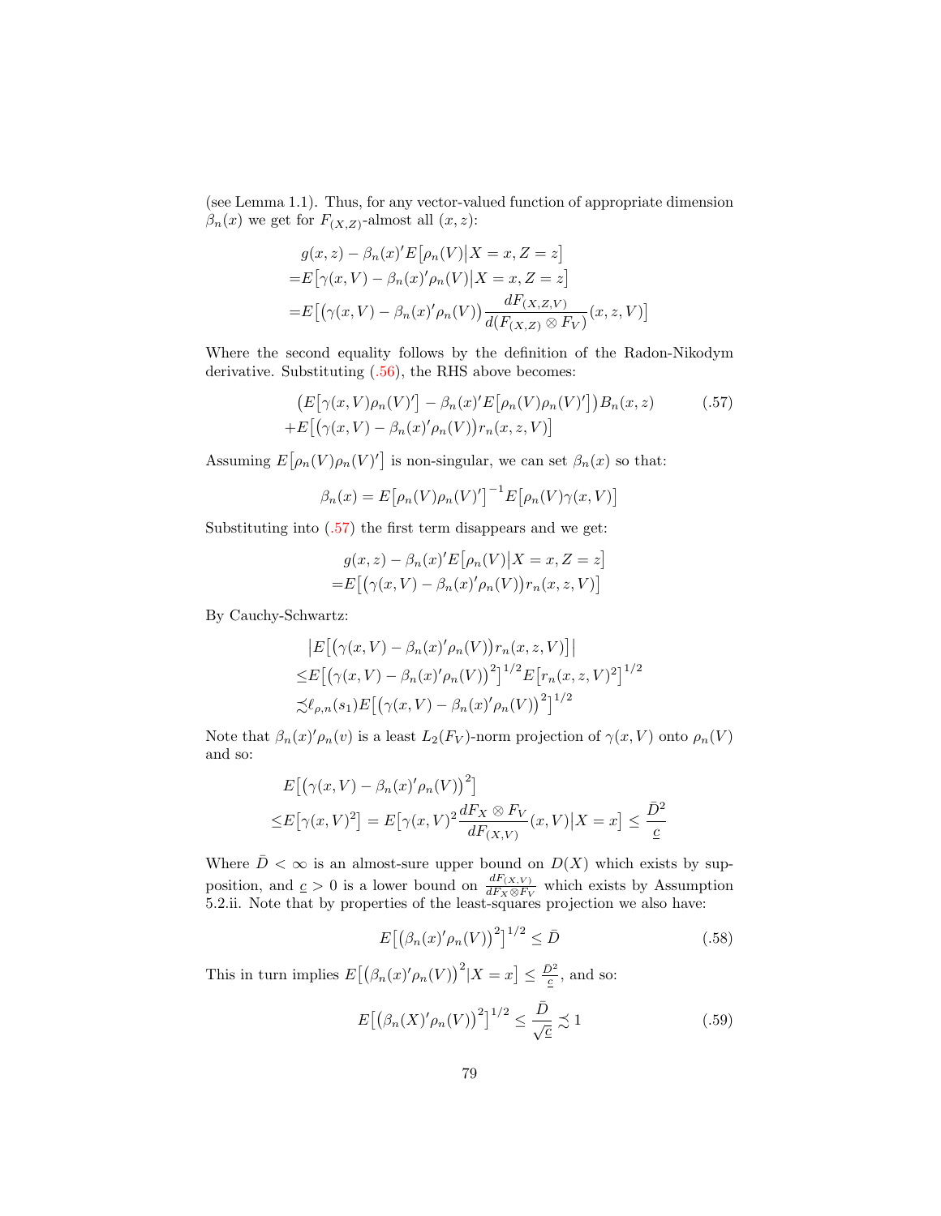(see Lemma 1.1). Thus, for any vector-valued function of appropriate dimension $\beta_n(x)$ we get for $F_{(X,Z)}$-almost all $(x,z)$:

$$
\begin{aligned}
&g(x,z) - \beta_n(x)'E\big[\rho_n(V)\big|X=x, Z=z\big] \\
=&E\big[\gamma(x,V) - \beta_n(x)'\rho_n(V)\big|X=x, Z=z\big] \\
=&E\Big[\big(\gamma(x,V) - \beta_n(x)'\rho_n(V)\big)\frac{dF_{(X,Z,V)}}{d(F_{(X,Z)}\otimes F_V)}(x,z,V)\Big]
\end{aligned}
$$

Where the second equality follows by the definition of the Radon-Nikodym derivative. Substituting (.56), the RHS above becomes:

$$
\begin{aligned}
&\big(E\big[\gamma(x,V)\rho_n(V)'\big] - \beta_n(x)'E\big[\rho_n(V)\rho_n(V)'\big]\big)B_n(x,z) \\
+&E\big[\big(\gamma(x,V) - \beta_n(x)'\rho_n(V)\big)r_n(x,z,V)\big]
\end{aligned}
\tag{.57}
$$

Assuming $E\big[\rho_n(V)\rho_n(V)'\big]$ is non-singular, we can set $\beta_n(x)$ so that:

$$
\beta_n(x) = E\big[\rho_n(V)\rho_n(V)'\big]^{-1}E\big[\rho_n(V)\gamma(x,V)\big]
$$

Substituting into (.57) the first term disappears and we get:

$$
\begin{aligned}
&g(x,z) - \beta_n(x)'E\big[\rho_n(V)\big|X=x, Z=z\big] \\
=&E\big[\big(\gamma(x,V) - \beta_n(x)'\rho_n(V)\big)r_n(x,z,V)\big]
\end{aligned}
$$

By Cauchy-Schwartz:

$$
\begin{aligned}
&\big|E\big[\big(\gamma(x,V) - \beta_n(x)'\rho_n(V)\big)r_n(x,z,V)\big]\big| \\
\leq&E\big[\big(\gamma(x,V) - \beta_n(x)'\rho_n(V)\big)^2\big]^{1/2}E\big[r_n(x,z,V)^2\big]^{1/2} \\
\precsim&\ell_{\rho,n}(s_1)E\big[\big(\gamma(x,V) - \beta_n(x)'\rho_n(V)\big)^2\big]^{1/2}
\end{aligned}
$$

Note that $\beta_n(x)'\rho_n(v)$ is a least $L_2(F_V)$-norm projection of $\gamma(x,V)$ onto $\rho_n(V)$ and so:

$$
\begin{aligned}
&E\big[\big(\gamma(x,V) - \beta_n(x)'\rho_n(V)\big)^2\big] \\
\leq&E\big[\gamma(x,V)^2\big] = E\big[\gamma(x,V)^2\frac{dF_X\otimes F_V}{dF_{(X,V)}}(x,V)\big|X=x\big] \leq \frac{\bar{D}^2}{\underline{c}}
\end{aligned}
$$

Where $\bar{D} < \infty$ is an almost-sure upper bound on $D(X)$ which exists by supposition, and $\underline{c} > 0$ is a lower bound on $\frac{dF_{(X,V)}}{dF_X\otimes F_V}$ which exists by Assumption 5.2.ii. Note that by properties of the least-squares projection we also have:

$$
E\big[\big(\beta_n(x)'\rho_n(V)\big)^2\big]^{1/2} \leq \bar{D} \tag{.58}
$$

This in turn implies $E\big[\big(\beta_n(x)'\rho_n(V)\big)^2\big|X=x\big] \leq \frac{\bar{D}^2}{\underline{c}}$, and so:

$$
E\big[\big(\beta_n(X)'\rho_n(V)\big)^2\big]^{1/2} \leq \frac{\bar{D}}{\sqrt{\underline{c}}} \precsim 1 \tag{.59}
$$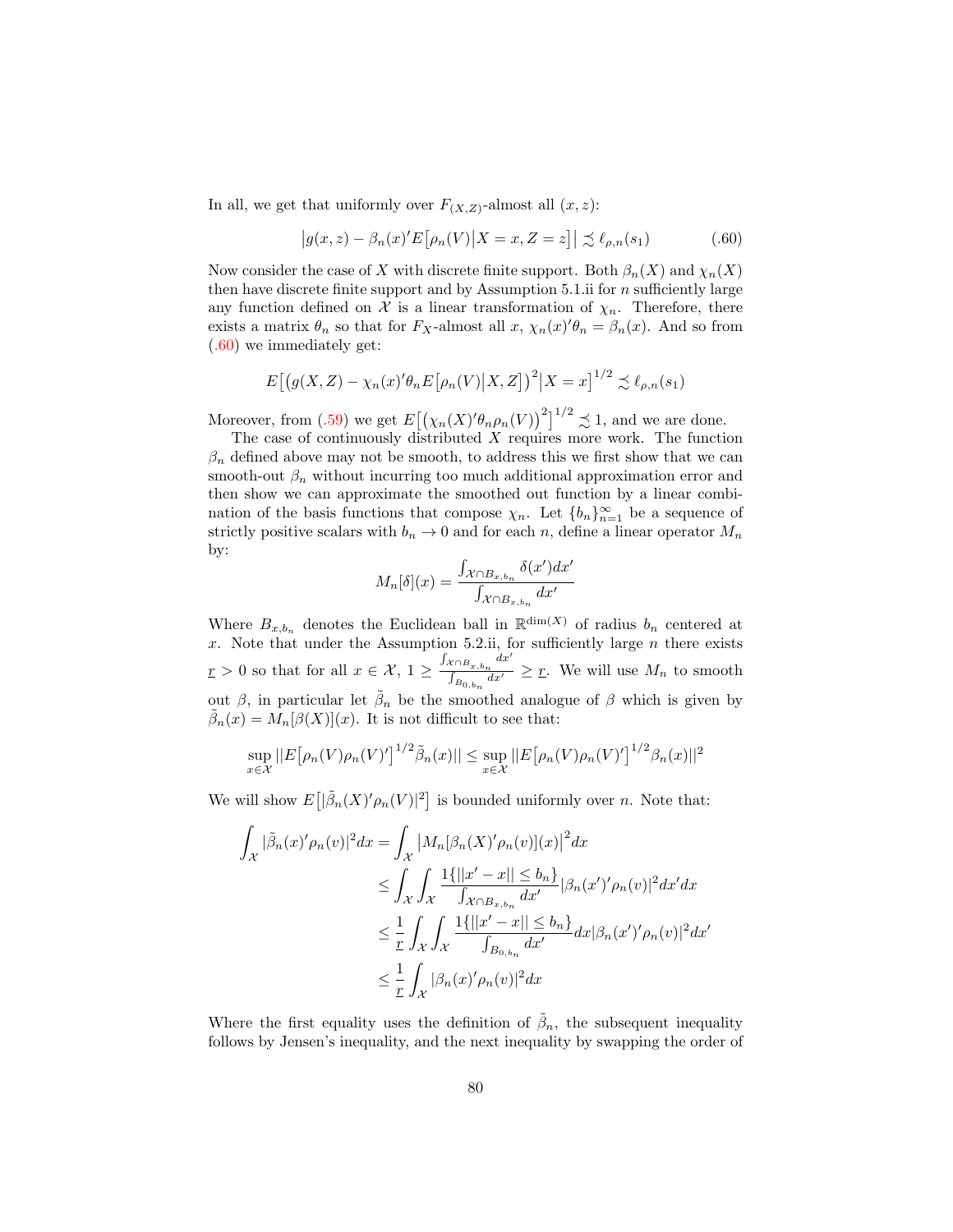In all, we get that uniformly over $F_{(X,Z)}$-almost all $(x, z)$:

$$\left|g(x,z) - \beta_n(x)' E\left[\rho_n(V)\middle|X = x, Z = z\right]\right| \precsim \ell_{\rho,n}(s_1) \tag{.60}$$

Now consider the case of $X$ with discrete finite support. Both $\beta_n(X)$ and $\chi_n(X)$ then have discrete finite support and by Assumption 5.1.ii for $n$ sufficiently large any function defined on $\mathcal{X}$ is a linear transformation of $\chi_n$. Therefore, there exists a matrix $\theta_n$ so that for $F_X$-almost all $x$, $\chi_n(x)'\theta_n = \beta_n(x)$. And so from (.60) we immediately get:

$$E\left[\left(g(X,Z) - \chi_n(x)'\theta_n E\left[\rho_n(V)\middle|X, Z\right]\right)^2\middle|X = x\right]^{1/2} \precsim \ell_{\rho,n}(s_1)$$

Moreover, from (.59) we get $E\left[\left(\chi_n(X)'\theta_n\rho_n(V)\right)^2\right]^{1/2} \precsim 1$, and we are done.

The case of continuously distributed $X$ requires more work. The function $\beta_n$ defined above may not be smooth, to address this we first show that we can smooth-out $\beta_n$ without incurring too much additional approximation error and then show we can approximate the smoothed out function by a linear combination of the basis functions that compose $\chi_n$. Let $\{b_n\}_{n=1}^\infty$ be a sequence of strictly positive scalars with $b_n \to 0$ and for each $n$, define a linear operator $M_n$ by:

$$M_n[\delta](x) = \frac{\int_{\mathcal{X}\cap B_{x,b_n}} \delta(x')dx'}{\int_{\mathcal{X}\cap B_{x,b_n}} dx'}$$

Where $B_{x,b_n}$ denotes the Euclidean ball in $\mathbb{R}^{\dim(X)}$ of radius $b_n$ centered at $x$. Note that under the Assumption 5.2.ii, for sufficiently large $n$ there exists $\underline{r} > 0$ so that for all $x \in \mathcal{X}$, $1 \geq \frac{\int_{\mathcal{X}\cap B_{x,b_n}} dx'}{\int_{B_{0,b_n}} dx'} \geq \underline{r}$. We will use $M_n$ to smooth out $\beta$, in particular let $\tilde{\beta}_n$ be the smoothed analogue of $\beta$ which is given by $\tilde{\beta}_n(x) = M_n[\beta(X)](x)$. It is not difficult to see that:

$$\sup_{x\in\mathcal{X}} ||E\left[\rho_n(V)\rho_n(V)'\right]^{1/2}\tilde{\beta}_n(x)|| \leq \sup_{x\in\mathcal{X}} ||E\left[\rho_n(V)\rho_n(V)'\right]^{1/2}\beta_n(x)||^2$$

We will show $E\left[|\tilde{\beta}_n(X)'\rho_n(V)|^2\right]$ is bounded uniformly over $n$. Note that:

$$\begin{aligned}
\int_{\mathcal{X}} |\tilde{\beta}_n(x)'\rho_n(v)|^2 dx &= \int_{\mathcal{X}} \left|M_n[\beta_n(X)'\rho_n(v)](x)\right|^2 dx \\
&\leq \int_{\mathcal{X}}\int_{\mathcal{X}} \frac{1\{||x' - x|| \leq b_n\}}{\int_{\mathcal{X}\cap B_{x,b_n}} dx'} |\beta_n(x')'\rho_n(v)|^2 dx' dx \\
&\leq \frac{1}{\underline{r}} \int_{\mathcal{X}}\int_{\mathcal{X}} \frac{1\{||x' - x|| \leq b_n\}}{\int_{B_{0,b_n}} dx'} dx |\beta_n(x')'\rho_n(v)|^2 dx' \\
&\leq \frac{1}{\underline{r}} \int_{\mathcal{X}} |\beta_n(x)'\rho_n(v)|^2 dx
\end{aligned}$$

Where the first equality uses the definition of $\tilde{\beta}_n$, the subsequent inequality follows by Jensen's inequality, and the next inequality by swapping the order of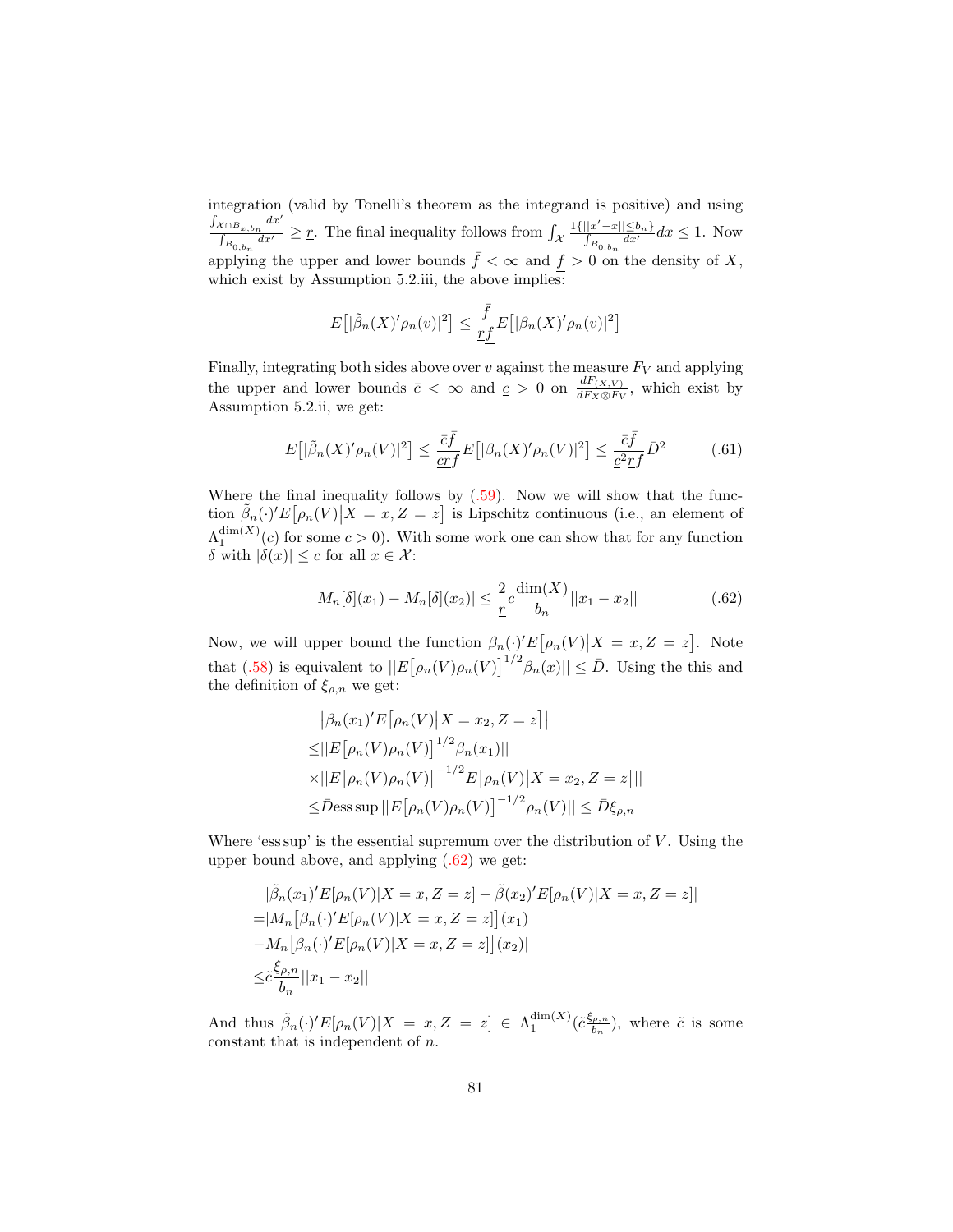integration (valid by Tonelli's theorem as the integrand is positive) and using $\frac{\int_{\mathcal{X}\cap B_{x,b_n}} dx'}{\int_{B_{0,b_n}} dx'} \geq \underline{r}$. The final inequality follows from $\int_{\mathcal{X}} \frac{1\{||x'-x||\leq b_n\}}{\int_{B_{0,b_n}} dx'} dx \leq 1$. Now applying the upper and lower bounds $\bar{f} < \infty$ and $\underline{f} > 0$ on the density of $X$, which exist by Assumption 5.2.iii, the above implies:

$$E\big[|\tilde{\beta}_n(X)'\rho_n(v)|^2\big] \leq \frac{\bar{f}}{\underline{r}\underline{f}} E\big[|\beta_n(X)'\rho_n(v)|^2\big]$$

Finally, integrating both sides above over $v$ against the measure $F_V$ and applying the upper and lower bounds $\bar{c} < \infty$ and $\underline{c} > 0$ on $\frac{dF_{(X,V)}}{dF_X \otimes F_V}$, which exist by Assumption 5.2.ii, we get:

$$E\big[|\tilde{\beta}_n(X)'\rho_n(V)|^2\big] \leq \frac{\bar{c}\bar{f}}{\underline{c}\underline{r}\underline{f}} E\big[|\beta_n(X)'\rho_n(V)|^2\big] \leq \frac{\bar{c}\bar{f}}{\underline{c}^2\underline{r}\underline{f}} \bar{D}^2 \tag{.61}$$

Where the final inequality follows by (.59). Now we will show that the function $\tilde{\beta}_n(\cdot)'E\big[\rho_n(V)\big|X = x, Z = z\big]$ is Lipschitz continuous (i.e., an element of $\Lambda_1^{\dim(X)}(c)$ for some $c > 0$). With some work one can show that for any function $\delta$ with $|\delta(x)| \leq c$ for all $x \in \mathcal{X}$:

$$|M_n[\delta](x_1) - M_n[\delta](x_2)| \leq \frac{2}{\underline{r}} c \frac{\dim(X)}{b_n} ||x_1 - x_2|| \tag{.62}$$

Now, we will upper bound the function $\beta_n(\cdot)'E\big[\rho_n(V)\big|X = x, Z = z\big]$. Note that (.58) is equivalent to $||E\big[\rho_n(V)\rho_n(V)\big]^{1/2}\beta_n(x)|| \leq \bar{D}$. Using the this and the definition of $\xi_{\rho,n}$ we get:

$$\begin{aligned}
&\big|\beta_n(x_1)'E\big[\rho_n(V)\big|X = x_2, Z = z\big]\big| \\
\leq &||E\big[\rho_n(V)\rho_n(V)\big]^{1/2}\beta_n(x_1)|| \\
\times &||E\big[\rho_n(V)\rho_n(V)\big]^{-1/2}E\big[\rho_n(V)\big|X = x_2, Z = z\big]|| \\
\leq &\bar{D}\operatorname{ess\,sup}||E\big[\rho_n(V)\rho_n(V)\big]^{-1/2}\rho_n(V)|| \leq \bar{D}\xi_{\rho,n}
\end{aligned}$$

Where 'ess sup' is the essential supremum over the distribution of $V$. Using the upper bound above, and applying (.62) we get:

$$\begin{aligned}
&|\tilde{\beta}_n(x_1)'E[\rho_n(V)|X = x, Z = z] - \tilde{\beta}(x_2)'E[\rho_n(V)|X = x, Z = z]| \\
= &|M_n\big[\beta_n(\cdot)'E[\rho_n(V)|X = x, Z = z]\big](x_1) \\
- &M_n\big[\beta_n(\cdot)'E[\rho_n(V)|X = x, Z = z]\big](x_2)| \\
\leq &\tilde{c}\frac{\xi_{\rho,n}}{b_n}||x_1 - x_2||
\end{aligned}$$

And thus $\tilde{\beta}_n(\cdot)'E[\rho_n(V)|X = x, Z = z] \in \Lambda_1^{\dim(X)}(\tilde{c}\frac{\xi_{\rho,n}}{b_n})$, where $\tilde{c}$ is some constant that is independent of $n$.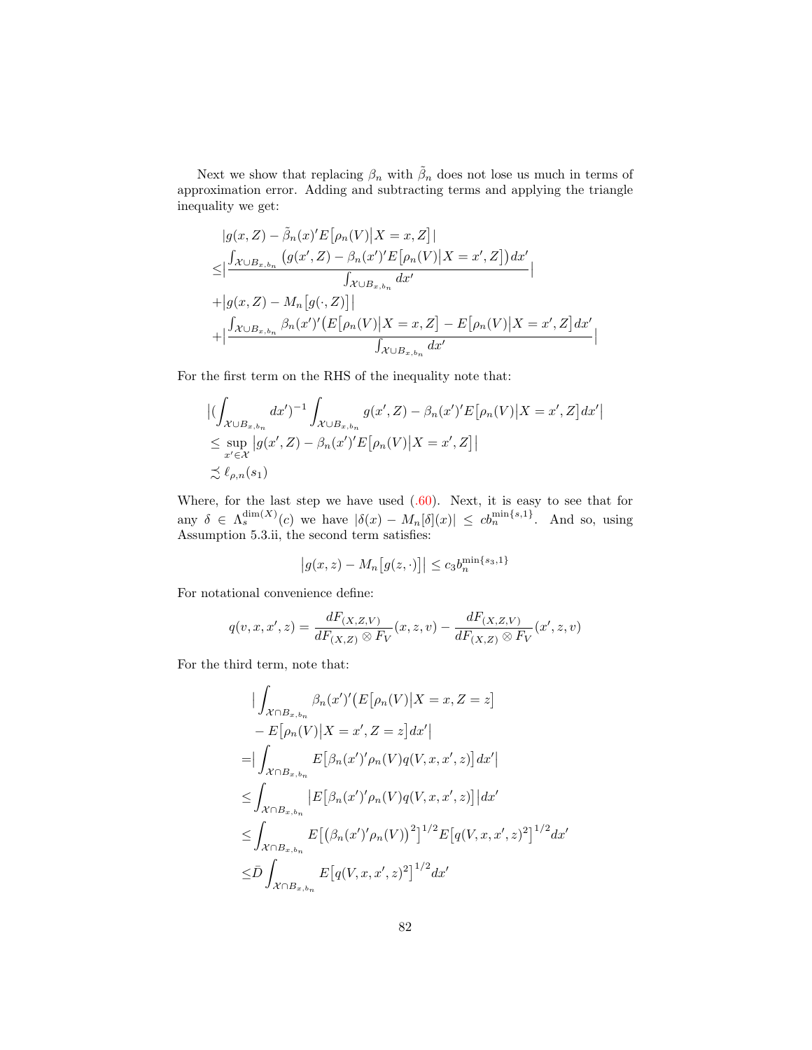Next we show that replacing $\beta_n$ with $\tilde{\beta}_n$ does not lose us much in terms of approximation error. Adding and subtracting terms and applying the triangle inequality we get:

$$
\begin{aligned}
&|g(x,Z) - \tilde{\beta}_n(x)'E\big[\rho_n(V)\big|X=x,Z\big]| \\
\leq &\Big|\frac{\int_{\mathcal{X}\cup B_{x,b_n}} \big(g(x',Z) - \beta_n(x')'E\big[\rho_n(V)\big|X=x',Z\big]\big)dx'}{\int_{\mathcal{X}\cup B_{x,b_n}} dx'}\Big| \\
&+\big|g(x,Z) - M_n\big[g(\cdot,Z)\big]\big| \\
&+\Big|\frac{\int_{\mathcal{X}\cup B_{x,b_n}} \beta_n(x')'\big(E\big[\rho_n(V)\big|X=x,Z\big] - E\big[\rho_n(V)\big|X=x',Z\big]dx'}{\int_{\mathcal{X}\cup B_{x,b_n}} dx'}\Big|
\end{aligned}
$$

For the first term on the RHS of the inequality note that:

$$
\begin{aligned}
&\big|\big(\int_{\mathcal{X}\cup B_{x,b_n}} dx'\big)^{-1}\int_{\mathcal{X}\cup B_{x,b_n}} g(x',Z) - \beta_n(x')'E\big[\rho_n(V)\big|X=x',Z\big]dx'\big| \\
&\leq \sup_{x'\in\mathcal{X}} \big|g(x',Z) - \beta_n(x')'E\big[\rho_n(V)\big|X=x',Z\big]\big| \\
&\lesssim \ell_{\rho,n}(s_1)
\end{aligned}
$$

Where, for the last step we have used (60). Next, it is easy to see that for any $\delta \in \Lambda_s^{\dim(X)}(c)$ we have $|\delta(x) - M_n[\delta](x)| \leq c b_n^{\min\{s,1\}}$. And so, using Assumption 5.3.ii, the second term satisfies:

$$
\big|g(x,z) - M_n\big[g(z,\cdot)\big]\big| \leq c_3 b_n^{\min\{s_3,1\}}
$$

For notational convenience define:

$$
q(v,x,x',z) = \frac{dF_{(X,Z,V)}}{dF_{(X,Z)}\otimes F_V}(x,z,v) - \frac{dF_{(X,Z,V)}}{dF_{(X,Z)}\otimes F_V}(x',z,v)
$$

For the third term, note that:

$$
\begin{aligned}
&\Big|\int_{\mathcal{X}\cap B_{x,b_n}} \beta_n(x')'\big(E\big[\rho_n(V)\big|X=x,Z=z\big] \\
&\quad - E\big[\rho_n(V)\big|X=x',Z=z\big]dx'\Big| \\
=&\Big|\int_{\mathcal{X}\cap B_{x,b_n}} E\big[\beta_n(x')'\rho_n(V)q(V,x,x',z)\big]dx'\Big| \\
\leq &\int_{\mathcal{X}\cap B_{x,b_n}} \big|E\big[\beta_n(x')'\rho_n(V)q(V,x,x',z)\big]\big|dx' \\
\leq &\int_{\mathcal{X}\cap B_{x,b_n}} E\big[\big(\beta_n(x')'\rho_n(V)\big)^2\big]^{1/2}E\big[q(V,x,x',z)^2\big]^{1/2}dx' \\
\leq &\bar{D}\int_{\mathcal{X}\cap B_{x,b_n}} E\big[q(V,x,x',z)^2\big]^{1/2}dx'
\end{aligned}
$$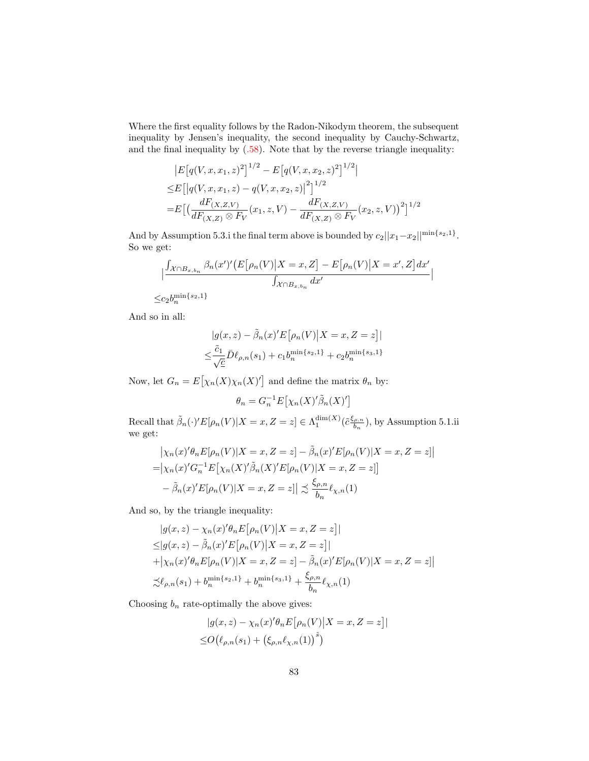Where the first equality follows by the Radon-Nikodym theorem, the subsequent inequality by Jensen's inequality, the second inequality by Cauchy-Schwartz, and the final inequality by (.58). Note that by the reverse triangle inequality:

$$
\begin{aligned}
&\big|E\big[q(V,x,x_1,z)^2\big]^{1/2} - E\big[q(V,x,x_2,z)^2\big]^{1/2}\big| \\
\leq &E\big[\big|q(V,x,x_1,z) - q(V,x,x_2,z)\big|^2\big]^{1/2} \\
= &E\big[\big(\frac{dF_{(X,Z,V)}}{dF_{(X,Z)}\otimes F_V}(x_1,z,V) - \frac{dF_{(X,Z,V)}}{dF_{(X,Z)}\otimes F_V}(x_2,z,V)\big)^2\big]^{1/2}
\end{aligned}
$$

And by Assumption 5.3.i the final term above is bounded by $c_2||x_1-x_2||^{\min\{s_2,1\}}$. So we get:

$$
\begin{aligned}
&\Big|\frac{\int_{\mathcal{X}\cap B_{x,b_n}} \beta_n(x')'\big(E\big[\rho_n(V)\big|X=x,Z\big] - E\big[\rho_n(V)\big|X=x',Z\big]dx'}{\int_{\mathcal{X}\cap B_{x,b_n}} dx'}\Big| \\
\leq &c_2 b_n^{\min\{s_2,1\}}
\end{aligned}
$$

And so in all:

$$
\begin{aligned}
&|g(x,z) - \tilde{\beta}_n(x)'E\big[\rho_n(V)\big|X=x,Z=z\big]| \\
\leq &\frac{\tilde{c}_1}{\sqrt{\underline{c}}}\bar{D}\ell_{\rho,n}(s_1) + c_1 b_n^{\min\{s_2,1\}} + c_2 b_n^{\min\{s_3,1\}}
\end{aligned}
$$

Now, let $G_n = E\big[\chi_n(X)\chi_n(X)'\big]$ and define the matrix $\theta_n$ by:

$$
\theta_n = G_n^{-1}E\big[\chi_n(X)'\tilde{\beta}_n(X)'\big]
$$

Recall that $\tilde{\beta}_n(\cdot)'E[\rho_n(V)|X=x,Z=z] \in \Lambda_1^{\dim(X)}(\tilde{c}\frac{\xi_{\rho,n}}{b_n})$, by Assumption 5.1.ii we get:

$$
\begin{aligned}
&\big|\chi_n(x)'\theta_n E[\rho_n(V)|X=x,Z=z] - \tilde{\beta}_n(x)'E[\rho_n(V)|X=x,Z=z]\big| \\
= &\big|\chi_n(x)'G_n^{-1}E\big[\chi_n(X)'\tilde{\beta}_n(X)'E[\rho_n(V)|X=x,Z=z]\big] \\
&- \tilde{\beta}_n(x)'E[\rho_n(V)|X=x,Z=z]\big| \precsim \frac{\xi_{\rho,n}}{b_n}\ell_{\chi,n}(1)
\end{aligned}
$$

And so, by the triangle inequality:

$$
\begin{aligned}
&|g(x,z) - \chi_n(x)'\theta_n E\big[\rho_n(V)\big|X=x,Z=z\big]| \\
\leq &|g(x,z) - \tilde{\beta}_n(x)'E\big[\rho_n(V)\big|X=x,Z=z\big]| \\
+ &\big|\chi_n(x)'\theta_n E[\rho_n(V)|X=x,Z=z] - \tilde{\beta}_n(x)'E[\rho_n(V)|X=x,Z=z]\big| \\
\precsim &\ell_{\rho,n}(s_1) + b_n^{\min\{s_2,1\}} + b_n^{\min\{s_3,1\}} + \frac{\xi_{\rho,n}}{b_n}\ell_{\chi,n}(1)
\end{aligned}
$$

Choosing $b_n$ rate-optimally the above gives:

$$
\begin{aligned}
&|g(x,z) - \chi_n(x)'\theta_n E\big[\rho_n(V)\big|X=x,Z=z\big]| \\
\leq &O\big(\ell_{\rho,n}(s_1) + \big(\xi_{\rho,n}\ell_{\chi,n}(1)\big)^{\tilde{s}}\big)
\end{aligned}
$$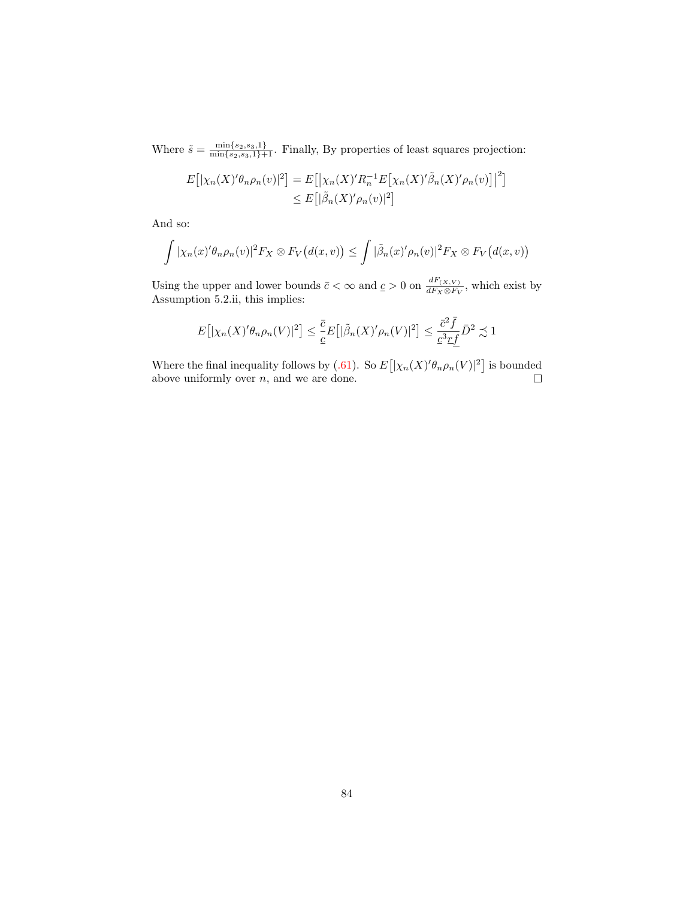Where $\tilde{s} = \frac{\min\{s_2, s_3, 1\}}{\min\{s_2, s_3, 1\}+1}$. Finally, By properties of least squares projection:

$$
\begin{aligned}
E\big[|\chi_n(X)'\theta_n\rho_n(v)|^2\big] &= E\Big[\big|\chi_n(X)'R_n^{-1}E\big[\chi_n(X)'\tilde{\beta}_n(X)'\rho_n(v)\big]\big|^2\Big] \\
&\leq E\big[|\tilde{\beta}_n(X)'\rho_n(v)|^2\big]
\end{aligned}
$$

And so:

$$
\int |\chi_n(x)'\theta_n\rho_n(v)|^2 F_X \otimes F_V\big(d(x,v)\big) \leq \int |\tilde{\beta}_n(x)'\rho_n(v)|^2 F_X \otimes F_V\big(d(x,v)\big)
$$

Using the upper and lower bounds $\bar{c} < \infty$ and $\underline{c} > 0$ on $\frac{dF_{(X,V)}}{dF_X \otimes F_V}$, which exist by Assumption 5.2.ii, this implies:

$$
E\big[|\chi_n(X)'\theta_n\rho_n(V)|^2\big] \leq \frac{\bar{c}}{\underline{c}} E\big[|\tilde{\beta}_n(X)'\rho_n(V)|^2\big] \leq \frac{\bar{c}^2\bar{f}}{\underline{c}^3\underline{r}\underline{f}}\bar{D}^2 \lesssim 1
$$

Where the final inequality follows by (.61). So $E\big[|\chi_n(X)'\theta_n\rho_n(V)|^2\big]$ is bounded above uniformly over $n$, and we are done. $\square$